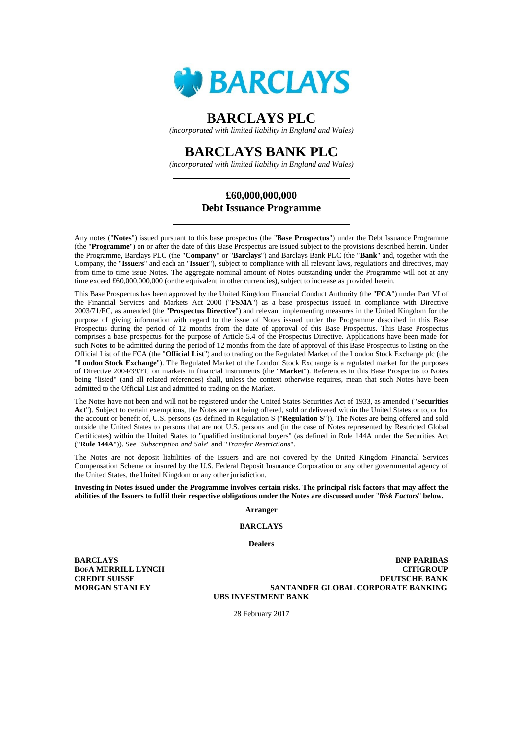# BARCLAYS PLC

*(incorporated with limited liability in England and Wales)*

# BARCLAYS BANK PLC

*(incorporated with limited liability in England and Wales)*

## £60,000,000,000
## Debt Issuance Programme

Any notes ("**Notes**") issued pursuant to this base prospectus (the "**Base Prospectus**") under the Debt Issuance Programme (the "**Programme**") on or after the date of this Base Prospectus are issued subject to the provisions described herein. Under the Programme, Barclays PLC (the "**Company**" or "**Barclays**") and Barclays Bank PLC (the "**Bank**" and, together with the Company, the "**Issuers**" and each an "**Issuer**"), subject to compliance with all relevant laws, regulations and directives, may from time to time issue Notes. The aggregate nominal amount of Notes outstanding under the Programme will not at any time exceed £60,000,000,000 (or the equivalent in other currencies), subject to increase as provided herein.

This Base Prospectus has been approved by the United Kingdom Financial Conduct Authority (the "**FCA**") under Part VI of the Financial Services and Markets Act 2000 ("**FSMA**") as a base prospectus issued in compliance with Directive 2003/71/EC, as amended (the "**Prospectus Directive**") and relevant implementing measures in the United Kingdom for the purpose of giving information with regard to the issue of Notes issued under the Programme described in this Base Prospectus during the period of 12 months from the date of approval of this Base Prospectus. This Base Prospectus comprises a base prospectus for the purpose of Article 5.4 of the Prospectus Directive. Applications have been made for such Notes to be admitted during the period of 12 months from the date of approval of this Base Prospectus to listing on the Official List of the FCA (the "**Official List**") and to trading on the Regulated Market of the London Stock Exchange plc (the "**London Stock Exchange**"). The Regulated Market of the London Stock Exchange is a regulated market for the purposes of Directive 2004/39/EC on markets in financial instruments (the "**Market**"). References in this Base Prospectus to Notes being "listed" (and all related references) shall, unless the context otherwise requires, mean that such Notes have been admitted to the Official List and admitted to trading on the Market.

The Notes have not been and will not be registered under the United States Securities Act of 1933, as amended ("**Securities Act**"). Subject to certain exemptions, the Notes are not being offered, sold or delivered within the United States or to, or for the account or benefit of, U.S. persons (as defined in Regulation S ("**Regulation S**")). The Notes are being offered and sold outside the United States to persons that are not U.S. persons and (in the case of Notes represented by Restricted Global Certificates) within the United States to "qualified institutional buyers" (as defined in Rule 144A under the Securities Act ("**Rule 144A**")). See "*Subscription and Sale*" and "*Transfer Restrictions*".

The Notes are not deposit liabilities of the Issuers and are not covered by the United Kingdom Financial Services Compensation Scheme or insured by the U.S. Federal Deposit Insurance Corporation or any other governmental agency of the United States, the United Kingdom or any other jurisdiction.

**Investing in Notes issued under the Programme involves certain risks. The principal risk factors that may affect the abilities of the Issuers to fulfil their respective obligations under the Notes are discussed under "*Risk Factors*" below.**

**Arranger**

**BARCLAYS**

**Dealers**

**BARCLAYS**
**BNP PARIBAS**
**BOFA MERRILL LYNCH**
**CITIGROUP**
**CREDIT SUISSE**
**DEUTSCHE BANK**
**MORGAN STANLEY**
**SANTANDER GLOBAL CORPORATE BANKING**
**UBS INVESTMENT BANK**

28 February 2017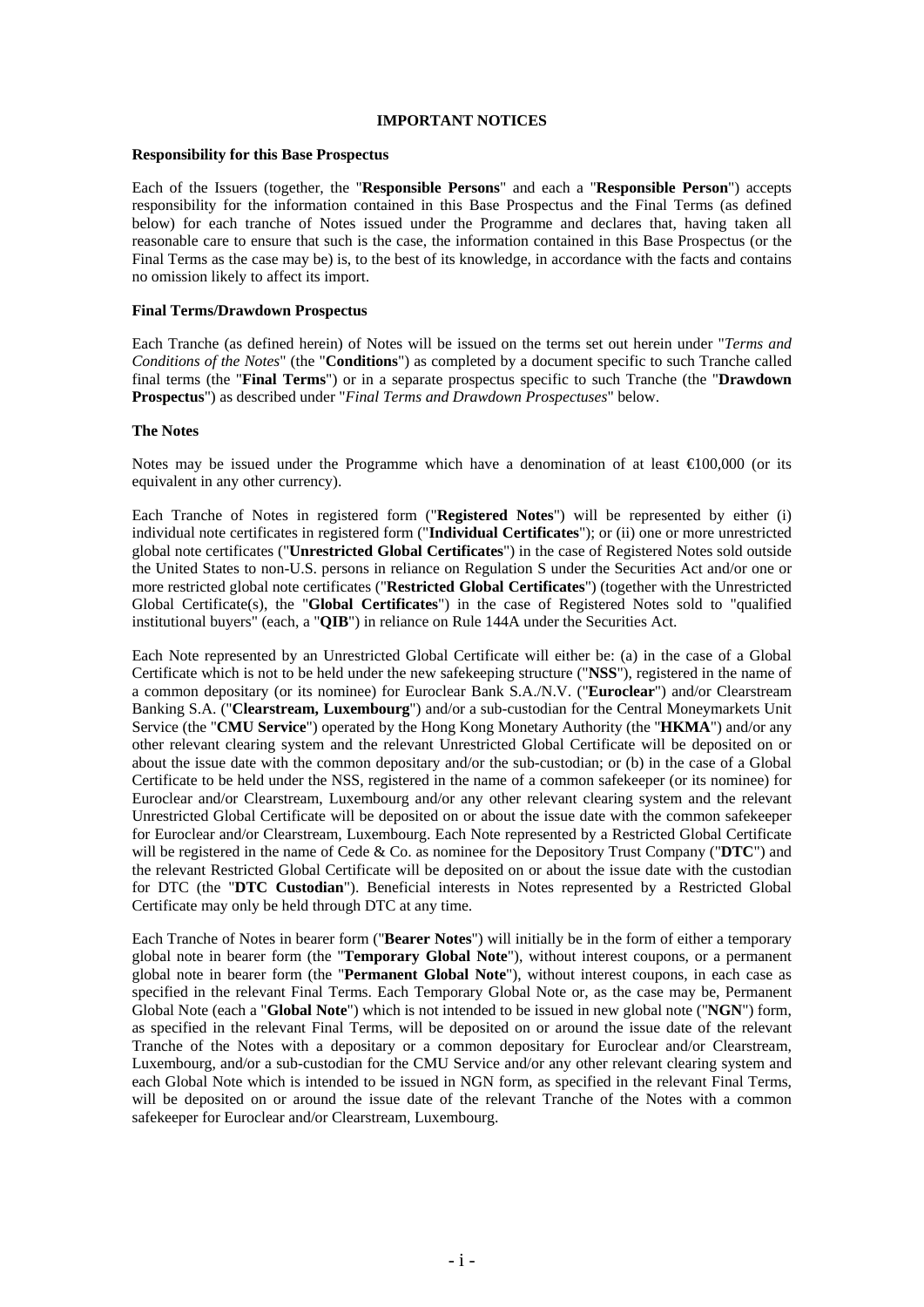## IMPORTANT NOTICES

### Responsibility for this Base Prospectus

Each of the Issuers (together, the "**Responsible Persons**" and each a "**Responsible Person**") accepts responsibility for the information contained in this Base Prospectus and the Final Terms (as defined below) for each tranche of Notes issued under the Programme and declares that, having taken all reasonable care to ensure that such is the case, the information contained in this Base Prospectus (or the Final Terms as the case may be) is, to the best of its knowledge, in accordance with the facts and contains no omission likely to affect its import.

### Final Terms/Drawdown Prospectus

Each Tranche (as defined herein) of Notes will be issued on the terms set out herein under "*Terms and Conditions of the Notes*" (the "**Conditions**") as completed by a document specific to such Tranche called final terms (the "**Final Terms**") or in a separate prospectus specific to such Tranche (the "**Drawdown Prospectus**") as described under "*Final Terms and Drawdown Prospectuses*" below.

### The Notes

Notes may be issued under the Programme which have a denomination of at least €100,000 (or its equivalent in any other currency).

Each Tranche of Notes in registered form ("**Registered Notes**") will be represented by either (i) individual note certificates in registered form ("**Individual Certificates**"); or (ii) one or more unrestricted global note certificates ("**Unrestricted Global Certificates**") in the case of Registered Notes sold outside the United States to non-U.S. persons in reliance on Regulation S under the Securities Act and/or one or more restricted global note certificates ("**Restricted Global Certificates**") (together with the Unrestricted Global Certificate(s), the "**Global Certificates**") in the case of Registered Notes sold to "qualified institutional buyers" (each, a "**QIB**") in reliance on Rule 144A under the Securities Act.

Each Note represented by an Unrestricted Global Certificate will either be: (a) in the case of a Global Certificate which is not to be held under the new safekeeping structure ("**NSS**"), registered in the name of a common depositary (or its nominee) for Euroclear Bank S.A./N.V. ("**Euroclear**") and/or Clearstream Banking S.A. ("**Clearstream, Luxembourg**") and/or a sub-custodian for the Central Moneymarkets Unit Service (the "**CMU Service**") operated by the Hong Kong Monetary Authority (the "**HKMA**") and/or any other relevant clearing system and the relevant Unrestricted Global Certificate will be deposited on or about the issue date with the common depositary and/or the sub-custodian; or (b) in the case of a Global Certificate to be held under the NSS, registered in the name of a common safekeeper (or its nominee) for Euroclear and/or Clearstream, Luxembourg and/or any other relevant clearing system and the relevant Unrestricted Global Certificate will be deposited on or about the issue date with the common safekeeper for Euroclear and/or Clearstream, Luxembourg. Each Note represented by a Restricted Global Certificate will be registered in the name of Cede & Co. as nominee for the Depository Trust Company ("**DTC**") and the relevant Restricted Global Certificate will be deposited on or about the issue date with the custodian for DTC (the "**DTC Custodian**"). Beneficial interests in Notes represented by a Restricted Global Certificate may only be held through DTC at any time.

Each Tranche of Notes in bearer form ("**Bearer Notes**") will initially be in the form of either a temporary global note in bearer form (the "**Temporary Global Note**"), without interest coupons, or a permanent global note in bearer form (the "**Permanent Global Note**"), without interest coupons, in each case as specified in the relevant Final Terms. Each Temporary Global Note or, as the case may be, Permanent Global Note (each a "**Global Note**") which is not intended to be issued in new global note ("**NGN**") form, as specified in the relevant Final Terms, will be deposited on or around the issue date of the relevant Tranche of the Notes with a depositary or a common depositary for Euroclear and/or Clearstream, Luxembourg, and/or a sub-custodian for the CMU Service and/or any other relevant clearing system and each Global Note which is intended to be issued in NGN form, as specified in the relevant Final Terms, will be deposited on or around the issue date of the relevant Tranche of the Notes with a common safekeeper for Euroclear and/or Clearstream, Luxembourg.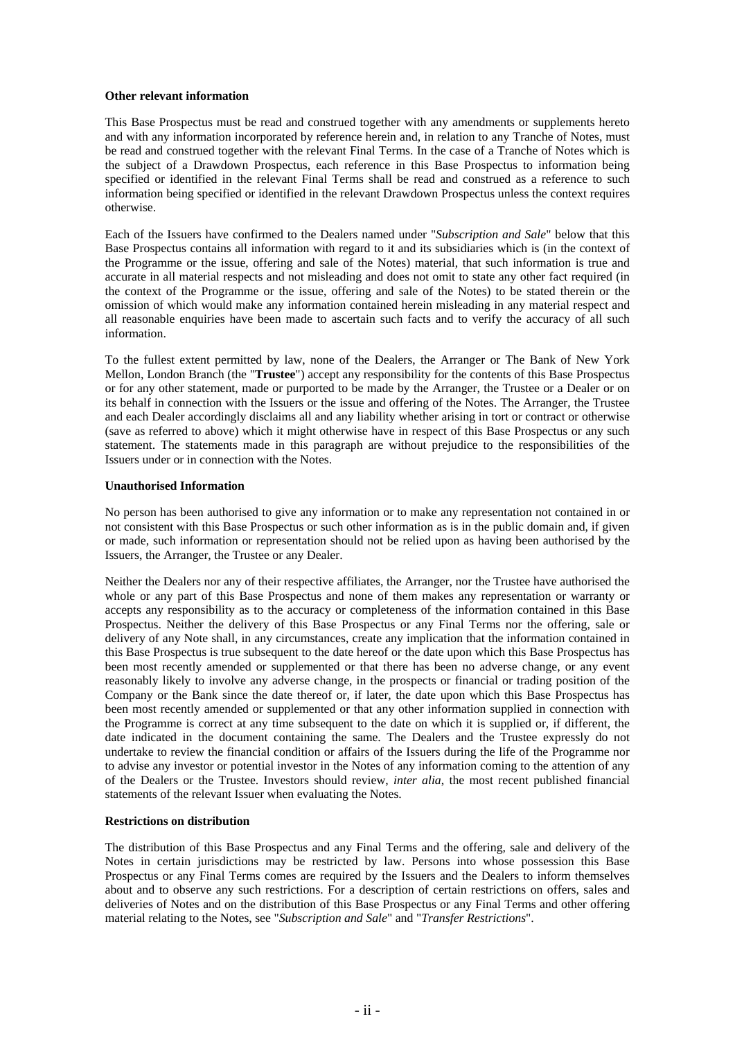**Other relevant information**

This Base Prospectus must be read and construed together with any amendments or supplements hereto and with any information incorporated by reference herein and, in relation to any Tranche of Notes, must be read and construed together with the relevant Final Terms. In the case of a Tranche of Notes which is the subject of a Drawdown Prospectus, each reference in this Base Prospectus to information being specified or identified in the relevant Final Terms shall be read and construed as a reference to such information being specified or identified in the relevant Drawdown Prospectus unless the context requires otherwise.

Each of the Issuers have confirmed to the Dealers named under "*Subscription and Sale*" below that this Base Prospectus contains all information with regard to it and its subsidiaries which is (in the context of the Programme or the issue, offering and sale of the Notes) material, that such information is true and accurate in all material respects and not misleading and does not omit to state any other fact required (in the context of the Programme or the issue, offering and sale of the Notes) to be stated therein or the omission of which would make any information contained herein misleading in any material respect and all reasonable enquiries have been made to ascertain such facts and to verify the accuracy of all such information.

To the fullest extent permitted by law, none of the Dealers, the Arranger or The Bank of New York Mellon, London Branch (the "**Trustee**") accept any responsibility for the contents of this Base Prospectus or for any other statement, made or purported to be made by the Arranger, the Trustee or a Dealer or on its behalf in connection with the Issuers or the issue and offering of the Notes. The Arranger, the Trustee and each Dealer accordingly disclaims all and any liability whether arising in tort or contract or otherwise (save as referred to above) which it might otherwise have in respect of this Base Prospectus or any such statement. The statements made in this paragraph are without prejudice to the responsibilities of the Issuers under or in connection with the Notes.

**Unauthorised Information**

No person has been authorised to give any information or to make any representation not contained in or not consistent with this Base Prospectus or such other information as is in the public domain and, if given or made, such information or representation should not be relied upon as having been authorised by the Issuers, the Arranger, the Trustee or any Dealer.

Neither the Dealers nor any of their respective affiliates, the Arranger, nor the Trustee have authorised the whole or any part of this Base Prospectus and none of them makes any representation or warranty or accepts any responsibility as to the accuracy or completeness of the information contained in this Base Prospectus. Neither the delivery of this Base Prospectus or any Final Terms nor the offering, sale or delivery of any Note shall, in any circumstances, create any implication that the information contained in this Base Prospectus is true subsequent to the date hereof or the date upon which this Base Prospectus has been most recently amended or supplemented or that there has been no adverse change, or any event reasonably likely to involve any adverse change, in the prospects or financial or trading position of the Company or the Bank since the date thereof or, if later, the date upon which this Base Prospectus has been most recently amended or supplemented or that any other information supplied in connection with the Programme is correct at any time subsequent to the date on which it is supplied or, if different, the date indicated in the document containing the same. The Dealers and the Trustee expressly do not undertake to review the financial condition or affairs of the Issuers during the life of the Programme nor to advise any investor or potential investor in the Notes of any information coming to the attention of any of the Dealers or the Trustee. Investors should review, *inter alia*, the most recent published financial statements of the relevant Issuer when evaluating the Notes.

**Restrictions on distribution**

The distribution of this Base Prospectus and any Final Terms and the offering, sale and delivery of the Notes in certain jurisdictions may be restricted by law. Persons into whose possession this Base Prospectus or any Final Terms comes are required by the Issuers and the Dealers to inform themselves about and to observe any such restrictions. For a description of certain restrictions on offers, sales and deliveries of Notes and on the distribution of this Base Prospectus or any Final Terms and other offering material relating to the Notes, see "*Subscription and Sale*" and "*Transfer Restrictions*".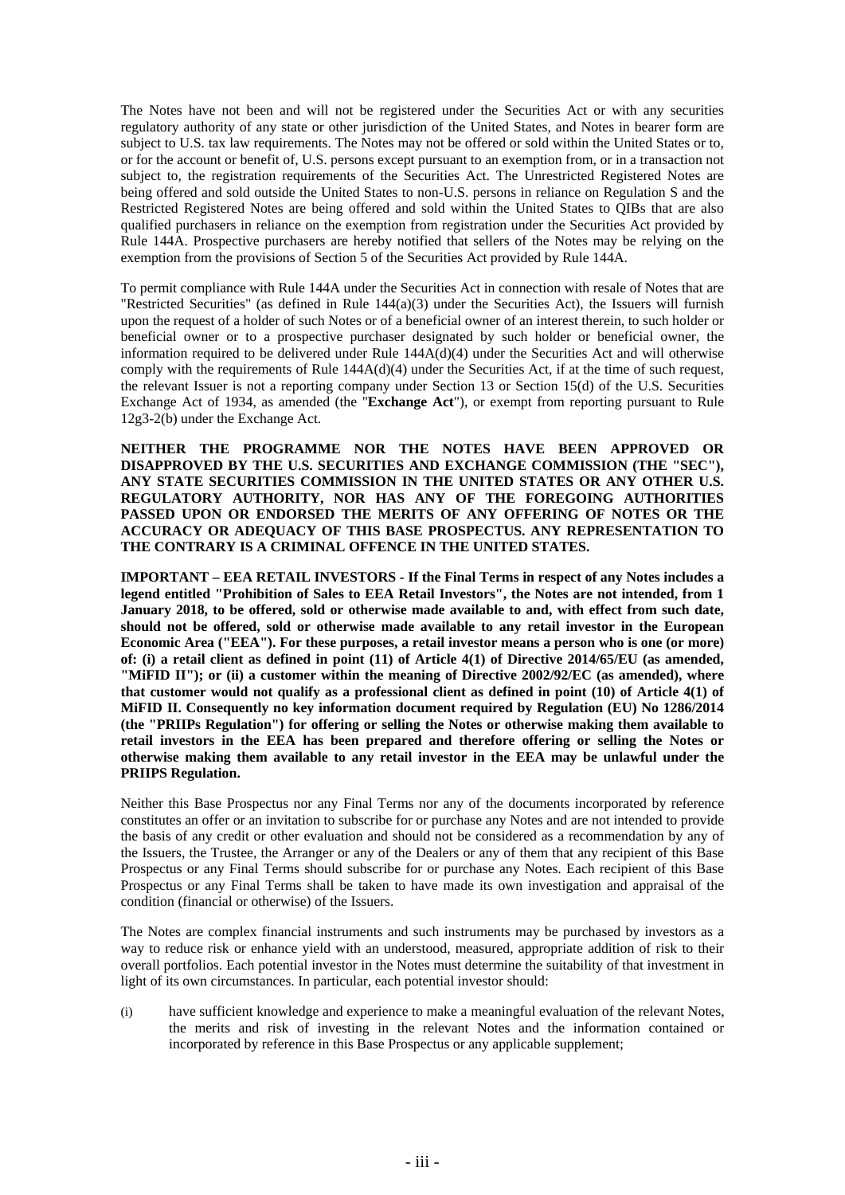The Notes have not been and will not be registered under the Securities Act or with any securities regulatory authority of any state or other jurisdiction of the United States, and Notes in bearer form are subject to U.S. tax law requirements. The Notes may not be offered or sold within the United States or to, or for the account or benefit of, U.S. persons except pursuant to an exemption from, or in a transaction not subject to, the registration requirements of the Securities Act. The Unrestricted Registered Notes are being offered and sold outside the United States to non-U.S. persons in reliance on Regulation S and the Restricted Registered Notes are being offered and sold within the United States to QIBs that are also qualified purchasers in reliance on the exemption from registration under the Securities Act provided by Rule 144A. Prospective purchasers are hereby notified that sellers of the Notes may be relying on the exemption from the provisions of Section 5 of the Securities Act provided by Rule 144A.

To permit compliance with Rule 144A under the Securities Act in connection with resale of Notes that are "Restricted Securities" (as defined in Rule 144(a)(3) under the Securities Act), the Issuers will furnish upon the request of a holder of such Notes or of a beneficial owner of an interest therein, to such holder or beneficial owner or to a prospective purchaser designated by such holder or beneficial owner, the information required to be delivered under Rule 144A(d)(4) under the Securities Act and will otherwise comply with the requirements of Rule 144A(d)(4) under the Securities Act, if at the time of such request, the relevant Issuer is not a reporting company under Section 13 or Section 15(d) of the U.S. Securities Exchange Act of 1934, as amended (the "**Exchange Act**"), or exempt from reporting pursuant to Rule 12g3-2(b) under the Exchange Act.

**NEITHER THE PROGRAMME NOR THE NOTES HAVE BEEN APPROVED OR DISAPPROVED BY THE U.S. SECURITIES AND EXCHANGE COMMISSION (THE "SEC"), ANY STATE SECURITIES COMMISSION IN THE UNITED STATES OR ANY OTHER U.S. REGULATORY AUTHORITY, NOR HAS ANY OF THE FOREGOING AUTHORITIES PASSED UPON OR ENDORSED THE MERITS OF ANY OFFERING OF NOTES OR THE ACCURACY OR ADEQUACY OF THIS BASE PROSPECTUS. ANY REPRESENTATION TO THE CONTRARY IS A CRIMINAL OFFENCE IN THE UNITED STATES.**

**IMPORTANT – EEA RETAIL INVESTORS - If the Final Terms in respect of any Notes includes a legend entitled "Prohibition of Sales to EEA Retail Investors", the Notes are not intended, from 1 January 2018, to be offered, sold or otherwise made available to and, with effect from such date, should not be offered, sold or otherwise made available to any retail investor in the European Economic Area ("EEA"). For these purposes, a retail investor means a person who is one (or more) of: (i) a retail client as defined in point (11) of Article 4(1) of Directive 2014/65/EU (as amended, "MiFID II"); or (ii) a customer within the meaning of Directive 2002/92/EC (as amended), where that customer would not qualify as a professional client as defined in point (10) of Article 4(1) of MiFID II. Consequently no key information document required by Regulation (EU) No 1286/2014 (the "PRIIPs Regulation") for offering or selling the Notes or otherwise making them available to retail investors in the EEA has been prepared and therefore offering or selling the Notes or otherwise making them available to any retail investor in the EEA may be unlawful under the PRIIPS Regulation.**

Neither this Base Prospectus nor any Final Terms nor any of the documents incorporated by reference constitutes an offer or an invitation to subscribe for or purchase any Notes and are not intended to provide the basis of any credit or other evaluation and should not be considered as a recommendation by any of the Issuers, the Trustee, the Arranger or any of the Dealers or any of them that any recipient of this Base Prospectus or any Final Terms should subscribe for or purchase any Notes. Each recipient of this Base Prospectus or any Final Terms shall be taken to have made its own investigation and appraisal of the condition (financial or otherwise) of the Issuers.

The Notes are complex financial instruments and such instruments may be purchased by investors as a way to reduce risk or enhance yield with an understood, measured, appropriate addition of risk to their overall portfolios. Each potential investor in the Notes must determine the suitability of that investment in light of its own circumstances. In particular, each potential investor should:

(i) have sufficient knowledge and experience to make a meaningful evaluation of the relevant Notes, the merits and risk of investing in the relevant Notes and the information contained or incorporated by reference in this Base Prospectus or any applicable supplement;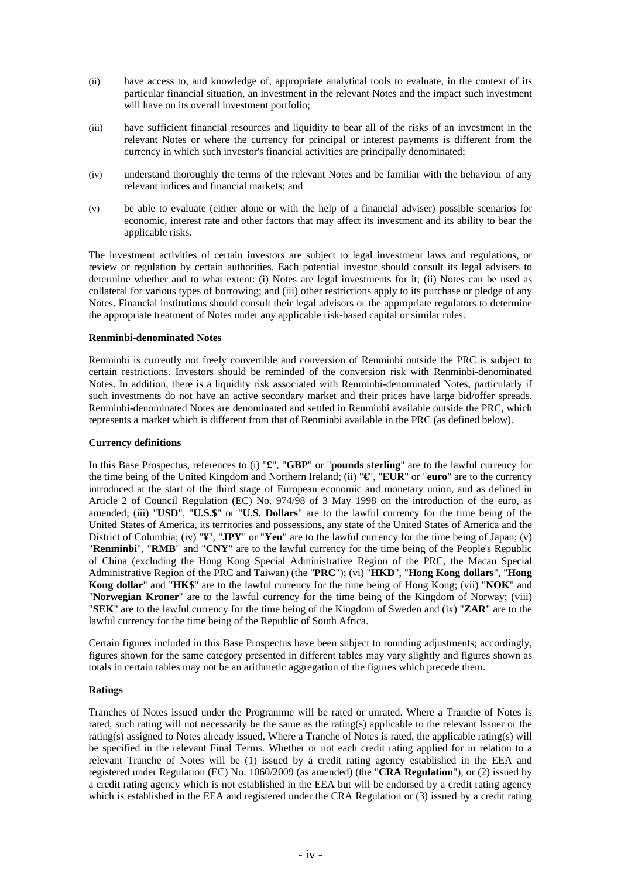(ii) have access to, and knowledge of, appropriate analytical tools to evaluate, in the context of its particular financial situation, an investment in the relevant Notes and the impact such investment will have on its overall investment portfolio;

(iii) have sufficient financial resources and liquidity to bear all of the risks of an investment in the relevant Notes or where the currency for principal or interest payments is different from the currency in which such investor's financial activities are principally denominated;

(iv) understand thoroughly the terms of the relevant Notes and be familiar with the behaviour of any relevant indices and financial markets; and

(v) be able to evaluate (either alone or with the help of a financial adviser) possible scenarios for economic, interest rate and other factors that may affect its investment and its ability to bear the applicable risks.

The investment activities of certain investors are subject to legal investment laws and regulations, or review or regulation by certain authorities. Each potential investor should consult its legal advisers to determine whether and to what extent: (i) Notes are legal investments for it; (ii) Notes can be used as collateral for various types of borrowing; and (iii) other restrictions apply to its purchase or pledge of any Notes. Financial institutions should consult their legal advisors or the appropriate regulators to determine the appropriate treatment of Notes under any applicable risk-based capital or similar rules.

**Renminbi-denominated Notes**

Renminbi is currently not freely convertible and conversion of Renminbi outside the PRC is subject to certain restrictions. Investors should be reminded of the conversion risk with Renminbi-denominated Notes. In addition, there is a liquidity risk associated with Renminbi-denominated Notes, particularly if such investments do not have an active secondary market and their prices have large bid/offer spreads. Renminbi-denominated Notes are denominated and settled in Renminbi available outside the PRC, which represents a market which is different from that of Renminbi available in the PRC (as defined below).

**Currency definitions**

In this Base Prospectus, references to (i) "**£**", "**GBP**" or "**pounds sterling**" are to the lawful currency for the time being of the United Kingdom and Northern Ireland; (ii) "**€**", "**EUR**" or "**euro**" are to the currency introduced at the start of the third stage of European economic and monetary union, and as defined in Article 2 of Council Regulation (EC) No. 974/98 of 3 May 1998 on the introduction of the euro, as amended; (iii) "**USD**", "**U.S.$**" or "**U.S. Dollars**" are to the lawful currency for the time being of the United States of America, its territories and possessions, any state of the United States of America and the District of Columbia; (iv) "**¥**", "**JPY**" or "**Yen**" are to the lawful currency for the time being of Japan; (v) "**Renminbi**", "**RMB**" and "**CNY**" are to the lawful currency for the time being of the People's Republic of China (excluding the Hong Kong Special Administrative Region of the PRC, the Macau Special Administrative Region of the PRC and Taiwan) (the "**PRC**"); (vi) "**HKD**", "**Hong Kong dollars**", "**Hong Kong dollar**" and "**HK$**" are to the lawful currency for the time being of Hong Kong; (vii) "**NOK**" and "**Norwegian Kroner**" are to the lawful currency for the time being of the Kingdom of Norway; (viii) "**SEK**" are to the lawful currency for the time being of the Kingdom of Sweden and (ix) "**ZAR**" are to the lawful currency for the time being of the Republic of South Africa.

Certain figures included in this Base Prospectus have been subject to rounding adjustments; accordingly, figures shown for the same category presented in different tables may vary slightly and figures shown as totals in certain tables may not be an arithmetic aggregation of the figures which precede them.

**Ratings**

Tranches of Notes issued under the Programme will be rated or unrated. Where a Tranche of Notes is rated, such rating will not necessarily be the same as the rating(s) applicable to the relevant Issuer or the rating(s) assigned to Notes already issued. Where a Tranche of Notes is rated, the applicable rating(s) will be specified in the relevant Final Terms. Whether or not each credit rating applied for in relation to a relevant Tranche of Notes will be (1) issued by a credit rating agency established in the EEA and registered under Regulation (EC) No. 1060/2009 (as amended) (the "**CRA Regulation**"), or (2) issued by a credit rating agency which is not established in the EEA but will be endorsed by a credit rating agency which is established in the EEA and registered under the CRA Regulation or (3) issued by a credit rating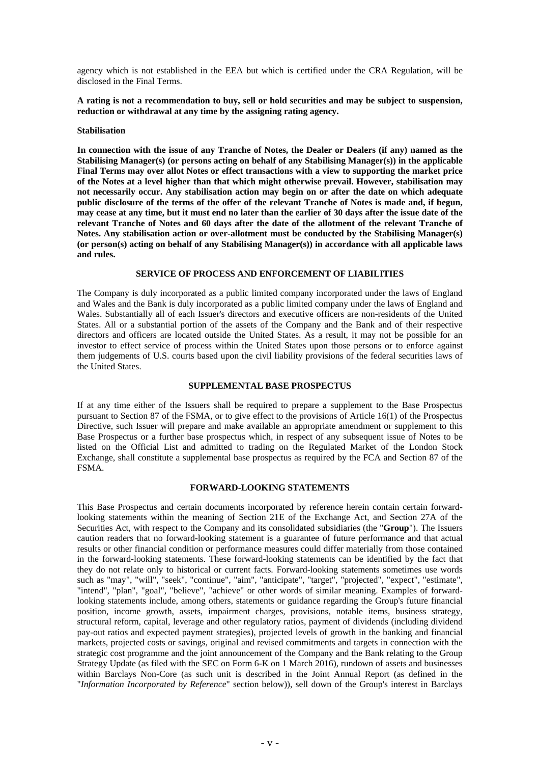agency which is not established in the EEA but which is certified under the CRA Regulation, will be disclosed in the Final Terms.

**A rating is not a recommendation to buy, sell or hold securities and may be subject to suspension, reduction or withdrawal at any time by the assigning rating agency.**

**Stabilisation**

**In connection with the issue of any Tranche of Notes, the Dealer or Dealers (if any) named as the Stabilising Manager(s) (or persons acting on behalf of any Stabilising Manager(s)) in the applicable Final Terms may over allot Notes or effect transactions with a view to supporting the market price of the Notes at a level higher than that which might otherwise prevail. However, stabilisation may not necessarily occur. Any stabilisation action may begin on or after the date on which adequate public disclosure of the terms of the offer of the relevant Tranche of Notes is made and, if begun, may cease at any time, but it must end no later than the earlier of 30 days after the issue date of the relevant Tranche of Notes and 60 days after the date of the allotment of the relevant Tranche of Notes. Any stabilisation action or over-allotment must be conducted by the Stabilising Manager(s) (or person(s) acting on behalf of any Stabilising Manager(s)) in accordance with all applicable laws and rules.**

## SERVICE OF PROCESS AND ENFORCEMENT OF LIABILITIES

The Company is duly incorporated as a public limited company incorporated under the laws of England and Wales and the Bank is duly incorporated as a public limited company under the laws of England and Wales. Substantially all of each Issuer's directors and executive officers are non-residents of the United States. All or a substantial portion of the assets of the Company and the Bank and of their respective directors and officers are located outside the United States. As a result, it may not be possible for an investor to effect service of process within the United States upon those persons or to enforce against them judgements of U.S. courts based upon the civil liability provisions of the federal securities laws of the United States.

## SUPPLEMENTAL BASE PROSPECTUS

If at any time either of the Issuers shall be required to prepare a supplement to the Base Prospectus pursuant to Section 87 of the FSMA, or to give effect to the provisions of Article 16(1) of the Prospectus Directive, such Issuer will prepare and make available an appropriate amendment or supplement to this Base Prospectus or a further base prospectus which, in respect of any subsequent issue of Notes to be listed on the Official List and admitted to trading on the Regulated Market of the London Stock Exchange, shall constitute a supplemental base prospectus as required by the FCA and Section 87 of the FSMA.

## FORWARD-LOOKING STATEMENTS

This Base Prospectus and certain documents incorporated by reference herein contain certain forward-looking statements within the meaning of Section 21E of the Exchange Act, and Section 27A of the Securities Act, with respect to the Company and its consolidated subsidiaries (the "**Group**"). The Issuers caution readers that no forward-looking statement is a guarantee of future performance and that actual results or other financial condition or performance measures could differ materially from those contained in the forward-looking statements. These forward-looking statements can be identified by the fact that they do not relate only to historical or current facts. Forward-looking statements sometimes use words such as "may", "will", "seek", "continue", "aim", "anticipate", "target", "projected", "expect", "estimate", "intend", "plan", "goal", "believe", "achieve" or other words of similar meaning. Examples of forward-looking statements include, among others, statements or guidance regarding the Group's future financial position, income growth, assets, impairment charges, provisions, notable items, business strategy, structural reform, capital, leverage and other regulatory ratios, payment of dividends (including dividend pay-out ratios and expected payment strategies), projected levels of growth in the banking and financial markets, projected costs or savings, original and revised commitments and targets in connection with the strategic cost programme and the joint announcement of the Company and the Bank relating to the Group Strategy Update (as filed with the SEC on Form 6-K on 1 March 2016), rundown of assets and businesses within Barclays Non-Core (as such unit is described in the Joint Annual Report (as defined in the "*Information Incorporated by Reference*" section below)), sell down of the Group's interest in Barclays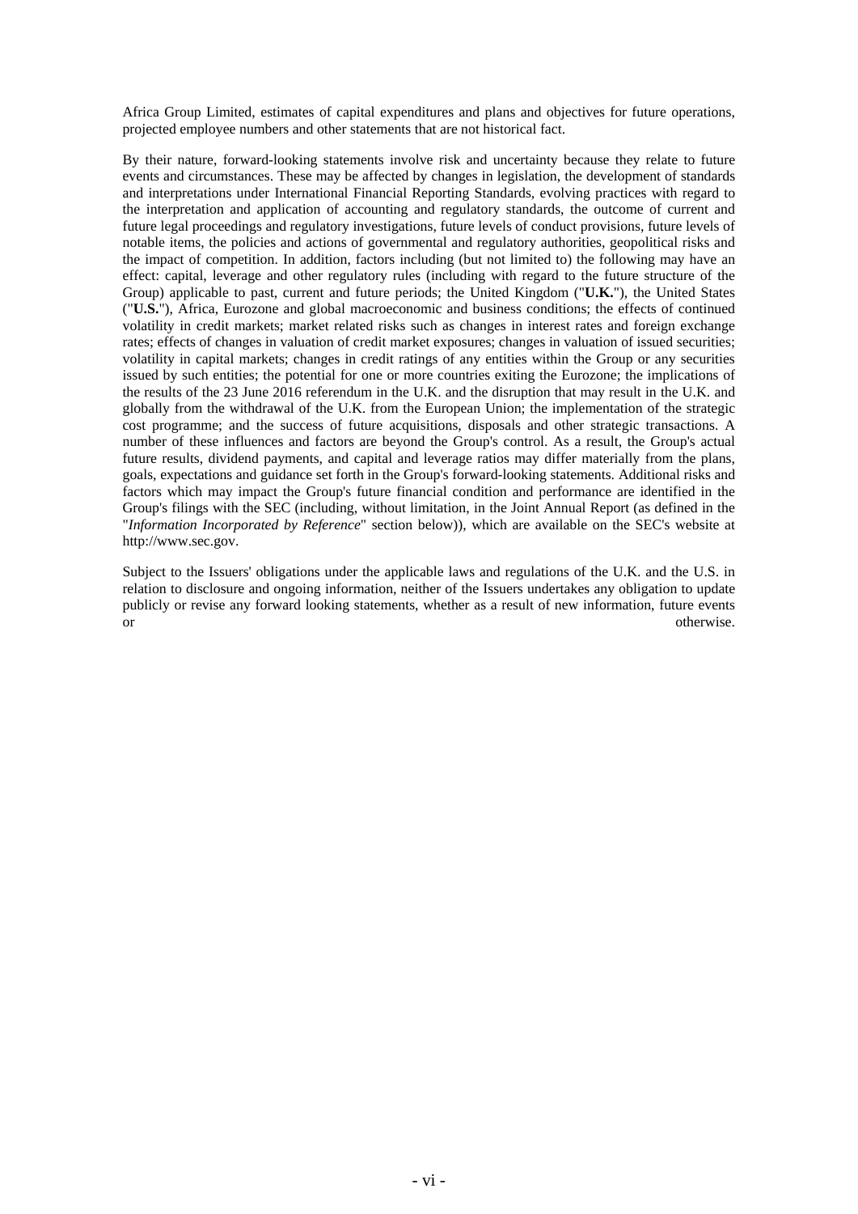Africa Group Limited, estimates of capital expenditures and plans and objectives for future operations, projected employee numbers and other statements that are not historical fact.

By their nature, forward-looking statements involve risk and uncertainty because they relate to future events and circumstances. These may be affected by changes in legislation, the development of standards and interpretations under International Financial Reporting Standards, evolving practices with regard to the interpretation and application of accounting and regulatory standards, the outcome of current and future legal proceedings and regulatory investigations, future levels of conduct provisions, future levels of notable items, the policies and actions of governmental and regulatory authorities, geopolitical risks and the impact of competition. In addition, factors including (but not limited to) the following may have an effect: capital, leverage and other regulatory rules (including with regard to the future structure of the Group) applicable to past, current and future periods; the United Kingdom ("**U.K.**"), the United States ("**U.S.**"), Africa, Eurozone and global macroeconomic and business conditions; the effects of continued volatility in credit markets; market related risks such as changes in interest rates and foreign exchange rates; effects of changes in valuation of credit market exposures; changes in valuation of issued securities; volatility in capital markets; changes in credit ratings of any entities within the Group or any securities issued by such entities; the potential for one or more countries exiting the Eurozone; the implications of the results of the 23 June 2016 referendum in the U.K. and the disruption that may result in the U.K. and globally from the withdrawal of the U.K. from the European Union; the implementation of the strategic cost programme; and the success of future acquisitions, disposals and other strategic transactions. A number of these influences and factors are beyond the Group's control. As a result, the Group's actual future results, dividend payments, and capital and leverage ratios may differ materially from the plans, goals, expectations and guidance set forth in the Group's forward-looking statements. Additional risks and factors which may impact the Group's future financial condition and performance are identified in the Group's filings with the SEC (including, without limitation, in the Joint Annual Report (as defined in the "*Information Incorporated by Reference*" section below)), which are available on the SEC's website at http://www.sec.gov.

Subject to the Issuers' obligations under the applicable laws and regulations of the U.K. and the U.S. in relation to disclosure and ongoing information, neither of the Issuers undertakes any obligation to update publicly or revise any forward looking statements, whether as a result of new information, future events or otherwise.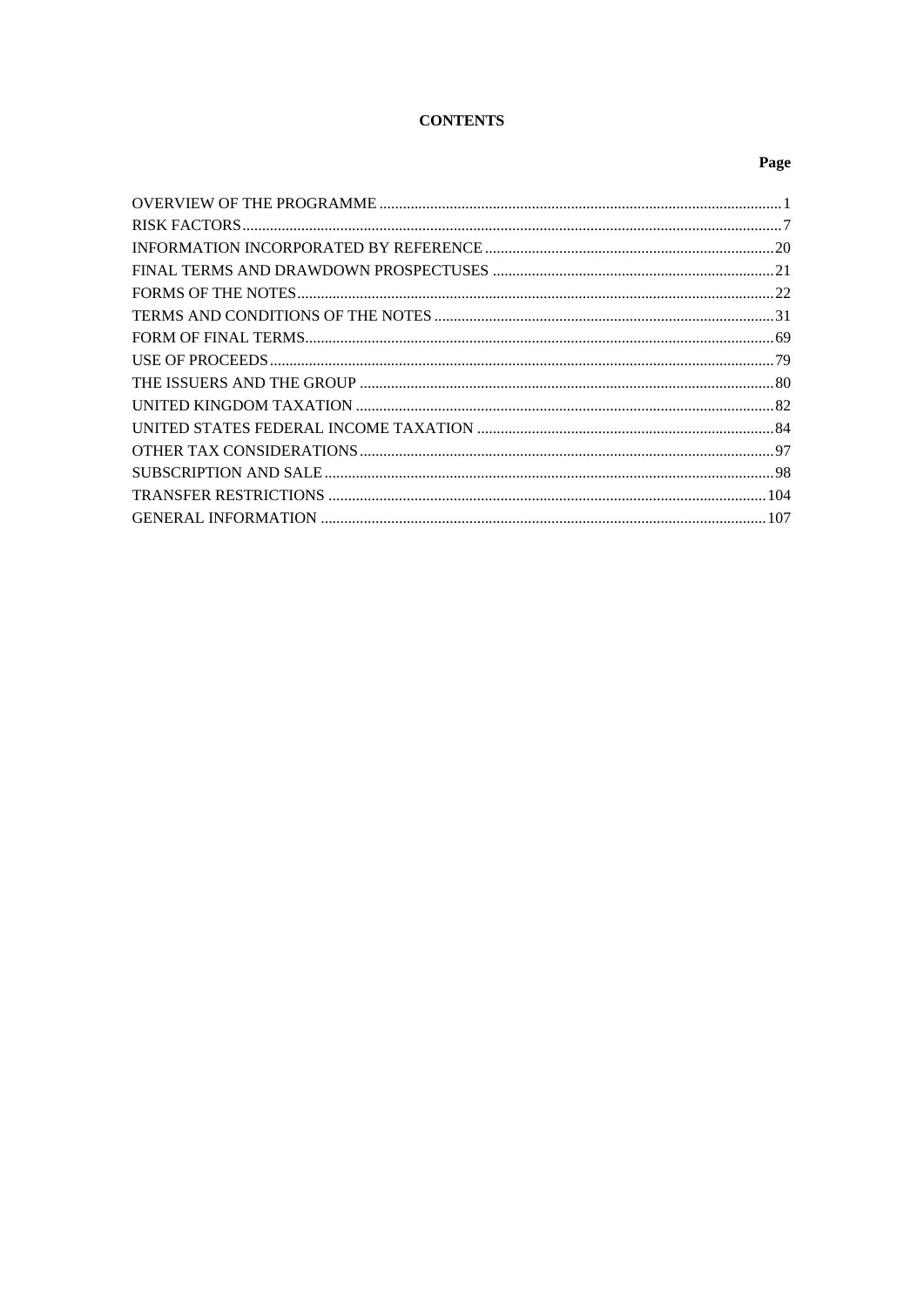**CONTENTS**

| | Page |
|---|---|
| OVERVIEW OF THE PROGRAMME | 1 |
| RISK FACTORS | 7 |
| INFORMATION INCORPORATED BY REFERENCE | 20 |
| FINAL TERMS AND DRAWDOWN PROSPECTUSES | 21 |
| FORMS OF THE NOTES | 22 |
| TERMS AND CONDITIONS OF THE NOTES | 31 |
| FORM OF FINAL TERMS | 69 |
| USE OF PROCEEDS | 79 |
| THE ISSUERS AND THE GROUP | 80 |
| UNITED KINGDOM TAXATION | 82 |
| UNITED STATES FEDERAL INCOME TAXATION | 84 |
| OTHER TAX CONSIDERATIONS | 97 |
| SUBSCRIPTION AND SALE | 98 |
| TRANSFER RESTRICTIONS | 104 |
| GENERAL INFORMATION | 107 |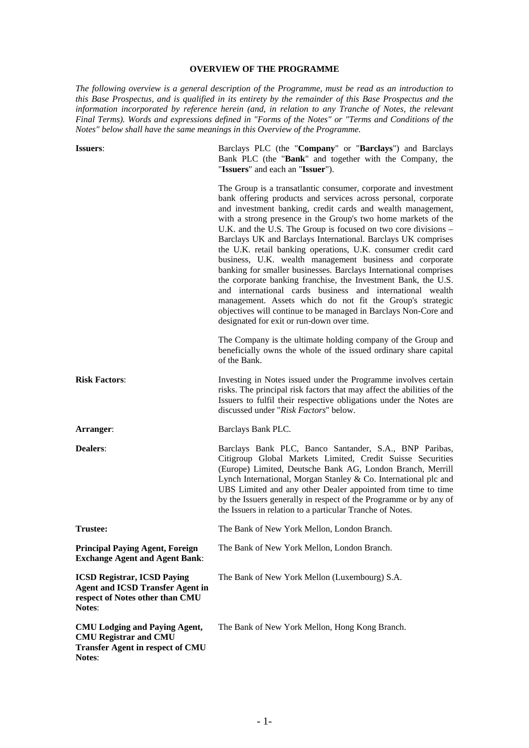## OVERVIEW OF THE PROGRAMME

*The following overview is a general description of the Programme, must be read as an introduction to this Base Prospectus, and is qualified in its entirety by the remainder of this Base Prospectus and the information incorporated by reference herein (and, in relation to any Tranche of Notes, the relevant Final Terms). Words and expressions defined in "Forms of the Notes" or "Terms and Conditions of the Notes" below shall have the same meanings in this Overview of the Programme.*

| | |
|---|---|
| **Issuers**: | Barclays PLC (the "**Company**" or "**Barclays**") and Barclays Bank PLC (the "**Bank**" and together with the Company, the "**Issuers**" and each an "**Issuer**").<br><br>The Group is a transatlantic consumer, corporate and investment bank offering products and services across personal, corporate and investment banking, credit cards and wealth management, with a strong presence in the Group's two home markets of the U.K. and the U.S. The Group is focused on two core divisions – Barclays UK and Barclays International. Barclays UK comprises the U.K. retail banking operations, U.K. consumer credit card business, U.K. wealth management business and corporate banking for smaller businesses. Barclays International comprises the corporate banking franchise, the Investment Bank, the U.S. and international cards business and international wealth management. Assets which do not fit the Group's strategic objectives will continue to be managed in Barclays Non-Core and designated for exit or run-down over time.<br><br>The Company is the ultimate holding company of the Group and beneficially owns the whole of the issued ordinary share capital of the Bank. |
| **Risk Factors**: | Investing in Notes issued under the Programme involves certain risks. The principal risk factors that may affect the abilities of the Issuers to fulfil their respective obligations under the Notes are discussed under "*Risk Factors*" below. |
| **Arranger**: | Barclays Bank PLC. |
| **Dealers**: | Barclays Bank PLC, Banco Santander, S.A., BNP Paribas, Citigroup Global Markets Limited, Credit Suisse Securities (Europe) Limited, Deutsche Bank AG, London Branch, Merrill Lynch International, Morgan Stanley & Co. International plc and UBS Limited and any other Dealer appointed from time to time by the Issuers generally in respect of the Programme or by any of the Issuers in relation to a particular Tranche of Notes. |
| **Trustee:** | The Bank of New York Mellon, London Branch. |
| **Principal Paying Agent, Foreign Exchange Agent and Agent Bank**: | The Bank of New York Mellon, London Branch. |
| **ICSD Registrar, ICSD Paying Agent and ICSD Transfer Agent in respect of Notes other than CMU Notes**: | The Bank of New York Mellon (Luxembourg) S.A. |
| **CMU Lodging and Paying Agent, CMU Registrar and CMU Transfer Agent in respect of CMU Notes**: | The Bank of New York Mellon, Hong Kong Branch. |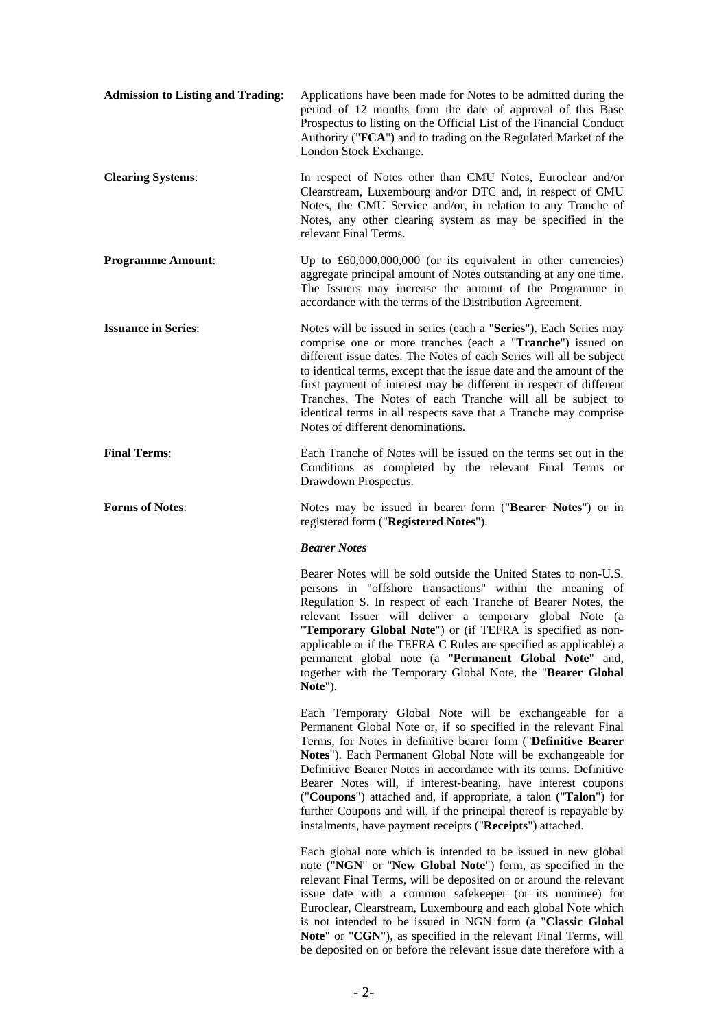**Admission to Listing and Trading**: Applications have been made for Notes to be admitted during the period of 12 months from the date of approval of this Base Prospectus to listing on the Official List of the Financial Conduct Authority ("**FCA**") and to trading on the Regulated Market of the London Stock Exchange.

**Clearing Systems**: In respect of Notes other than CMU Notes, Euroclear and/or Clearstream, Luxembourg and/or DTC and, in respect of CMU Notes, the CMU Service and/or, in relation to any Tranche of Notes, any other clearing system as may be specified in the relevant Final Terms.

**Programme Amount**: Up to £60,000,000,000 (or its equivalent in other currencies) aggregate principal amount of Notes outstanding at any one time. The Issuers may increase the amount of the Programme in accordance with the terms of the Distribution Agreement.

**Issuance in Series**: Notes will be issued in series (each a "**Series**"). Each Series may comprise one or more tranches (each a "**Tranche**") issued on different issue dates. The Notes of each Series will all be subject to identical terms, except that the issue date and the amount of the first payment of interest may be different in respect of different Tranches. The Notes of each Tranche will all be subject to identical terms in all respects save that a Tranche may comprise Notes of different denominations.

**Final Terms**: Each Tranche of Notes will be issued on the terms set out in the Conditions as completed by the relevant Final Terms or Drawdown Prospectus.

**Forms of Notes**: Notes may be issued in bearer form ("**Bearer Notes**") or in registered form ("**Registered Notes**").

***Bearer Notes***

Bearer Notes will be sold outside the United States to non-U.S. persons in "offshore transactions" within the meaning of Regulation S. In respect of each Tranche of Bearer Notes, the relevant Issuer will deliver a temporary global Note (a "**Temporary Global Note**") or (if TEFRA is specified as non-applicable or if the TEFRA C Rules are specified as applicable) a permanent global note (a "**Permanent Global Note**" and, together with the Temporary Global Note, the "**Bearer Global Note**").

Each Temporary Global Note will be exchangeable for a Permanent Global Note or, if so specified in the relevant Final Terms, for Notes in definitive bearer form ("**Definitive Bearer Notes**"). Each Permanent Global Note will be exchangeable for Definitive Bearer Notes in accordance with its terms. Definitive Bearer Notes will, if interest-bearing, have interest coupons ("**Coupons**") attached and, if appropriate, a talon ("**Talon**") for further Coupons and will, if the principal thereof is repayable by instalments, have payment receipts ("**Receipts**") attached.

Each global note which is intended to be issued in new global note ("**NGN**" or "**New Global Note**") form, as specified in the relevant Final Terms, will be deposited on or around the relevant issue date with a common safekeeper (or its nominee) for Euroclear, Clearstream, Luxembourg and each global Note which is not intended to be issued in NGN form (a "**Classic Global Note**" or "**CGN**"), as specified in the relevant Final Terms, will be deposited on or before the relevant issue date therefore with a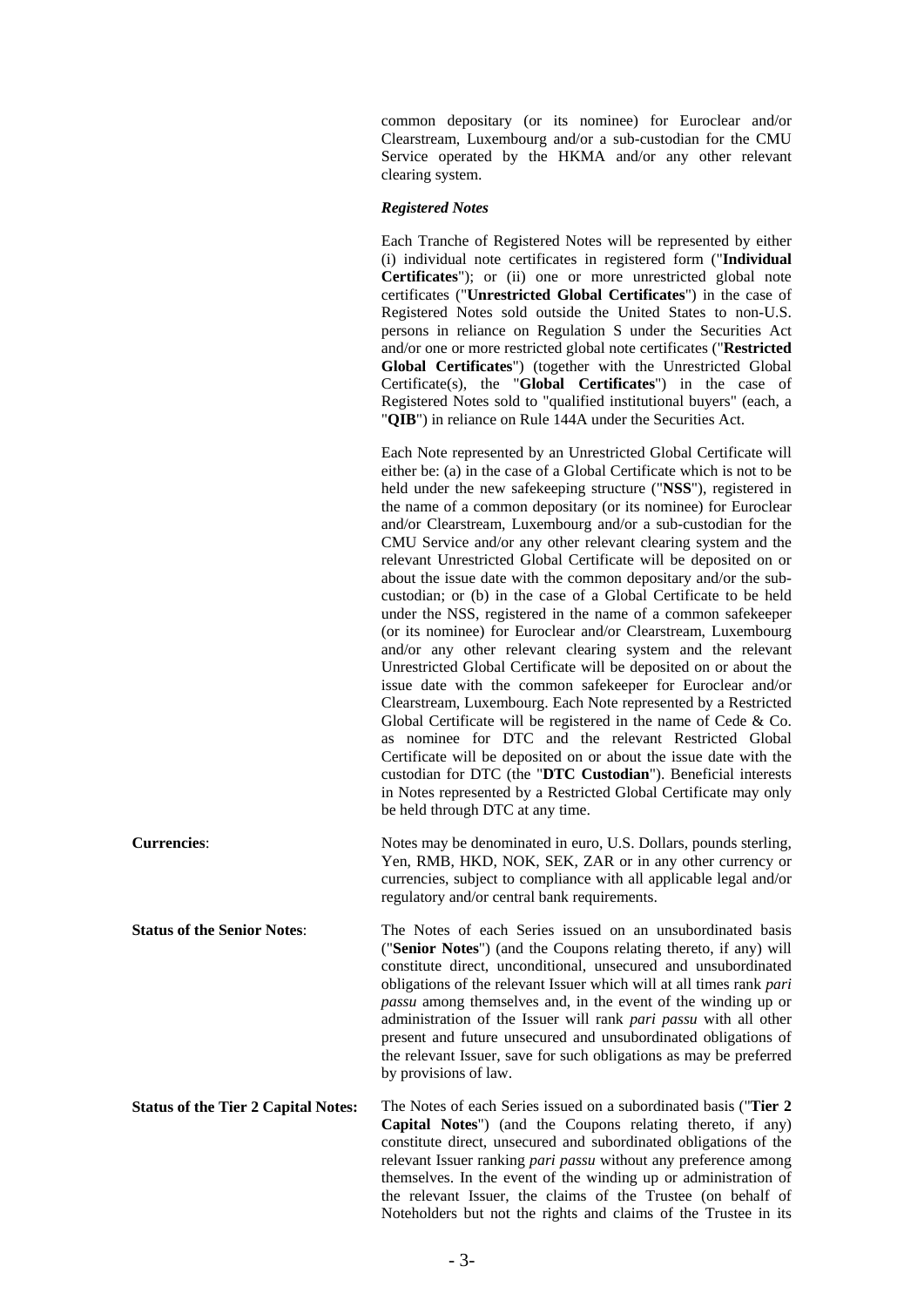common depositary (or its nominee) for Euroclear and/or Clearstream, Luxembourg and/or a sub-custodian for the CMU Service operated by the HKMA and/or any other relevant clearing system.

***Registered Notes***

Each Tranche of Registered Notes will be represented by either (i) individual note certificates in registered form ("**Individual Certificates**"); or (ii) one or more unrestricted global note certificates ("**Unrestricted Global Certificates**") in the case of Registered Notes sold outside the United States to non-U.S. persons in reliance on Regulation S under the Securities Act and/or one or more restricted global note certificates ("**Restricted Global Certificates**") (together with the Unrestricted Global Certificate(s), the "**Global Certificates**") in the case of Registered Notes sold to "qualified institutional buyers" (each, a "**QIB**") in reliance on Rule 144A under the Securities Act.

Each Note represented by an Unrestricted Global Certificate will either be: (a) in the case of a Global Certificate which is not to be held under the new safekeeping structure ("**NSS**"), registered in the name of a common depositary (or its nominee) for Euroclear and/or Clearstream, Luxembourg and/or a sub-custodian for the CMU Service and/or any other relevant clearing system and the relevant Unrestricted Global Certificate will be deposited on or about the issue date with the common depositary and/or the sub-custodian; or (b) in the case of a Global Certificate to be held under the NSS, registered in the name of a common safekeeper (or its nominee) for Euroclear and/or Clearstream, Luxembourg and/or any other relevant clearing system and the relevant Unrestricted Global Certificate will be deposited on or about the issue date with the common safekeeper for Euroclear and/or Clearstream, Luxembourg. Each Note represented by a Restricted Global Certificate will be registered in the name of Cede & Co. as nominee for DTC and the relevant Restricted Global Certificate will be deposited on or about the issue date with the custodian for DTC (the "**DTC Custodian**"). Beneficial interests in Notes represented by a Restricted Global Certificate may only be held through DTC at any time.

**Currencies**: Notes may be denominated in euro, U.S. Dollars, pounds sterling, Yen, RMB, HKD, NOK, SEK, ZAR or in any other currency or currencies, subject to compliance with all applicable legal and/or regulatory and/or central bank requirements.

**Status of the Senior Notes**: The Notes of each Series issued on an unsubordinated basis ("**Senior Notes**") (and the Coupons relating thereto, if any) will constitute direct, unconditional, unsecured and unsubordinated obligations of the relevant Issuer which will at all times rank *pari passu* among themselves and, in the event of the winding up or administration of the Issuer will rank *pari passu* with all other present and future unsecured and unsubordinated obligations of the relevant Issuer, save for such obligations as may be preferred by provisions of law.

**Status of the Tier 2 Capital Notes:** The Notes of each Series issued on a subordinated basis ("**Tier 2 Capital Notes**") (and the Coupons relating thereto, if any) constitute direct, unsecured and subordinated obligations of the relevant Issuer ranking *pari passu* without any preference among themselves. In the event of the winding up or administration of the relevant Issuer, the claims of the Trustee (on behalf of Noteholders but not the rights and claims of the Trustee in its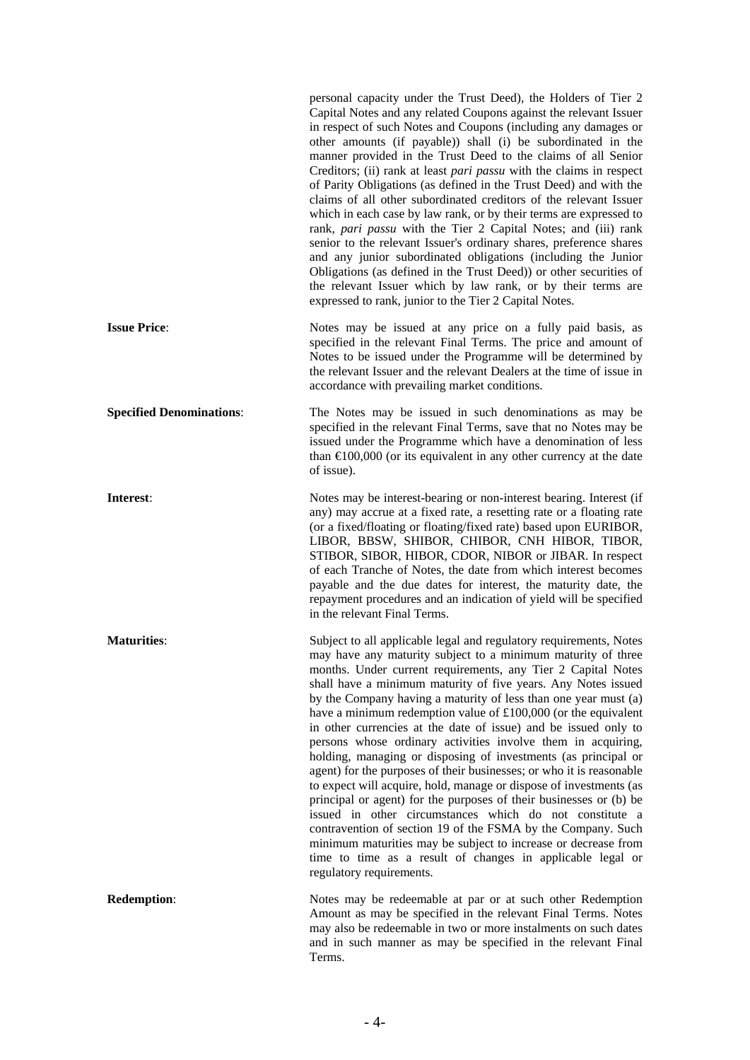personal capacity under the Trust Deed), the Holders of Tier 2 Capital Notes and any related Coupons against the relevant Issuer in respect of such Notes and Coupons (including any damages or other amounts (if payable)) shall (i) be subordinated in the manner provided in the Trust Deed to the claims of all Senior Creditors; (ii) rank at least *pari passu* with the claims in respect of Parity Obligations (as defined in the Trust Deed) and with the claims of all other subordinated creditors of the relevant Issuer which in each case by law rank, or by their terms are expressed to rank, *pari passu* with the Tier 2 Capital Notes; and (iii) rank senior to the relevant Issuer's ordinary shares, preference shares and any junior subordinated obligations (including the Junior Obligations (as defined in the Trust Deed)) or other securities of the relevant Issuer which by law rank, or by their terms are expressed to rank, junior to the Tier 2 Capital Notes.

**Issue Price**: Notes may be issued at any price on a fully paid basis, as specified in the relevant Final Terms. The price and amount of Notes to be issued under the Programme will be determined by the relevant Issuer and the relevant Dealers at the time of issue in accordance with prevailing market conditions.

**Specified Denominations**: The Notes may be issued in such denominations as may be specified in the relevant Final Terms, save that no Notes may be issued under the Programme which have a denomination of less than €100,000 (or its equivalent in any other currency at the date of issue).

**Interest**: Notes may be interest-bearing or non-interest bearing. Interest (if any) may accrue at a fixed rate, a resetting rate or a floating rate (or a fixed/floating or floating/fixed rate) based upon EURIBOR, LIBOR, BBSW, SHIBOR, CHIBOR, CNH HIBOR, TIBOR, STIBOR, SIBOR, HIBOR, CDOR, NIBOR or JIBAR. In respect of each Tranche of Notes, the date from which interest becomes payable and the due dates for interest, the maturity date, the repayment procedures and an indication of yield will be specified in the relevant Final Terms.

**Maturities**: Subject to all applicable legal and regulatory requirements, Notes may have any maturity subject to a minimum maturity of three months. Under current requirements, any Tier 2 Capital Notes shall have a minimum maturity of five years. Any Notes issued by the Company having a maturity of less than one year must (a) have a minimum redemption value of £100,000 (or the equivalent in other currencies at the date of issue) and be issued only to persons whose ordinary activities involve them in acquiring, holding, managing or disposing of investments (as principal or agent) for the purposes of their businesses; or who it is reasonable to expect will acquire, hold, manage or dispose of investments (as principal or agent) for the purposes of their businesses or (b) be issued in other circumstances which do not constitute a contravention of section 19 of the FSMA by the Company. Such minimum maturities may be subject to increase or decrease from time to time as a result of changes in applicable legal or regulatory requirements.

**Redemption**: Notes may be redeemable at par or at such other Redemption Amount as may be specified in the relevant Final Terms. Notes may also be redeemable in two or more instalments on such dates and in such manner as may be specified in the relevant Final Terms.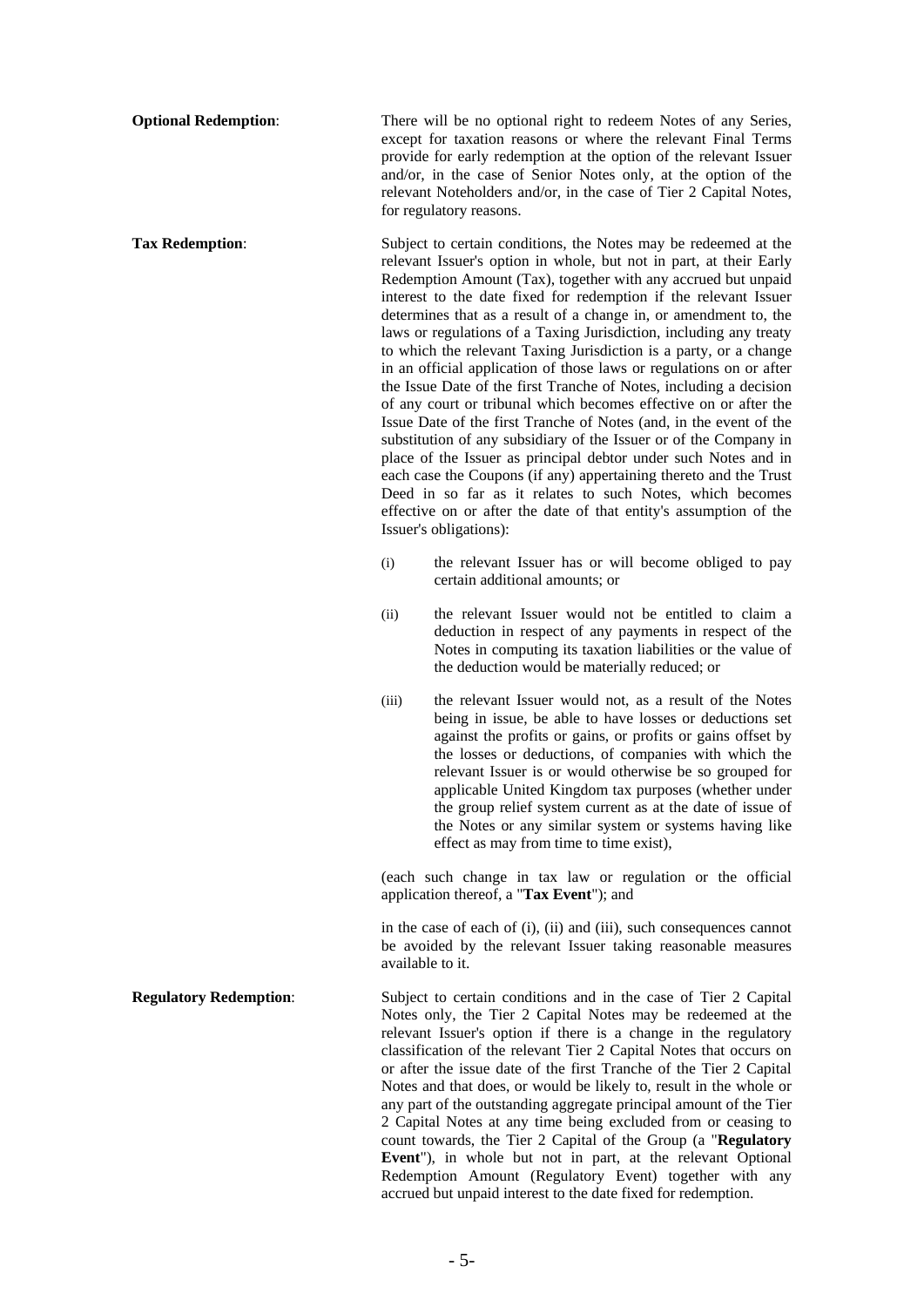**Optional Redemption**: There will be no optional right to redeem Notes of any Series, except for taxation reasons or where the relevant Final Terms provide for early redemption at the option of the relevant Issuer and/or, in the case of Senior Notes only, at the option of the relevant Noteholders and/or, in the case of Tier 2 Capital Notes, for regulatory reasons.

**Tax Redemption**: Subject to certain conditions, the Notes may be redeemed at the relevant Issuer's option in whole, but not in part, at their Early Redemption Amount (Tax), together with any accrued but unpaid interest to the date fixed for redemption if the relevant Issuer determines that as a result of a change in, or amendment to, the laws or regulations of a Taxing Jurisdiction, including any treaty to which the relevant Taxing Jurisdiction is a party, or a change in an official application of those laws or regulations on or after the Issue Date of the first Tranche of Notes, including a decision of any court or tribunal which becomes effective on or after the Issue Date of the first Tranche of Notes (and, in the event of the substitution of any subsidiary of the Issuer or of the Company in place of the Issuer as principal debtor under such Notes and in each case the Coupons (if any) appertaining thereto and the Trust Deed in so far as it relates to such Notes, which becomes effective on or after the date of that entity's assumption of the Issuer's obligations):

(i) the relevant Issuer has or will become obliged to pay certain additional amounts; or

(ii) the relevant Issuer would not be entitled to claim a deduction in respect of any payments in respect of the Notes in computing its taxation liabilities or the value of the deduction would be materially reduced; or

(iii) the relevant Issuer would not, as a result of the Notes being in issue, be able to have losses or deductions set against the profits or gains, or profits or gains offset by the losses or deductions, of companies with which the relevant Issuer is or would otherwise be so grouped for applicable United Kingdom tax purposes (whether under the group relief system current as at the date of issue of the Notes or any similar system or systems having like effect as may from time to time exist),

(each such change in tax law or regulation or the official application thereof, a "**Tax Event**"); and

in the case of each of (i), (ii) and (iii), such consequences cannot be avoided by the relevant Issuer taking reasonable measures available to it.

**Regulatory Redemption**: Subject to certain conditions and in the case of Tier 2 Capital Notes only, the Tier 2 Capital Notes may be redeemed at the relevant Issuer's option if there is a change in the regulatory classification of the relevant Tier 2 Capital Notes that occurs on or after the issue date of the first Tranche of the Tier 2 Capital Notes and that does, or would be likely to, result in the whole or any part of the outstanding aggregate principal amount of the Tier 2 Capital Notes at any time being excluded from or ceasing to count towards, the Tier 2 Capital of the Group (a "**Regulatory Event**"), in whole but not in part, at the relevant Optional Redemption Amount (Regulatory Event) together with any accrued but unpaid interest to the date fixed for redemption.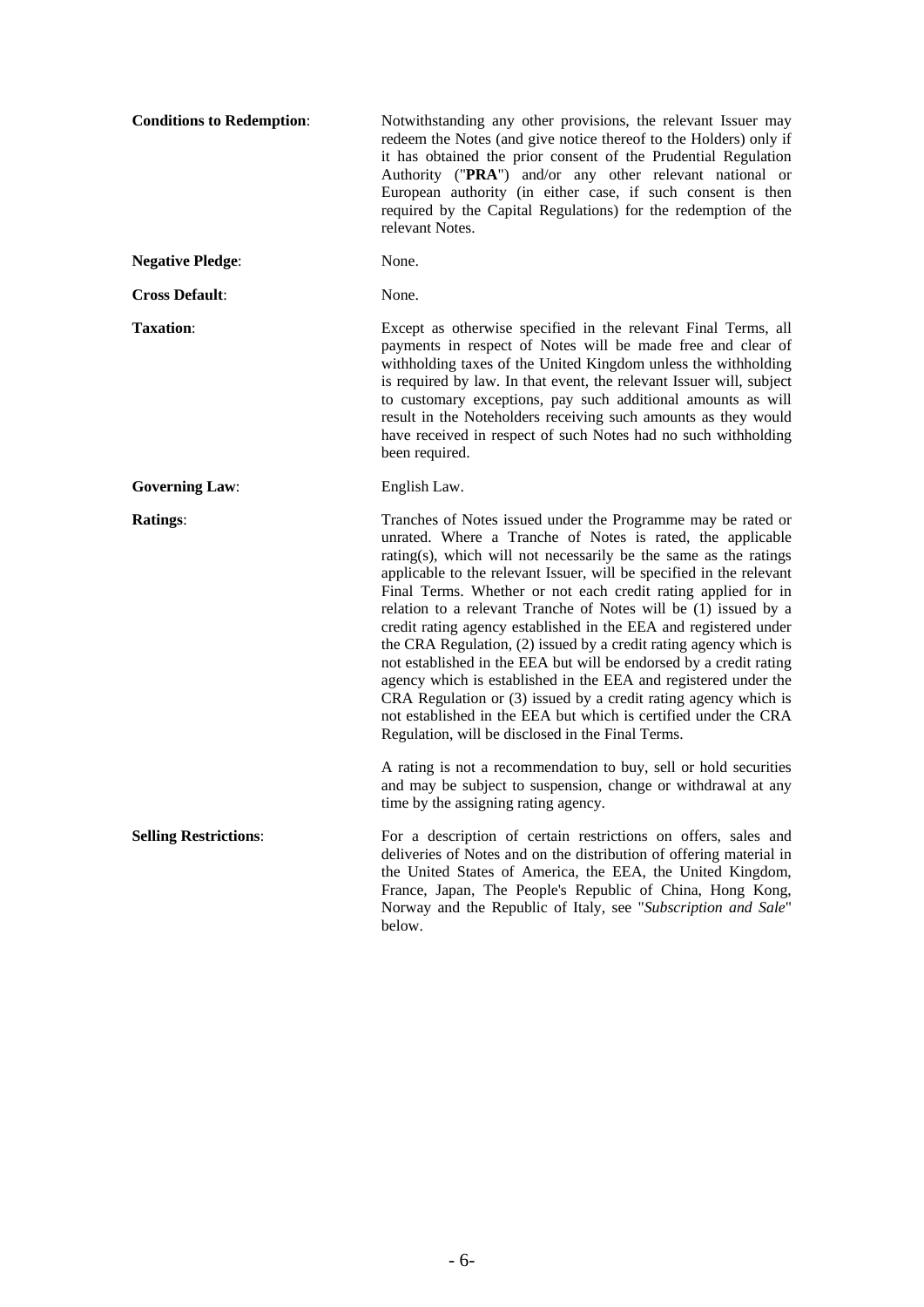| | |
|---|---|
| **Conditions to Redemption**: | Notwithstanding any other provisions, the relevant Issuer may redeem the Notes (and give notice thereof to the Holders) only if it has obtained the prior consent of the Prudential Regulation Authority ("**PRA**") and/or any other relevant national or European authority (in either case, if such consent is then required by the Capital Regulations) for the redemption of the relevant Notes. |
| **Negative Pledge**: | None. |
| **Cross Default**: | None. |
| **Taxation**: | Except as otherwise specified in the relevant Final Terms, all payments in respect of Notes will be made free and clear of withholding taxes of the United Kingdom unless the withholding is required by law. In that event, the relevant Issuer will, subject to customary exceptions, pay such additional amounts as will result in the Noteholders receiving such amounts as they would have received in respect of such Notes had no such withholding been required. |
| **Governing Law**: | English Law. |
| **Ratings**: | Tranches of Notes issued under the Programme may be rated or unrated. Where a Tranche of Notes is rated, the applicable rating(s), which will not necessarily be the same as the ratings applicable to the relevant Issuer, will be specified in the relevant Final Terms. Whether or not each credit rating applied for in relation to a relevant Tranche of Notes will be (1) issued by a credit rating agency established in the EEA and registered under the CRA Regulation, (2) issued by a credit rating agency which is not established in the EEA but will be endorsed by a credit rating agency which is established in the EEA and registered under the CRA Regulation or (3) issued by a credit rating agency which is not established in the EEA but which is certified under the CRA Regulation, will be disclosed in the Final Terms.<br><br>A rating is not a recommendation to buy, sell or hold securities and may be subject to suspension, change or withdrawal at any time by the assigning rating agency. |
| **Selling Restrictions**: | For a description of certain restrictions on offers, sales and deliveries of Notes and on the distribution of offering material in the United States of America, the EEA, the United Kingdom, France, Japan, The People's Republic of China, Hong Kong, Norway and the Republic of Italy, see "*Subscription and Sale*" below. |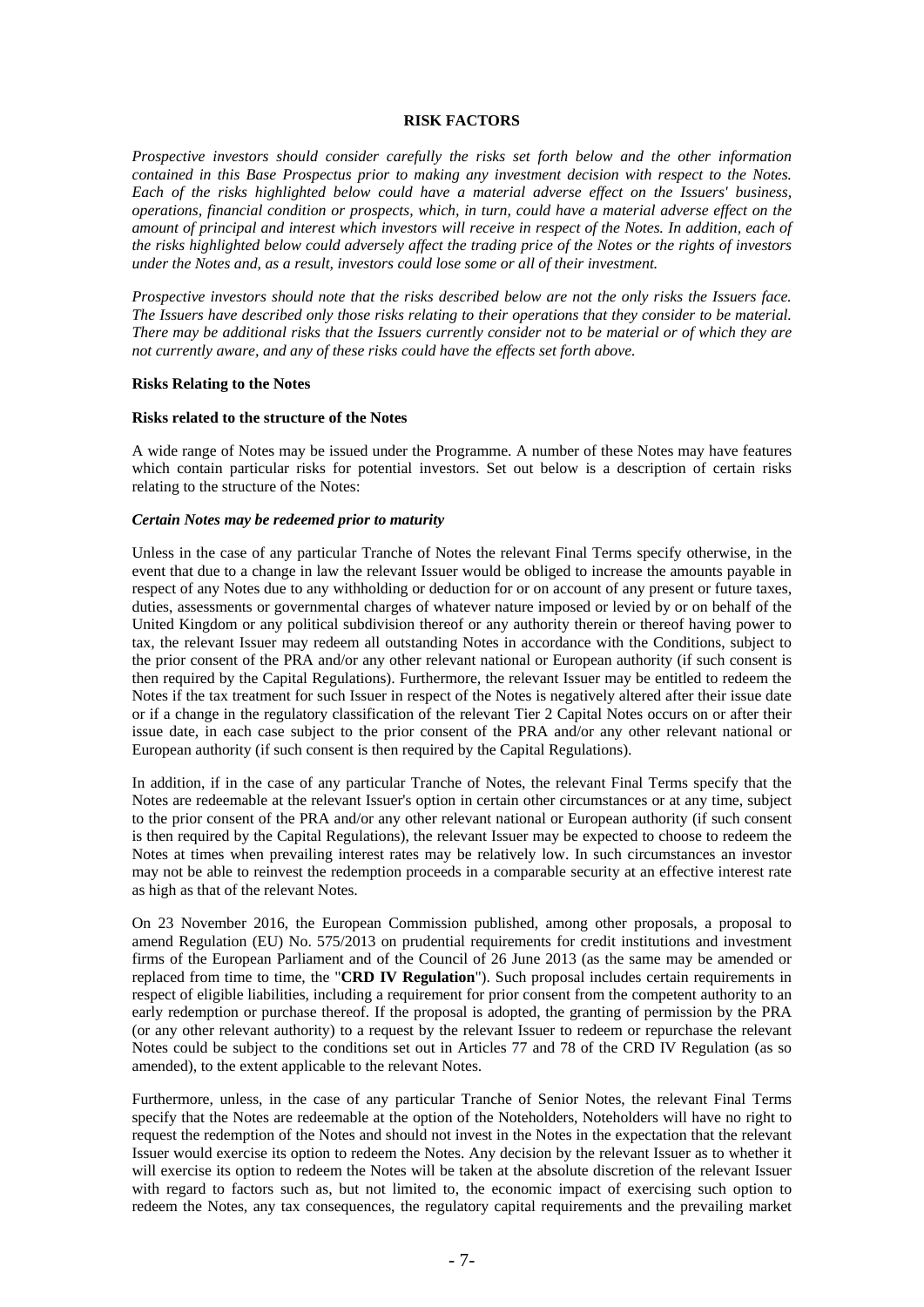## RISK FACTORS

*Prospective investors should consider carefully the risks set forth below and the other information contained in this Base Prospectus prior to making any investment decision with respect to the Notes. Each of the risks highlighted below could have a material adverse effect on the Issuers' business, operations, financial condition or prospects, which, in turn, could have a material adverse effect on the amount of principal and interest which investors will receive in respect of the Notes. In addition, each of the risks highlighted below could adversely affect the trading price of the Notes or the rights of investors under the Notes and, as a result, investors could lose some or all of their investment.*

*Prospective investors should note that the risks described below are not the only risks the Issuers face. The Issuers have described only those risks relating to their operations that they consider to be material. There may be additional risks that the Issuers currently consider not to be material or of which they are not currently aware, and any of these risks could have the effects set forth above.*

**Risks Relating to the Notes**

**Risks related to the structure of the Notes**

A wide range of Notes may be issued under the Programme. A number of these Notes may have features which contain particular risks for potential investors. Set out below is a description of certain risks relating to the structure of the Notes:

***Certain Notes may be redeemed prior to maturity***

Unless in the case of any particular Tranche of Notes the relevant Final Terms specify otherwise, in the event that due to a change in law the relevant Issuer would be obliged to increase the amounts payable in respect of any Notes due to any withholding or deduction for or on account of any present or future taxes, duties, assessments or governmental charges of whatever nature imposed or levied by or on behalf of the United Kingdom or any political subdivision thereof or any authority therein or thereof having power to tax, the relevant Issuer may redeem all outstanding Notes in accordance with the Conditions, subject to the prior consent of the PRA and/or any other relevant national or European authority (if such consent is then required by the Capital Regulations). Furthermore, the relevant Issuer may be entitled to redeem the Notes if the tax treatment for such Issuer in respect of the Notes is negatively altered after their issue date or if a change in the regulatory classification of the relevant Tier 2 Capital Notes occurs on or after their issue date, in each case subject to the prior consent of the PRA and/or any other relevant national or European authority (if such consent is then required by the Capital Regulations).

In addition, if in the case of any particular Tranche of Notes, the relevant Final Terms specify that the Notes are redeemable at the relevant Issuer's option in certain other circumstances or at any time, subject to the prior consent of the PRA and/or any other relevant national or European authority (if such consent is then required by the Capital Regulations), the relevant Issuer may be expected to choose to redeem the Notes at times when prevailing interest rates may be relatively low. In such circumstances an investor may not be able to reinvest the redemption proceeds in a comparable security at an effective interest rate as high as that of the relevant Notes.

On 23 November 2016, the European Commission published, among other proposals, a proposal to amend Regulation (EU) No. 575/2013 on prudential requirements for credit institutions and investment firms of the European Parliament and of the Council of 26 June 2013 (as the same may be amended or replaced from time to time, the "**CRD IV Regulation**"). Such proposal includes certain requirements in respect of eligible liabilities, including a requirement for prior consent from the competent authority to an early redemption or purchase thereof. If the proposal is adopted, the granting of permission by the PRA (or any other relevant authority) to a request by the relevant Issuer to redeem or repurchase the relevant Notes could be subject to the conditions set out in Articles 77 and 78 of the CRD IV Regulation (as so amended), to the extent applicable to the relevant Notes.

Furthermore, unless, in the case of any particular Tranche of Senior Notes, the relevant Final Terms specify that the Notes are redeemable at the option of the Noteholders, Noteholders will have no right to request the redemption of the Notes and should not invest in the Notes in the expectation that the relevant Issuer would exercise its option to redeem the Notes. Any decision by the relevant Issuer as to whether it will exercise its option to redeem the Notes will be taken at the absolute discretion of the relevant Issuer with regard to factors such as, but not limited to, the economic impact of exercising such option to redeem the Notes, any tax consequences, the regulatory capital requirements and the prevailing market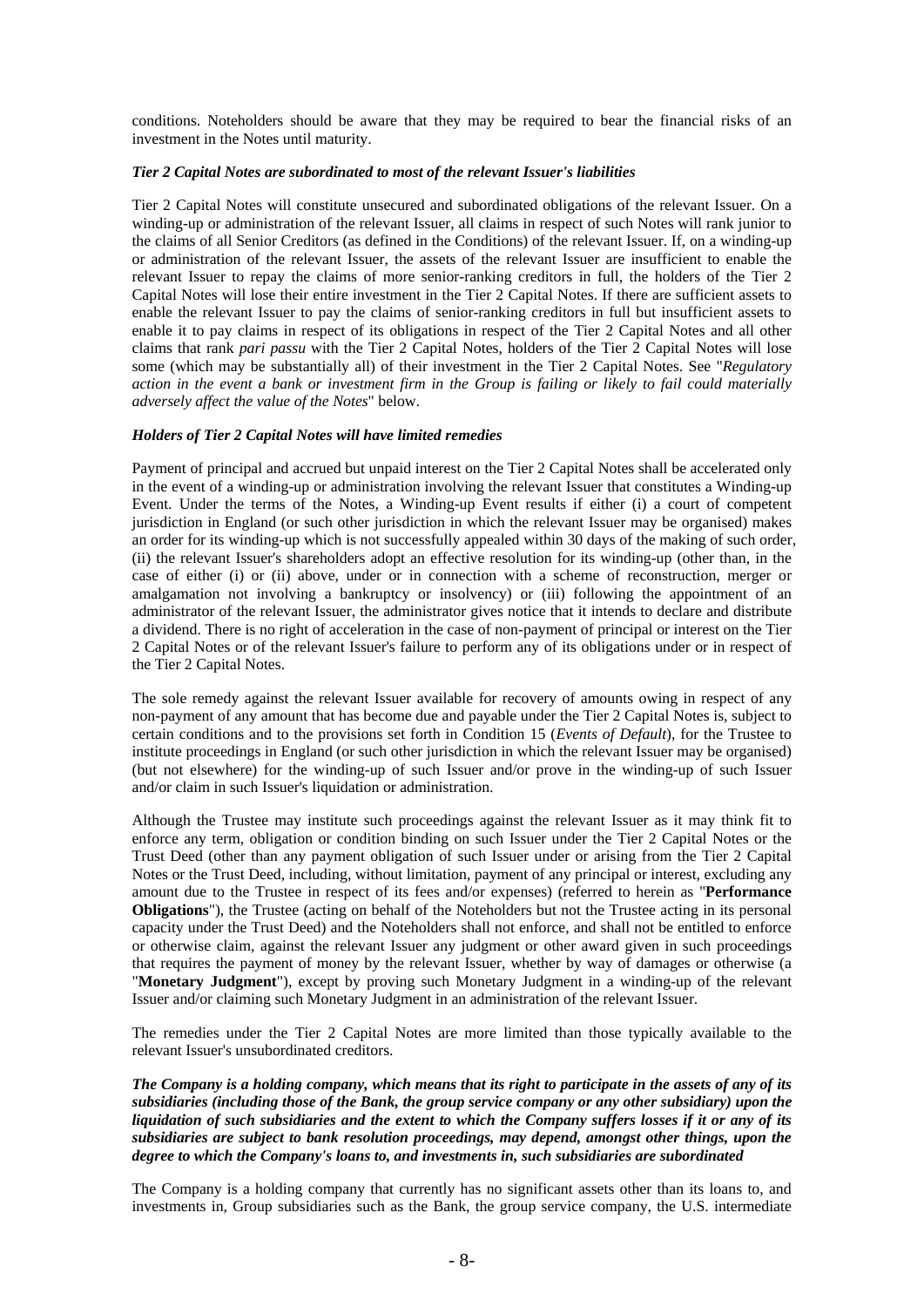conditions. Noteholders should be aware that they may be required to bear the financial risks of an investment in the Notes until maturity.

***Tier 2 Capital Notes are subordinated to most of the relevant Issuer's liabilities***

Tier 2 Capital Notes will constitute unsecured and subordinated obligations of the relevant Issuer. On a winding-up or administration of the relevant Issuer, all claims in respect of such Notes will rank junior to the claims of all Senior Creditors (as defined in the Conditions) of the relevant Issuer. If, on a winding-up or administration of the relevant Issuer, the assets of the relevant Issuer are insufficient to enable the relevant Issuer to repay the claims of more senior-ranking creditors in full, the holders of the Tier 2 Capital Notes will lose their entire investment in the Tier 2 Capital Notes. If there are sufficient assets to enable the relevant Issuer to pay the claims of senior-ranking creditors in full but insufficient assets to enable it to pay claims in respect of its obligations in respect of the Tier 2 Capital Notes and all other claims that rank *pari passu* with the Tier 2 Capital Notes, holders of the Tier 2 Capital Notes will lose some (which may be substantially all) of their investment in the Tier 2 Capital Notes. See "*Regulatory action in the event a bank or investment firm in the Group is failing or likely to fail could materially adversely affect the value of the Notes*" below.

***Holders of Tier 2 Capital Notes will have limited remedies***

Payment of principal and accrued but unpaid interest on the Tier 2 Capital Notes shall be accelerated only in the event of a winding-up or administration involving the relevant Issuer that constitutes a Winding-up Event. Under the terms of the Notes, a Winding-up Event results if either (i) a court of competent jurisdiction in England (or such other jurisdiction in which the relevant Issuer may be organised) makes an order for its winding-up which is not successfully appealed within 30 days of the making of such order, (ii) the relevant Issuer's shareholders adopt an effective resolution for its winding-up (other than, in the case of either (i) or (ii) above, under or in connection with a scheme of reconstruction, merger or amalgamation not involving a bankruptcy or insolvency) or (iii) following the appointment of an administrator of the relevant Issuer, the administrator gives notice that it intends to declare and distribute a dividend. There is no right of acceleration in the case of non-payment of principal or interest on the Tier 2 Capital Notes or of the relevant Issuer's failure to perform any of its obligations under or in respect of the Tier 2 Capital Notes.

The sole remedy against the relevant Issuer available for recovery of amounts owing in respect of any non-payment of any amount that has become due and payable under the Tier 2 Capital Notes is, subject to certain conditions and to the provisions set forth in Condition 15 (*Events of Default*), for the Trustee to institute proceedings in England (or such other jurisdiction in which the relevant Issuer may be organised) (but not elsewhere) for the winding-up of such Issuer and/or prove in the winding-up of such Issuer and/or claim in such Issuer's liquidation or administration.

Although the Trustee may institute such proceedings against the relevant Issuer as it may think fit to enforce any term, obligation or condition binding on such Issuer under the Tier 2 Capital Notes or the Trust Deed (other than any payment obligation of such Issuer under or arising from the Tier 2 Capital Notes or the Trust Deed, including, without limitation, payment of any principal or interest, excluding any amount due to the Trustee in respect of its fees and/or expenses) (referred to herein as "**Performance Obligations**"), the Trustee (acting on behalf of the Noteholders but not the Trustee acting in its personal capacity under the Trust Deed) and the Noteholders shall not enforce, and shall not be entitled to enforce or otherwise claim, against the relevant Issuer any judgment or other award given in such proceedings that requires the payment of money by the relevant Issuer, whether by way of damages or otherwise (a "**Monetary Judgment**"), except by proving such Monetary Judgment in a winding-up of the relevant Issuer and/or claiming such Monetary Judgment in an administration of the relevant Issuer.

The remedies under the Tier 2 Capital Notes are more limited than those typically available to the relevant Issuer's unsubordinated creditors.

***The Company is a holding company, which means that its right to participate in the assets of any of its subsidiaries (including those of the Bank, the group service company or any other subsidiary) upon the liquidation of such subsidiaries and the extent to which the Company suffers losses if it or any of its subsidiaries are subject to bank resolution proceedings, may depend, amongst other things, upon the degree to which the Company's loans to, and investments in, such subsidiaries are subordinated***

The Company is a holding company that currently has no significant assets other than its loans to, and investments in, Group subsidiaries such as the Bank, the group service company, the U.S. intermediate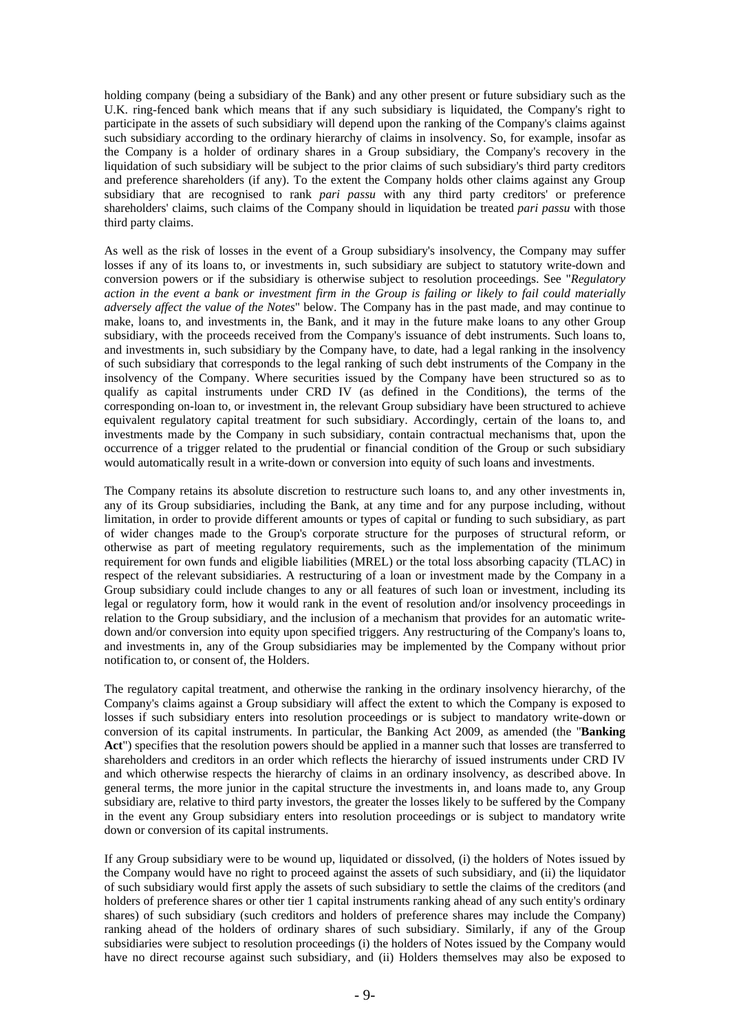holding company (being a subsidiary of the Bank) and any other present or future subsidiary such as the U.K. ring-fenced bank which means that if any such subsidiary is liquidated, the Company's right to participate in the assets of such subsidiary will depend upon the ranking of the Company's claims against such subsidiary according to the ordinary hierarchy of claims in insolvency. So, for example, insofar as the Company is a holder of ordinary shares in a Group subsidiary, the Company's recovery in the liquidation of such subsidiary will be subject to the prior claims of such subsidiary's third party creditors and preference shareholders (if any). To the extent the Company holds other claims against any Group subsidiary that are recognised to rank *pari passu* with any third party creditors' or preference shareholders' claims, such claims of the Company should in liquidation be treated *pari passu* with those third party claims.

As well as the risk of losses in the event of a Group subsidiary's insolvency, the Company may suffer losses if any of its loans to, or investments in, such subsidiary are subject to statutory write-down and conversion powers or if the subsidiary is otherwise subject to resolution proceedings. See "*Regulatory action in the event a bank or investment firm in the Group is failing or likely to fail could materially adversely affect the value of the Notes*" below. The Company has in the past made, and may continue to make, loans to, and investments in, the Bank, and it may in the future make loans to any other Group subsidiary, with the proceeds received from the Company's issuance of debt instruments. Such loans to, and investments in, such subsidiary by the Company have, to date, had a legal ranking in the insolvency of such subsidiary that corresponds to the legal ranking of such debt instruments of the Company in the insolvency of the Company. Where securities issued by the Company have been structured so as to qualify as capital instruments under CRD IV (as defined in the Conditions), the terms of the corresponding on-loan to, or investment in, the relevant Group subsidiary have been structured to achieve equivalent regulatory capital treatment for such subsidiary. Accordingly, certain of the loans to, and investments made by the Company in such subsidiary, contain contractual mechanisms that, upon the occurrence of a trigger related to the prudential or financial condition of the Group or such subsidiary would automatically result in a write-down or conversion into equity of such loans and investments.

The Company retains its absolute discretion to restructure such loans to, and any other investments in, any of its Group subsidiaries, including the Bank, at any time and for any purpose including, without limitation, in order to provide different amounts or types of capital or funding to such subsidiary, as part of wider changes made to the Group's corporate structure for the purposes of structural reform, or otherwise as part of meeting regulatory requirements, such as the implementation of the minimum requirement for own funds and eligible liabilities (MREL) or the total loss absorbing capacity (TLAC) in respect of the relevant subsidiaries. A restructuring of a loan or investment made by the Company in a Group subsidiary could include changes to any or all features of such loan or investment, including its legal or regulatory form, how it would rank in the event of resolution and/or insolvency proceedings in relation to the Group subsidiary, and the inclusion of a mechanism that provides for an automatic write-down and/or conversion into equity upon specified triggers. Any restructuring of the Company's loans to, and investments in, any of the Group subsidiaries may be implemented by the Company without prior notification to, or consent of, the Holders.

The regulatory capital treatment, and otherwise the ranking in the ordinary insolvency hierarchy, of the Company's claims against a Group subsidiary will affect the extent to which the Company is exposed to losses if such subsidiary enters into resolution proceedings or is subject to mandatory write-down or conversion of its capital instruments. In particular, the Banking Act 2009, as amended (the "**Banking Act**") specifies that the resolution powers should be applied in a manner such that losses are transferred to shareholders and creditors in an order which reflects the hierarchy of issued instruments under CRD IV and which otherwise respects the hierarchy of claims in an ordinary insolvency, as described above. In general terms, the more junior in the capital structure the investments in, and loans made to, any Group subsidiary are, relative to third party investors, the greater the losses likely to be suffered by the Company in the event any Group subsidiary enters into resolution proceedings or is subject to mandatory write down or conversion of its capital instruments.

If any Group subsidiary were to be wound up, liquidated or dissolved, (i) the holders of Notes issued by the Company would have no right to proceed against the assets of such subsidiary, and (ii) the liquidator of such subsidiary would first apply the assets of such subsidiary to settle the claims of the creditors (and holders of preference shares or other tier 1 capital instruments ranking ahead of any such entity's ordinary shares) of such subsidiary (such creditors and holders of preference shares may include the Company) ranking ahead of the holders of ordinary shares of such subsidiary. Similarly, if any of the Group subsidiaries were subject to resolution proceedings (i) the holders of Notes issued by the Company would have no direct recourse against such subsidiary, and (ii) Holders themselves may also be exposed to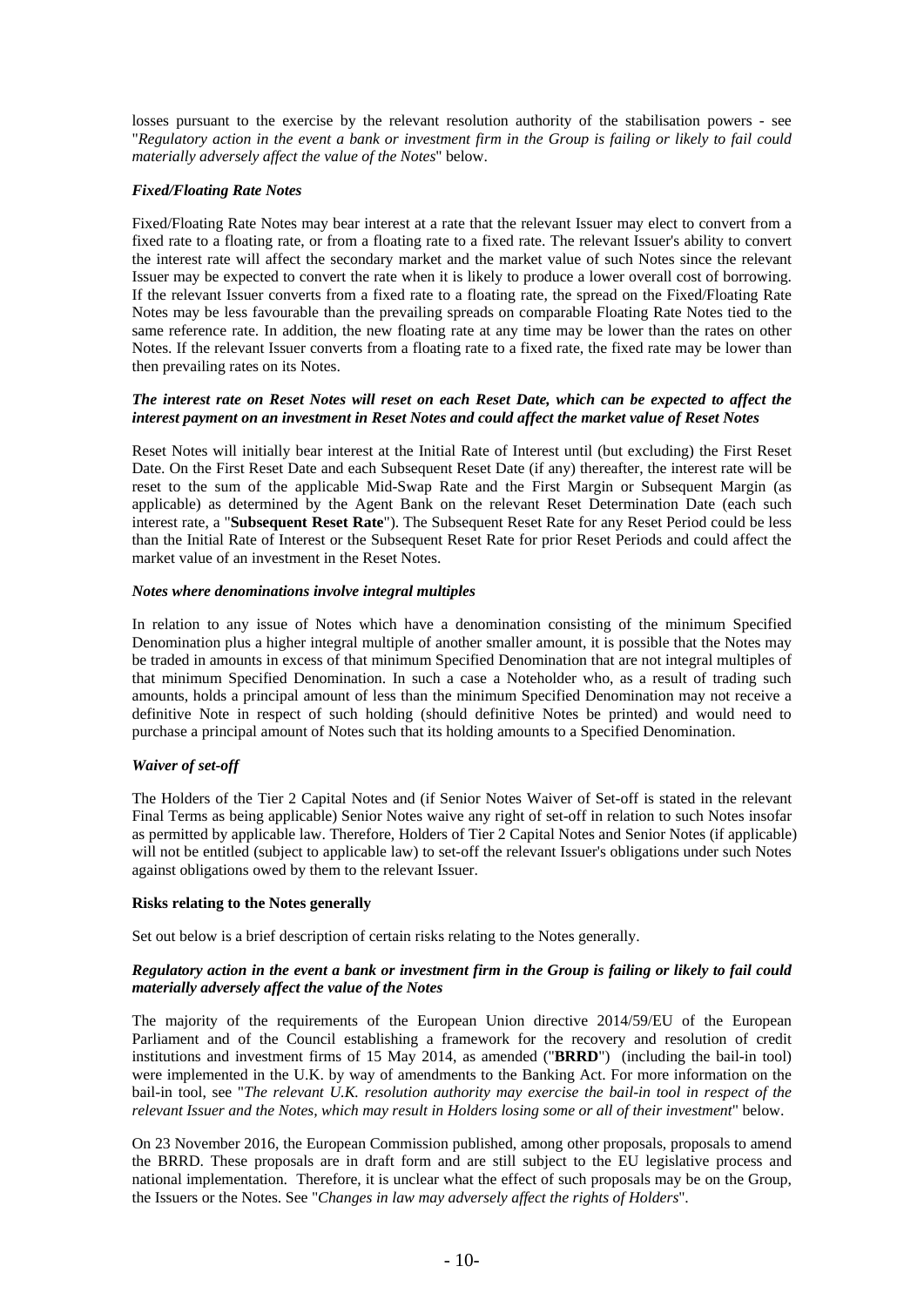losses pursuant to the exercise by the relevant resolution authority of the stabilisation powers - see "*Regulatory action in the event a bank or investment firm in the Group is failing or likely to fail could materially adversely affect the value of the Notes*" below.

***Fixed/Floating Rate Notes***

Fixed/Floating Rate Notes may bear interest at a rate that the relevant Issuer may elect to convert from a fixed rate to a floating rate, or from a floating rate to a fixed rate. The relevant Issuer's ability to convert the interest rate will affect the secondary market and the market value of such Notes since the relevant Issuer may be expected to convert the rate when it is likely to produce a lower overall cost of borrowing. If the relevant Issuer converts from a fixed rate to a floating rate, the spread on the Fixed/Floating Rate Notes may be less favourable than the prevailing spreads on comparable Floating Rate Notes tied to the same reference rate. In addition, the new floating rate at any time may be lower than the rates on other Notes. If the relevant Issuer converts from a floating rate to a fixed rate, the fixed rate may be lower than then prevailing rates on its Notes.

***The interest rate on Reset Notes will reset on each Reset Date, which can be expected to affect the interest payment on an investment in Reset Notes and could affect the market value of Reset Notes***

Reset Notes will initially bear interest at the Initial Rate of Interest until (but excluding) the First Reset Date. On the First Reset Date and each Subsequent Reset Date (if any) thereafter, the interest rate will be reset to the sum of the applicable Mid-Swap Rate and the First Margin or Subsequent Margin (as applicable) as determined by the Agent Bank on the relevant Reset Determination Date (each such interest rate, a "**Subsequent Reset Rate**"). The Subsequent Reset Rate for any Reset Period could be less than the Initial Rate of Interest or the Subsequent Reset Rate for prior Reset Periods and could affect the market value of an investment in the Reset Notes.

***Notes where denominations involve integral multiples***

In relation to any issue of Notes which have a denomination consisting of the minimum Specified Denomination plus a higher integral multiple of another smaller amount, it is possible that the Notes may be traded in amounts in excess of that minimum Specified Denomination that are not integral multiples of that minimum Specified Denomination. In such a case a Noteholder who, as a result of trading such amounts, holds a principal amount of less than the minimum Specified Denomination may not receive a definitive Note in respect of such holding (should definitive Notes be printed) and would need to purchase a principal amount of Notes such that its holding amounts to a Specified Denomination.

***Waiver of set-off***

The Holders of the Tier 2 Capital Notes and (if Senior Notes Waiver of Set-off is stated in the relevant Final Terms as being applicable) Senior Notes waive any right of set-off in relation to such Notes insofar as permitted by applicable law. Therefore, Holders of Tier 2 Capital Notes and Senior Notes (if applicable) will not be entitled (subject to applicable law) to set-off the relevant Issuer's obligations under such Notes against obligations owed by them to the relevant Issuer.

**Risks relating to the Notes generally**

Set out below is a brief description of certain risks relating to the Notes generally.

***Regulatory action in the event a bank or investment firm in the Group is failing or likely to fail could materially adversely affect the value of the Notes***

The majority of the requirements of the European Union directive 2014/59/EU of the European Parliament and of the Council establishing a framework for the recovery and resolution of credit institutions and investment firms of 15 May 2014, as amended ("**BRRD**") (including the bail-in tool) were implemented in the U.K. by way of amendments to the Banking Act. For more information on the bail-in tool, see "*The relevant U.K. resolution authority may exercise the bail-in tool in respect of the relevant Issuer and the Notes, which may result in Holders losing some or all of their investment*" below.

On 23 November 2016, the European Commission published, among other proposals, proposals to amend the BRRD. These proposals are in draft form and are still subject to the EU legislative process and national implementation. Therefore, it is unclear what the effect of such proposals may be on the Group, the Issuers or the Notes. See "*Changes in law may adversely affect the rights of Holders*".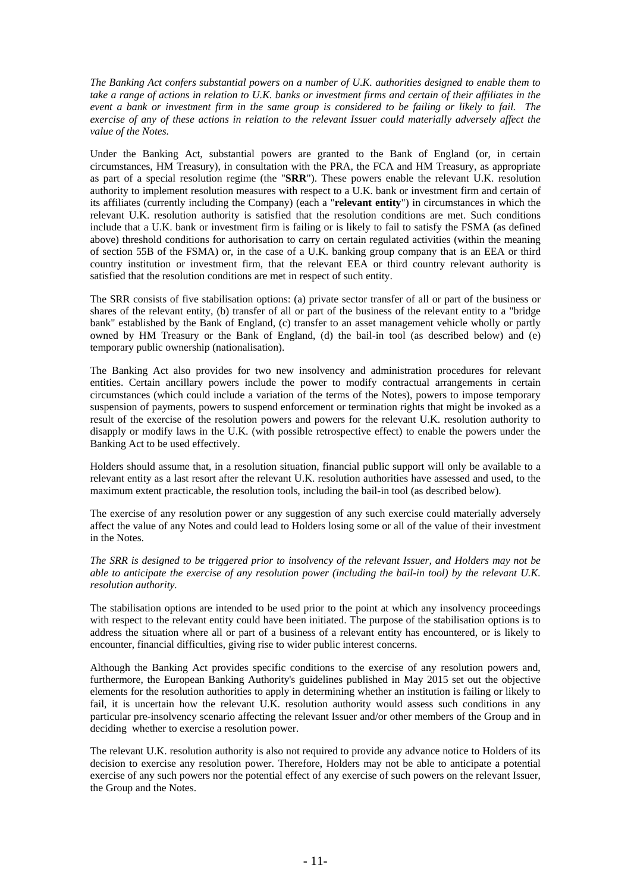*The Banking Act confers substantial powers on a number of U.K. authorities designed to enable them to take a range of actions in relation to U.K. banks or investment firms and certain of their affiliates in the event a bank or investment firm in the same group is considered to be failing or likely to fail. The exercise of any of these actions in relation to the relevant Issuer could materially adversely affect the value of the Notes.*

Under the Banking Act, substantial powers are granted to the Bank of England (or, in certain circumstances, HM Treasury), in consultation with the PRA, the FCA and HM Treasury, as appropriate as part of a special resolution regime (the "**SRR**"). These powers enable the relevant U.K. resolution authority to implement resolution measures with respect to a U.K. bank or investment firm and certain of its affiliates (currently including the Company) (each a "**relevant entity**") in circumstances in which the relevant U.K. resolution authority is satisfied that the resolution conditions are met. Such conditions include that a U.K. bank or investment firm is failing or is likely to fail to satisfy the FSMA (as defined above) threshold conditions for authorisation to carry on certain regulated activities (within the meaning of section 55B of the FSMA) or, in the case of a U.K. banking group company that is an EEA or third country institution or investment firm, that the relevant EEA or third country relevant authority is satisfied that the resolution conditions are met in respect of such entity.

The SRR consists of five stabilisation options: (a) private sector transfer of all or part of the business or shares of the relevant entity, (b) transfer of all or part of the business of the relevant entity to a "bridge bank" established by the Bank of England, (c) transfer to an asset management vehicle wholly or partly owned by HM Treasury or the Bank of England, (d) the bail-in tool (as described below) and (e) temporary public ownership (nationalisation).

The Banking Act also provides for two new insolvency and administration procedures for relevant entities. Certain ancillary powers include the power to modify contractual arrangements in certain circumstances (which could include a variation of the terms of the Notes), powers to impose temporary suspension of payments, powers to suspend enforcement or termination rights that might be invoked as a result of the exercise of the resolution powers and powers for the relevant U.K. resolution authority to disapply or modify laws in the U.K. (with possible retrospective effect) to enable the powers under the Banking Act to be used effectively.

Holders should assume that, in a resolution situation, financial public support will only be available to a relevant entity as a last resort after the relevant U.K. resolution authorities have assessed and used, to the maximum extent practicable, the resolution tools, including the bail-in tool (as described below).

The exercise of any resolution power or any suggestion of any such exercise could materially adversely affect the value of any Notes and could lead to Holders losing some or all of the value of their investment in the Notes.

*The SRR is designed to be triggered prior to insolvency of the relevant Issuer, and Holders may not be able to anticipate the exercise of any resolution power (including the bail-in tool) by the relevant U.K. resolution authority.*

The stabilisation options are intended to be used prior to the point at which any insolvency proceedings with respect to the relevant entity could have been initiated. The purpose of the stabilisation options is to address the situation where all or part of a business of a relevant entity has encountered, or is likely to encounter, financial difficulties, giving rise to wider public interest concerns.

Although the Banking Act provides specific conditions to the exercise of any resolution powers and, furthermore, the European Banking Authority's guidelines published in May 2015 set out the objective elements for the resolution authorities to apply in determining whether an institution is failing or likely to fail, it is uncertain how the relevant U.K. resolution authority would assess such conditions in any particular pre-insolvency scenario affecting the relevant Issuer and/or other members of the Group and in deciding whether to exercise a resolution power.

The relevant U.K. resolution authority is also not required to provide any advance notice to Holders of its decision to exercise any resolution power. Therefore, Holders may not be able to anticipate a potential exercise of any such powers nor the potential effect of any exercise of such powers on the relevant Issuer, the Group and the Notes.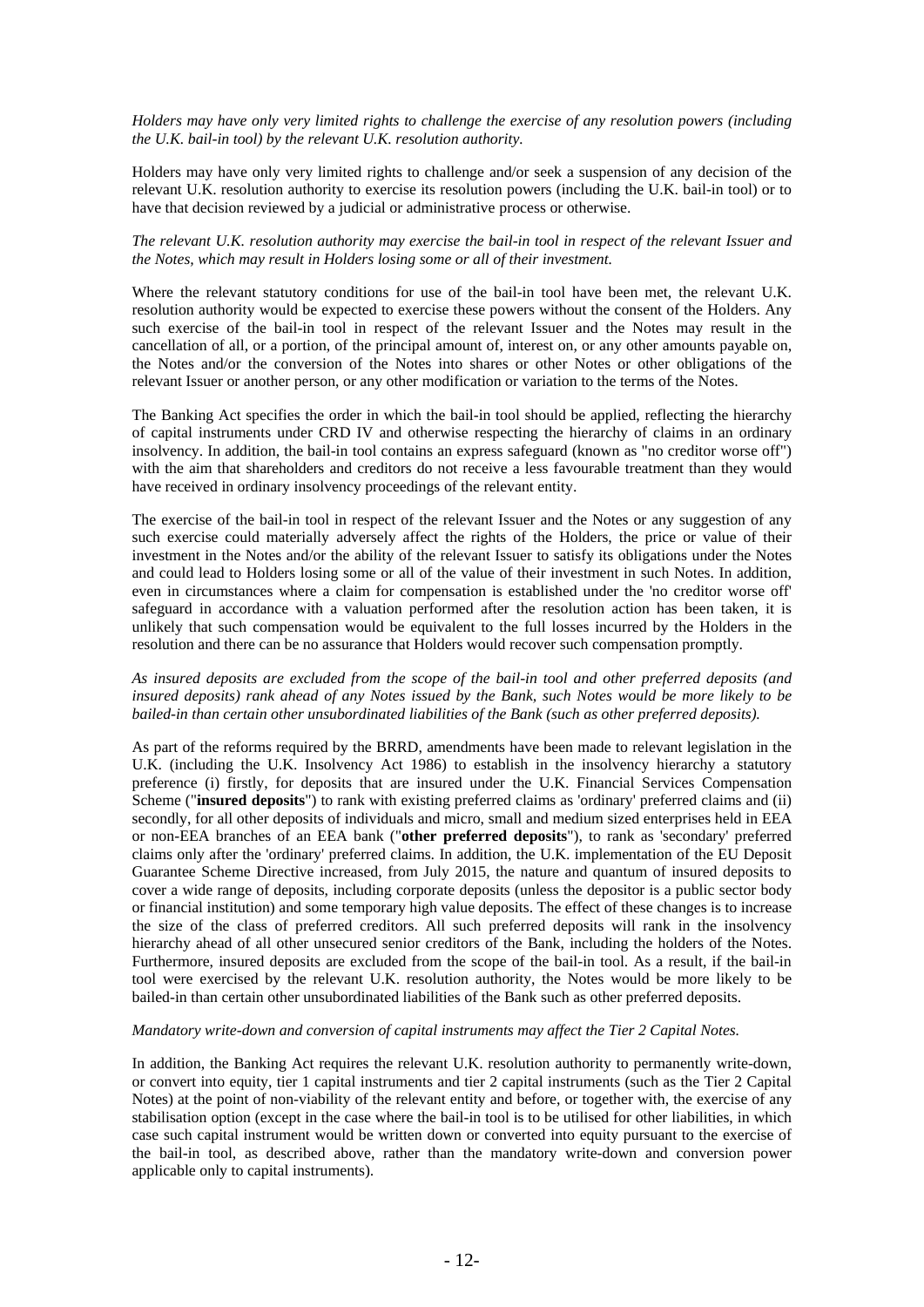*Holders may have only very limited rights to challenge the exercise of any resolution powers (including the U.K. bail-in tool) by the relevant U.K. resolution authority.*

Holders may have only very limited rights to challenge and/or seek a suspension of any decision of the relevant U.K. resolution authority to exercise its resolution powers (including the U.K. bail-in tool) or to have that decision reviewed by a judicial or administrative process or otherwise.

*The relevant U.K. resolution authority may exercise the bail-in tool in respect of the relevant Issuer and the Notes, which may result in Holders losing some or all of their investment.*

Where the relevant statutory conditions for use of the bail-in tool have been met, the relevant U.K. resolution authority would be expected to exercise these powers without the consent of the Holders. Any such exercise of the bail-in tool in respect of the relevant Issuer and the Notes may result in the cancellation of all, or a portion, of the principal amount of, interest on, or any other amounts payable on, the Notes and/or the conversion of the Notes into shares or other Notes or other obligations of the relevant Issuer or another person, or any other modification or variation to the terms of the Notes.

The Banking Act specifies the order in which the bail-in tool should be applied, reflecting the hierarchy of capital instruments under CRD IV and otherwise respecting the hierarchy of claims in an ordinary insolvency. In addition, the bail-in tool contains an express safeguard (known as "no creditor worse off") with the aim that shareholders and creditors do not receive a less favourable treatment than they would have received in ordinary insolvency proceedings of the relevant entity.

The exercise of the bail-in tool in respect of the relevant Issuer and the Notes or any suggestion of any such exercise could materially adversely affect the rights of the Holders, the price or value of their investment in the Notes and/or the ability of the relevant Issuer to satisfy its obligations under the Notes and could lead to Holders losing some or all of the value of their investment in such Notes. In addition, even in circumstances where a claim for compensation is established under the 'no creditor worse off' safeguard in accordance with a valuation performed after the resolution action has been taken, it is unlikely that such compensation would be equivalent to the full losses incurred by the Holders in the resolution and there can be no assurance that Holders would recover such compensation promptly.

*As insured deposits are excluded from the scope of the bail-in tool and other preferred deposits (and insured deposits) rank ahead of any Notes issued by the Bank, such Notes would be more likely to be bailed-in than certain other unsubordinated liabilities of the Bank (such as other preferred deposits).*

As part of the reforms required by the BRRD, amendments have been made to relevant legislation in the U.K. (including the U.K. Insolvency Act 1986) to establish in the insolvency hierarchy a statutory preference (i) firstly, for deposits that are insured under the U.K. Financial Services Compensation Scheme ("**insured deposits**") to rank with existing preferred claims as 'ordinary' preferred claims and (ii) secondly, for all other deposits of individuals and micro, small and medium sized enterprises held in EEA or non-EEA branches of an EEA bank ("**other preferred deposits**"), to rank as 'secondary' preferred claims only after the 'ordinary' preferred claims. In addition, the U.K. implementation of the EU Deposit Guarantee Scheme Directive increased, from July 2015, the nature and quantum of insured deposits to cover a wide range of deposits, including corporate deposits (unless the depositor is a public sector body or financial institution) and some temporary high value deposits. The effect of these changes is to increase the size of the class of preferred creditors. All such preferred deposits will rank in the insolvency hierarchy ahead of all other unsecured senior creditors of the Bank, including the holders of the Notes. Furthermore, insured deposits are excluded from the scope of the bail-in tool. As a result, if the bail-in tool were exercised by the relevant U.K. resolution authority, the Notes would be more likely to be bailed-in than certain other unsubordinated liabilities of the Bank such as other preferred deposits.

*Mandatory write-down and conversion of capital instruments may affect the Tier 2 Capital Notes.*

In addition, the Banking Act requires the relevant U.K. resolution authority to permanently write-down, or convert into equity, tier 1 capital instruments and tier 2 capital instruments (such as the Tier 2 Capital Notes) at the point of non-viability of the relevant entity and before, or together with, the exercise of any stabilisation option (except in the case where the bail-in tool is to be utilised for other liabilities, in which case such capital instrument would be written down or converted into equity pursuant to the exercise of the bail-in tool, as described above, rather than the mandatory write-down and conversion power applicable only to capital instruments).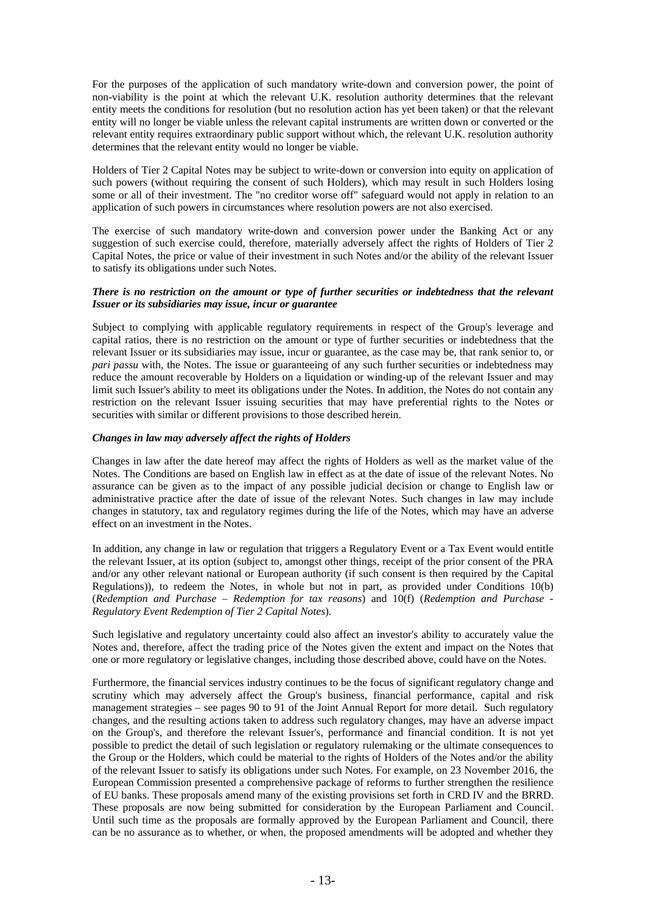For the purposes of the application of such mandatory write-down and conversion power, the point of non-viability is the point at which the relevant U.K. resolution authority determines that the relevant entity meets the conditions for resolution (but no resolution action has yet been taken) or that the relevant entity will no longer be viable unless the relevant capital instruments are written down or converted or the relevant entity requires extraordinary public support without which, the relevant U.K. resolution authority determines that the relevant entity would no longer be viable.

Holders of Tier 2 Capital Notes may be subject to write-down or conversion into equity on application of such powers (without requiring the consent of such Holders), which may result in such Holders losing some or all of their investment. The "no creditor worse off" safeguard would not apply in relation to an application of such powers in circumstances where resolution powers are not also exercised.

The exercise of such mandatory write-down and conversion power under the Banking Act or any suggestion of such exercise could, therefore, materially adversely affect the rights of Holders of Tier 2 Capital Notes, the price or value of their investment in such Notes and/or the ability of the relevant Issuer to satisfy its obligations under such Notes.

***There is no restriction on the amount or type of further securities or indebtedness that the relevant Issuer or its subsidiaries may issue, incur or guarantee***

Subject to complying with applicable regulatory requirements in respect of the Group's leverage and capital ratios, there is no restriction on the amount or type of further securities or indebtedness that the relevant Issuer or its subsidiaries may issue, incur or guarantee, as the case may be, that rank senior to, or *pari passu* with, the Notes. The issue or guaranteeing of any such further securities or indebtedness may reduce the amount recoverable by Holders on a liquidation or winding-up of the relevant Issuer and may limit such Issuer's ability to meet its obligations under the Notes. In addition, the Notes do not contain any restriction on the relevant Issuer issuing securities that may have preferential rights to the Notes or securities with similar or different provisions to those described herein.

***Changes in law may adversely affect the rights of Holders***

Changes in law after the date hereof may affect the rights of Holders as well as the market value of the Notes. The Conditions are based on English law in effect as at the date of issue of the relevant Notes. No assurance can be given as to the impact of any possible judicial decision or change to English law or administrative practice after the date of issue of the relevant Notes. Such changes in law may include changes in statutory, tax and regulatory regimes during the life of the Notes, which may have an adverse effect on an investment in the Notes.

In addition, any change in law or regulation that triggers a Regulatory Event or a Tax Event would entitle the relevant Issuer, at its option (subject to, amongst other things, receipt of the prior consent of the PRA and/or any other relevant national or European authority (if such consent is then required by the Capital Regulations)), to redeem the Notes, in whole but not in part, as provided under Conditions 10(b) (*Redemption and Purchase – Redemption for tax reasons*) and 10(f) (*Redemption and Purchase - Regulatory Event Redemption of Tier 2 Capital Notes*).

Such legislative and regulatory uncertainty could also affect an investor's ability to accurately value the Notes and, therefore, affect the trading price of the Notes given the extent and impact on the Notes that one or more regulatory or legislative changes, including those described above, could have on the Notes.

Furthermore, the financial services industry continues to be the focus of significant regulatory change and scrutiny which may adversely affect the Group's business, financial performance, capital and risk management strategies – see pages 90 to 91 of the Joint Annual Report for more detail. Such regulatory changes, and the resulting actions taken to address such regulatory changes, may have an adverse impact on the Group's, and therefore the relevant Issuer's, performance and financial condition. It is not yet possible to predict the detail of such legislation or regulatory rulemaking or the ultimate consequences to the Group or the Holders, which could be material to the rights of Holders of the Notes and/or the ability of the relevant Issuer to satisfy its obligations under such Notes. For example, on 23 November 2016, the European Commission presented a comprehensive package of reforms to further strengthen the resilience of EU banks. These proposals amend many of the existing provisions set forth in CRD IV and the BRRD. These proposals are now being submitted for consideration by the European Parliament and Council. Until such time as the proposals are formally approved by the European Parliament and Council, there can be no assurance as to whether, or when, the proposed amendments will be adopted and whether they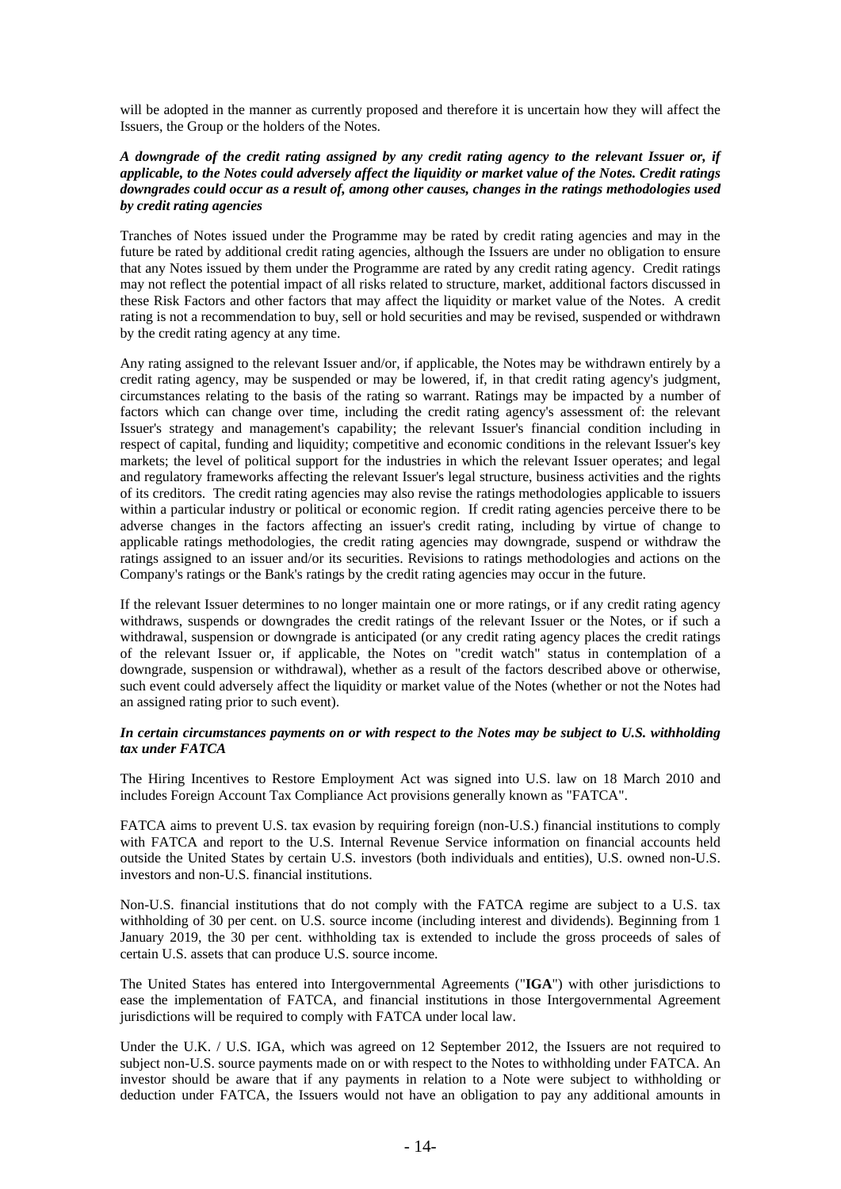will be adopted in the manner as currently proposed and therefore it is uncertain how they will affect the Issuers, the Group or the holders of the Notes.

***A downgrade of the credit rating assigned by any credit rating agency to the relevant Issuer or, if applicable, to the Notes could adversely affect the liquidity or market value of the Notes. Credit ratings downgrades could occur as a result of, among other causes, changes in the ratings methodologies used by credit rating agencies***

Tranches of Notes issued under the Programme may be rated by credit rating agencies and may in the future be rated by additional credit rating agencies, although the Issuers are under no obligation to ensure that any Notes issued by them under the Programme are rated by any credit rating agency. Credit ratings may not reflect the potential impact of all risks related to structure, market, additional factors discussed in these Risk Factors and other factors that may affect the liquidity or market value of the Notes. A credit rating is not a recommendation to buy, sell or hold securities and may be revised, suspended or withdrawn by the credit rating agency at any time.

Any rating assigned to the relevant Issuer and/or, if applicable, the Notes may be withdrawn entirely by a credit rating agency, may be suspended or may be lowered, if, in that credit rating agency's judgment, circumstances relating to the basis of the rating so warrant. Ratings may be impacted by a number of factors which can change over time, including the credit rating agency's assessment of: the relevant Issuer's strategy and management's capability; the relevant Issuer's financial condition including in respect of capital, funding and liquidity; competitive and economic conditions in the relevant Issuer's key markets; the level of political support for the industries in which the relevant Issuer operates; and legal and regulatory frameworks affecting the relevant Issuer's legal structure, business activities and the rights of its creditors. The credit rating agencies may also revise the ratings methodologies applicable to issuers within a particular industry or political or economic region. If credit rating agencies perceive there to be adverse changes in the factors affecting an issuer's credit rating, including by virtue of change to applicable ratings methodologies, the credit rating agencies may downgrade, suspend or withdraw the ratings assigned to an issuer and/or its securities. Revisions to ratings methodologies and actions on the Company's ratings or the Bank's ratings by the credit rating agencies may occur in the future.

If the relevant Issuer determines to no longer maintain one or more ratings, or if any credit rating agency withdraws, suspends or downgrades the credit ratings of the relevant Issuer or the Notes, or if such a withdrawal, suspension or downgrade is anticipated (or any credit rating agency places the credit ratings of the relevant Issuer or, if applicable, the Notes on "credit watch" status in contemplation of a downgrade, suspension or withdrawal), whether as a result of the factors described above or otherwise, such event could adversely affect the liquidity or market value of the Notes (whether or not the Notes had an assigned rating prior to such event).

***In certain circumstances payments on or with respect to the Notes may be subject to U.S. withholding tax under FATCA***

The Hiring Incentives to Restore Employment Act was signed into U.S. law on 18 March 2010 and includes Foreign Account Tax Compliance Act provisions generally known as "FATCA".

FATCA aims to prevent U.S. tax evasion by requiring foreign (non-U.S.) financial institutions to comply with FATCA and report to the U.S. Internal Revenue Service information on financial accounts held outside the United States by certain U.S. investors (both individuals and entities), U.S. owned non-U.S. investors and non-U.S. financial institutions.

Non-U.S. financial institutions that do not comply with the FATCA regime are subject to a U.S. tax withholding of 30 per cent. on U.S. source income (including interest and dividends). Beginning from 1 January 2019, the 30 per cent. withholding tax is extended to include the gross proceeds of sales of certain U.S. assets that can produce U.S. source income.

The United States has entered into Intergovernmental Agreements ("**IGA**") with other jurisdictions to ease the implementation of FATCA, and financial institutions in those Intergovernmental Agreement jurisdictions will be required to comply with FATCA under local law.

Under the U.K. / U.S. IGA, which was agreed on 12 September 2012, the Issuers are not required to subject non-U.S. source payments made on or with respect to the Notes to withholding under FATCA. An investor should be aware that if any payments in relation to a Note were subject to withholding or deduction under FATCA, the Issuers would not have an obligation to pay any additional amounts in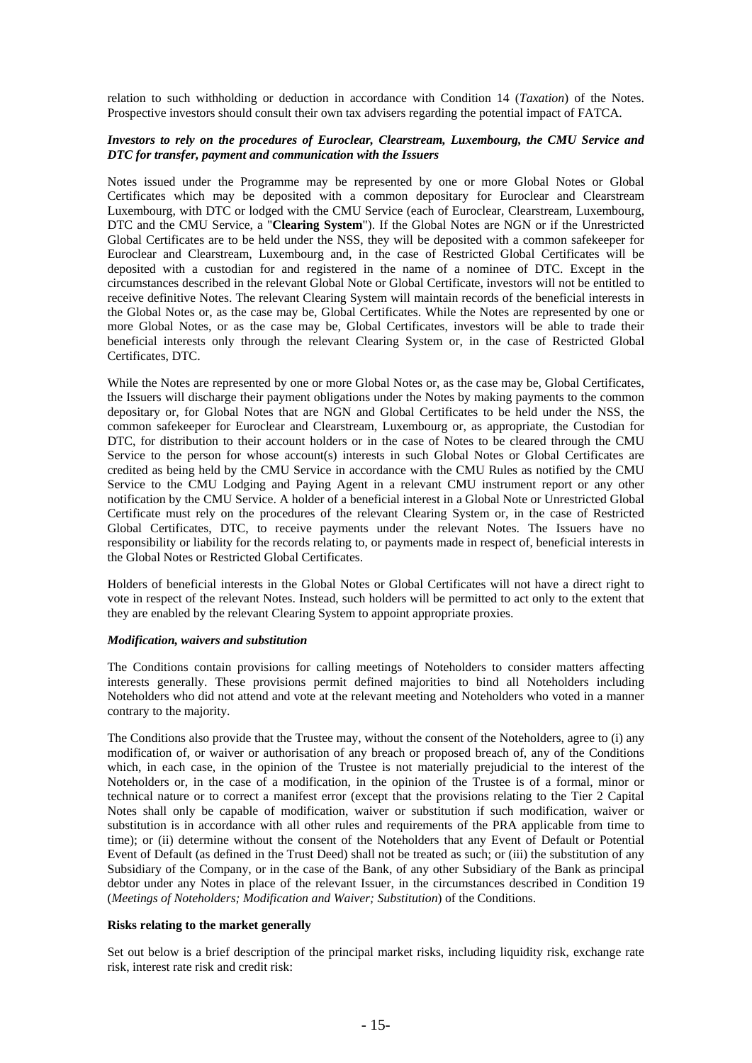relation to such withholding or deduction in accordance with Condition 14 (*Taxation*) of the Notes. Prospective investors should consult their own tax advisers regarding the potential impact of FATCA.

***Investors to rely on the procedures of Euroclear, Clearstream, Luxembourg, the CMU Service and DTC for transfer, payment and communication with the Issuers***

Notes issued under the Programme may be represented by one or more Global Notes or Global Certificates which may be deposited with a common depositary for Euroclear and Clearstream Luxembourg, with DTC or lodged with the CMU Service (each of Euroclear, Clearstream, Luxembourg, DTC and the CMU Service, a "**Clearing System**"). If the Global Notes are NGN or if the Unrestricted Global Certificates are to be held under the NSS, they will be deposited with a common safekeeper for Euroclear and Clearstream, Luxembourg and, in the case of Restricted Global Certificates will be deposited with a custodian for and registered in the name of a nominee of DTC. Except in the circumstances described in the relevant Global Note or Global Certificate, investors will not be entitled to receive definitive Notes. The relevant Clearing System will maintain records of the beneficial interests in the Global Notes or, as the case may be, Global Certificates. While the Notes are represented by one or more Global Notes, or as the case may be, Global Certificates, investors will be able to trade their beneficial interests only through the relevant Clearing System or, in the case of Restricted Global Certificates, DTC.

While the Notes are represented by one or more Global Notes or, as the case may be, Global Certificates, the Issuers will discharge their payment obligations under the Notes by making payments to the common depositary or, for Global Notes that are NGN and Global Certificates to be held under the NSS, the common safekeeper for Euroclear and Clearstream, Luxembourg or, as appropriate, the Custodian for DTC, for distribution to their account holders or in the case of Notes to be cleared through the CMU Service to the person for whose account(s) interests in such Global Notes or Global Certificates are credited as being held by the CMU Service in accordance with the CMU Rules as notified by the CMU Service to the CMU Lodging and Paying Agent in a relevant CMU instrument report or any other notification by the CMU Service. A holder of a beneficial interest in a Global Note or Unrestricted Global Certificate must rely on the procedures of the relevant Clearing System or, in the case of Restricted Global Certificates, DTC, to receive payments under the relevant Notes. The Issuers have no responsibility or liability for the records relating to, or payments made in respect of, beneficial interests in the Global Notes or Restricted Global Certificates.

Holders of beneficial interests in the Global Notes or Global Certificates will not have a direct right to vote in respect of the relevant Notes. Instead, such holders will be permitted to act only to the extent that they are enabled by the relevant Clearing System to appoint appropriate proxies.

***Modification, waivers and substitution***

The Conditions contain provisions for calling meetings of Noteholders to consider matters affecting interests generally. These provisions permit defined majorities to bind all Noteholders including Noteholders who did not attend and vote at the relevant meeting and Noteholders who voted in a manner contrary to the majority.

The Conditions also provide that the Trustee may, without the consent of the Noteholders, agree to (i) any modification of, or waiver or authorisation of any breach or proposed breach of, any of the Conditions which, in each case, in the opinion of the Trustee is not materially prejudicial to the interest of the Noteholders or, in the case of a modification, in the opinion of the Trustee is of a formal, minor or technical nature or to correct a manifest error (except that the provisions relating to the Tier 2 Capital Notes shall only be capable of modification, waiver or substitution if such modification, waiver or substitution is in accordance with all other rules and requirements of the PRA applicable from time to time); or (ii) determine without the consent of the Noteholders that any Event of Default or Potential Event of Default (as defined in the Trust Deed) shall not be treated as such; or (iii) the substitution of any Subsidiary of the Company, or in the case of the Bank, of any other Subsidiary of the Bank as principal debtor under any Notes in place of the relevant Issuer, in the circumstances described in Condition 19 (*Meetings of Noteholders; Modification and Waiver; Substitution*) of the Conditions.

**Risks relating to the market generally**

Set out below is a brief description of the principal market risks, including liquidity risk, exchange rate risk, interest rate risk and credit risk: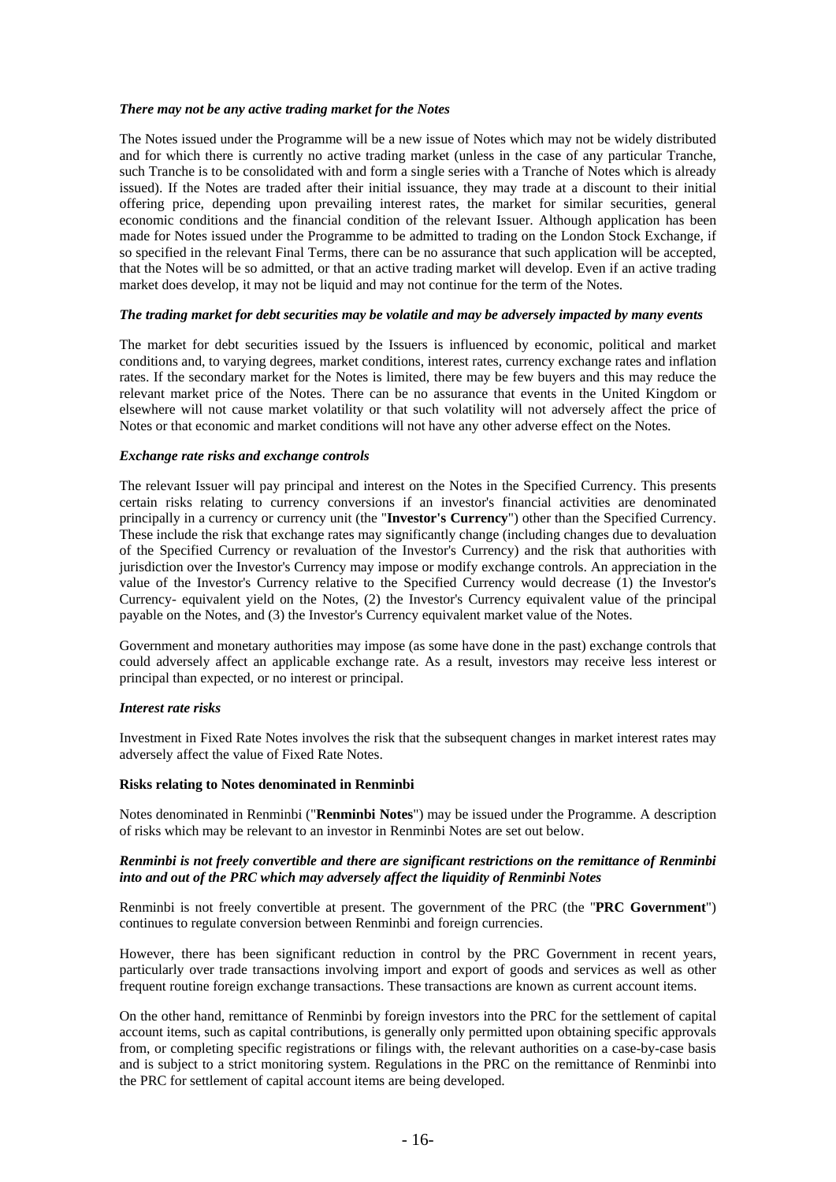*There may not be any active trading market for the Notes*

The Notes issued under the Programme will be a new issue of Notes which may not be widely distributed and for which there is currently no active trading market (unless in the case of any particular Tranche, such Tranche is to be consolidated with and form a single series with a Tranche of Notes which is already issued). If the Notes are traded after their initial issuance, they may trade at a discount to their initial offering price, depending upon prevailing interest rates, the market for similar securities, general economic conditions and the financial condition of the relevant Issuer. Although application has been made for Notes issued under the Programme to be admitted to trading on the London Stock Exchange, if so specified in the relevant Final Terms, there can be no assurance that such application will be accepted, that the Notes will be so admitted, or that an active trading market will develop. Even if an active trading market does develop, it may not be liquid and may not continue for the term of the Notes.

*The trading market for debt securities may be volatile and may be adversely impacted by many events*

The market for debt securities issued by the Issuers is influenced by economic, political and market conditions and, to varying degrees, market conditions, interest rates, currency exchange rates and inflation rates. If the secondary market for the Notes is limited, there may be few buyers and this may reduce the relevant market price of the Notes. There can be no assurance that events in the United Kingdom or elsewhere will not cause market volatility or that such volatility will not adversely affect the price of Notes or that economic and market conditions will not have any other adverse effect on the Notes.

*Exchange rate risks and exchange controls*

The relevant Issuer will pay principal and interest on the Notes in the Specified Currency. This presents certain risks relating to currency conversions if an investor's financial activities are denominated principally in a currency or currency unit (the "**Investor's Currency**") other than the Specified Currency. These include the risk that exchange rates may significantly change (including changes due to devaluation of the Specified Currency or revaluation of the Investor's Currency) and the risk that authorities with jurisdiction over the Investor's Currency may impose or modify exchange controls. An appreciation in the value of the Investor's Currency relative to the Specified Currency would decrease (1) the Investor's Currency- equivalent yield on the Notes, (2) the Investor's Currency equivalent value of the principal payable on the Notes, and (3) the Investor's Currency equivalent market value of the Notes.

Government and monetary authorities may impose (as some have done in the past) exchange controls that could adversely affect an applicable exchange rate. As a result, investors may receive less interest or principal than expected, or no interest or principal.

*Interest rate risks*

Investment in Fixed Rate Notes involves the risk that the subsequent changes in market interest rates may adversely affect the value of Fixed Rate Notes.

**Risks relating to Notes denominated in Renminbi**

Notes denominated in Renminbi ("**Renminbi Notes**") may be issued under the Programme. A description of risks which may be relevant to an investor in Renminbi Notes are set out below.

***Renminbi is not freely convertible and there are significant restrictions on the remittance of Renminbi into and out of the PRC which may adversely affect the liquidity of Renminbi Notes***

Renminbi is not freely convertible at present. The government of the PRC (the "**PRC Government**") continues to regulate conversion between Renminbi and foreign currencies.

However, there has been significant reduction in control by the PRC Government in recent years, particularly over trade transactions involving import and export of goods and services as well as other frequent routine foreign exchange transactions. These transactions are known as current account items.

On the other hand, remittance of Renminbi by foreign investors into the PRC for the settlement of capital account items, such as capital contributions, is generally only permitted upon obtaining specific approvals from, or completing specific registrations or filings with, the relevant authorities on a case-by-case basis and is subject to a strict monitoring system. Regulations in the PRC on the remittance of Renminbi into the PRC for settlement of capital account items are being developed.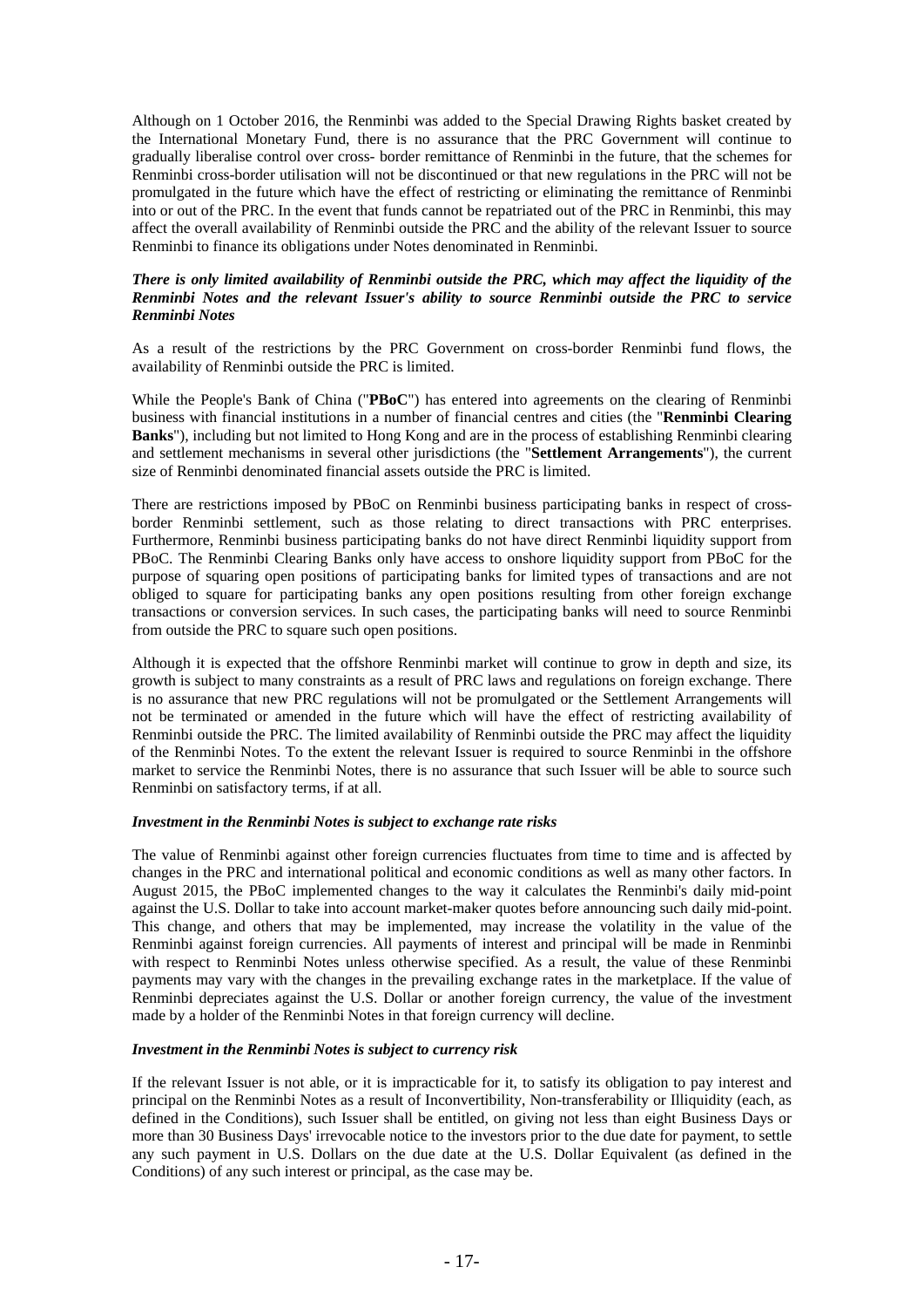Although on 1 October 2016, the Renminbi was added to the Special Drawing Rights basket created by the International Monetary Fund, there is no assurance that the PRC Government will continue to gradually liberalise control over cross- border remittance of Renminbi in the future, that the schemes for Renminbi cross-border utilisation will not be discontinued or that new regulations in the PRC will not be promulgated in the future which have the effect of restricting or eliminating the remittance of Renminbi into or out of the PRC. In the event that funds cannot be repatriated out of the PRC in Renminbi, this may affect the overall availability of Renminbi outside the PRC and the ability of the relevant Issuer to source Renminbi to finance its obligations under Notes denominated in Renminbi.

***There is only limited availability of Renminbi outside the PRC, which may affect the liquidity of the Renminbi Notes and the relevant Issuer's ability to source Renminbi outside the PRC to service Renminbi Notes***

As a result of the restrictions by the PRC Government on cross-border Renminbi fund flows, the availability of Renminbi outside the PRC is limited.

While the People's Bank of China ("**PBoC**") has entered into agreements on the clearing of Renminbi business with financial institutions in a number of financial centres and cities (the "**Renminbi Clearing Banks**"), including but not limited to Hong Kong and are in the process of establishing Renminbi clearing and settlement mechanisms in several other jurisdictions (the "**Settlement Arrangements**"), the current size of Renminbi denominated financial assets outside the PRC is limited.

There are restrictions imposed by PBoC on Renminbi business participating banks in respect of cross-border Renminbi settlement, such as those relating to direct transactions with PRC enterprises. Furthermore, Renminbi business participating banks do not have direct Renminbi liquidity support from PBoC. The Renminbi Clearing Banks only have access to onshore liquidity support from PBoC for the purpose of squaring open positions of participating banks for limited types of transactions and are not obliged to square for participating banks any open positions resulting from other foreign exchange transactions or conversion services. In such cases, the participating banks will need to source Renminbi from outside the PRC to square such open positions.

Although it is expected that the offshore Renminbi market will continue to grow in depth and size, its growth is subject to many constraints as a result of PRC laws and regulations on foreign exchange. There is no assurance that new PRC regulations will not be promulgated or the Settlement Arrangements will not be terminated or amended in the future which will have the effect of restricting availability of Renminbi outside the PRC. The limited availability of Renminbi outside the PRC may affect the liquidity of the Renminbi Notes. To the extent the relevant Issuer is required to source Renminbi in the offshore market to service the Renminbi Notes, there is no assurance that such Issuer will be able to source such Renminbi on satisfactory terms, if at all.

***Investment in the Renminbi Notes is subject to exchange rate risks***

The value of Renminbi against other foreign currencies fluctuates from time to time and is affected by changes in the PRC and international political and economic conditions as well as many other factors. In August 2015, the PBoC implemented changes to the way it calculates the Renminbi's daily mid-point against the U.S. Dollar to take into account market-maker quotes before announcing such daily mid-point. This change, and others that may be implemented, may increase the volatility in the value of the Renminbi against foreign currencies. All payments of interest and principal will be made in Renminbi with respect to Renminbi Notes unless otherwise specified. As a result, the value of these Renminbi payments may vary with the changes in the prevailing exchange rates in the marketplace. If the value of Renminbi depreciates against the U.S. Dollar or another foreign currency, the value of the investment made by a holder of the Renminbi Notes in that foreign currency will decline.

***Investment in the Renminbi Notes is subject to currency risk***

If the relevant Issuer is not able, or it is impracticable for it, to satisfy its obligation to pay interest and principal on the Renminbi Notes as a result of Inconvertibility, Non-transferability or Illiquidity (each, as defined in the Conditions), such Issuer shall be entitled, on giving not less than eight Business Days or more than 30 Business Days' irrevocable notice to the investors prior to the due date for payment, to settle any such payment in U.S. Dollars on the due date at the U.S. Dollar Equivalent (as defined in the Conditions) of any such interest or principal, as the case may be.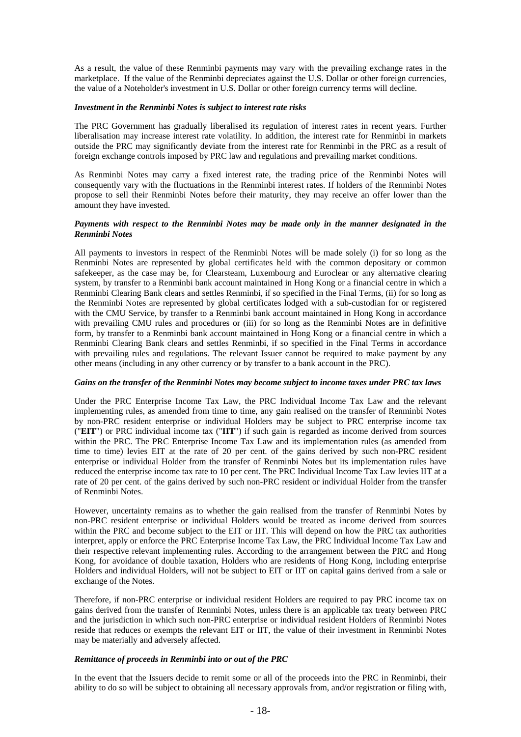As a result, the value of these Renminbi payments may vary with the prevailing exchange rates in the marketplace. If the value of the Renminbi depreciates against the U.S. Dollar or other foreign currencies, the value of a Noteholder's investment in U.S. Dollar or other foreign currency terms will decline.

***Investment in the Renminbi Notes is subject to interest rate risks***

The PRC Government has gradually liberalised its regulation of interest rates in recent years. Further liberalisation may increase interest rate volatility. In addition, the interest rate for Renminbi in markets outside the PRC may significantly deviate from the interest rate for Renminbi in the PRC as a result of foreign exchange controls imposed by PRC law and regulations and prevailing market conditions.

As Renminbi Notes may carry a fixed interest rate, the trading price of the Renminbi Notes will consequently vary with the fluctuations in the Renminbi interest rates. If holders of the Renminbi Notes propose to sell their Renminbi Notes before their maturity, they may receive an offer lower than the amount they have invested.

***Payments with respect to the Renminbi Notes may be made only in the manner designated in the Renminbi Notes***

All payments to investors in respect of the Renminbi Notes will be made solely (i) for so long as the Renminbi Notes are represented by global certificates held with the common depositary or common safekeeper, as the case may be, for Clearsteam, Luxembourg and Euroclear or any alternative clearing system, by transfer to a Renminbi bank account maintained in Hong Kong or a financial centre in which a Renminbi Clearing Bank clears and settles Renminbi, if so specified in the Final Terms, (ii) for so long as the Renminbi Notes are represented by global certificates lodged with a sub-custodian for or registered with the CMU Service, by transfer to a Renminbi bank account maintained in Hong Kong in accordance with prevailing CMU rules and procedures or (iii) for so long as the Renminbi Notes are in definitive form, by transfer to a Renminbi bank account maintained in Hong Kong or a financial centre in which a Renminbi Clearing Bank clears and settles Renminbi, if so specified in the Final Terms in accordance with prevailing rules and regulations. The relevant Issuer cannot be required to make payment by any other means (including in any other currency or by transfer to a bank account in the PRC).

***Gains on the transfer of the Renminbi Notes may become subject to income taxes under PRC tax laws***

Under the PRC Enterprise Income Tax Law, the PRC Individual Income Tax Law and the relevant implementing rules, as amended from time to time, any gain realised on the transfer of Renminbi Notes by non-PRC resident enterprise or individual Holders may be subject to PRC enterprise income tax ("**EIT**") or PRC individual income tax ("**IIT**") if such gain is regarded as income derived from sources within the PRC. The PRC Enterprise Income Tax Law and its implementation rules (as amended from time to time) levies EIT at the rate of 20 per cent. of the gains derived by such non-PRC resident enterprise or individual Holder from the transfer of Renminbi Notes but its implementation rules have reduced the enterprise income tax rate to 10 per cent. The PRC Individual Income Tax Law levies IIT at a rate of 20 per cent. of the gains derived by such non-PRC resident or individual Holder from the transfer of Renminbi Notes.

However, uncertainty remains as to whether the gain realised from the transfer of Renminbi Notes by non-PRC resident enterprise or individual Holders would be treated as income derived from sources within the PRC and become subject to the EIT or IIT. This will depend on how the PRC tax authorities interpret, apply or enforce the PRC Enterprise Income Tax Law, the PRC Individual Income Tax Law and their respective relevant implementing rules. According to the arrangement between the PRC and Hong Kong, for avoidance of double taxation, Holders who are residents of Hong Kong, including enterprise Holders and individual Holders, will not be subject to EIT or IIT on capital gains derived from a sale or exchange of the Notes.

Therefore, if non-PRC enterprise or individual resident Holders are required to pay PRC income tax on gains derived from the transfer of Renminbi Notes, unless there is an applicable tax treaty between PRC and the jurisdiction in which such non-PRC enterprise or individual resident Holders of Renminbi Notes reside that reduces or exempts the relevant EIT or IIT, the value of their investment in Renminbi Notes may be materially and adversely affected.

***Remittance of proceeds in Renminbi into or out of the PRC***

In the event that the Issuers decide to remit some or all of the proceeds into the PRC in Renminbi, their ability to do so will be subject to obtaining all necessary approvals from, and/or registration or filing with,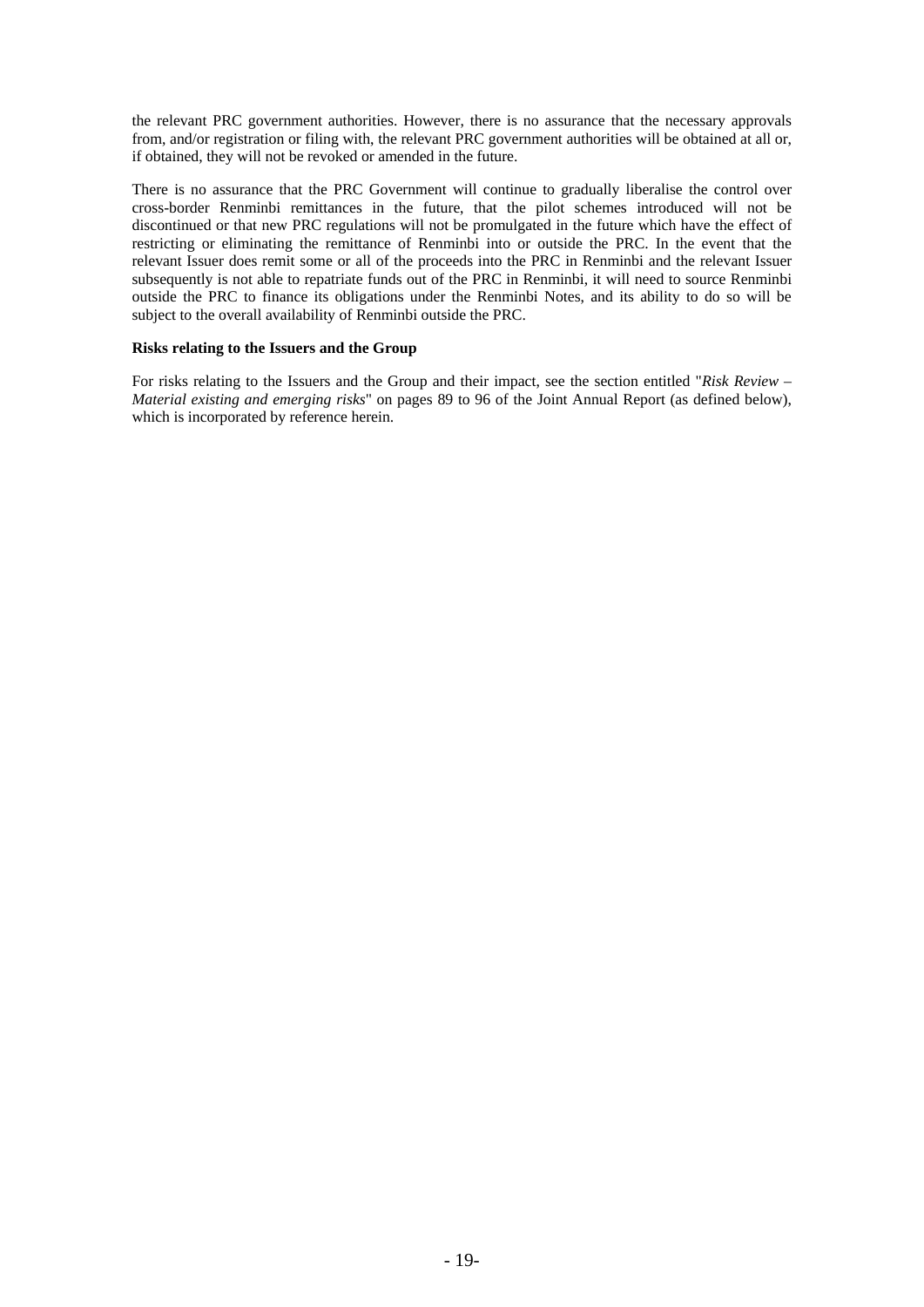the relevant PRC government authorities. However, there is no assurance that the necessary approvals from, and/or registration or filing with, the relevant PRC government authorities will be obtained at all or, if obtained, they will not be revoked or amended in the future.

There is no assurance that the PRC Government will continue to gradually liberalise the control over cross-border Renminbi remittances in the future, that the pilot schemes introduced will not be discontinued or that new PRC regulations will not be promulgated in the future which have the effect of restricting or eliminating the remittance of Renminbi into or outside the PRC. In the event that the relevant Issuer does remit some or all of the proceeds into the PRC in Renminbi and the relevant Issuer subsequently is not able to repatriate funds out of the PRC in Renminbi, it will need to source Renminbi outside the PRC to finance its obligations under the Renminbi Notes, and its ability to do so will be subject to the overall availability of Renminbi outside the PRC.

**Risks relating to the Issuers and the Group**

For risks relating to the Issuers and the Group and their impact, see the section entitled "*Risk Review – Material existing and emerging risks*" on pages 89 to 96 of the Joint Annual Report (as defined below), which is incorporated by reference herein.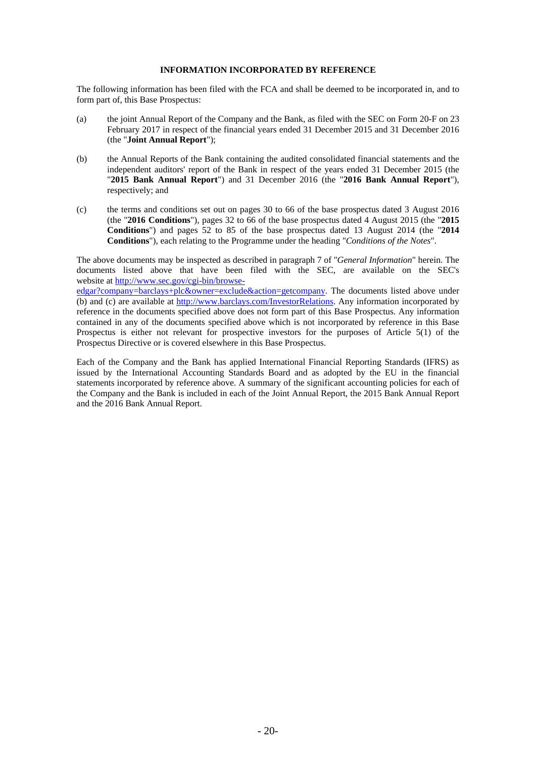## INFORMATION INCORPORATED BY REFERENCE

The following information has been filed with the FCA and shall be deemed to be incorporated in, and to form part of, this Base Prospectus:

(a) the joint Annual Report of the Company and the Bank, as filed with the SEC on Form 20-F on 23 February 2017 in respect of the financial years ended 31 December 2015 and 31 December 2016 (the "**Joint Annual Report**");

(b) the Annual Reports of the Bank containing the audited consolidated financial statements and the independent auditors' report of the Bank in respect of the years ended 31 December 2015 (the "**2015 Bank Annual Report**") and 31 December 2016 (the "**2016 Bank Annual Report**"), respectively; and

(c) the terms and conditions set out on pages 30 to 66 of the base prospectus dated 3 August 2016 (the "**2016 Conditions**"), pages 32 to 66 of the base prospectus dated 4 August 2015 (the "**2015 Conditions**") and pages 52 to 85 of the base prospectus dated 13 August 2014 (the "**2014 Conditions**"), each relating to the Programme under the heading "*Conditions of the Notes*".

The above documents may be inspected as described in paragraph 7 of "*General Information*" herein. The documents listed above that have been filed with the SEC, are available on the SEC's website at http://www.sec.gov/cgi-bin/browse-edgar?company=barclays+plc&owner=exclude&action=getcompany. The documents listed above under (b) and (c) are available at http://www.barclays.com/InvestorRelations. Any information incorporated by reference in the documents specified above does not form part of this Base Prospectus. Any information contained in any of the documents specified above which is not incorporated by reference in this Base Prospectus is either not relevant for prospective investors for the purposes of Article 5(1) of the Prospectus Directive or is covered elsewhere in this Base Prospectus.

Each of the Company and the Bank has applied International Financial Reporting Standards (IFRS) as issued by the International Accounting Standards Board and as adopted by the EU in the financial statements incorporated by reference above. A summary of the significant accounting policies for each of the Company and the Bank is included in each of the Joint Annual Report, the 2015 Bank Annual Report and the 2016 Bank Annual Report.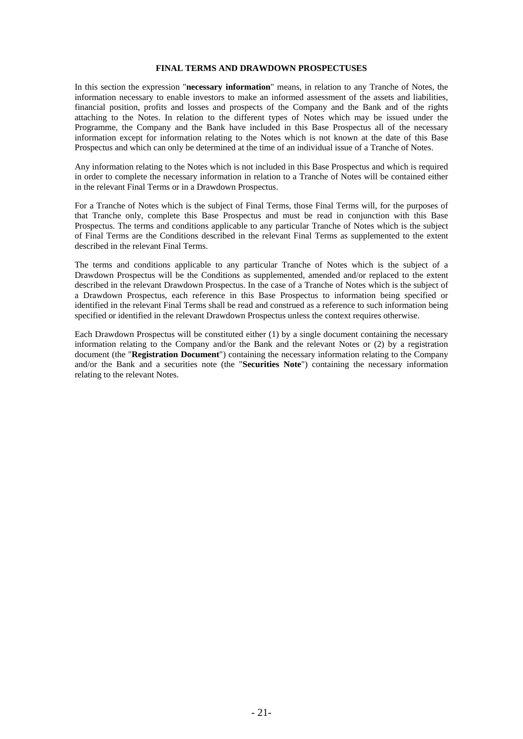## FINAL TERMS AND DRAWDOWN PROSPECTUSES

In this section the expression "**necessary information**" means, in relation to any Tranche of Notes, the information necessary to enable investors to make an informed assessment of the assets and liabilities, financial position, profits and losses and prospects of the Company and the Bank and of the rights attaching to the Notes. In relation to the different types of Notes which may be issued under the Programme, the Company and the Bank have included in this Base Prospectus all of the necessary information except for information relating to the Notes which is not known at the date of this Base Prospectus and which can only be determined at the time of an individual issue of a Tranche of Notes.

Any information relating to the Notes which is not included in this Base Prospectus and which is required in order to complete the necessary information in relation to a Tranche of Notes will be contained either in the relevant Final Terms or in a Drawdown Prospectus.

For a Tranche of Notes which is the subject of Final Terms, those Final Terms will, for the purposes of that Tranche only, complete this Base Prospectus and must be read in conjunction with this Base Prospectus. The terms and conditions applicable to any particular Tranche of Notes which is the subject of Final Terms are the Conditions described in the relevant Final Terms as supplemented to the extent described in the relevant Final Terms.

The terms and conditions applicable to any particular Tranche of Notes which is the subject of a Drawdown Prospectus will be the Conditions as supplemented, amended and/or replaced to the extent described in the relevant Drawdown Prospectus. In the case of a Tranche of Notes which is the subject of a Drawdown Prospectus, each reference in this Base Prospectus to information being specified or identified in the relevant Final Terms shall be read and construed as a reference to such information being specified or identified in the relevant Drawdown Prospectus unless the context requires otherwise.

Each Drawdown Prospectus will be constituted either (1) by a single document containing the necessary information relating to the Company and/or the Bank and the relevant Notes or (2) by a registration document (the "**Registration Document**") containing the necessary information relating to the Company and/or the Bank and a securities note (the "**Securities Note**") containing the necessary information relating to the relevant Notes.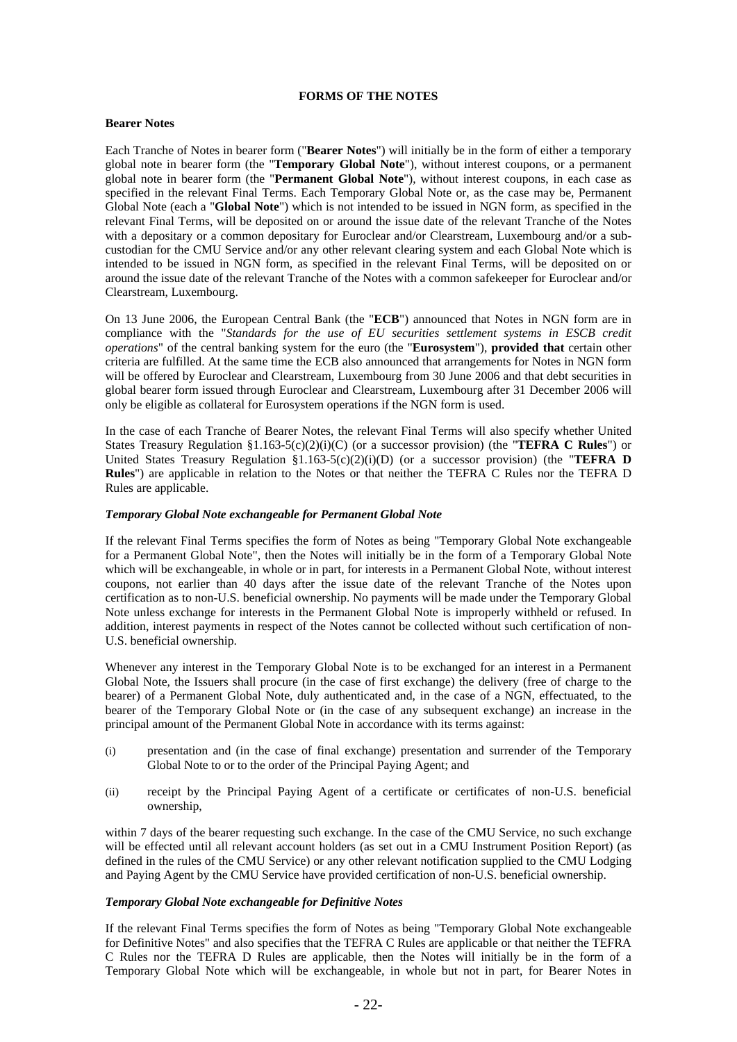## FORMS OF THE NOTES

### Bearer Notes

Each Tranche of Notes in bearer form ("**Bearer Notes**") will initially be in the form of either a temporary global note in bearer form (the "**Temporary Global Note**"), without interest coupons, or a permanent global note in bearer form (the "**Permanent Global Note**"), without interest coupons, in each case as specified in the relevant Final Terms. Each Temporary Global Note or, as the case may be, Permanent Global Note (each a "**Global Note**") which is not intended to be issued in NGN form, as specified in the relevant Final Terms, will be deposited on or around the issue date of the relevant Tranche of the Notes with a depositary or a common depositary for Euroclear and/or Clearstream, Luxembourg and/or a sub-custodian for the CMU Service and/or any other relevant clearing system and each Global Note which is intended to be issued in NGN form, as specified in the relevant Final Terms, will be deposited on or around the issue date of the relevant Tranche of the Notes with a common safekeeper for Euroclear and/or Clearstream, Luxembourg.

On 13 June 2006, the European Central Bank (the "**ECB**") announced that Notes in NGN form are in compliance with the "*Standards for the use of EU securities settlement systems in ESCB credit operations*" of the central banking system for the euro (the "**Eurosystem**"), **provided that** certain other criteria are fulfilled. At the same time the ECB also announced that arrangements for Notes in NGN form will be offered by Euroclear and Clearstream, Luxembourg from 30 June 2006 and that debt securities in global bearer form issued through Euroclear and Clearstream, Luxembourg after 31 December 2006 will only be eligible as collateral for Eurosystem operations if the NGN form is used.

In the case of each Tranche of Bearer Notes, the relevant Final Terms will also specify whether United States Treasury Regulation §1.163-5(c)(2)(i)(C) (or a successor provision) (the "**TEFRA C Rules**") or United States Treasury Regulation §1.163-5(c)(2)(i)(D) (or a successor provision) (the "**TEFRA D Rules**") are applicable in relation to the Notes or that neither the TEFRA C Rules nor the TEFRA D Rules are applicable.

#### *Temporary Global Note exchangeable for Permanent Global Note*

If the relevant Final Terms specifies the form of Notes as being "Temporary Global Note exchangeable for a Permanent Global Note", then the Notes will initially be in the form of a Temporary Global Note which will be exchangeable, in whole or in part, for interests in a Permanent Global Note, without interest coupons, not earlier than 40 days after the issue date of the relevant Tranche of the Notes upon certification as to non-U.S. beneficial ownership. No payments will be made under the Temporary Global Note unless exchange for interests in the Permanent Global Note is improperly withheld or refused. In addition, interest payments in respect of the Notes cannot be collected without such certification of non-U.S. beneficial ownership.

Whenever any interest in the Temporary Global Note is to be exchanged for an interest in a Permanent Global Note, the Issuers shall procure (in the case of first exchange) the delivery (free of charge to the bearer) of a Permanent Global Note, duly authenticated and, in the case of a NGN, effectuated, to the bearer of the Temporary Global Note or (in the case of any subsequent exchange) an increase in the principal amount of the Permanent Global Note in accordance with its terms against:

(i) presentation and (in the case of final exchange) presentation and surrender of the Temporary Global Note to or to the order of the Principal Paying Agent; and

(ii) receipt by the Principal Paying Agent of a certificate or certificates of non-U.S. beneficial ownership,

within 7 days of the bearer requesting such exchange. In the case of the CMU Service, no such exchange will be effected until all relevant account holders (as set out in a CMU Instrument Position Report) (as defined in the rules of the CMU Service) or any other relevant notification supplied to the CMU Lodging and Paying Agent by the CMU Service have provided certification of non-U.S. beneficial ownership.

#### *Temporary Global Note exchangeable for Definitive Notes*

If the relevant Final Terms specifies the form of Notes as being "Temporary Global Note exchangeable for Definitive Notes" and also specifies that the TEFRA C Rules are applicable or that neither the TEFRA C Rules nor the TEFRA D Rules are applicable, then the Notes will initially be in the form of a Temporary Global Note which will be exchangeable, in whole but not in part, for Bearer Notes in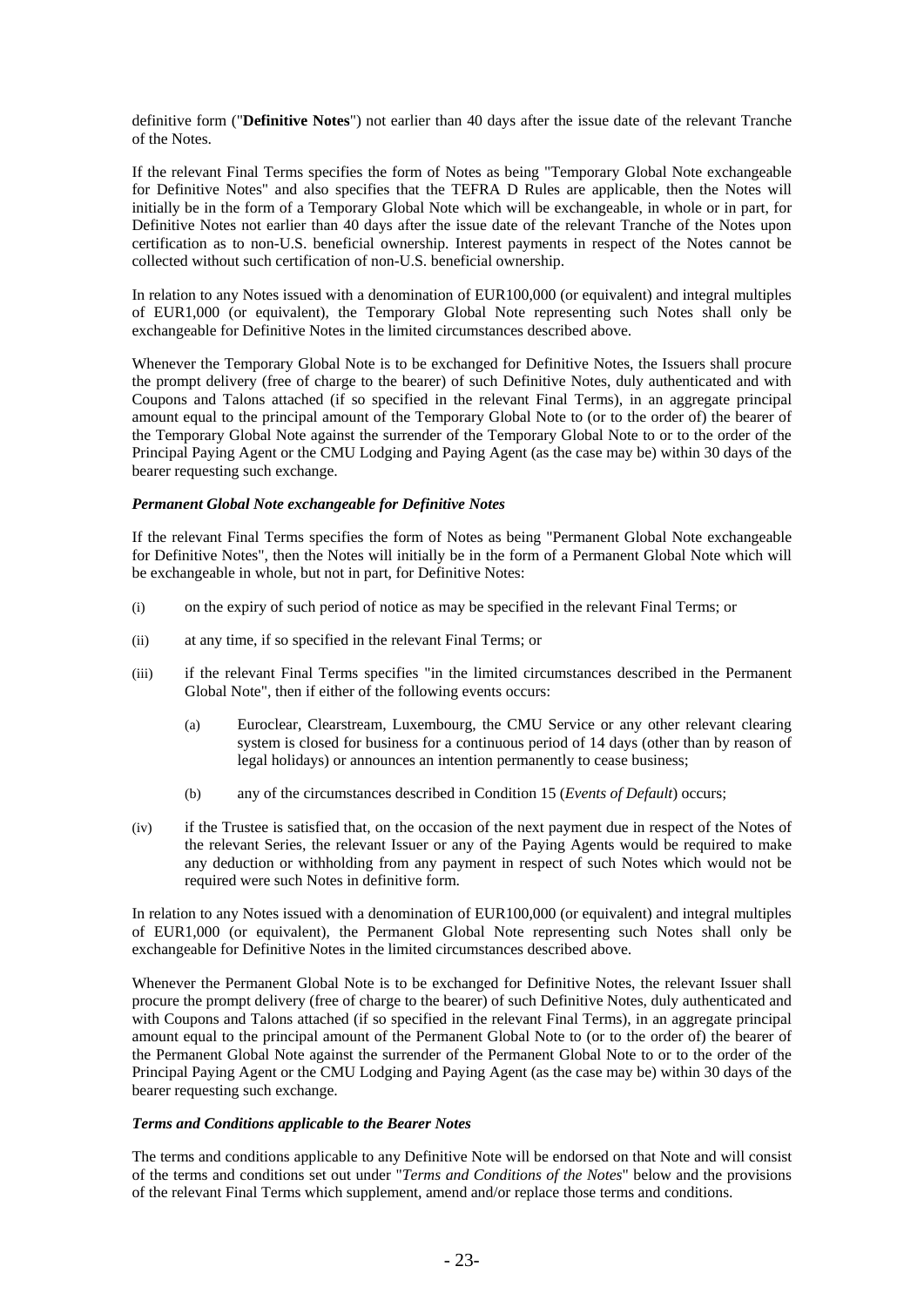definitive form ("**Definitive Notes**") not earlier than 40 days after the issue date of the relevant Tranche of the Notes.

If the relevant Final Terms specifies the form of Notes as being "Temporary Global Note exchangeable for Definitive Notes" and also specifies that the TEFRA D Rules are applicable, then the Notes will initially be in the form of a Temporary Global Note which will be exchangeable, in whole or in part, for Definitive Notes not earlier than 40 days after the issue date of the relevant Tranche of the Notes upon certification as to non-U.S. beneficial ownership. Interest payments in respect of the Notes cannot be collected without such certification of non-U.S. beneficial ownership.

In relation to any Notes issued with a denomination of EUR100,000 (or equivalent) and integral multiples of EUR1,000 (or equivalent), the Temporary Global Note representing such Notes shall only be exchangeable for Definitive Notes in the limited circumstances described above.

Whenever the Temporary Global Note is to be exchanged for Definitive Notes, the Issuers shall procure the prompt delivery (free of charge to the bearer) of such Definitive Notes, duly authenticated and with Coupons and Talons attached (if so specified in the relevant Final Terms), in an aggregate principal amount equal to the principal amount of the Temporary Global Note to (or to the order of) the bearer of the Temporary Global Note against the surrender of the Temporary Global Note to or to the order of the Principal Paying Agent or the CMU Lodging and Paying Agent (as the case may be) within 30 days of the bearer requesting such exchange.

***Permanent Global Note exchangeable for Definitive Notes***

If the relevant Final Terms specifies the form of Notes as being "Permanent Global Note exchangeable for Definitive Notes", then the Notes will initially be in the form of a Permanent Global Note which will be exchangeable in whole, but not in part, for Definitive Notes:

(i) on the expiry of such period of notice as may be specified in the relevant Final Terms; or

(ii) at any time, if so specified in the relevant Final Terms; or

(iii) if the relevant Final Terms specifies "in the limited circumstances described in the Permanent Global Note", then if either of the following events occurs:

   (a) Euroclear, Clearstream, Luxembourg, the CMU Service or any other relevant clearing system is closed for business for a continuous period of 14 days (other than by reason of legal holidays) or announces an intention permanently to cease business;

   (b) any of the circumstances described in Condition 15 (*Events of Default*) occurs;

(iv) if the Trustee is satisfied that, on the occasion of the next payment due in respect of the Notes of the relevant Series, the relevant Issuer or any of the Paying Agents would be required to make any deduction or withholding from any payment in respect of such Notes which would not be required were such Notes in definitive form.

In relation to any Notes issued with a denomination of EUR100,000 (or equivalent) and integral multiples of EUR1,000 (or equivalent), the Permanent Global Note representing such Notes shall only be exchangeable for Definitive Notes in the limited circumstances described above.

Whenever the Permanent Global Note is to be exchanged for Definitive Notes, the relevant Issuer shall procure the prompt delivery (free of charge to the bearer) of such Definitive Notes, duly authenticated and with Coupons and Talons attached (if so specified in the relevant Final Terms), in an aggregate principal amount equal to the principal amount of the Permanent Global Note to (or to the order of) the bearer of the Permanent Global Note against the surrender of the Permanent Global Note to or to the order of the Principal Paying Agent or the CMU Lodging and Paying Agent (as the case may be) within 30 days of the bearer requesting such exchange.

***Terms and Conditions applicable to the Bearer Notes***

The terms and conditions applicable to any Definitive Note will be endorsed on that Note and will consist of the terms and conditions set out under "*Terms and Conditions of the Notes*" below and the provisions of the relevant Final Terms which supplement, amend and/or replace those terms and conditions.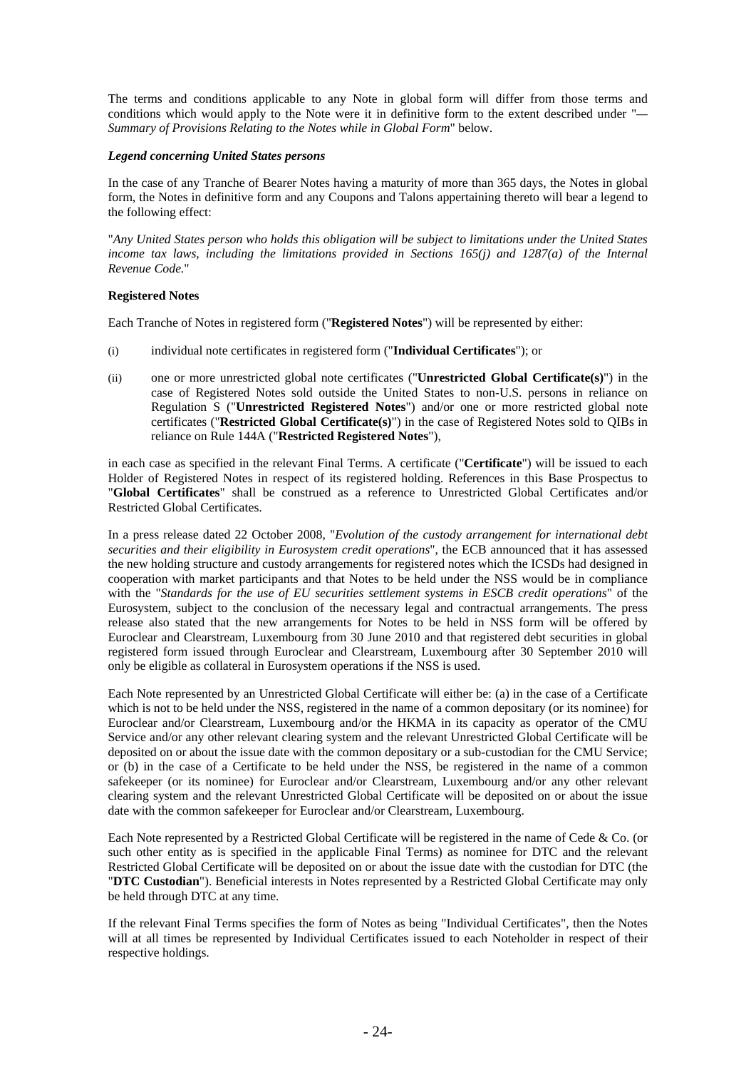The terms and conditions applicable to any Note in global form will differ from those terms and conditions which would apply to the Note were it in definitive form to the extent described under "*— Summary of Provisions Relating to the Notes while in Global Form*" below.

***Legend concerning United States persons***

In the case of any Tranche of Bearer Notes having a maturity of more than 365 days, the Notes in global form, the Notes in definitive form and any Coupons and Talons appertaining thereto will bear a legend to the following effect:

"*Any United States person who holds this obligation will be subject to limitations under the United States income tax laws, including the limitations provided in Sections 165(j) and 1287(a) of the Internal Revenue Code.*"

**Registered Notes**

Each Tranche of Notes in registered form ("**Registered Notes**") will be represented by either:

(i) individual note certificates in registered form ("**Individual Certificates**"); or

(ii) one or more unrestricted global note certificates ("**Unrestricted Global Certificate(s)**") in the case of Registered Notes sold outside the United States to non-U.S. persons in reliance on Regulation S ("**Unrestricted Registered Notes**") and/or one or more restricted global note certificates ("**Restricted Global Certificate(s)**") in the case of Registered Notes sold to QIBs in reliance on Rule 144A ("**Restricted Registered Notes**"),

in each case as specified in the relevant Final Terms. A certificate ("**Certificate**") will be issued to each Holder of Registered Notes in respect of its registered holding. References in this Base Prospectus to "**Global Certificates**" shall be construed as a reference to Unrestricted Global Certificates and/or Restricted Global Certificates.

In a press release dated 22 October 2008, "*Evolution of the custody arrangement for international debt securities and their eligibility in Eurosystem credit operations*", the ECB announced that it has assessed the new holding structure and custody arrangements for registered notes which the ICSDs had designed in cooperation with market participants and that Notes to be held under the NSS would be in compliance with the "*Standards for the use of EU securities settlement systems in ESCB credit operations*" of the Eurosystem, subject to the conclusion of the necessary legal and contractual arrangements. The press release also stated that the new arrangements for Notes to be held in NSS form will be offered by Euroclear and Clearstream, Luxembourg from 30 June 2010 and that registered debt securities in global registered form issued through Euroclear and Clearstream, Luxembourg after 30 September 2010 will only be eligible as collateral in Eurosystem operations if the NSS is used.

Each Note represented by an Unrestricted Global Certificate will either be: (a) in the case of a Certificate which is not to be held under the NSS, registered in the name of a common depositary (or its nominee) for Euroclear and/or Clearstream, Luxembourg and/or the HKMA in its capacity as operator of the CMU Service and/or any other relevant clearing system and the relevant Unrestricted Global Certificate will be deposited on or about the issue date with the common depositary or a sub-custodian for the CMU Service; or (b) in the case of a Certificate to be held under the NSS, be registered in the name of a common safekeeper (or its nominee) for Euroclear and/or Clearstream, Luxembourg and/or any other relevant clearing system and the relevant Unrestricted Global Certificate will be deposited on or about the issue date with the common safekeeper for Euroclear and/or Clearstream, Luxembourg.

Each Note represented by a Restricted Global Certificate will be registered in the name of Cede & Co. (or such other entity as is specified in the applicable Final Terms) as nominee for DTC and the relevant Restricted Global Certificate will be deposited on or about the issue date with the custodian for DTC (the "**DTC Custodian**"). Beneficial interests in Notes represented by a Restricted Global Certificate may only be held through DTC at any time.

If the relevant Final Terms specifies the form of Notes as being "Individual Certificates", then the Notes will at all times be represented by Individual Certificates issued to each Noteholder in respect of their respective holdings.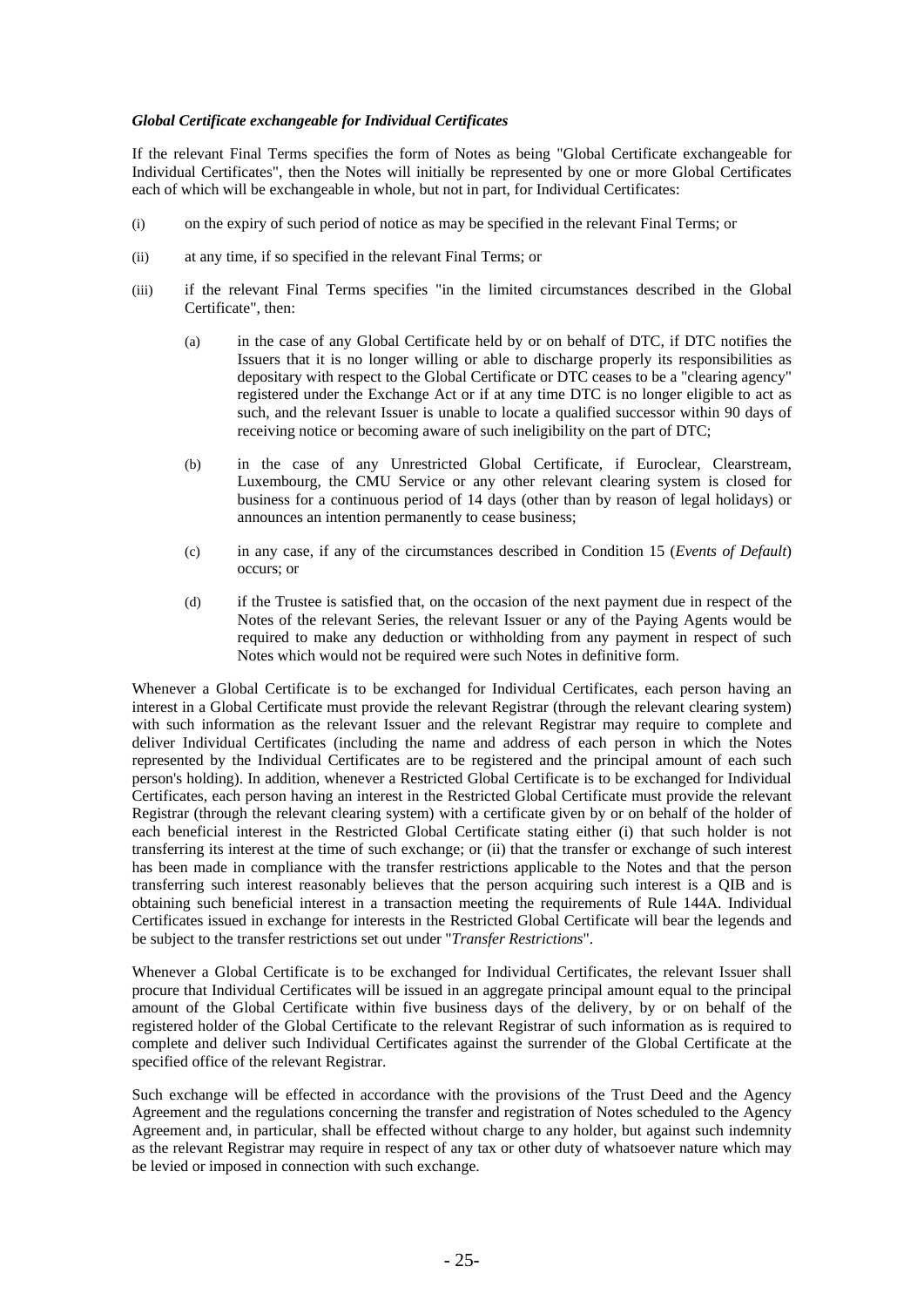***Global Certificate exchangeable for Individual Certificates***

If the relevant Final Terms specifies the form of Notes as being "Global Certificate exchangeable for Individual Certificates", then the Notes will initially be represented by one or more Global Certificates each of which will be exchangeable in whole, but not in part, for Individual Certificates:

(i) on the expiry of such period of notice as may be specified in the relevant Final Terms; or

(ii) at any time, if so specified in the relevant Final Terms; or

(iii) if the relevant Final Terms specifies "in the limited circumstances described in the Global Certificate", then:

   (a) in the case of any Global Certificate held by or on behalf of DTC, if DTC notifies the Issuers that it is no longer willing or able to discharge properly its responsibilities as depositary with respect to the Global Certificate or DTC ceases to be a "clearing agency" registered under the Exchange Act or if at any time DTC is no longer eligible to act as such, and the relevant Issuer is unable to locate a qualified successor within 90 days of receiving notice or becoming aware of such ineligibility on the part of DTC;

   (b) in the case of any Unrestricted Global Certificate, if Euroclear, Clearstream, Luxembourg, the CMU Service or any other relevant clearing system is closed for business for a continuous period of 14 days (other than by reason of legal holidays) or announces an intention permanently to cease business;

   (c) in any case, if any of the circumstances described in Condition 15 (*Events of Default*) occurs; or

   (d) if the Trustee is satisfied that, on the occasion of the next payment due in respect of the Notes of the relevant Series, the relevant Issuer or any of the Paying Agents would be required to make any deduction or withholding from any payment in respect of such Notes which would not be required were such Notes in definitive form.

Whenever a Global Certificate is to be exchanged for Individual Certificates, each person having an interest in a Global Certificate must provide the relevant Registrar (through the relevant clearing system) with such information as the relevant Issuer and the relevant Registrar may require to complete and deliver Individual Certificates (including the name and address of each person in which the Notes represented by the Individual Certificates are to be registered and the principal amount of each such person's holding). In addition, whenever a Restricted Global Certificate is to be exchanged for Individual Certificates, each person having an interest in the Restricted Global Certificate must provide the relevant Registrar (through the relevant clearing system) with a certificate given by or on behalf of the holder of each beneficial interest in the Restricted Global Certificate stating either (i) that such holder is not transferring its interest at the time of such exchange; or (ii) that the transfer or exchange of such interest has been made in compliance with the transfer restrictions applicable to the Notes and that the person transferring such interest reasonably believes that the person acquiring such interest is a QIB and is obtaining such beneficial interest in a transaction meeting the requirements of Rule 144A. Individual Certificates issued in exchange for interests in the Restricted Global Certificate will bear the legends and be subject to the transfer restrictions set out under "*Transfer Restrictions*".

Whenever a Global Certificate is to be exchanged for Individual Certificates, the relevant Issuer shall procure that Individual Certificates will be issued in an aggregate principal amount equal to the principal amount of the Global Certificate within five business days of the delivery, by or on behalf of the registered holder of the Global Certificate to the relevant Registrar of such information as is required to complete and deliver such Individual Certificates against the surrender of the Global Certificate at the specified office of the relevant Registrar.

Such exchange will be effected in accordance with the provisions of the Trust Deed and the Agency Agreement and the regulations concerning the transfer and registration of Notes scheduled to the Agency Agreement and, in particular, shall be effected without charge to any holder, but against such indemnity as the relevant Registrar may require in respect of any tax or other duty of whatsoever nature which may be levied or imposed in connection with such exchange.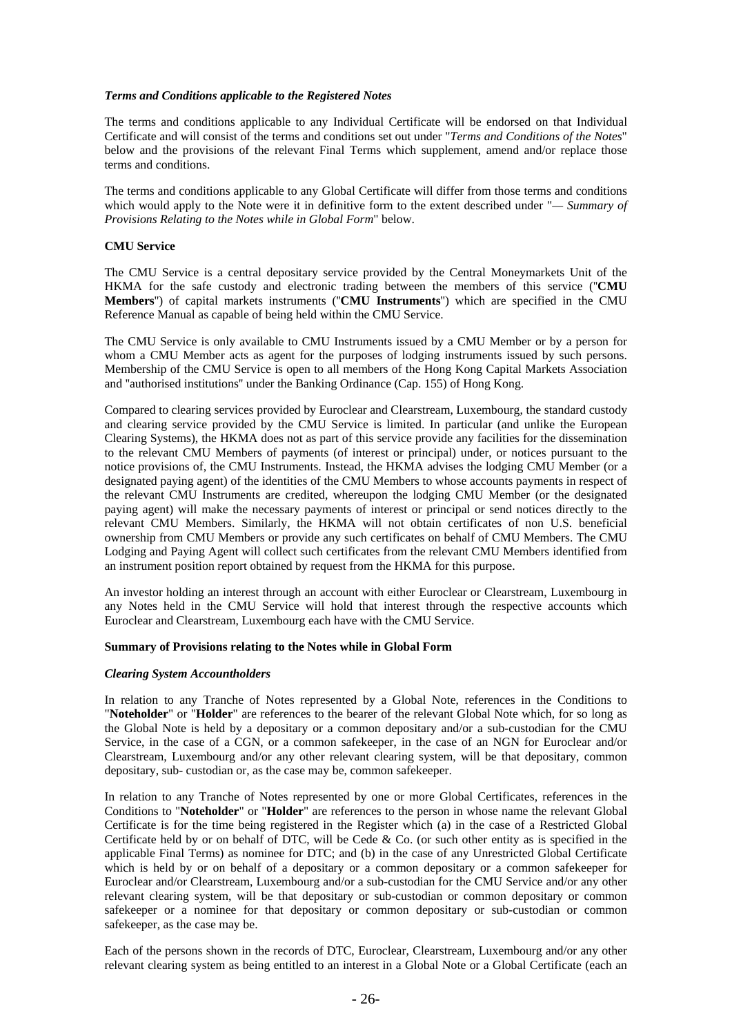### *Terms and Conditions applicable to the Registered Notes*

The terms and conditions applicable to any Individual Certificate will be endorsed on that Individual Certificate and will consist of the terms and conditions set out under "*Terms and Conditions of the Notes*" below and the provisions of the relevant Final Terms which supplement, amend and/or replace those terms and conditions.

The terms and conditions applicable to any Global Certificate will differ from those terms and conditions which would apply to the Note were it in definitive form to the extent described under "*— Summary of Provisions Relating to the Notes while in Global Form*" below.

## CMU Service

The CMU Service is a central depositary service provided by the Central Moneymarkets Unit of the HKMA for the safe custody and electronic trading between the members of this service ("**CMU Members**") of capital markets instruments ("**CMU Instruments**") which are specified in the CMU Reference Manual as capable of being held within the CMU Service.

The CMU Service is only available to CMU Instruments issued by a CMU Member or by a person for whom a CMU Member acts as agent for the purposes of lodging instruments issued by such persons. Membership of the CMU Service is open to all members of the Hong Kong Capital Markets Association and "authorised institutions" under the Banking Ordinance (Cap. 155) of Hong Kong.

Compared to clearing services provided by Euroclear and Clearstream, Luxembourg, the standard custody and clearing service provided by the CMU Service is limited. In particular (and unlike the European Clearing Systems), the HKMA does not as part of this service provide any facilities for the dissemination to the relevant CMU Members of payments (of interest or principal) under, or notices pursuant to the notice provisions of, the CMU Instruments. Instead, the HKMA advises the lodging CMU Member (or a designated paying agent) of the identities of the CMU Members to whose accounts payments in respect of the relevant CMU Instruments are credited, whereupon the lodging CMU Member (or the designated paying agent) will make the necessary payments of interest or principal or send notices directly to the relevant CMU Members. Similarly, the HKMA will not obtain certificates of non U.S. beneficial ownership from CMU Members or provide any such certificates on behalf of CMU Members. The CMU Lodging and Paying Agent will collect such certificates from the relevant CMU Members identified from an instrument position report obtained by request from the HKMA for this purpose.

An investor holding an interest through an account with either Euroclear or Clearstream, Luxembourg in any Notes held in the CMU Service will hold that interest through the respective accounts which Euroclear and Clearstream, Luxembourg each have with the CMU Service.

## Summary of Provisions relating to the Notes while in Global Form

### *Clearing System Accountholders*

In relation to any Tranche of Notes represented by a Global Note, references in the Conditions to "**Noteholder**" or "**Holder**" are references to the bearer of the relevant Global Note which, for so long as the Global Note is held by a depositary or a common depositary and/or a sub-custodian for the CMU Service, in the case of a CGN, or a common safekeeper, in the case of an NGN for Euroclear and/or Clearstream, Luxembourg and/or any other relevant clearing system, will be that depositary, common depositary, sub- custodian or, as the case may be, common safekeeper.

In relation to any Tranche of Notes represented by one or more Global Certificates, references in the Conditions to "**Noteholder**" or "**Holder**" are references to the person in whose name the relevant Global Certificate is for the time being registered in the Register which (a) in the case of a Restricted Global Certificate held by or on behalf of DTC, will be Cede & Co. (or such other entity as is specified in the applicable Final Terms) as nominee for DTC; and (b) in the case of any Unrestricted Global Certificate which is held by or on behalf of a depositary or a common depositary or a common safekeeper for Euroclear and/or Clearstream, Luxembourg and/or a sub-custodian for the CMU Service and/or any other relevant clearing system, will be that depositary or sub-custodian or common depositary or common safekeeper or a nominee for that depositary or common depositary or sub-custodian or common safekeeper, as the case may be.

Each of the persons shown in the records of DTC, Euroclear, Clearstream, Luxembourg and/or any other relevant clearing system as being entitled to an interest in a Global Note or a Global Certificate (each an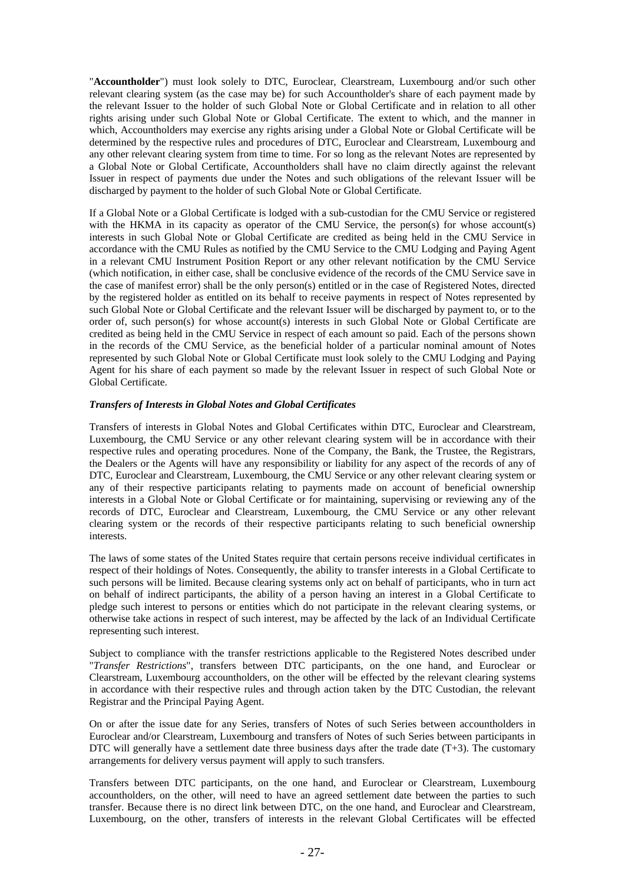"**Accountholder**") must look solely to DTC, Euroclear, Clearstream, Luxembourg and/or such other relevant clearing system (as the case may be) for such Accountholder's share of each payment made by the relevant Issuer to the holder of such Global Note or Global Certificate and in relation to all other rights arising under such Global Note or Global Certificate. The extent to which, and the manner in which, Accountholders may exercise any rights arising under a Global Note or Global Certificate will be determined by the respective rules and procedures of DTC, Euroclear and Clearstream, Luxembourg and any other relevant clearing system from time to time. For so long as the relevant Notes are represented by a Global Note or Global Certificate, Accountholders shall have no claim directly against the relevant Issuer in respect of payments due under the Notes and such obligations of the relevant Issuer will be discharged by payment to the holder of such Global Note or Global Certificate.

If a Global Note or a Global Certificate is lodged with a sub-custodian for the CMU Service or registered with the HKMA in its capacity as operator of the CMU Service, the person(s) for whose account(s) interests in such Global Note or Global Certificate are credited as being held in the CMU Service in accordance with the CMU Rules as notified by the CMU Service to the CMU Lodging and Paying Agent in a relevant CMU Instrument Position Report or any other relevant notification by the CMU Service (which notification, in either case, shall be conclusive evidence of the records of the CMU Service save in the case of manifest error) shall be the only person(s) entitled or in the case of Registered Notes, directed by the registered holder as entitled on its behalf to receive payments in respect of Notes represented by such Global Note or Global Certificate and the relevant Issuer will be discharged by payment to, or to the order of, such person(s) for whose account(s) interests in such Global Note or Global Certificate are credited as being held in the CMU Service in respect of each amount so paid. Each of the persons shown in the records of the CMU Service, as the beneficial holder of a particular nominal amount of Notes represented by such Global Note or Global Certificate must look solely to the CMU Lodging and Paying Agent for his share of each payment so made by the relevant Issuer in respect of such Global Note or Global Certificate.

### *Transfers of Interests in Global Notes and Global Certificates*

Transfers of interests in Global Notes and Global Certificates within DTC, Euroclear and Clearstream, Luxembourg, the CMU Service or any other relevant clearing system will be in accordance with their respective rules and operating procedures. None of the Company, the Bank, the Trustee, the Registrars, the Dealers or the Agents will have any responsibility or liability for any aspect of the records of any of DTC, Euroclear and Clearstream, Luxembourg, the CMU Service or any other relevant clearing system or any of their respective participants relating to payments made on account of beneficial ownership interests in a Global Note or Global Certificate or for maintaining, supervising or reviewing any of the records of DTC, Euroclear and Clearstream, Luxembourg, the CMU Service or any other relevant clearing system or the records of their respective participants relating to such beneficial ownership interests.

The laws of some states of the United States require that certain persons receive individual certificates in respect of their holdings of Notes. Consequently, the ability to transfer interests in a Global Certificate to such persons will be limited. Because clearing systems only act on behalf of participants, who in turn act on behalf of indirect participants, the ability of a person having an interest in a Global Certificate to pledge such interest to persons or entities which do not participate in the relevant clearing systems, or otherwise take actions in respect of such interest, may be affected by the lack of an Individual Certificate representing such interest.

Subject to compliance with the transfer restrictions applicable to the Registered Notes described under "*Transfer Restrictions*", transfers between DTC participants, on the one hand, and Euroclear or Clearstream, Luxembourg accountholders, on the other will be effected by the relevant clearing systems in accordance with their respective rules and through action taken by the DTC Custodian, the relevant Registrar and the Principal Paying Agent.

On or after the issue date for any Series, transfers of Notes of such Series between accountholders in Euroclear and/or Clearstream, Luxembourg and transfers of Notes of such Series between participants in DTC will generally have a settlement date three business days after the trade date (T+3). The customary arrangements for delivery versus payment will apply to such transfers.

Transfers between DTC participants, on the one hand, and Euroclear or Clearstream, Luxembourg accountholders, on the other, will need to have an agreed settlement date between the parties to such transfer. Because there is no direct link between DTC, on the one hand, and Euroclear and Clearstream, Luxembourg, on the other, transfers of interests in the relevant Global Certificates will be effected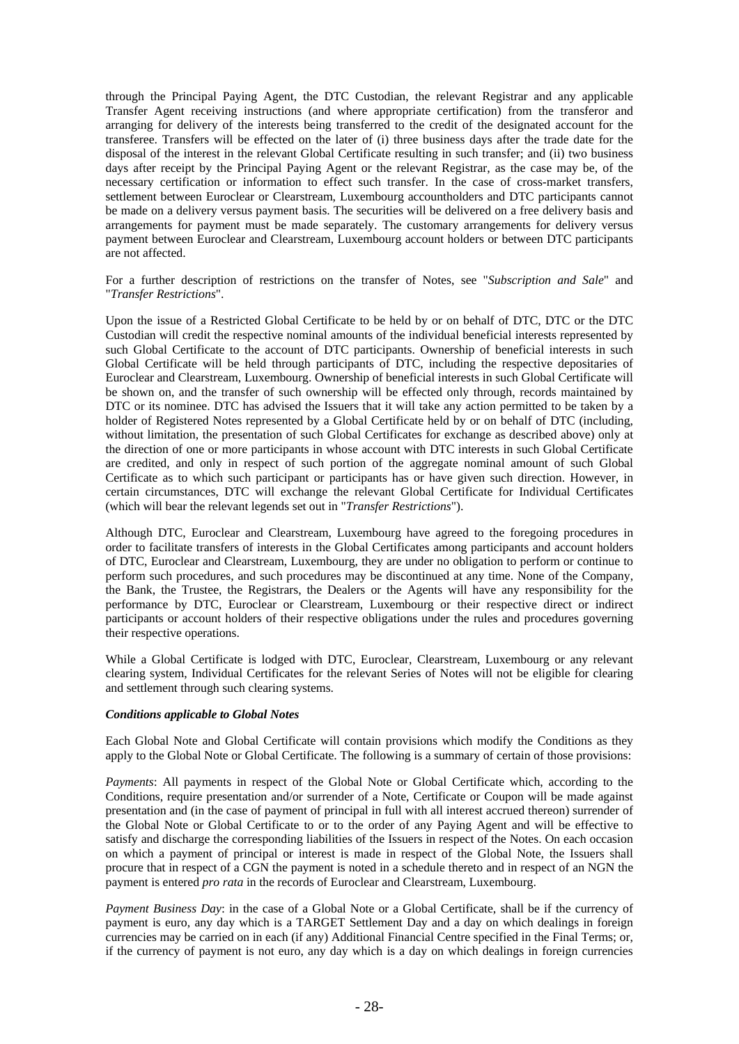through the Principal Paying Agent, the DTC Custodian, the relevant Registrar and any applicable Transfer Agent receiving instructions (and where appropriate certification) from the transferor and arranging for delivery of the interests being transferred to the credit of the designated account for the transferee. Transfers will be effected on the later of (i) three business days after the trade date for the disposal of the interest in the relevant Global Certificate resulting in such transfer; and (ii) two business days after receipt by the Principal Paying Agent or the relevant Registrar, as the case may be, of the necessary certification or information to effect such transfer. In the case of cross-market transfers, settlement between Euroclear or Clearstream, Luxembourg accountholders and DTC participants cannot be made on a delivery versus payment basis. The securities will be delivered on a free delivery basis and arrangements for payment must be made separately. The customary arrangements for delivery versus payment between Euroclear and Clearstream, Luxembourg account holders or between DTC participants are not affected.

For a further description of restrictions on the transfer of Notes, see "*Subscription and Sale*" and "*Transfer Restrictions*".

Upon the issue of a Restricted Global Certificate to be held by or on behalf of DTC, DTC or the DTC Custodian will credit the respective nominal amounts of the individual beneficial interests represented by such Global Certificate to the account of DTC participants. Ownership of beneficial interests in such Global Certificate will be held through participants of DTC, including the respective depositaries of Euroclear and Clearstream, Luxembourg. Ownership of beneficial interests in such Global Certificate will be shown on, and the transfer of such ownership will be effected only through, records maintained by DTC or its nominee. DTC has advised the Issuers that it will take any action permitted to be taken by a holder of Registered Notes represented by a Global Certificate held by or on behalf of DTC (including, without limitation, the presentation of such Global Certificates for exchange as described above) only at the direction of one or more participants in whose account with DTC interests in such Global Certificate are credited, and only in respect of such portion of the aggregate nominal amount of such Global Certificate as to which such participant or participants has or have given such direction. However, in certain circumstances, DTC will exchange the relevant Global Certificate for Individual Certificates (which will bear the relevant legends set out in "*Transfer Restrictions*").

Although DTC, Euroclear and Clearstream, Luxembourg have agreed to the foregoing procedures in order to facilitate transfers of interests in the Global Certificates among participants and account holders of DTC, Euroclear and Clearstream, Luxembourg, they are under no obligation to perform or continue to perform such procedures, and such procedures may be discontinued at any time. None of the Company, the Bank, the Trustee, the Registrars, the Dealers or the Agents will have any responsibility for the performance by DTC, Euroclear or Clearstream, Luxembourg or their respective direct or indirect participants or account holders of their respective obligations under the rules and procedures governing their respective operations.

While a Global Certificate is lodged with DTC, Euroclear, Clearstream, Luxembourg or any relevant clearing system, Individual Certificates for the relevant Series of Notes will not be eligible for clearing and settlement through such clearing systems.

***Conditions applicable to Global Notes***

Each Global Note and Global Certificate will contain provisions which modify the Conditions as they apply to the Global Note or Global Certificate. The following is a summary of certain of those provisions:

*Payments*: All payments in respect of the Global Note or Global Certificate which, according to the Conditions, require presentation and/or surrender of a Note, Certificate or Coupon will be made against presentation and (in the case of payment of principal in full with all interest accrued thereon) surrender of the Global Note or Global Certificate to or to the order of any Paying Agent and will be effective to satisfy and discharge the corresponding liabilities of the Issuers in respect of the Notes. On each occasion on which a payment of principal or interest is made in respect of the Global Note, the Issuers shall procure that in respect of a CGN the payment is noted in a schedule thereto and in respect of an NGN the payment is entered *pro rata* in the records of Euroclear and Clearstream, Luxembourg.

*Payment Business Day*: in the case of a Global Note or a Global Certificate, shall be if the currency of payment is euro, any day which is a TARGET Settlement Day and a day on which dealings in foreign currencies may be carried on in each (if any) Additional Financial Centre specified in the Final Terms; or, if the currency of payment is not euro, any day which is a day on which dealings in foreign currencies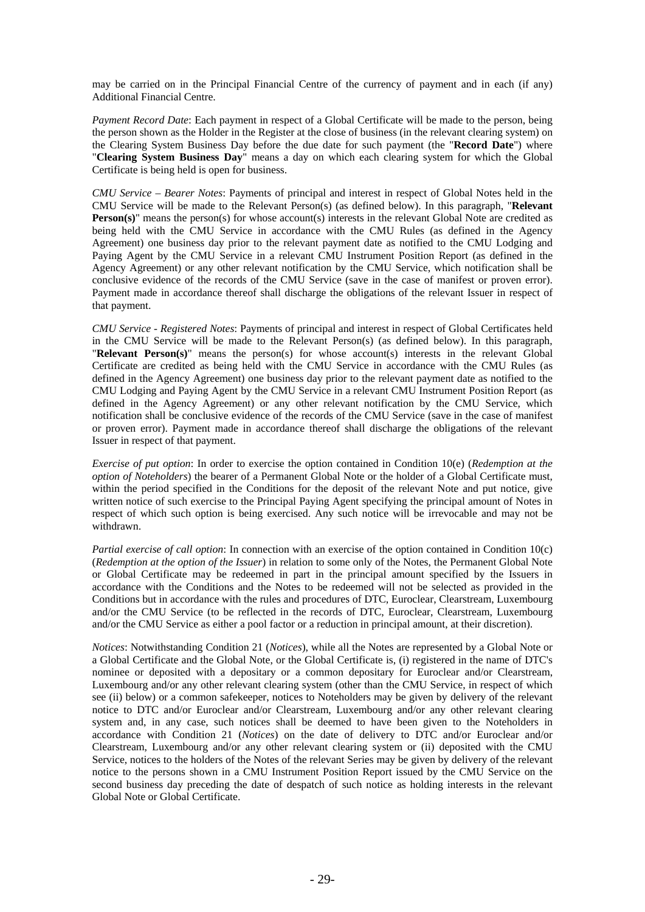may be carried on in the Principal Financial Centre of the currency of payment and in each (if any) Additional Financial Centre.

*Payment Record Date*: Each payment in respect of a Global Certificate will be made to the person, being the person shown as the Holder in the Register at the close of business (in the relevant clearing system) on the Clearing System Business Day before the due date for such payment (the "**Record Date**") where "**Clearing System Business Day**" means a day on which each clearing system for which the Global Certificate is being held is open for business.

*CMU Service – Bearer Notes*: Payments of principal and interest in respect of Global Notes held in the CMU Service will be made to the Relevant Person(s) (as defined below). In this paragraph, "**Relevant Person(s)**" means the person(s) for whose account(s) interests in the relevant Global Note are credited as being held with the CMU Service in accordance with the CMU Rules (as defined in the Agency Agreement) one business day prior to the relevant payment date as notified to the CMU Lodging and Paying Agent by the CMU Service in a relevant CMU Instrument Position Report (as defined in the Agency Agreement) or any other relevant notification by the CMU Service, which notification shall be conclusive evidence of the records of the CMU Service (save in the case of manifest or proven error). Payment made in accordance thereof shall discharge the obligations of the relevant Issuer in respect of that payment.

*CMU Service - Registered Notes*: Payments of principal and interest in respect of Global Certificates held in the CMU Service will be made to the Relevant Person(s) (as defined below). In this paragraph, "**Relevant Person(s)**" means the person(s) for whose account(s) interests in the relevant Global Certificate are credited as being held with the CMU Service in accordance with the CMU Rules (as defined in the Agency Agreement) one business day prior to the relevant payment date as notified to the CMU Lodging and Paying Agent by the CMU Service in a relevant CMU Instrument Position Report (as defined in the Agency Agreement) or any other relevant notification by the CMU Service, which notification shall be conclusive evidence of the records of the CMU Service (save in the case of manifest or proven error). Payment made in accordance thereof shall discharge the obligations of the relevant Issuer in respect of that payment.

*Exercise of put option*: In order to exercise the option contained in Condition 10(e) (*Redemption at the option of Noteholders*) the bearer of a Permanent Global Note or the holder of a Global Certificate must, within the period specified in the Conditions for the deposit of the relevant Note and put notice, give written notice of such exercise to the Principal Paying Agent specifying the principal amount of Notes in respect of which such option is being exercised. Any such notice will be irrevocable and may not be withdrawn.

*Partial exercise of call option*: In connection with an exercise of the option contained in Condition 10(c) (*Redemption at the option of the Issuer*) in relation to some only of the Notes, the Permanent Global Note or Global Certificate may be redeemed in part in the principal amount specified by the Issuers in accordance with the Conditions and the Notes to be redeemed will not be selected as provided in the Conditions but in accordance with the rules and procedures of DTC, Euroclear, Clearstream, Luxembourg and/or the CMU Service (to be reflected in the records of DTC, Euroclear, Clearstream, Luxembourg and/or the CMU Service as either a pool factor or a reduction in principal amount, at their discretion).

*Notices*: Notwithstanding Condition 21 (*Notices*), while all the Notes are represented by a Global Note or a Global Certificate and the Global Note, or the Global Certificate is, (i) registered in the name of DTC's nominee or deposited with a depositary or a common depositary for Euroclear and/or Clearstream, Luxembourg and/or any other relevant clearing system (other than the CMU Service, in respect of which see (ii) below) or a common safekeeper, notices to Noteholders may be given by delivery of the relevant notice to DTC and/or Euroclear and/or Clearstream, Luxembourg and/or any other relevant clearing system and, in any case, such notices shall be deemed to have been given to the Noteholders in accordance with Condition 21 (*Notices*) on the date of delivery to DTC and/or Euroclear and/or Clearstream, Luxembourg and/or any other relevant clearing system or (ii) deposited with the CMU Service, notices to the holders of the Notes of the relevant Series may be given by delivery of the relevant notice to the persons shown in a CMU Instrument Position Report issued by the CMU Service on the second business day preceding the date of despatch of such notice as holding interests in the relevant Global Note or Global Certificate.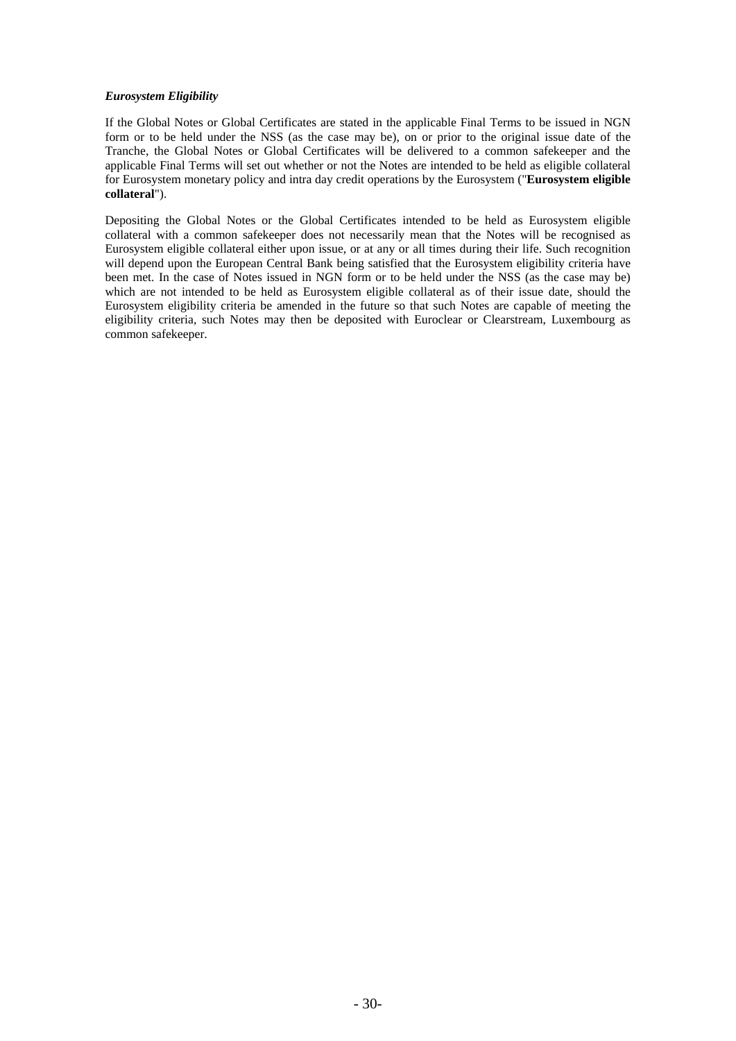***Eurosystem Eligibility***

If the Global Notes or Global Certificates are stated in the applicable Final Terms to be issued in NGN form or to be held under the NSS (as the case may be), on or prior to the original issue date of the Tranche, the Global Notes or Global Certificates will be delivered to a common safekeeper and the applicable Final Terms will set out whether or not the Notes are intended to be held as eligible collateral for Eurosystem monetary policy and intra day credit operations by the Eurosystem ("**Eurosystem eligible collateral**").

Depositing the Global Notes or the Global Certificates intended to be held as Eurosystem eligible collateral with a common safekeeper does not necessarily mean that the Notes will be recognised as Eurosystem eligible collateral either upon issue, or at any or all times during their life. Such recognition will depend upon the European Central Bank being satisfied that the Eurosystem eligibility criteria have been met. In the case of Notes issued in NGN form or to be held under the NSS (as the case may be) which are not intended to be held as Eurosystem eligible collateral as of their issue date, should the Eurosystem eligibility criteria be amended in the future so that such Notes are capable of meeting the eligibility criteria, such Notes may then be deposited with Euroclear or Clearstream, Luxembourg as common safekeeper.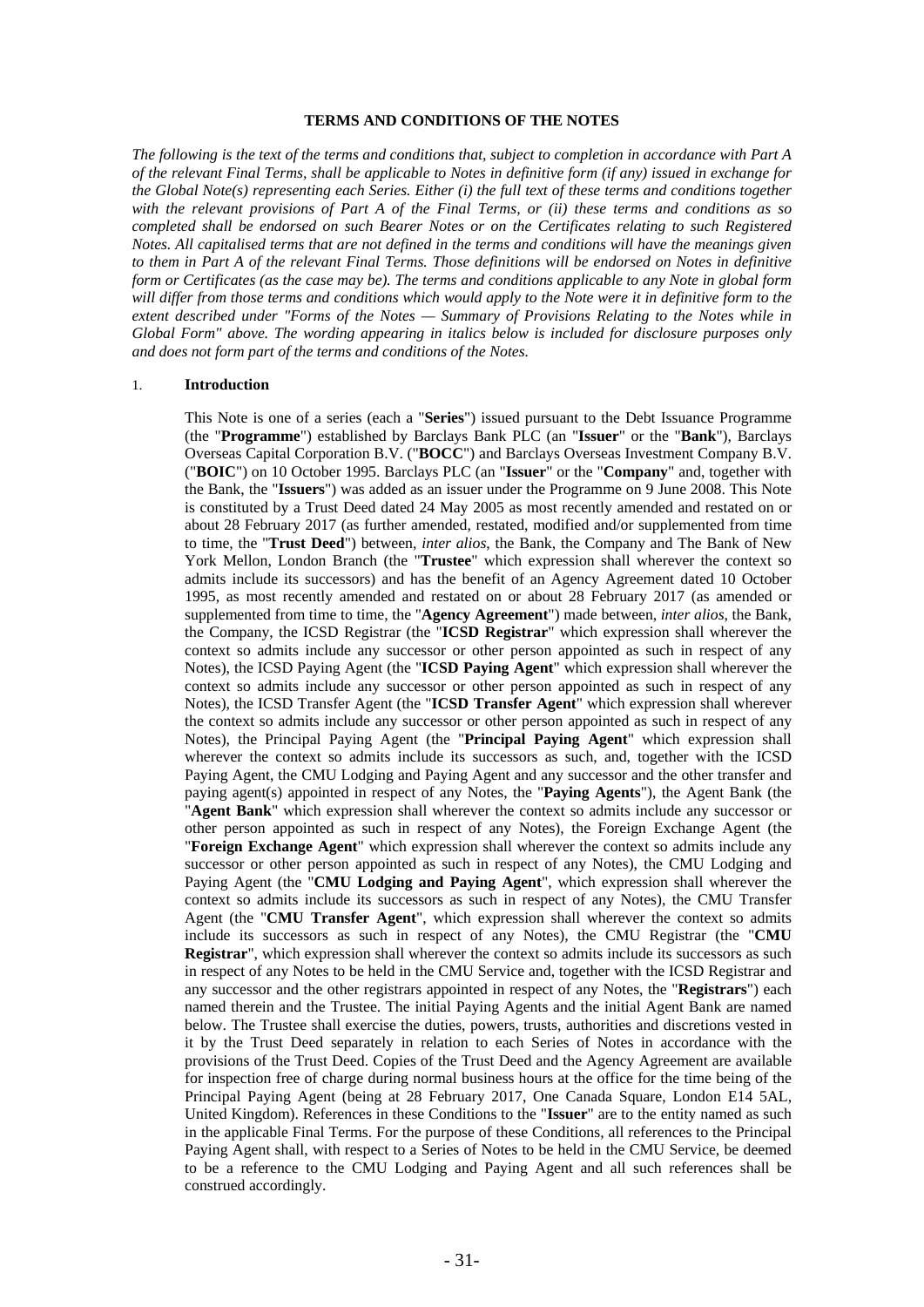**TERMS AND CONDITIONS OF THE NOTES**

*The following is the text of the terms and conditions that, subject to completion in accordance with Part A of the relevant Final Terms, shall be applicable to Notes in definitive form (if any) issued in exchange for the Global Note(s) representing each Series. Either (i) the full text of these terms and conditions together with the relevant provisions of Part A of the Final Terms, or (ii) these terms and conditions as so completed shall be endorsed on such Bearer Notes or on the Certificates relating to such Registered Notes. All capitalised terms that are not defined in the terms and conditions will have the meanings given to them in Part A of the relevant Final Terms. Those definitions will be endorsed on Notes in definitive form or Certificates (as the case may be). The terms and conditions applicable to any Note in global form will differ from those terms and conditions which would apply to the Note were it in definitive form to the extent described under "Forms of the Notes — Summary of Provisions Relating to the Notes while in Global Form" above. The wording appearing in italics below is included for disclosure purposes only and does not form part of the terms and conditions of the Notes.*

1. **Introduction**

This Note is one of a series (each a "**Series**") issued pursuant to the Debt Issuance Programme (the "**Programme**") established by Barclays Bank PLC (an "**Issuer**" or the "**Bank**"), Barclays Overseas Capital Corporation B.V. ("**BOCC**") and Barclays Overseas Investment Company B.V. ("**BOIC**") on 10 October 1995. Barclays PLC (an "**Issuer**" or the "**Company**" and, together with the Bank, the "**Issuers**") was added as an issuer under the Programme on 9 June 2008. This Note is constituted by a Trust Deed dated 24 May 2005 as most recently amended and restated on or about 28 February 2017 (as further amended, restated, modified and/or supplemented from time to time, the "**Trust Deed**") between, *inter alios*, the Bank, the Company and The Bank of New York Mellon, London Branch (the "**Trustee**" which expression shall wherever the context so admits include its successors) and has the benefit of an Agency Agreement dated 10 October 1995, as most recently amended and restated on or about 28 February 2017 (as amended or supplemented from time to time, the "**Agency Agreement**") made between, *inter alios*, the Bank, the Company, the ICSD Registrar (the "**ICSD Registrar**" which expression shall wherever the context so admits include any successor or other person appointed as such in respect of any Notes), the ICSD Paying Agent (the "**ICSD Paying Agent**" which expression shall wherever the context so admits include any successor or other person appointed as such in respect of any Notes), the ICSD Transfer Agent (the "**ICSD Transfer Agent**" which expression shall wherever the context so admits include any successor or other person appointed as such in respect of any Notes), the Principal Paying Agent (the "**Principal Paying Agent**" which expression shall wherever the context so admits include its successors as such, and, together with the ICSD Paying Agent, the CMU Lodging and Paying Agent and any successor and the other transfer and paying agent(s) appointed in respect of any Notes, the "**Paying Agents**"), the Agent Bank (the "**Agent Bank**" which expression shall wherever the context so admits include any successor or other person appointed as such in respect of any Notes), the Foreign Exchange Agent (the "**Foreign Exchange Agent**" which expression shall wherever the context so admits include any successor or other person appointed as such in respect of any Notes), the CMU Lodging and Paying Agent (the "**CMU Lodging and Paying Agent**", which expression shall wherever the context so admits include its successors as such in respect of any Notes), the CMU Transfer Agent (the "**CMU Transfer Agent**", which expression shall wherever the context so admits include its successors as such in respect of any Notes), the CMU Registrar (the "**CMU Registrar**", which expression shall wherever the context so admits include its successors as such in respect of any Notes to be held in the CMU Service and, together with the ICSD Registrar and any successor and the other registrars appointed in respect of any Notes, the "**Registrars**") each named therein and the Trustee. The initial Paying Agents and the initial Agent Bank are named below. The Trustee shall exercise the duties, powers, trusts, authorities and discretions vested in it by the Trust Deed separately in relation to each Series of Notes in accordance with the provisions of the Trust Deed. Copies of the Trust Deed and the Agency Agreement are available for inspection free of charge during normal business hours at the office for the time being of the Principal Paying Agent (being at 28 February 2017, One Canada Square, London E14 5AL, United Kingdom). References in these Conditions to the "**Issuer**" are to the entity named as such in the applicable Final Terms. For the purpose of these Conditions, all references to the Principal Paying Agent shall, with respect to a Series of Notes to be held in the CMU Service, be deemed to be a reference to the CMU Lodging and Paying Agent and all such references shall be construed accordingly.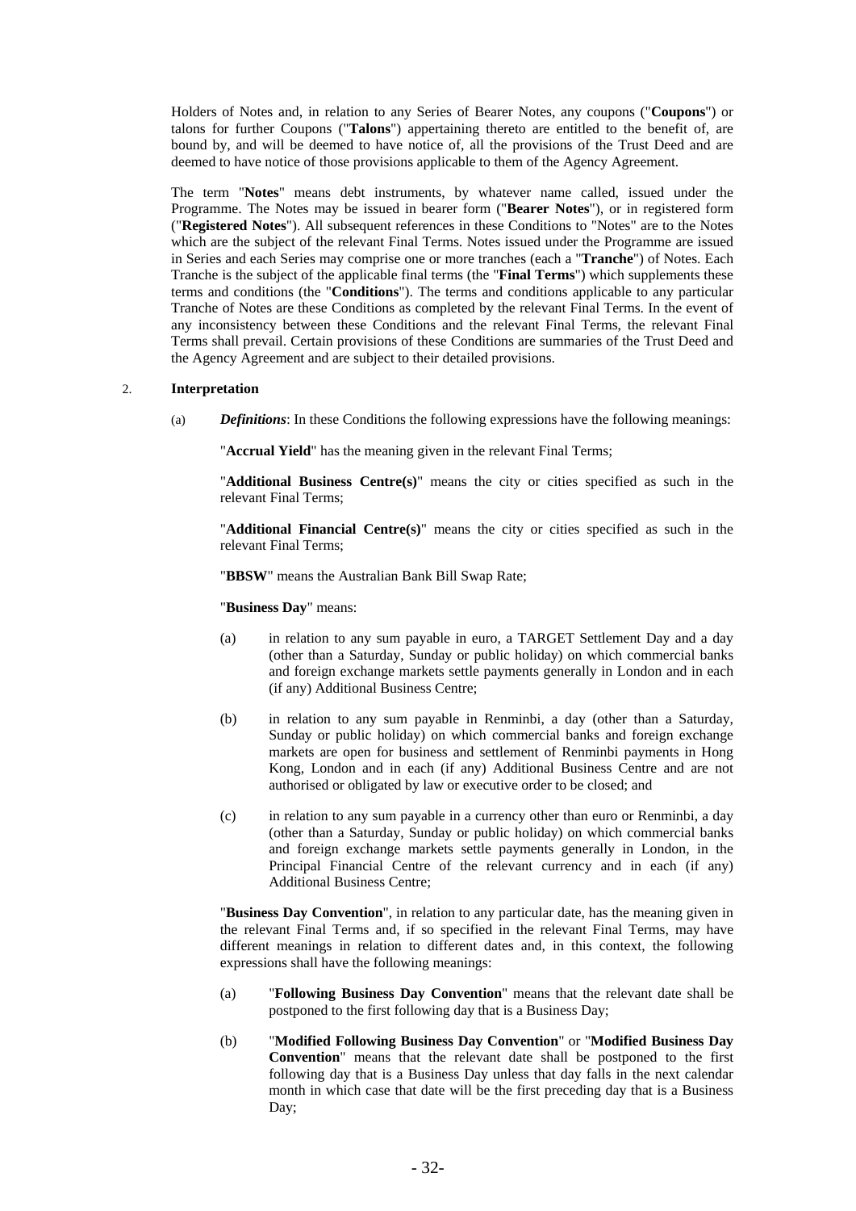Holders of Notes and, in relation to any Series of Bearer Notes, any coupons ("**Coupons**") or talons for further Coupons ("**Talons**") appertaining thereto are entitled to the benefit of, are bound by, and will be deemed to have notice of, all the provisions of the Trust Deed and are deemed to have notice of those provisions applicable to them of the Agency Agreement.

The term "**Notes**" means debt instruments, by whatever name called, issued under the Programme. The Notes may be issued in bearer form ("**Bearer Notes**"), or in registered form ("**Registered Notes**"). All subsequent references in these Conditions to "Notes" are to the Notes which are the subject of the relevant Final Terms. Notes issued under the Programme are issued in Series and each Series may comprise one or more tranches (each a "**Tranche**") of Notes. Each Tranche is the subject of the applicable final terms (the "**Final Terms**") which supplements these terms and conditions (the "**Conditions**"). The terms and conditions applicable to any particular Tranche of Notes are these Conditions as completed by the relevant Final Terms. In the event of any inconsistency between these Conditions and the relevant Final Terms, the relevant Final Terms shall prevail. Certain provisions of these Conditions are summaries of the Trust Deed and the Agency Agreement and are subject to their detailed provisions.

2. **Interpretation**

(a) ***Definitions***: In these Conditions the following expressions have the following meanings:

"**Accrual Yield**" has the meaning given in the relevant Final Terms;

"**Additional Business Centre(s)**" means the city or cities specified as such in the relevant Final Terms;

"**Additional Financial Centre(s)**" means the city or cities specified as such in the relevant Final Terms;

"**BBSW**" means the Australian Bank Bill Swap Rate;

"**Business Day**" means:

(a) in relation to any sum payable in euro, a TARGET Settlement Day and a day (other than a Saturday, Sunday or public holiday) on which commercial banks and foreign exchange markets settle payments generally in London and in each (if any) Additional Business Centre;

(b) in relation to any sum payable in Renminbi, a day (other than a Saturday, Sunday or public holiday) on which commercial banks and foreign exchange markets are open for business and settlement of Renminbi payments in Hong Kong, London and in each (if any) Additional Business Centre and are not authorised or obligated by law or executive order to be closed; and

(c) in relation to any sum payable in a currency other than euro or Renminbi, a day (other than a Saturday, Sunday or public holiday) on which commercial banks and foreign exchange markets settle payments generally in London, in the Principal Financial Centre of the relevant currency and in each (if any) Additional Business Centre;

"**Business Day Convention**", in relation to any particular date, has the meaning given in the relevant Final Terms and, if so specified in the relevant Final Terms, may have different meanings in relation to different dates and, in this context, the following expressions shall have the following meanings:

(a) "**Following Business Day Convention**" means that the relevant date shall be postponed to the first following day that is a Business Day;

(b) "**Modified Following Business Day Convention**" or "**Modified Business Day Convention**" means that the relevant date shall be postponed to the first following day that is a Business Day unless that day falls in the next calendar month in which case that date will be the first preceding day that is a Business Day;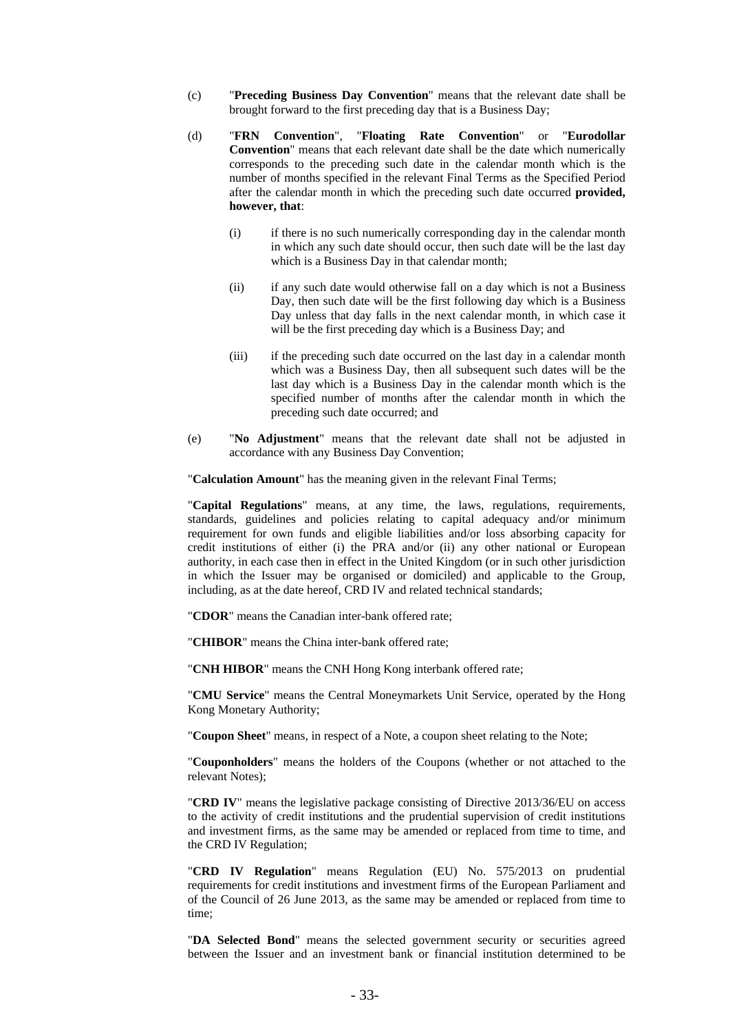(c) "**Preceding Business Day Convention**" means that the relevant date shall be brought forward to the first preceding day that is a Business Day;

(d) "**FRN Convention**", "**Floating Rate Convention**" or "**Eurodollar Convention**" means that each relevant date shall be the date which numerically corresponds to the preceding such date in the calendar month which is the number of months specified in the relevant Final Terms as the Specified Period after the calendar month in which the preceding such date occurred **provided, however, that**:

   (i) if there is no such numerically corresponding day in the calendar month in which any such date should occur, then such date will be the last day which is a Business Day in that calendar month;

   (ii) if any such date would otherwise fall on a day which is not a Business Day, then such date will be the first following day which is a Business Day unless that day falls in the next calendar month, in which case it will be the first preceding day which is a Business Day; and

   (iii) if the preceding such date occurred on the last day in a calendar month which was a Business Day, then all subsequent such dates will be the last day which is a Business Day in the calendar month which is the specified number of months after the calendar month in which the preceding such date occurred; and

(e) "**No Adjustment**" means that the relevant date shall not be adjusted in accordance with any Business Day Convention;

"**Calculation Amount**" has the meaning given in the relevant Final Terms;

"**Capital Regulations**" means, at any time, the laws, regulations, requirements, standards, guidelines and policies relating to capital adequacy and/or minimum requirement for own funds and eligible liabilities and/or loss absorbing capacity for credit institutions of either (i) the PRA and/or (ii) any other national or European authority, in each case then in effect in the United Kingdom (or in such other jurisdiction in which the Issuer may be organised or domiciled) and applicable to the Group, including, as at the date hereof, CRD IV and related technical standards;

"**CDOR**" means the Canadian inter-bank offered rate;

"**CHIBOR**" means the China inter-bank offered rate;

"**CNH HIBOR**" means the CNH Hong Kong interbank offered rate;

"**CMU Service**" means the Central Moneymarkets Unit Service, operated by the Hong Kong Monetary Authority;

"**Coupon Sheet**" means, in respect of a Note, a coupon sheet relating to the Note;

"**Couponholders**" means the holders of the Coupons (whether or not attached to the relevant Notes);

"**CRD IV**" means the legislative package consisting of Directive 2013/36/EU on access to the activity of credit institutions and the prudential supervision of credit institutions and investment firms, as the same may be amended or replaced from time to time, and the CRD IV Regulation;

"**CRD IV Regulation**" means Regulation (EU) No. 575/2013 on prudential requirements for credit institutions and investment firms of the European Parliament and of the Council of 26 June 2013, as the same may be amended or replaced from time to time;

"**DA Selected Bond**" means the selected government security or securities agreed between the Issuer and an investment bank or financial institution determined to be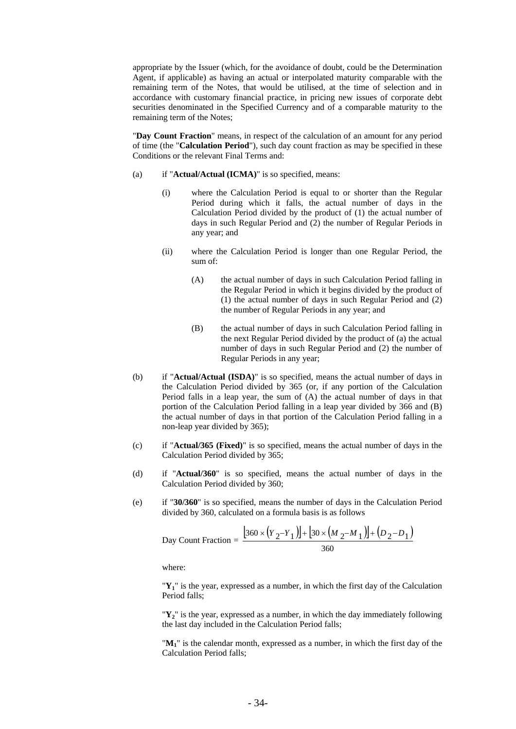appropriate by the Issuer (which, for the avoidance of doubt, could be the Determination Agent, if applicable) as having an actual or interpolated maturity comparable with the remaining term of the Notes, that would be utilised, at the time of selection and in accordance with customary financial practice, in pricing new issues of corporate debt securities denominated in the Specified Currency and of a comparable maturity to the remaining term of the Notes;

"**Day Count Fraction**" means, in respect of the calculation of an amount for any period of time (the "**Calculation Period**"), such day count fraction as may be specified in these Conditions or the relevant Final Terms and:

(a) if "**Actual/Actual (ICMA)**" is so specified, means:

  (i) where the Calculation Period is equal to or shorter than the Regular Period during which it falls, the actual number of days in the Calculation Period divided by the product of (1) the actual number of days in such Regular Period and (2) the number of Regular Periods in any year; and

  (ii) where the Calculation Period is longer than one Regular Period, the sum of:

    (A) the actual number of days in such Calculation Period falling in the Regular Period in which it begins divided by the product of (1) the actual number of days in such Regular Period and (2) the number of Regular Periods in any year; and

    (B) the actual number of days in such Calculation Period falling in the next Regular Period divided by the product of (a) the actual number of days in such Regular Period and (2) the number of Regular Periods in any year;

(b) if "**Actual/Actual (ISDA)**" is so specified, means the actual number of days in the Calculation Period divided by 365 (or, if any portion of the Calculation Period falls in a leap year, the sum of (A) the actual number of days in that portion of the Calculation Period falling in a leap year divided by 366 and (B) the actual number of days in that portion of the Calculation Period falling in a non-leap year divided by 365);

(c) if "**Actual/365 (Fixed)**" is so specified, means the actual number of days in the Calculation Period divided by 365;

(d) if "**Actual/360**" is so specified, means the actual number of days in the Calculation Period divided by 360;

(e) if "**30/360**" is so specified, means the number of days in the Calculation Period divided by 360, calculated on a formula basis is as follows

$$\text{Day Count Fraction} = \frac{[360 \times (Y_2 - Y_1)] + [30 \times (M_2 - M_1)] + (D_2 - D_1)}{360}$$

where:

"$Y_1$" is the year, expressed as a number, in which the first day of the Calculation Period falls;

"$Y_2$" is the year, expressed as a number, in which the day immediately following the last day included in the Calculation Period falls;

"$M_1$" is the calendar month, expressed as a number, in which the first day of the Calculation Period falls;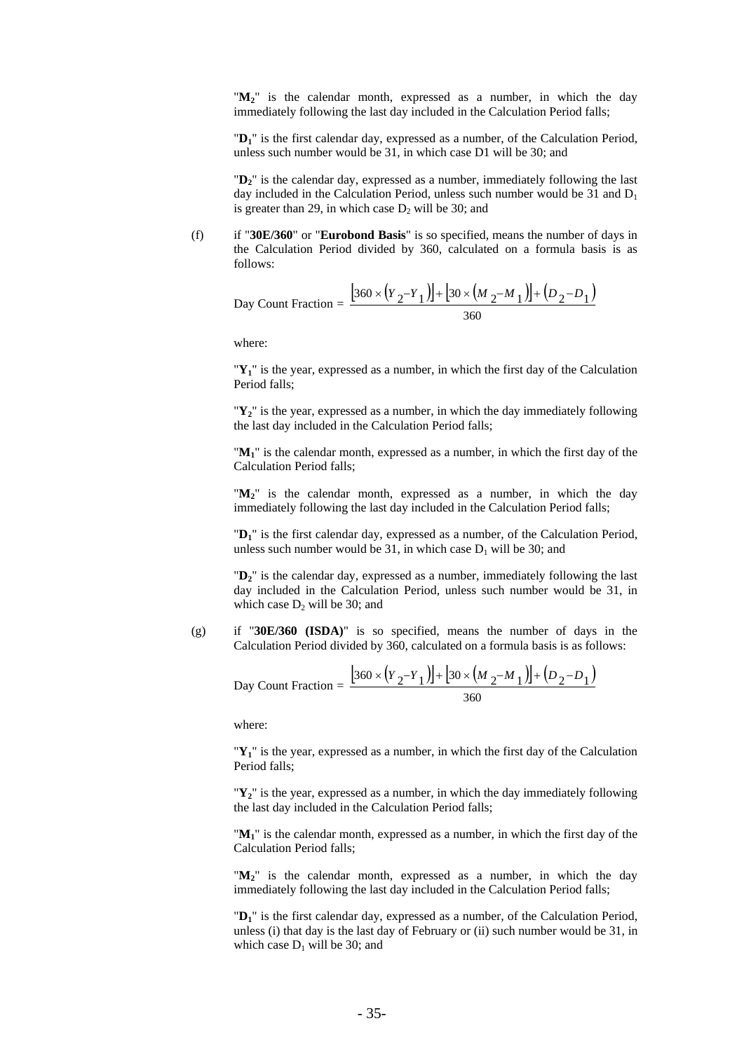"$M_2$" is the calendar month, expressed as a number, in which the day immediately following the last day included in the Calculation Period falls;

"$D_1$" is the first calendar day, expressed as a number, of the Calculation Period, unless such number would be 31, in which case D1 will be 30; and

"$D_2$" is the calendar day, expressed as a number, immediately following the last day included in the Calculation Period, unless such number would be 31 and $D_1$ is greater than 29, in which case $D_2$ will be 30; and

(f) if "**30E/360**" or "**Eurobond Basis**" is so specified, means the number of days in the Calculation Period divided by 360, calculated on a formula basis is as follows:

$$\text{Day Count Fraction} = \frac{[360 \times (Y_2 - Y_1)] + [30 \times (M_2 - M_1)] + (D_2 - D_1)}{360}$$

where:

"$Y_1$" is the year, expressed as a number, in which the first day of the Calculation Period falls;

"$Y_2$" is the year, expressed as a number, in which the day immediately following the last day included in the Calculation Period falls;

"$M_1$" is the calendar month, expressed as a number, in which the first day of the Calculation Period falls;

"$M_2$" is the calendar month, expressed as a number, in which the day immediately following the last day included in the Calculation Period falls;

"$D_1$" is the first calendar day, expressed as a number, of the Calculation Period, unless such number would be 31, in which case $D_1$ will be 30; and

"$D_2$" is the calendar day, expressed as a number, immediately following the last day included in the Calculation Period, unless such number would be 31, in which case $D_2$ will be 30; and

(g) if "**30E/360 (ISDA)**" is so specified, means the number of days in the Calculation Period divided by 360, calculated on a formula basis is as follows:

$$\text{Day Count Fraction} = \frac{[360 \times (Y_2 - Y_1)] + [30 \times (M_2 - M_1)] + (D_2 - D_1)}{360}$$

where:

"$Y_1$" is the year, expressed as a number, in which the first day of the Calculation Period falls;

"$Y_2$" is the year, expressed as a number, in which the day immediately following the last day included in the Calculation Period falls;

"$M_1$" is the calendar month, expressed as a number, in which the first day of the Calculation Period falls;

"$M_2$" is the calendar month, expressed as a number, in which the day immediately following the last day included in the Calculation Period falls;

"$D_1$" is the first calendar day, expressed as a number, of the Calculation Period, unless (i) that day is the last day of February or (ii) such number would be 31, in which case $D_1$ will be 30; and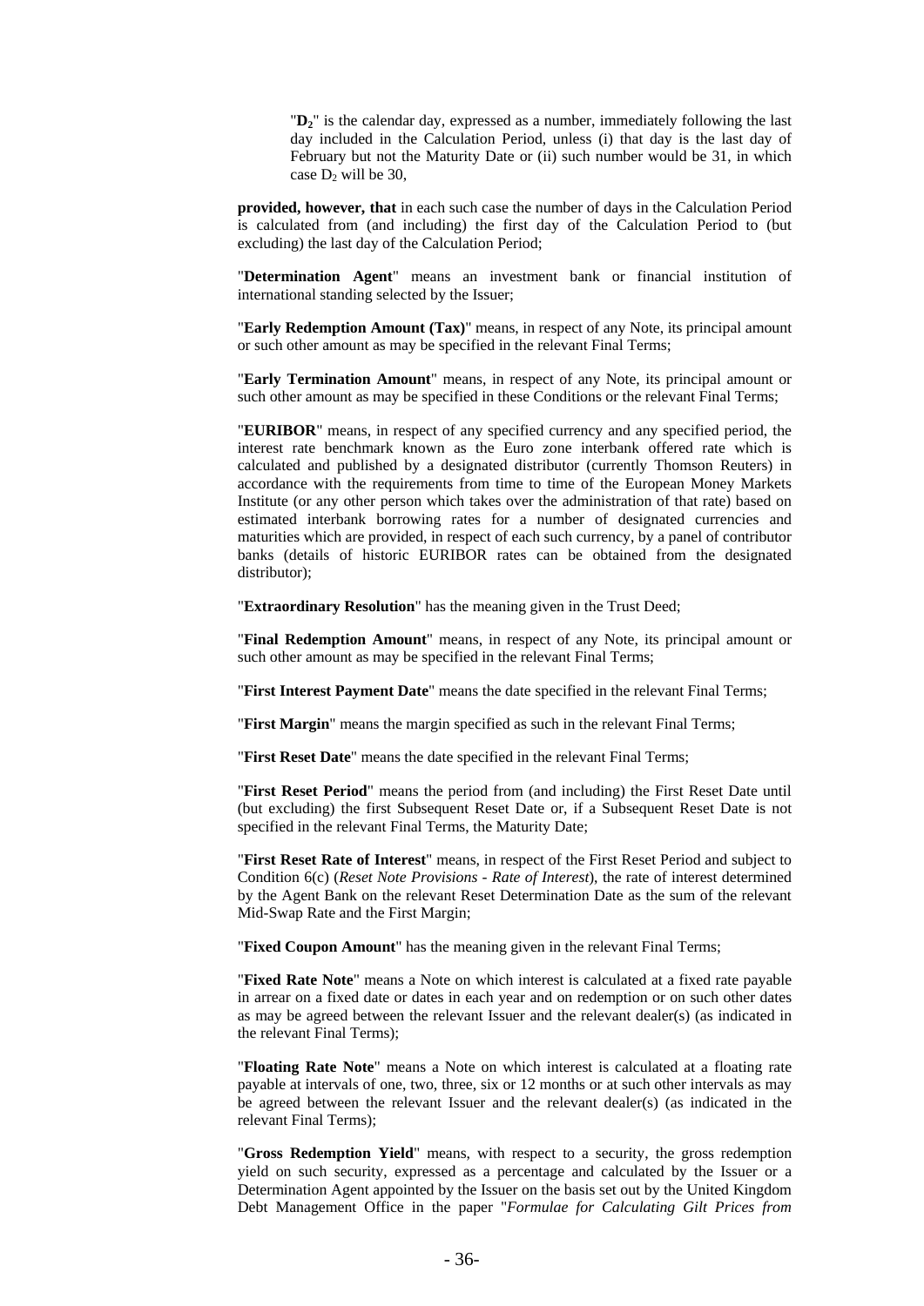"$D_2$" is the calendar day, expressed as a number, immediately following the last day included in the Calculation Period, unless (i) that day is the last day of February but not the Maturity Date or (ii) such number would be 31, in which case $D_2$ will be 30,

**provided, however, that** in each such case the number of days in the Calculation Period is calculated from (and including) the first day of the Calculation Period to (but excluding) the last day of the Calculation Period;

"**Determination Agent**" means an investment bank or financial institution of international standing selected by the Issuer;

"**Early Redemption Amount (Tax)**" means, in respect of any Note, its principal amount or such other amount as may be specified in the relevant Final Terms;

"**Early Termination Amount**" means, in respect of any Note, its principal amount or such other amount as may be specified in these Conditions or the relevant Final Terms;

"**EURIBOR**" means, in respect of any specified currency and any specified period, the interest rate benchmark known as the Euro zone interbank offered rate which is calculated and published by a designated distributor (currently Thomson Reuters) in accordance with the requirements from time to time of the European Money Markets Institute (or any other person which takes over the administration of that rate) based on estimated interbank borrowing rates for a number of designated currencies and maturities which are provided, in respect of each such currency, by a panel of contributor banks (details of historic EURIBOR rates can be obtained from the designated distributor);

"**Extraordinary Resolution**" has the meaning given in the Trust Deed;

"**Final Redemption Amount**" means, in respect of any Note, its principal amount or such other amount as may be specified in the relevant Final Terms;

"**First Interest Payment Date**" means the date specified in the relevant Final Terms;

"**First Margin**" means the margin specified as such in the relevant Final Terms;

"**First Reset Date**" means the date specified in the relevant Final Terms;

"**First Reset Period**" means the period from (and including) the First Reset Date until (but excluding) the first Subsequent Reset Date or, if a Subsequent Reset Date is not specified in the relevant Final Terms, the Maturity Date;

"**First Reset Rate of Interest**" means, in respect of the First Reset Period and subject to Condition 6(c) (*Reset Note Provisions - Rate of Interest*), the rate of interest determined by the Agent Bank on the relevant Reset Determination Date as the sum of the relevant Mid-Swap Rate and the First Margin;

"**Fixed Coupon Amount**" has the meaning given in the relevant Final Terms;

"**Fixed Rate Note**" means a Note on which interest is calculated at a fixed rate payable in arrear on a fixed date or dates in each year and on redemption or on such other dates as may be agreed between the relevant Issuer and the relevant dealer(s) (as indicated in the relevant Final Terms);

"**Floating Rate Note**" means a Note on which interest is calculated at a floating rate payable at intervals of one, two, three, six or 12 months or at such other intervals as may be agreed between the relevant Issuer and the relevant dealer(s) (as indicated in the relevant Final Terms);

"**Gross Redemption Yield**" means, with respect to a security, the gross redemption yield on such security, expressed as a percentage and calculated by the Issuer or a Determination Agent appointed by the Issuer on the basis set out by the United Kingdom Debt Management Office in the paper "*Formulae for Calculating Gilt Prices from*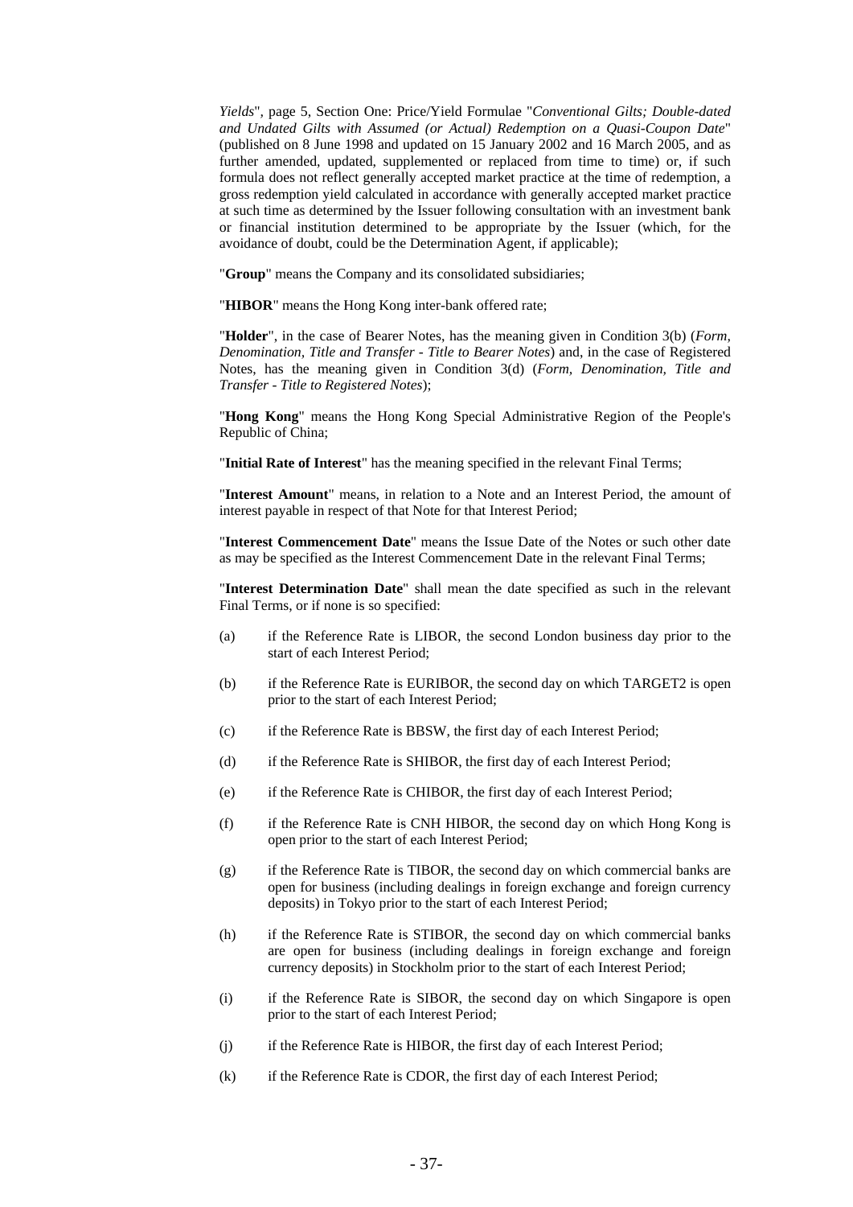*Yields*", page 5, Section One: Price/Yield Formulae "*Conventional Gilts; Double-dated and Undated Gilts with Assumed (or Actual) Redemption on a Quasi-Coupon Date*" (published on 8 June 1998 and updated on 15 January 2002 and 16 March 2005, and as further amended, updated, supplemented or replaced from time to time) or, if such formula does not reflect generally accepted market practice at the time of redemption, a gross redemption yield calculated in accordance with generally accepted market practice at such time as determined by the Issuer following consultation with an investment bank or financial institution determined to be appropriate by the Issuer (which, for the avoidance of doubt, could be the Determination Agent, if applicable);

"**Group**" means the Company and its consolidated subsidiaries;

"**HIBOR**" means the Hong Kong inter-bank offered rate;

"**Holder**", in the case of Bearer Notes, has the meaning given in Condition 3(b) (*Form, Denomination, Title and Transfer - Title to Bearer Notes*) and, in the case of Registered Notes, has the meaning given in Condition 3(d) (*Form, Denomination, Title and Transfer - Title to Registered Notes*);

"**Hong Kong**" means the Hong Kong Special Administrative Region of the People's Republic of China;

"**Initial Rate of Interest**" has the meaning specified in the relevant Final Terms;

"**Interest Amount**" means, in relation to a Note and an Interest Period, the amount of interest payable in respect of that Note for that Interest Period;

"**Interest Commencement Date**" means the Issue Date of the Notes or such other date as may be specified as the Interest Commencement Date in the relevant Final Terms;

"**Interest Determination Date**" shall mean the date specified as such in the relevant Final Terms, or if none is so specified:

(a) if the Reference Rate is LIBOR, the second London business day prior to the start of each Interest Period;

(b) if the Reference Rate is EURIBOR, the second day on which TARGET2 is open prior to the start of each Interest Period;

(c) if the Reference Rate is BBSW, the first day of each Interest Period;

(d) if the Reference Rate is SHIBOR, the first day of each Interest Period;

(e) if the Reference Rate is CHIBOR, the first day of each Interest Period;

(f) if the Reference Rate is CNH HIBOR, the second day on which Hong Kong is open prior to the start of each Interest Period;

(g) if the Reference Rate is TIBOR, the second day on which commercial banks are open for business (including dealings in foreign exchange and foreign currency deposits) in Tokyo prior to the start of each Interest Period;

(h) if the Reference Rate is STIBOR, the second day on which commercial banks are open for business (including dealings in foreign exchange and foreign currency deposits) in Stockholm prior to the start of each Interest Period;

(i) if the Reference Rate is SIBOR, the second day on which Singapore is open prior to the start of each Interest Period;

(j) if the Reference Rate is HIBOR, the first day of each Interest Period;

(k) if the Reference Rate is CDOR, the first day of each Interest Period;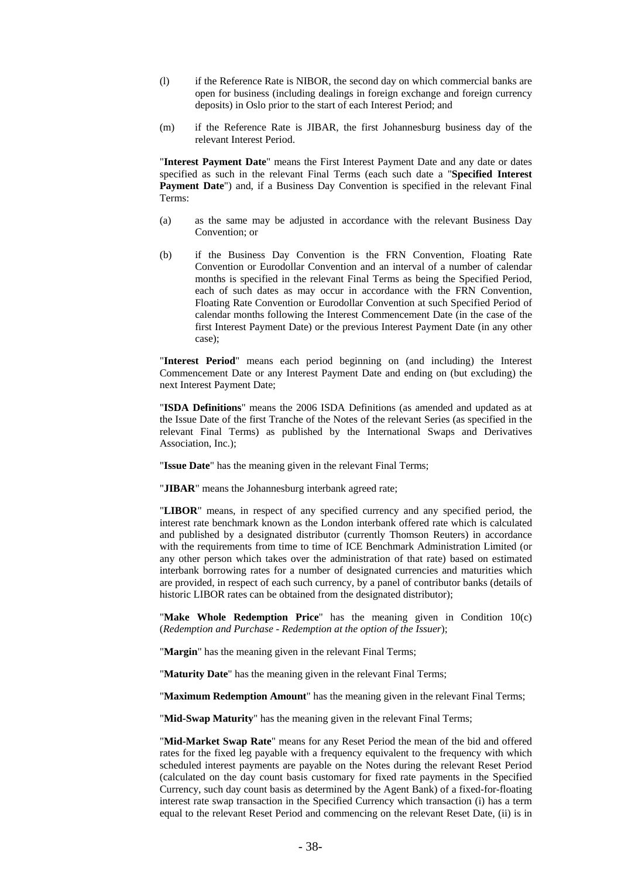(l) if the Reference Rate is NIBOR, the second day on which commercial banks are open for business (including dealings in foreign exchange and foreign currency deposits) in Oslo prior to the start of each Interest Period; and

(m) if the Reference Rate is JIBAR, the first Johannesburg business day of the relevant Interest Period.

"**Interest Payment Date**" means the First Interest Payment Date and any date or dates specified as such in the relevant Final Terms (each such date a "**Specified Interest Payment Date**") and, if a Business Day Convention is specified in the relevant Final Terms:

(a) as the same may be adjusted in accordance with the relevant Business Day Convention; or

(b) if the Business Day Convention is the FRN Convention, Floating Rate Convention or Eurodollar Convention and an interval of a number of calendar months is specified in the relevant Final Terms as being the Specified Period, each of such dates as may occur in accordance with the FRN Convention, Floating Rate Convention or Eurodollar Convention at such Specified Period of calendar months following the Interest Commencement Date (in the case of the first Interest Payment Date) or the previous Interest Payment Date (in any other case);

"**Interest Period**" means each period beginning on (and including) the Interest Commencement Date or any Interest Payment Date and ending on (but excluding) the next Interest Payment Date;

"**ISDA Definitions**" means the 2006 ISDA Definitions (as amended and updated as at the Issue Date of the first Tranche of the Notes of the relevant Series (as specified in the relevant Final Terms) as published by the International Swaps and Derivatives Association, Inc.);

"**Issue Date**" has the meaning given in the relevant Final Terms;

"**JIBAR**" means the Johannesburg interbank agreed rate;

"**LIBOR**" means, in respect of any specified currency and any specified period, the interest rate benchmark known as the London interbank offered rate which is calculated and published by a designated distributor (currently Thomson Reuters) in accordance with the requirements from time to time of ICE Benchmark Administration Limited (or any other person which takes over the administration of that rate) based on estimated interbank borrowing rates for a number of designated currencies and maturities which are provided, in respect of each such currency, by a panel of contributor banks (details of historic LIBOR rates can be obtained from the designated distributor);

"**Make Whole Redemption Price**" has the meaning given in Condition 10(c) (*Redemption and Purchase - Redemption at the option of the Issuer*);

"**Margin**" has the meaning given in the relevant Final Terms;

"**Maturity Date**" has the meaning given in the relevant Final Terms;

"**Maximum Redemption Amount**" has the meaning given in the relevant Final Terms;

"**Mid-Swap Maturity**" has the meaning given in the relevant Final Terms;

"**Mid-Market Swap Rate**" means for any Reset Period the mean of the bid and offered rates for the fixed leg payable with a frequency equivalent to the frequency with which scheduled interest payments are payable on the Notes during the relevant Reset Period (calculated on the day count basis customary for fixed rate payments in the Specified Currency, such day count basis as determined by the Agent Bank) of a fixed-for-floating interest rate swap transaction in the Specified Currency which transaction (i) has a term equal to the relevant Reset Period and commencing on the relevant Reset Date, (ii) is in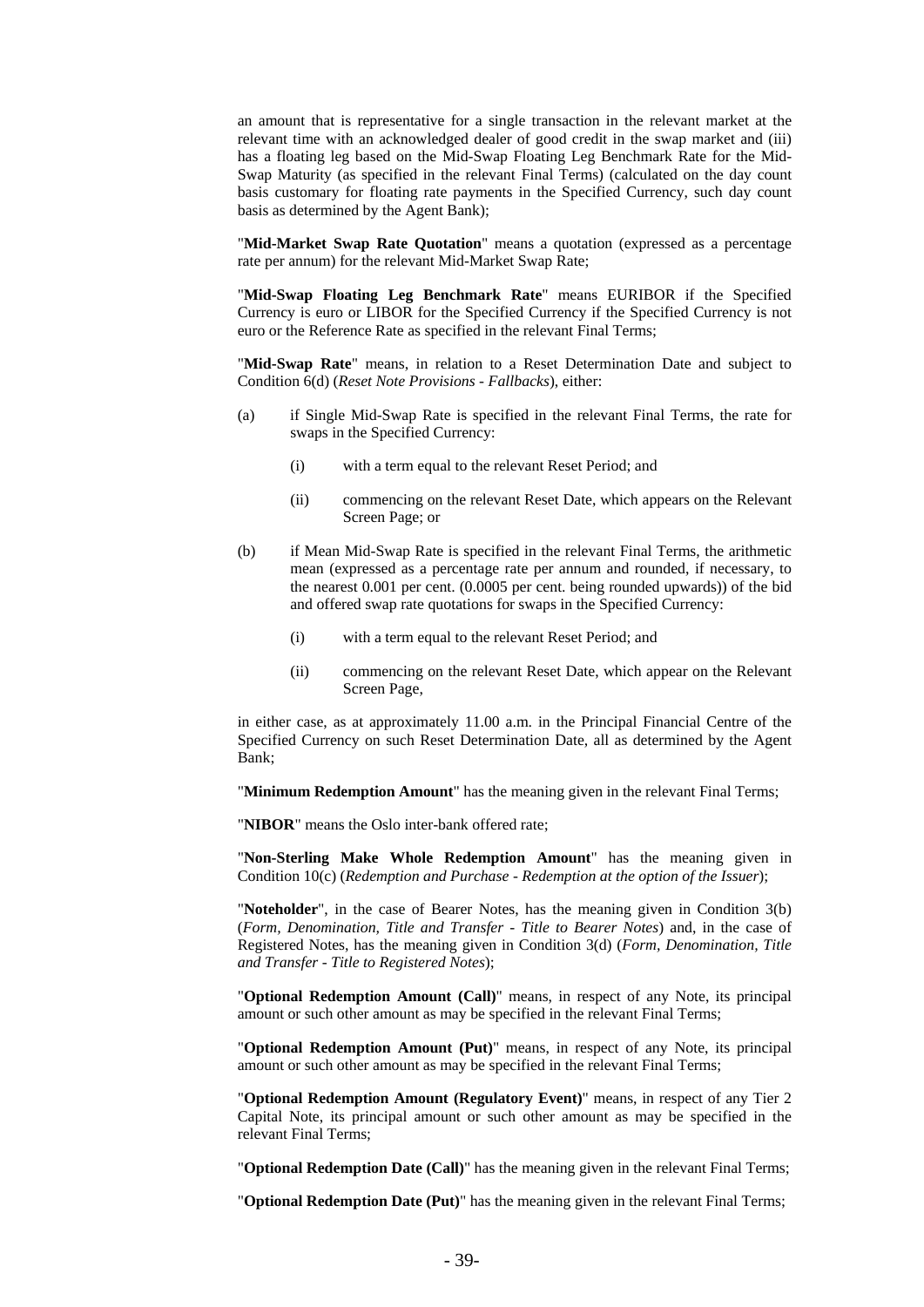an amount that is representative for a single transaction in the relevant market at the relevant time with an acknowledged dealer of good credit in the swap market and (iii) has a floating leg based on the Mid-Swap Floating Leg Benchmark Rate for the Mid-Swap Maturity (as specified in the relevant Final Terms) (calculated on the day count basis customary for floating rate payments in the Specified Currency, such day count basis as determined by the Agent Bank);

"**Mid-Market Swap Rate Quotation**" means a quotation (expressed as a percentage rate per annum) for the relevant Mid-Market Swap Rate;

"**Mid-Swap Floating Leg Benchmark Rate**" means EURIBOR if the Specified Currency is euro or LIBOR for the Specified Currency if the Specified Currency is not euro or the Reference Rate as specified in the relevant Final Terms;

"**Mid-Swap Rate**" means, in relation to a Reset Determination Date and subject to Condition 6(d) (*Reset Note Provisions - Fallbacks*), either:

(a) if Single Mid-Swap Rate is specified in the relevant Final Terms, the rate for swaps in the Specified Currency:

 (i) with a term equal to the relevant Reset Period; and

 (ii) commencing on the relevant Reset Date, which appears on the Relevant Screen Page; or

(b) if Mean Mid-Swap Rate is specified in the relevant Final Terms, the arithmetic mean (expressed as a percentage rate per annum and rounded, if necessary, to the nearest 0.001 per cent. (0.0005 per cent. being rounded upwards)) of the bid and offered swap rate quotations for swaps in the Specified Currency:

 (i) with a term equal to the relevant Reset Period; and

 (ii) commencing on the relevant Reset Date, which appear on the Relevant Screen Page,

in either case, as at approximately 11.00 a.m. in the Principal Financial Centre of the Specified Currency on such Reset Determination Date, all as determined by the Agent Bank;

"**Minimum Redemption Amount**" has the meaning given in the relevant Final Terms;

"**NIBOR**" means the Oslo inter-bank offered rate;

"**Non-Sterling Make Whole Redemption Amount**" has the meaning given in Condition 10(c) (*Redemption and Purchase - Redemption at the option of the Issuer*);

"**Noteholder**", in the case of Bearer Notes, has the meaning given in Condition 3(b) (*Form, Denomination, Title and Transfer - Title to Bearer Notes*) and, in the case of Registered Notes, has the meaning given in Condition 3(d) (*Form, Denomination, Title and Transfer - Title to Registered Notes*);

"**Optional Redemption Amount (Call)**" means, in respect of any Note, its principal amount or such other amount as may be specified in the relevant Final Terms;

"**Optional Redemption Amount (Put)**" means, in respect of any Note, its principal amount or such other amount as may be specified in the relevant Final Terms;

"**Optional Redemption Amount (Regulatory Event)**" means, in respect of any Tier 2 Capital Note, its principal amount or such other amount as may be specified in the relevant Final Terms;

"**Optional Redemption Date (Call)**" has the meaning given in the relevant Final Terms;

"**Optional Redemption Date (Put)**" has the meaning given in the relevant Final Terms;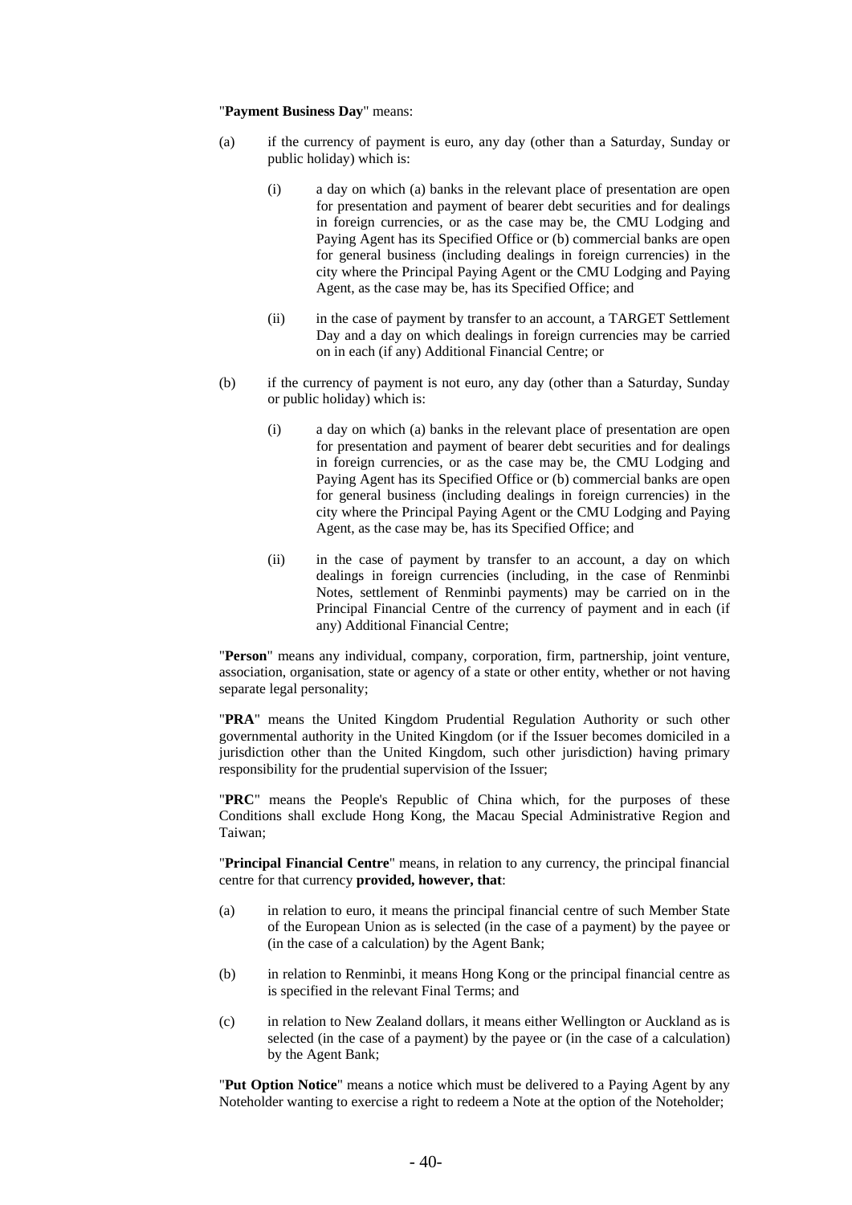"**Payment Business Day**" means:

(a) if the currency of payment is euro, any day (other than a Saturday, Sunday or public holiday) which is:

  (i) a day on which (a) banks in the relevant place of presentation are open for presentation and payment of bearer debt securities and for dealings in foreign currencies, or as the case may be, the CMU Lodging and Paying Agent has its Specified Office or (b) commercial banks are open for general business (including dealings in foreign currencies) in the city where the Principal Paying Agent or the CMU Lodging and Paying Agent, as the case may be, has its Specified Office; and

  (ii) in the case of payment by transfer to an account, a TARGET Settlement Day and a day on which dealings in foreign currencies may be carried on in each (if any) Additional Financial Centre; or

(b) if the currency of payment is not euro, any day (other than a Saturday, Sunday or public holiday) which is:

  (i) a day on which (a) banks in the relevant place of presentation are open for presentation and payment of bearer debt securities and for dealings in foreign currencies, or as the case may be, the CMU Lodging and Paying Agent has its Specified Office or (b) commercial banks are open for general business (including dealings in foreign currencies) in the city where the Principal Paying Agent or the CMU Lodging and Paying Agent, as the case may be, has its Specified Office; and

  (ii) in the case of payment by transfer to an account, a day on which dealings in foreign currencies (including, in the case of Renminbi Notes, settlement of Renminbi payments) may be carried on in the Principal Financial Centre of the currency of payment and in each (if any) Additional Financial Centre;

"**Person**" means any individual, company, corporation, firm, partnership, joint venture, association, organisation, state or agency of a state or other entity, whether or not having separate legal personality;

"**PRA**" means the United Kingdom Prudential Regulation Authority or such other governmental authority in the United Kingdom (or if the Issuer becomes domiciled in a jurisdiction other than the United Kingdom, such other jurisdiction) having primary responsibility for the prudential supervision of the Issuer;

"**PRC**" means the People's Republic of China which, for the purposes of these Conditions shall exclude Hong Kong, the Macau Special Administrative Region and Taiwan;

"**Principal Financial Centre**" means, in relation to any currency, the principal financial centre for that currency **provided, however, that**:

(a) in relation to euro, it means the principal financial centre of such Member State of the European Union as is selected (in the case of a payment) by the payee or (in the case of a calculation) by the Agent Bank;

(b) in relation to Renminbi, it means Hong Kong or the principal financial centre as is specified in the relevant Final Terms; and

(c) in relation to New Zealand dollars, it means either Wellington or Auckland as is selected (in the case of a payment) by the payee or (in the case of a calculation) by the Agent Bank;

"**Put Option Notice**" means a notice which must be delivered to a Paying Agent by any Noteholder wanting to exercise a right to redeem a Note at the option of the Noteholder;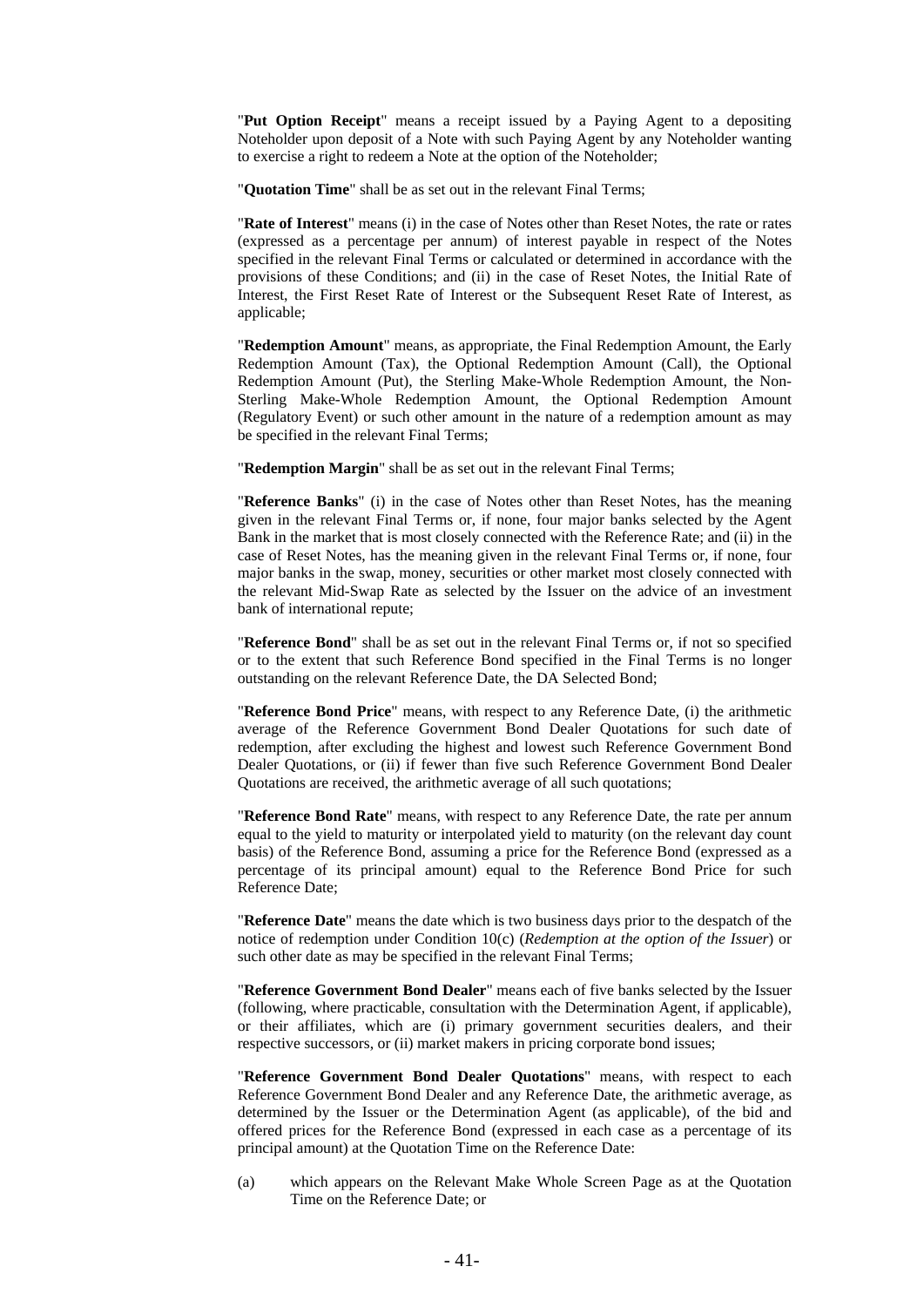"**Put Option Receipt**" means a receipt issued by a Paying Agent to a depositing Noteholder upon deposit of a Note with such Paying Agent by any Noteholder wanting to exercise a right to redeem a Note at the option of the Noteholder;

"**Quotation Time**" shall be as set out in the relevant Final Terms;

"**Rate of Interest**" means (i) in the case of Notes other than Reset Notes, the rate or rates (expressed as a percentage per annum) of interest payable in respect of the Notes specified in the relevant Final Terms or calculated or determined in accordance with the provisions of these Conditions; and (ii) in the case of Reset Notes, the Initial Rate of Interest, the First Reset Rate of Interest or the Subsequent Reset Rate of Interest, as applicable;

"**Redemption Amount**" means, as appropriate, the Final Redemption Amount, the Early Redemption Amount (Tax), the Optional Redemption Amount (Call), the Optional Redemption Amount (Put), the Sterling Make-Whole Redemption Amount, the Non-Sterling Make-Whole Redemption Amount, the Optional Redemption Amount (Regulatory Event) or such other amount in the nature of a redemption amount as may be specified in the relevant Final Terms;

"**Redemption Margin**" shall be as set out in the relevant Final Terms;

"**Reference Banks**" (i) in the case of Notes other than Reset Notes, has the meaning given in the relevant Final Terms or, if none, four major banks selected by the Agent Bank in the market that is most closely connected with the Reference Rate; and (ii) in the case of Reset Notes, has the meaning given in the relevant Final Terms or, if none, four major banks in the swap, money, securities or other market most closely connected with the relevant Mid-Swap Rate as selected by the Issuer on the advice of an investment bank of international repute;

"**Reference Bond**" shall be as set out in the relevant Final Terms or, if not so specified or to the extent that such Reference Bond specified in the Final Terms is no longer outstanding on the relevant Reference Date, the DA Selected Bond;

"**Reference Bond Price**" means, with respect to any Reference Date, (i) the arithmetic average of the Reference Government Bond Dealer Quotations for such date of redemption, after excluding the highest and lowest such Reference Government Bond Dealer Quotations, or (ii) if fewer than five such Reference Government Bond Dealer Quotations are received, the arithmetic average of all such quotations;

"**Reference Bond Rate**" means, with respect to any Reference Date, the rate per annum equal to the yield to maturity or interpolated yield to maturity (on the relevant day count basis) of the Reference Bond, assuming a price for the Reference Bond (expressed as a percentage of its principal amount) equal to the Reference Bond Price for such Reference Date;

"**Reference Date**" means the date which is two business days prior to the despatch of the notice of redemption under Condition 10(c) (*Redemption at the option of the Issuer*) or such other date as may be specified in the relevant Final Terms;

"**Reference Government Bond Dealer**" means each of five banks selected by the Issuer (following, where practicable, consultation with the Determination Agent, if applicable), or their affiliates, which are (i) primary government securities dealers, and their respective successors, or (ii) market makers in pricing corporate bond issues;

"**Reference Government Bond Dealer Quotations**" means, with respect to each Reference Government Bond Dealer and any Reference Date, the arithmetic average, as determined by the Issuer or the Determination Agent (as applicable), of the bid and offered prices for the Reference Bond (expressed in each case as a percentage of its principal amount) at the Quotation Time on the Reference Date:

(a) which appears on the Relevant Make Whole Screen Page as at the Quotation Time on the Reference Date; or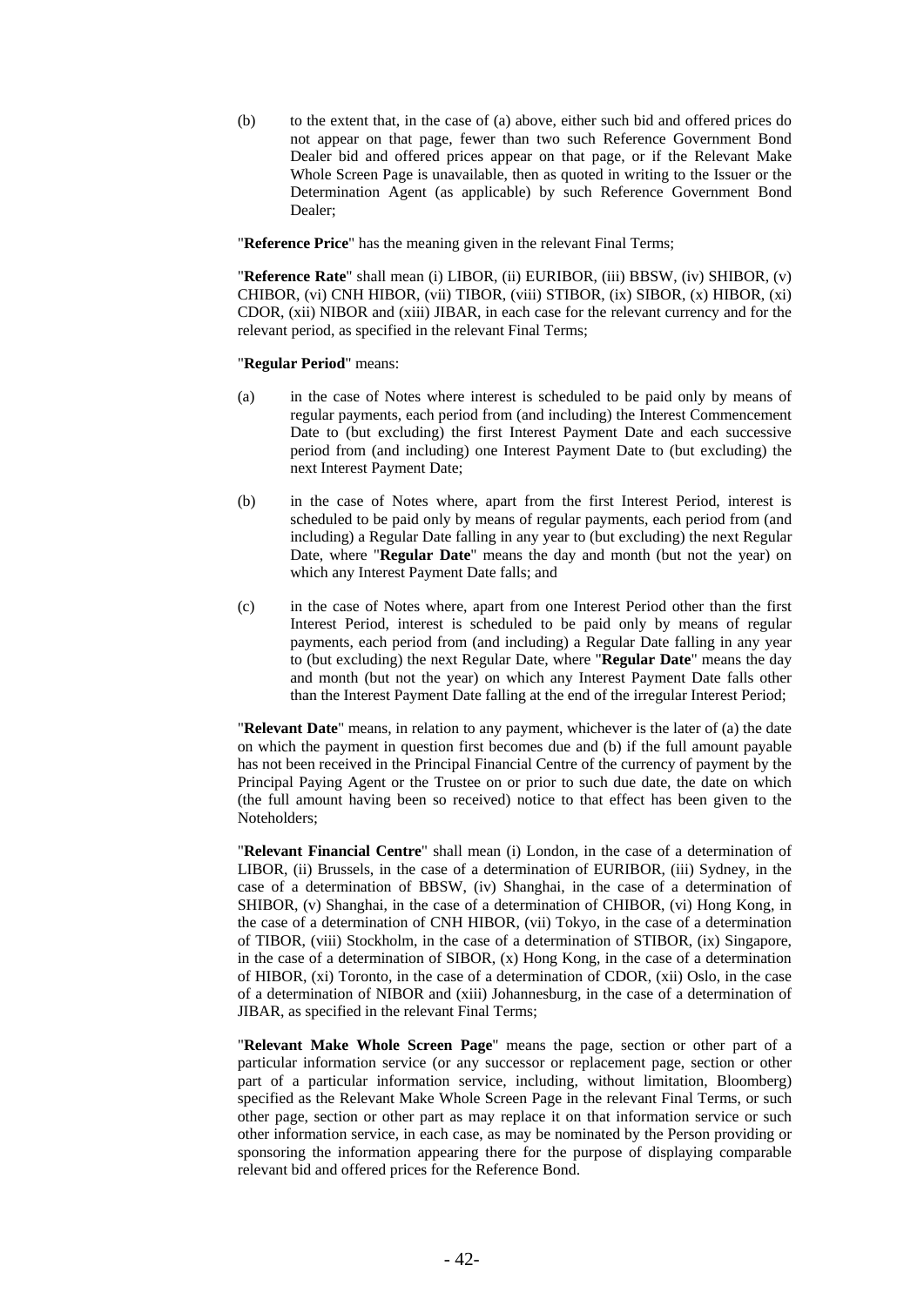(b) to the extent that, in the case of (a) above, either such bid and offered prices do not appear on that page, fewer than two such Reference Government Bond Dealer bid and offered prices appear on that page, or if the Relevant Make Whole Screen Page is unavailable, then as quoted in writing to the Issuer or the Determination Agent (as applicable) by such Reference Government Bond Dealer;

"**Reference Price**" has the meaning given in the relevant Final Terms;

"**Reference Rate**" shall mean (i) LIBOR, (ii) EURIBOR, (iii) BBSW, (iv) SHIBOR, (v) CHIBOR, (vi) CNH HIBOR, (vii) TIBOR, (viii) STIBOR, (ix) SIBOR, (x) HIBOR, (xi) CDOR, (xii) NIBOR and (xiii) JIBAR, in each case for the relevant currency and for the relevant period, as specified in the relevant Final Terms;

"**Regular Period**" means:

(a) in the case of Notes where interest is scheduled to be paid only by means of regular payments, each period from (and including) the Interest Commencement Date to (but excluding) the first Interest Payment Date and each successive period from (and including) one Interest Payment Date to (but excluding) the next Interest Payment Date;

(b) in the case of Notes where, apart from the first Interest Period, interest is scheduled to be paid only by means of regular payments, each period from (and including) a Regular Date falling in any year to (but excluding) the next Regular Date, where "**Regular Date**" means the day and month (but not the year) on which any Interest Payment Date falls; and

(c) in the case of Notes where, apart from one Interest Period other than the first Interest Period, interest is scheduled to be paid only by means of regular payments, each period from (and including) a Regular Date falling in any year to (but excluding) the next Regular Date, where "**Regular Date**" means the day and month (but not the year) on which any Interest Payment Date falls other than the Interest Payment Date falling at the end of the irregular Interest Period;

"**Relevant Date**" means, in relation to any payment, whichever is the later of (a) the date on which the payment in question first becomes due and (b) if the full amount payable has not been received in the Principal Financial Centre of the currency of payment by the Principal Paying Agent or the Trustee on or prior to such due date, the date on which (the full amount having been so received) notice to that effect has been given to the Noteholders;

"**Relevant Financial Centre**" shall mean (i) London, in the case of a determination of LIBOR, (ii) Brussels, in the case of a determination of EURIBOR, (iii) Sydney, in the case of a determination of BBSW, (iv) Shanghai, in the case of a determination of SHIBOR, (v) Shanghai, in the case of a determination of CHIBOR, (vi) Hong Kong, in the case of a determination of CNH HIBOR, (vii) Tokyo, in the case of a determination of TIBOR, (viii) Stockholm, in the case of a determination of STIBOR, (ix) Singapore, in the case of a determination of SIBOR, (x) Hong Kong, in the case of a determination of HIBOR, (xi) Toronto, in the case of a determination of CDOR, (xii) Oslo, in the case of a determination of NIBOR and (xiii) Johannesburg, in the case of a determination of JIBAR, as specified in the relevant Final Terms;

"**Relevant Make Whole Screen Page**" means the page, section or other part of a particular information service (or any successor or replacement page, section or other part of a particular information service, including, without limitation, Bloomberg) specified as the Relevant Make Whole Screen Page in the relevant Final Terms, or such other page, section or other part as may replace it on that information service or such other information service, in each case, as may be nominated by the Person providing or sponsoring the information appearing there for the purpose of displaying comparable relevant bid and offered prices for the Reference Bond.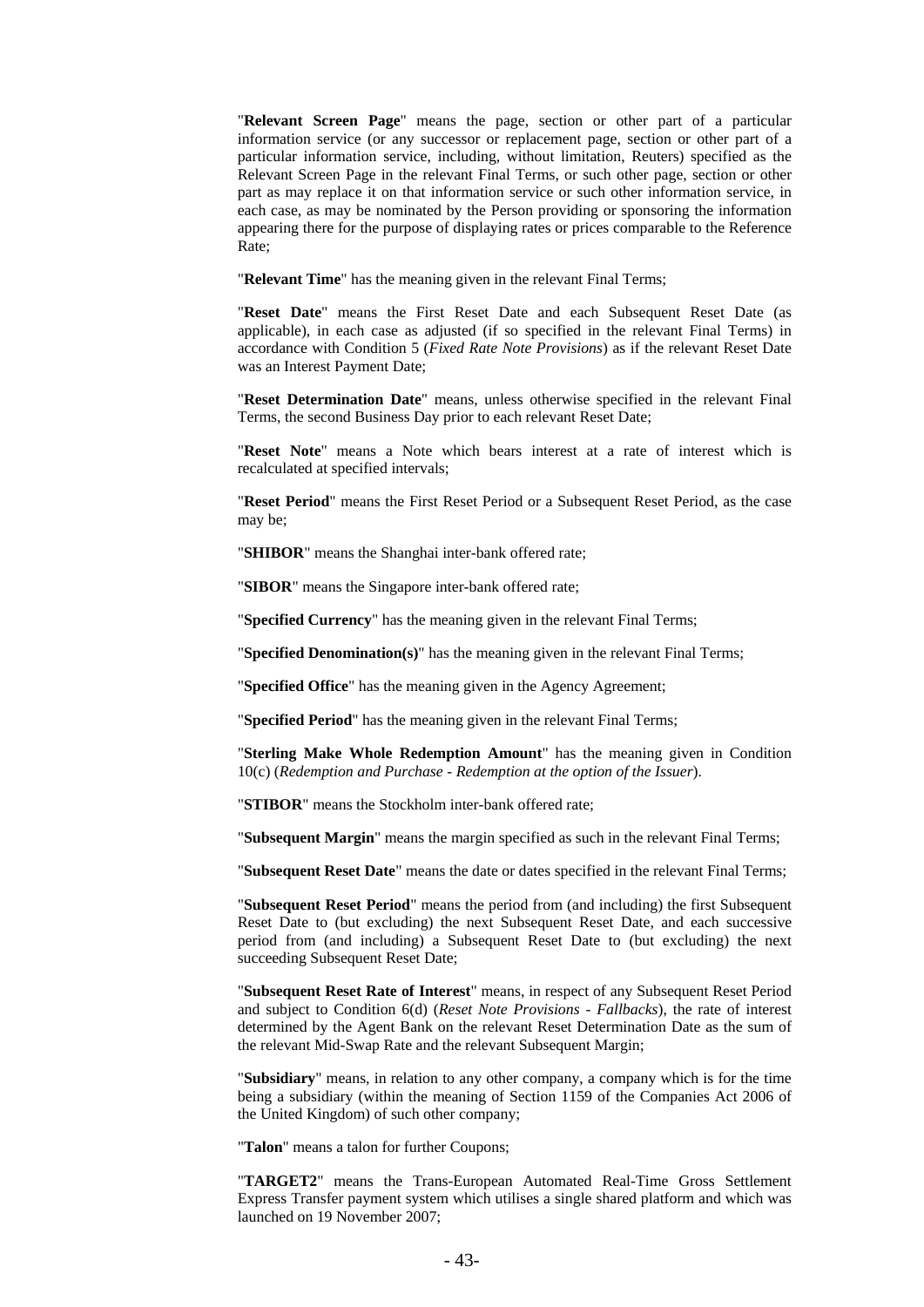"**Relevant Screen Page**" means the page, section or other part of a particular information service (or any successor or replacement page, section or other part of a particular information service, including, without limitation, Reuters) specified as the Relevant Screen Page in the relevant Final Terms, or such other page, section or other part as may replace it on that information service or such other information service, in each case, as may be nominated by the Person providing or sponsoring the information appearing there for the purpose of displaying rates or prices comparable to the Reference Rate;

"**Relevant Time**" has the meaning given in the relevant Final Terms;

"**Reset Date**" means the First Reset Date and each Subsequent Reset Date (as applicable), in each case as adjusted (if so specified in the relevant Final Terms) in accordance with Condition 5 (*Fixed Rate Note Provisions*) as if the relevant Reset Date was an Interest Payment Date;

"**Reset Determination Date**" means, unless otherwise specified in the relevant Final Terms, the second Business Day prior to each relevant Reset Date;

"**Reset Note**" means a Note which bears interest at a rate of interest which is recalculated at specified intervals;

"**Reset Period**" means the First Reset Period or a Subsequent Reset Period, as the case may be;

"**SHIBOR**" means the Shanghai inter-bank offered rate;

"**SIBOR**" means the Singapore inter-bank offered rate;

"**Specified Currency**" has the meaning given in the relevant Final Terms;

"**Specified Denomination(s)**" has the meaning given in the relevant Final Terms;

"**Specified Office**" has the meaning given in the Agency Agreement;

"**Specified Period**" has the meaning given in the relevant Final Terms;

"**Sterling Make Whole Redemption Amount**" has the meaning given in Condition 10(c) (*Redemption and Purchase - Redemption at the option of the Issuer*).

"**STIBOR**" means the Stockholm inter-bank offered rate;

"**Subsequent Margin**" means the margin specified as such in the relevant Final Terms;

"**Subsequent Reset Date**" means the date or dates specified in the relevant Final Terms;

"**Subsequent Reset Period**" means the period from (and including) the first Subsequent Reset Date to (but excluding) the next Subsequent Reset Date, and each successive period from (and including) a Subsequent Reset Date to (but excluding) the next succeeding Subsequent Reset Date;

"**Subsequent Reset Rate of Interest**" means, in respect of any Subsequent Reset Period and subject to Condition 6(d) (*Reset Note Provisions - Fallbacks*), the rate of interest determined by the Agent Bank on the relevant Reset Determination Date as the sum of the relevant Mid-Swap Rate and the relevant Subsequent Margin;

"**Subsidiary**" means, in relation to any other company, a company which is for the time being a subsidiary (within the meaning of Section 1159 of the Companies Act 2006 of the United Kingdom) of such other company;

"**Talon**" means a talon for further Coupons;

"**TARGET2**" means the Trans-European Automated Real-Time Gross Settlement Express Transfer payment system which utilises a single shared platform and which was launched on 19 November 2007;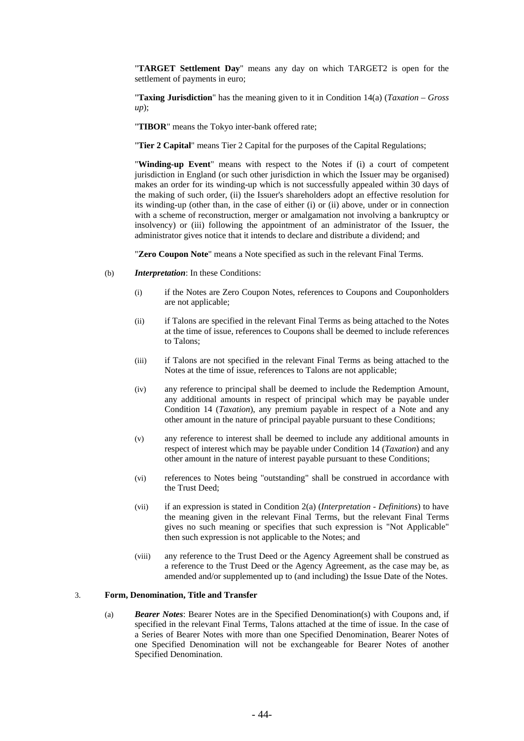"**TARGET Settlement Day**" means any day on which TARGET2 is open for the settlement of payments in euro;

"**Taxing Jurisdiction**" has the meaning given to it in Condition 14(a) (*Taxation – Gross up*);

"**TIBOR**" means the Tokyo inter-bank offered rate;

"**Tier 2 Capital**" means Tier 2 Capital for the purposes of the Capital Regulations;

"**Winding-up Event**" means with respect to the Notes if (i) a court of competent jurisdiction in England (or such other jurisdiction in which the Issuer may be organised) makes an order for its winding-up which is not successfully appealed within 30 days of the making of such order, (ii) the Issuer's shareholders adopt an effective resolution for its winding-up (other than, in the case of either (i) or (ii) above, under or in connection with a scheme of reconstruction, merger or amalgamation not involving a bankruptcy or insolvency) or (iii) following the appointment of an administrator of the Issuer, the administrator gives notice that it intends to declare and distribute a dividend; and

"**Zero Coupon Note**" means a Note specified as such in the relevant Final Terms.

(b) ***Interpretation***: In these Conditions:

(i) if the Notes are Zero Coupon Notes, references to Coupons and Couponholders are not applicable;

(ii) if Talons are specified in the relevant Final Terms as being attached to the Notes at the time of issue, references to Coupons shall be deemed to include references to Talons;

(iii) if Talons are not specified in the relevant Final Terms as being attached to the Notes at the time of issue, references to Talons are not applicable;

(iv) any reference to principal shall be deemed to include the Redemption Amount, any additional amounts in respect of principal which may be payable under Condition 14 (*Taxation*), any premium payable in respect of a Note and any other amount in the nature of principal payable pursuant to these Conditions;

(v) any reference to interest shall be deemed to include any additional amounts in respect of interest which may be payable under Condition 14 (*Taxation*) and any other amount in the nature of interest payable pursuant to these Conditions;

(vi) references to Notes being "outstanding" shall be construed in accordance with the Trust Deed;

(vii) if an expression is stated in Condition 2(a) (*Interpretation - Definitions*) to have the meaning given in the relevant Final Terms, but the relevant Final Terms gives no such meaning or specifies that such expression is "Not Applicable" then such expression is not applicable to the Notes; and

(viii) any reference to the Trust Deed or the Agency Agreement shall be construed as a reference to the Trust Deed or the Agency Agreement, as the case may be, as amended and/or supplemented up to (and including) the Issue Date of the Notes.

3. **Form, Denomination, Title and Transfer**

(a) ***Bearer Notes***: Bearer Notes are in the Specified Denomination(s) with Coupons and, if specified in the relevant Final Terms, Talons attached at the time of issue. In the case of a Series of Bearer Notes with more than one Specified Denomination, Bearer Notes of one Specified Denomination will not be exchangeable for Bearer Notes of another Specified Denomination.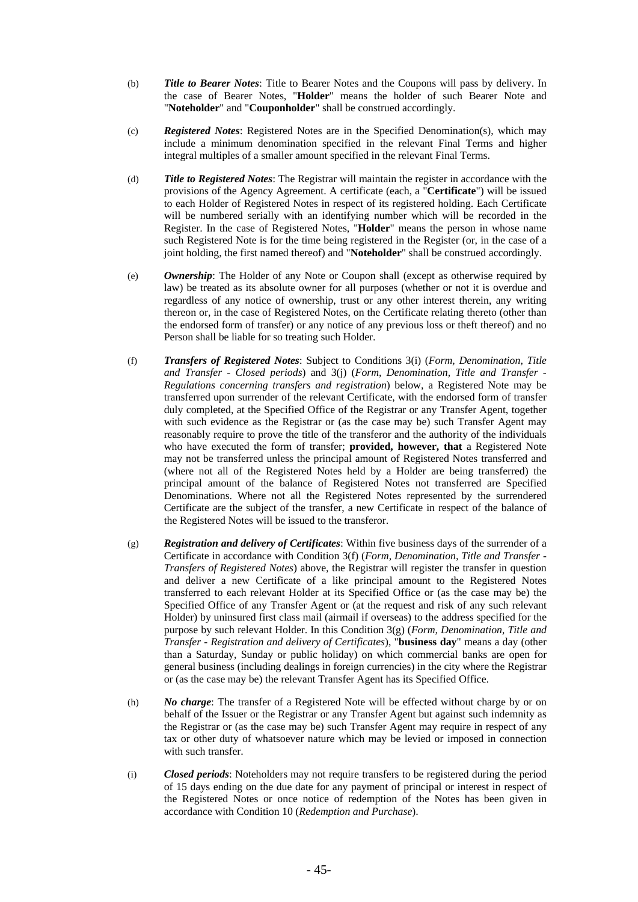(b) ***Title to Bearer Notes***: Title to Bearer Notes and the Coupons will pass by delivery. In the case of Bearer Notes, "**Holder**" means the holder of such Bearer Note and "**Noteholder**" and "**Couponholder**" shall be construed accordingly.

(c) ***Registered Notes***: Registered Notes are in the Specified Denomination(s), which may include a minimum denomination specified in the relevant Final Terms and higher integral multiples of a smaller amount specified in the relevant Final Terms.

(d) ***Title to Registered Notes***: The Registrar will maintain the register in accordance with the provisions of the Agency Agreement. A certificate (each, a "**Certificate**") will be issued to each Holder of Registered Notes in respect of its registered holding. Each Certificate will be numbered serially with an identifying number which will be recorded in the Register. In the case of Registered Notes, "**Holder**" means the person in whose name such Registered Note is for the time being registered in the Register (or, in the case of a joint holding, the first named thereof) and "**Noteholder**" shall be construed accordingly.

(e) ***Ownership***: The Holder of any Note or Coupon shall (except as otherwise required by law) be treated as its absolute owner for all purposes (whether or not it is overdue and regardless of any notice of ownership, trust or any other interest therein, any writing thereon or, in the case of Registered Notes, on the Certificate relating thereto (other than the endorsed form of transfer) or any notice of any previous loss or theft thereof) and no Person shall be liable for so treating such Holder.

(f) ***Transfers of Registered Notes***: Subject to Conditions 3(i) (*Form, Denomination, Title and Transfer - Closed periods*) and 3(j) (*Form, Denomination, Title and Transfer - Regulations concerning transfers and registration*) below, a Registered Note may be transferred upon surrender of the relevant Certificate, with the endorsed form of transfer duly completed, at the Specified Office of the Registrar or any Transfer Agent, together with such evidence as the Registrar or (as the case may be) such Transfer Agent may reasonably require to prove the title of the transferor and the authority of the individuals who have executed the form of transfer; **provided, however, that** a Registered Note may not be transferred unless the principal amount of Registered Notes transferred and (where not all of the Registered Notes held by a Holder are being transferred) the principal amount of the balance of Registered Notes not transferred are Specified Denominations. Where not all the Registered Notes represented by the surrendered Certificate are the subject of the transfer, a new Certificate in respect of the balance of the Registered Notes will be issued to the transferor.

(g) ***Registration and delivery of Certificates***: Within five business days of the surrender of a Certificate in accordance with Condition 3(f) (*Form, Denomination, Title and Transfer - Transfers of Registered Notes*) above, the Registrar will register the transfer in question and deliver a new Certificate of a like principal amount to the Registered Notes transferred to each relevant Holder at its Specified Office or (as the case may be) the Specified Office of any Transfer Agent or (at the request and risk of any such relevant Holder) by uninsured first class mail (airmail if overseas) to the address specified for the purpose by such relevant Holder. In this Condition 3(g) (*Form, Denomination, Title and Transfer - Registration and delivery of Certificates*), "**business day**" means a day (other than a Saturday, Sunday or public holiday) on which commercial banks are open for general business (including dealings in foreign currencies) in the city where the Registrar or (as the case may be) the relevant Transfer Agent has its Specified Office.

(h) ***No charge***: The transfer of a Registered Note will be effected without charge by or on behalf of the Issuer or the Registrar or any Transfer Agent but against such indemnity as the Registrar or (as the case may be) such Transfer Agent may require in respect of any tax or other duty of whatsoever nature which may be levied or imposed in connection with such transfer.

(i) ***Closed periods***: Noteholders may not require transfers to be registered during the period of 15 days ending on the due date for any payment of principal or interest in respect of the Registered Notes or once notice of redemption of the Notes has been given in accordance with Condition 10 (*Redemption and Purchase*).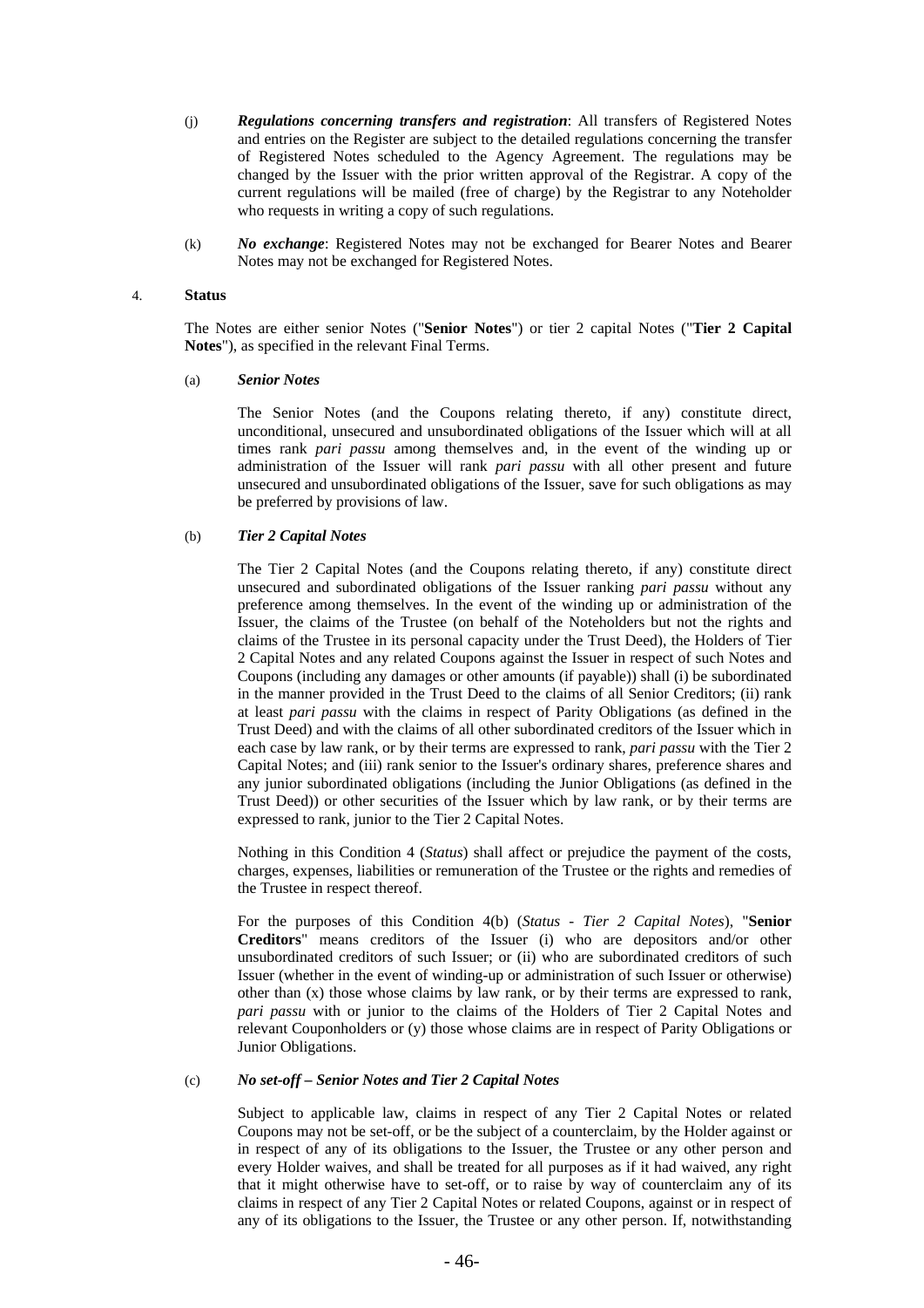(j) ***Regulations concerning transfers and registration***: All transfers of Registered Notes and entries on the Register are subject to the detailed regulations concerning the transfer of Registered Notes scheduled to the Agency Agreement. The regulations may be changed by the Issuer with the prior written approval of the Registrar. A copy of the current regulations will be mailed (free of charge) by the Registrar to any Noteholder who requests in writing a copy of such regulations.

(k) ***No exchange***: Registered Notes may not be exchanged for Bearer Notes and Bearer Notes may not be exchanged for Registered Notes.

4. **Status**

The Notes are either senior Notes ("**Senior Notes**") or tier 2 capital Notes ("**Tier 2 Capital Notes**"), as specified in the relevant Final Terms.

(a) ***Senior Notes***

The Senior Notes (and the Coupons relating thereto, if any) constitute direct, unconditional, unsecured and unsubordinated obligations of the Issuer which will at all times rank *pari passu* among themselves and, in the event of the winding up or administration of the Issuer will rank *pari passu* with all other present and future unsecured and unsubordinated obligations of the Issuer, save for such obligations as may be preferred by provisions of law.

(b) ***Tier 2 Capital Notes***

The Tier 2 Capital Notes (and the Coupons relating thereto, if any) constitute direct unsecured and subordinated obligations of the Issuer ranking *pari passu* without any preference among themselves. In the event of the winding up or administration of the Issuer, the claims of the Trustee (on behalf of the Noteholders but not the rights and claims of the Trustee in its personal capacity under the Trust Deed), the Holders of Tier 2 Capital Notes and any related Coupons against the Issuer in respect of such Notes and Coupons (including any damages or other amounts (if payable)) shall (i) be subordinated in the manner provided in the Trust Deed to the claims of all Senior Creditors; (ii) rank at least *pari passu* with the claims in respect of Parity Obligations (as defined in the Trust Deed) and with the claims of all other subordinated creditors of the Issuer which in each case by law rank, or by their terms are expressed to rank, *pari passu* with the Tier 2 Capital Notes; and (iii) rank senior to the Issuer's ordinary shares, preference shares and any junior subordinated obligations (including the Junior Obligations (as defined in the Trust Deed)) or other securities of the Issuer which by law rank, or by their terms are expressed to rank, junior to the Tier 2 Capital Notes.

Nothing in this Condition 4 (*Status*) shall affect or prejudice the payment of the costs, charges, expenses, liabilities or remuneration of the Trustee or the rights and remedies of the Trustee in respect thereof.

For the purposes of this Condition 4(b) (*Status - Tier 2 Capital Notes*), "**Senior Creditors**" means creditors of the Issuer (i) who are depositors and/or other unsubordinated creditors of such Issuer; or (ii) who are subordinated creditors of such Issuer (whether in the event of winding-up or administration of such Issuer or otherwise) other than (x) those whose claims by law rank, or by their terms are expressed to rank, *pari passu* with or junior to the claims of the Holders of Tier 2 Capital Notes and relevant Couponholders or (y) those whose claims are in respect of Parity Obligations or Junior Obligations.

(c) ***No set-off – Senior Notes and Tier 2 Capital Notes***

Subject to applicable law, claims in respect of any Tier 2 Capital Notes or related Coupons may not be set-off, or be the subject of a counterclaim, by the Holder against or in respect of any of its obligations to the Issuer, the Trustee or any other person and every Holder waives, and shall be treated for all purposes as if it had waived, any right that it might otherwise have to set-off, or to raise by way of counterclaim any of its claims in respect of any Tier 2 Capital Notes or related Coupons, against or in respect of any of its obligations to the Issuer, the Trustee or any other person. If, notwithstanding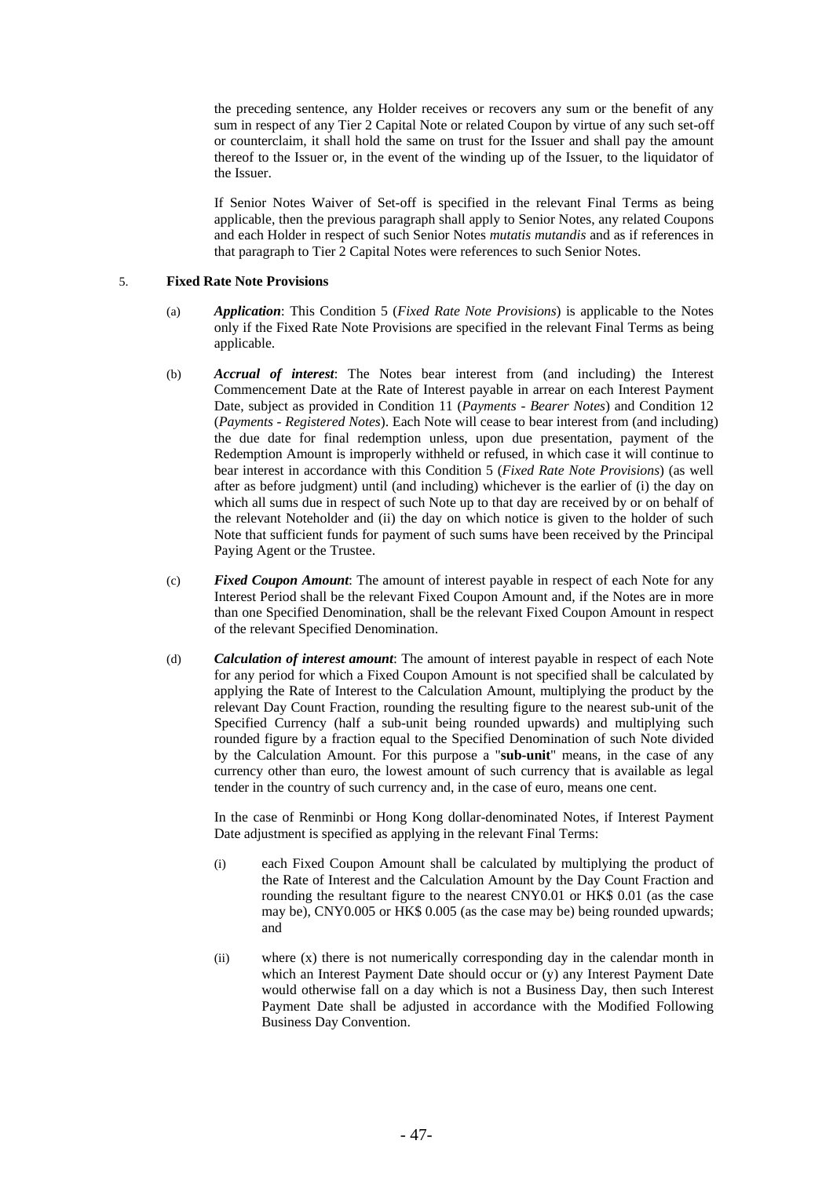the preceding sentence, any Holder receives or recovers any sum or the benefit of any sum in respect of any Tier 2 Capital Note or related Coupon by virtue of any such set-off or counterclaim, it shall hold the same on trust for the Issuer and shall pay the amount thereof to the Issuer or, in the event of the winding up of the Issuer, to the liquidator of the Issuer.

If Senior Notes Waiver of Set-off is specified in the relevant Final Terms as being applicable, then the previous paragraph shall apply to Senior Notes, any related Coupons and each Holder in respect of such Senior Notes *mutatis mutandis* and as if references in that paragraph to Tier 2 Capital Notes were references to such Senior Notes.

5. **Fixed Rate Note Provisions**

(a) ***Application***: This Condition 5 (*Fixed Rate Note Provisions*) is applicable to the Notes only if the Fixed Rate Note Provisions are specified in the relevant Final Terms as being applicable.

(b) ***Accrual of interest***: The Notes bear interest from (and including) the Interest Commencement Date at the Rate of Interest payable in arrear on each Interest Payment Date, subject as provided in Condition 11 (*Payments - Bearer Notes*) and Condition 12 (*Payments - Registered Notes*). Each Note will cease to bear interest from (and including) the due date for final redemption unless, upon due presentation, payment of the Redemption Amount is improperly withheld or refused, in which case it will continue to bear interest in accordance with this Condition 5 (*Fixed Rate Note Provisions*) (as well after as before judgment) until (and including) whichever is the earlier of (i) the day on which all sums due in respect of such Note up to that day are received by or on behalf of the relevant Noteholder and (ii) the day on which notice is given to the holder of such Note that sufficient funds for payment of such sums have been received by the Principal Paying Agent or the Trustee.

(c) ***Fixed Coupon Amount***: The amount of interest payable in respect of each Note for any Interest Period shall be the relevant Fixed Coupon Amount and, if the Notes are in more than one Specified Denomination, shall be the relevant Fixed Coupon Amount in respect of the relevant Specified Denomination.

(d) ***Calculation of interest amount***: The amount of interest payable in respect of each Note for any period for which a Fixed Coupon Amount is not specified shall be calculated by applying the Rate of Interest to the Calculation Amount, multiplying the product by the relevant Day Count Fraction, rounding the resulting figure to the nearest sub-unit of the Specified Currency (half a sub-unit being rounded upwards) and multiplying such rounded figure by a fraction equal to the Specified Denomination of such Note divided by the Calculation Amount. For this purpose a "**sub-unit**" means, in the case of any currency other than euro, the lowest amount of such currency that is available as legal tender in the country of such currency and, in the case of euro, means one cent.

In the case of Renminbi or Hong Kong dollar-denominated Notes, if Interest Payment Date adjustment is specified as applying in the relevant Final Terms:

(i) each Fixed Coupon Amount shall be calculated by multiplying the product of the Rate of Interest and the Calculation Amount by the Day Count Fraction and rounding the resultant figure to the nearest CNY0.01 or HK$ 0.01 (as the case may be), CNY0.005 or HK$ 0.005 (as the case may be) being rounded upwards; and

(ii) where (x) there is not numerically corresponding day in the calendar month in which an Interest Payment Date should occur or (y) any Interest Payment Date would otherwise fall on a day which is not a Business Day, then such Interest Payment Date shall be adjusted in accordance with the Modified Following Business Day Convention.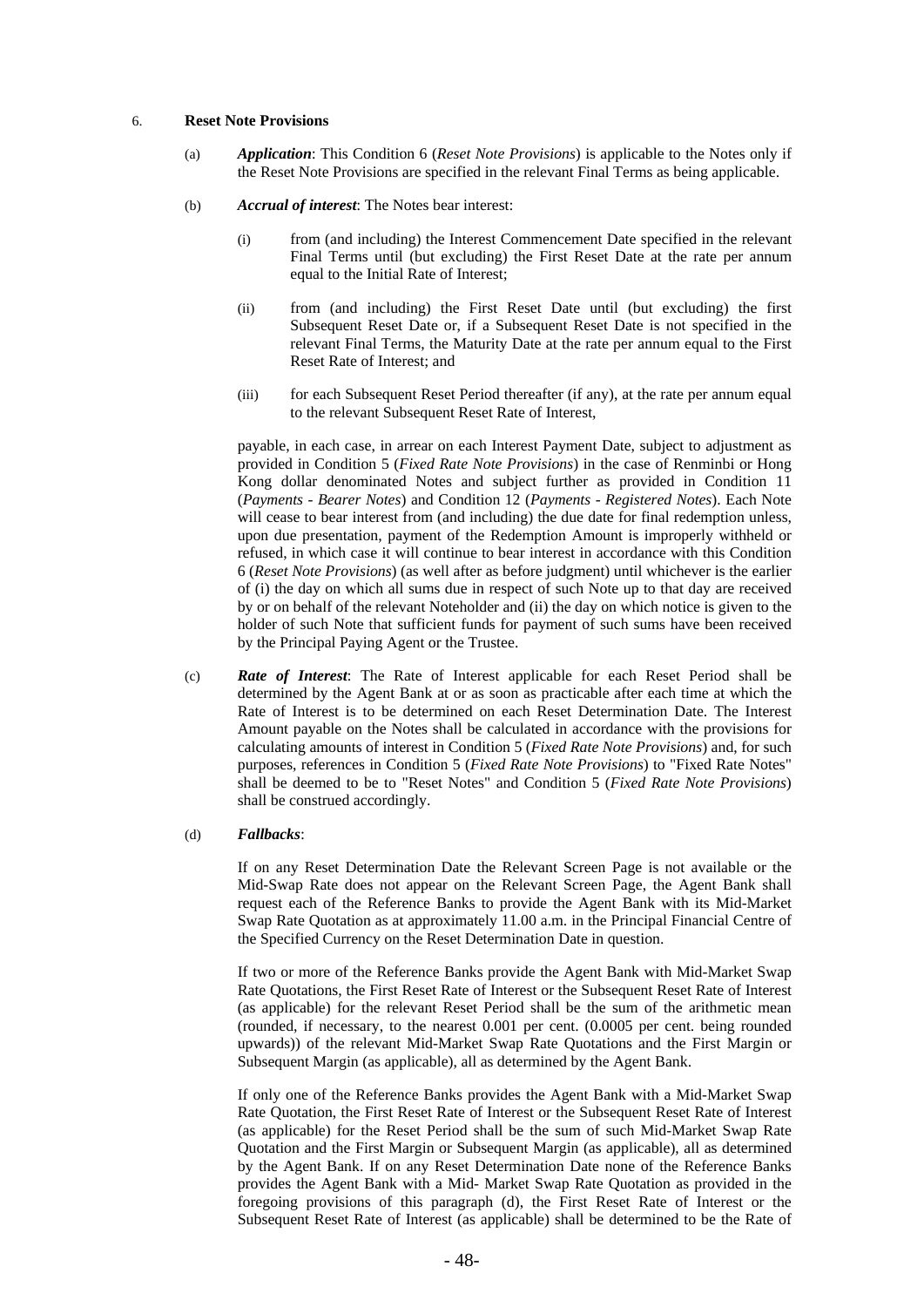6. **Reset Note Provisions**

(a) ***Application***: This Condition 6 (*Reset Note Provisions*) is applicable to the Notes only if the Reset Note Provisions are specified in the relevant Final Terms as being applicable.

(b) ***Accrual of interest***: The Notes bear interest:

(i) from (and including) the Interest Commencement Date specified in the relevant Final Terms until (but excluding) the First Reset Date at the rate per annum equal to the Initial Rate of Interest;

(ii) from (and including) the First Reset Date until (but excluding) the first Subsequent Reset Date or, if a Subsequent Reset Date is not specified in the relevant Final Terms, the Maturity Date at the rate per annum equal to the First Reset Rate of Interest; and

(iii) for each Subsequent Reset Period thereafter (if any), at the rate per annum equal to the relevant Subsequent Reset Rate of Interest,

payable, in each case, in arrear on each Interest Payment Date, subject to adjustment as provided in Condition 5 (*Fixed Rate Note Provisions*) in the case of Renminbi or Hong Kong dollar denominated Notes and subject further as provided in Condition 11 (*Payments - Bearer Notes*) and Condition 12 (*Payments - Registered Notes*). Each Note will cease to bear interest from (and including) the due date for final redemption unless, upon due presentation, payment of the Redemption Amount is improperly withheld or refused, in which case it will continue to bear interest in accordance with this Condition 6 (*Reset Note Provisions*) (as well after as before judgment) until whichever is the earlier of (i) the day on which all sums due in respect of such Note up to that day are received by or on behalf of the relevant Noteholder and (ii) the day on which notice is given to the holder of such Note that sufficient funds for payment of such sums have been received by the Principal Paying Agent or the Trustee.

(c) ***Rate of Interest***: The Rate of Interest applicable for each Reset Period shall be determined by the Agent Bank at or as soon as practicable after each time at which the Rate of Interest is to be determined on each Reset Determination Date. The Interest Amount payable on the Notes shall be calculated in accordance with the provisions for calculating amounts of interest in Condition 5 (*Fixed Rate Note Provisions*) and, for such purposes, references in Condition 5 (*Fixed Rate Note Provisions*) to "Fixed Rate Notes" shall be deemed to be to "Reset Notes" and Condition 5 (*Fixed Rate Note Provisions*) shall be construed accordingly.

(d) ***Fallbacks***:

If on any Reset Determination Date the Relevant Screen Page is not available or the Mid-Swap Rate does not appear on the Relevant Screen Page, the Agent Bank shall request each of the Reference Banks to provide the Agent Bank with its Mid-Market Swap Rate Quotation as at approximately 11.00 a.m. in the Principal Financial Centre of the Specified Currency on the Reset Determination Date in question.

If two or more of the Reference Banks provide the Agent Bank with Mid-Market Swap Rate Quotations, the First Reset Rate of Interest or the Subsequent Reset Rate of Interest (as applicable) for the relevant Reset Period shall be the sum of the arithmetic mean (rounded, if necessary, to the nearest 0.001 per cent. (0.0005 per cent. being rounded upwards)) of the relevant Mid-Market Swap Rate Quotations and the First Margin or Subsequent Margin (as applicable), all as determined by the Agent Bank.

If only one of the Reference Banks provides the Agent Bank with a Mid-Market Swap Rate Quotation, the First Reset Rate of Interest or the Subsequent Reset Rate of Interest (as applicable) for the Reset Period shall be the sum of such Mid-Market Swap Rate Quotation and the First Margin or Subsequent Margin (as applicable), all as determined by the Agent Bank. If on any Reset Determination Date none of the Reference Banks provides the Agent Bank with a Mid- Market Swap Rate Quotation as provided in the foregoing provisions of this paragraph (d), the First Reset Rate of Interest or the Subsequent Reset Rate of Interest (as applicable) shall be determined to be the Rate of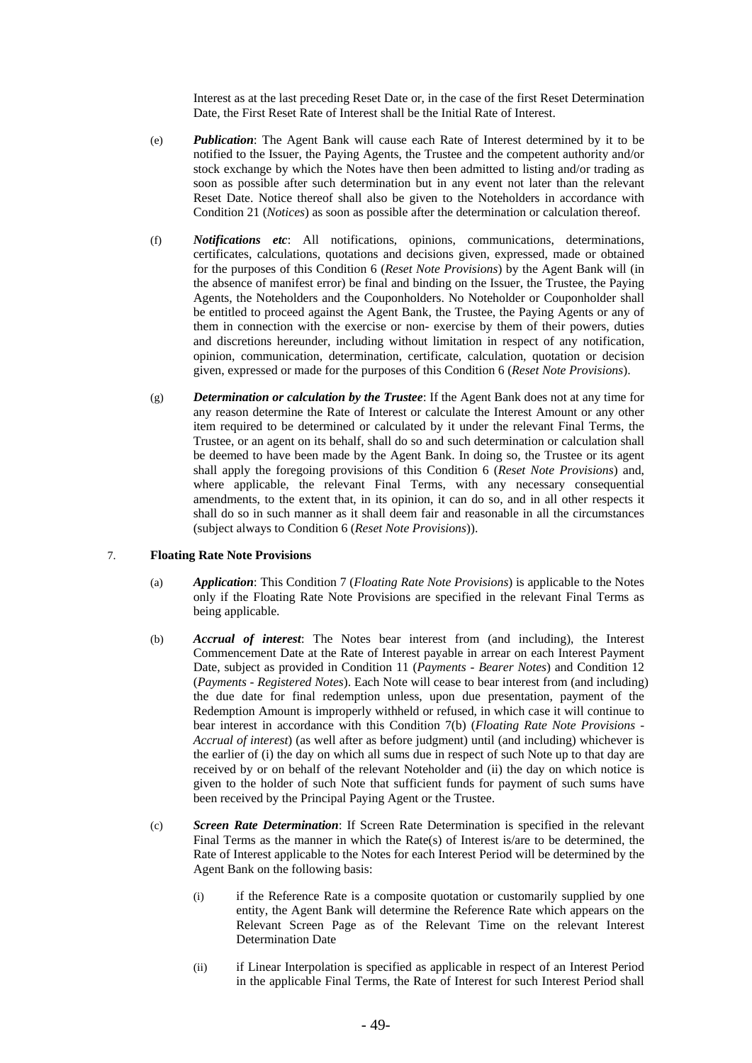Interest as at the last preceding Reset Date or, in the case of the first Reset Determination Date, the First Reset Rate of Interest shall be the Initial Rate of Interest.

(e) ***Publication***: The Agent Bank will cause each Rate of Interest determined by it to be notified to the Issuer, the Paying Agents, the Trustee and the competent authority and/or stock exchange by which the Notes have then been admitted to listing and/or trading as soon as possible after such determination but in any event not later than the relevant Reset Date. Notice thereof shall also be given to the Noteholders in accordance with Condition 21 (*Notices*) as soon as possible after the determination or calculation thereof.

(f) ***Notifications etc***: All notifications, opinions, communications, determinations, certificates, calculations, quotations and decisions given, expressed, made or obtained for the purposes of this Condition 6 (*Reset Note Provisions*) by the Agent Bank will (in the absence of manifest error) be final and binding on the Issuer, the Trustee, the Paying Agents, the Noteholders and the Couponholders. No Noteholder or Couponholder shall be entitled to proceed against the Agent Bank, the Trustee, the Paying Agents or any of them in connection with the exercise or non- exercise by them of their powers, duties and discretions hereunder, including without limitation in respect of any notification, opinion, communication, determination, certificate, calculation, quotation or decision given, expressed or made for the purposes of this Condition 6 (*Reset Note Provisions*).

(g) ***Determination or calculation by the Trustee***: If the Agent Bank does not at any time for any reason determine the Rate of Interest or calculate the Interest Amount or any other item required to be determined or calculated by it under the relevant Final Terms, the Trustee, or an agent on its behalf, shall do so and such determination or calculation shall be deemed to have been made by the Agent Bank. In doing so, the Trustee or its agent shall apply the foregoing provisions of this Condition 6 (*Reset Note Provisions*) and, where applicable, the relevant Final Terms, with any necessary consequential amendments, to the extent that, in its opinion, it can do so, and in all other respects it shall do so in such manner as it shall deem fair and reasonable in all the circumstances (subject always to Condition 6 (*Reset Note Provisions*)).

7. **Floating Rate Note Provisions**

(a) ***Application***: This Condition 7 (*Floating Rate Note Provisions*) is applicable to the Notes only if the Floating Rate Note Provisions are specified in the relevant Final Terms as being applicable.

(b) ***Accrual of interest***: The Notes bear interest from (and including), the Interest Commencement Date at the Rate of Interest payable in arrear on each Interest Payment Date, subject as provided in Condition 11 (*Payments - Bearer Notes*) and Condition 12 (*Payments - Registered Notes*). Each Note will cease to bear interest from (and including) the due date for final redemption unless, upon due presentation, payment of the Redemption Amount is improperly withheld or refused, in which case it will continue to bear interest in accordance with this Condition 7(b) (*Floating Rate Note Provisions - Accrual of interest*) (as well after as before judgment) until (and including) whichever is the earlier of (i) the day on which all sums due in respect of such Note up to that day are received by or on behalf of the relevant Noteholder and (ii) the day on which notice is given to the holder of such Note that sufficient funds for payment of such sums have been received by the Principal Paying Agent or the Trustee.

(c) ***Screen Rate Determination***: If Screen Rate Determination is specified in the relevant Final Terms as the manner in which the Rate(s) of Interest is/are to be determined, the Rate of Interest applicable to the Notes for each Interest Period will be determined by the Agent Bank on the following basis:

(i) if the Reference Rate is a composite quotation or customarily supplied by one entity, the Agent Bank will determine the Reference Rate which appears on the Relevant Screen Page as of the Relevant Time on the relevant Interest Determination Date

(ii) if Linear Interpolation is specified as applicable in respect of an Interest Period in the applicable Final Terms, the Rate of Interest for such Interest Period shall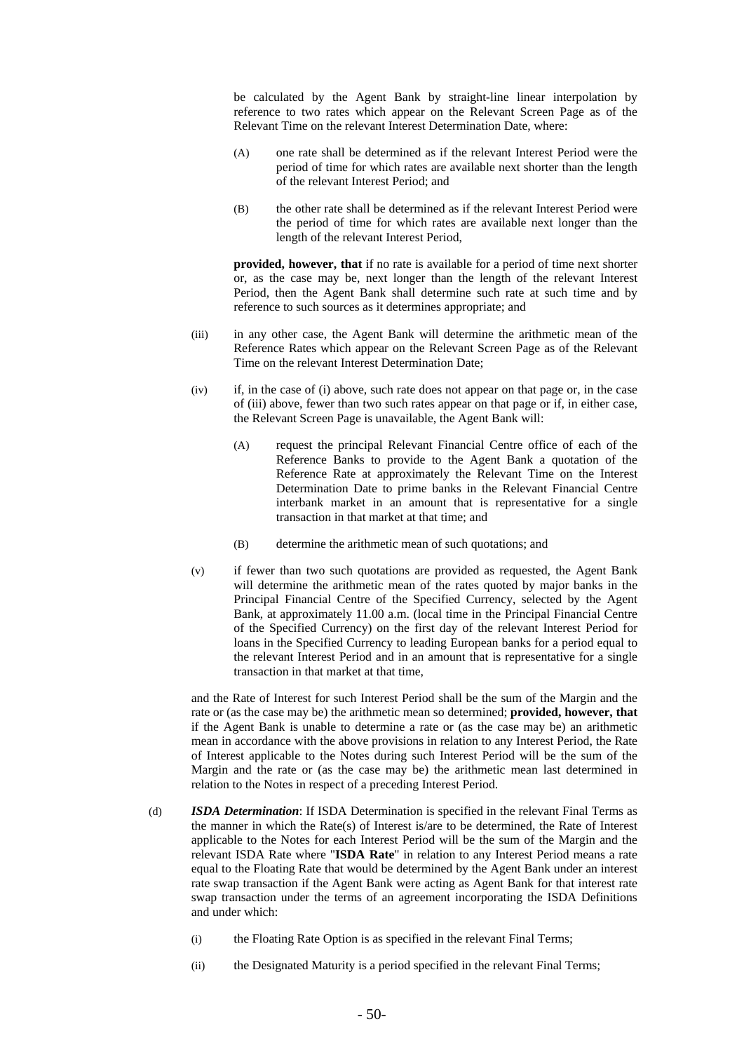be calculated by the Agent Bank by straight-line linear interpolation by reference to two rates which appear on the Relevant Screen Page as of the Relevant Time on the relevant Interest Determination Date, where:

(A) one rate shall be determined as if the relevant Interest Period were the period of time for which rates are available next shorter than the length of the relevant Interest Period; and

(B) the other rate shall be determined as if the relevant Interest Period were the period of time for which rates are available next longer than the length of the relevant Interest Period,

**provided, however, that** if no rate is available for a period of time next shorter or, as the case may be, next longer than the length of the relevant Interest Period, then the Agent Bank shall determine such rate at such time and by reference to such sources as it determines appropriate; and

(iii) in any other case, the Agent Bank will determine the arithmetic mean of the Reference Rates which appear on the Relevant Screen Page as of the Relevant Time on the relevant Interest Determination Date;

(iv) if, in the case of (i) above, such rate does not appear on that page or, in the case of (iii) above, fewer than two such rates appear on that page or if, in either case, the Relevant Screen Page is unavailable, the Agent Bank will:

(A) request the principal Relevant Financial Centre office of each of the Reference Banks to provide to the Agent Bank a quotation of the Reference Rate at approximately the Relevant Time on the Interest Determination Date to prime banks in the Relevant Financial Centre interbank market in an amount that is representative for a single transaction in that market at that time; and

(B) determine the arithmetic mean of such quotations; and

(v) if fewer than two such quotations are provided as requested, the Agent Bank will determine the arithmetic mean of the rates quoted by major banks in the Principal Financial Centre of the Specified Currency, selected by the Agent Bank, at approximately 11.00 a.m. (local time in the Principal Financial Centre of the Specified Currency) on the first day of the relevant Interest Period for loans in the Specified Currency to leading European banks for a period equal to the relevant Interest Period and in an amount that is representative for a single transaction in that market at that time,

and the Rate of Interest for such Interest Period shall be the sum of the Margin and the rate or (as the case may be) the arithmetic mean so determined; **provided, however, that** if the Agent Bank is unable to determine a rate or (as the case may be) an arithmetic mean in accordance with the above provisions in relation to any Interest Period, the Rate of Interest applicable to the Notes during such Interest Period will be the sum of the Margin and the rate or (as the case may be) the arithmetic mean last determined in relation to the Notes in respect of a preceding Interest Period.

(d) ***ISDA Determination***: If ISDA Determination is specified in the relevant Final Terms as the manner in which the Rate(s) of Interest is/are to be determined, the Rate of Interest applicable to the Notes for each Interest Period will be the sum of the Margin and the relevant ISDA Rate where "**ISDA Rate**" in relation to any Interest Period means a rate equal to the Floating Rate that would be determined by the Agent Bank under an interest rate swap transaction if the Agent Bank were acting as Agent Bank for that interest rate swap transaction under the terms of an agreement incorporating the ISDA Definitions and under which:

(i) the Floating Rate Option is as specified in the relevant Final Terms;

(ii) the Designated Maturity is a period specified in the relevant Final Terms;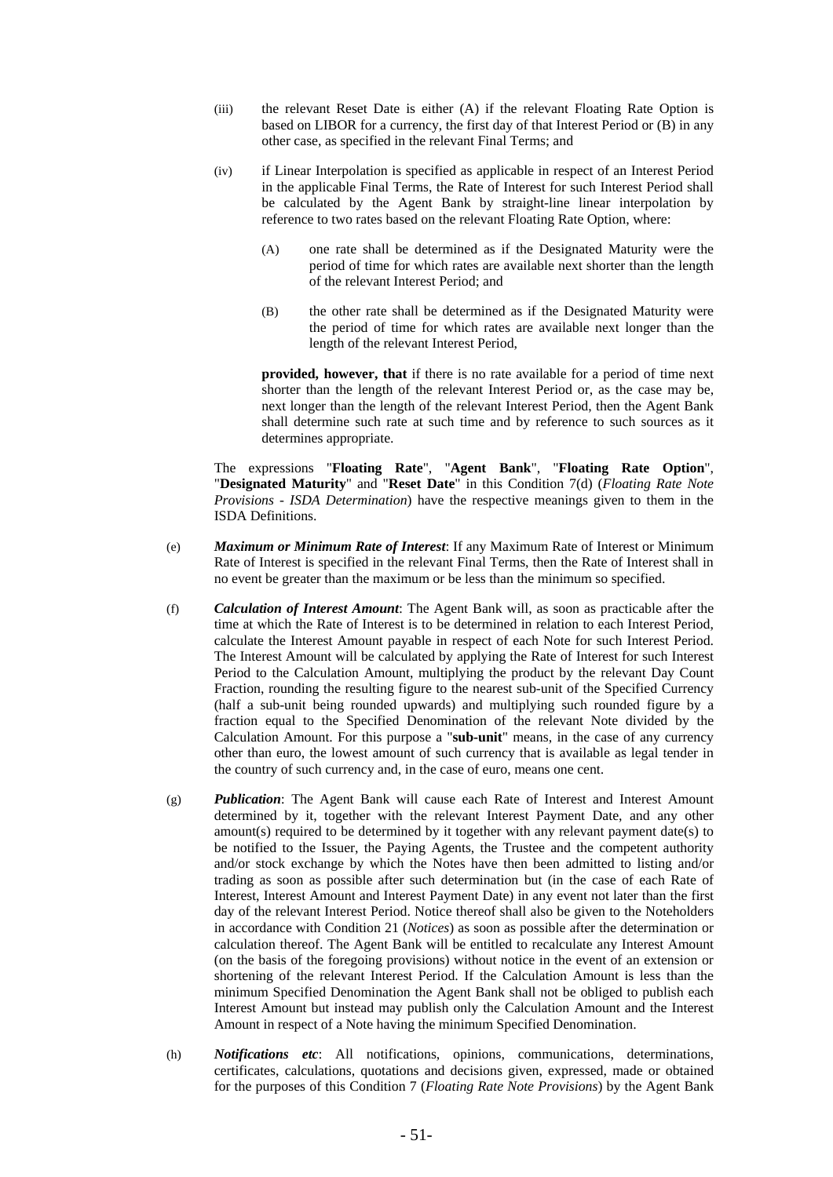(iii) the relevant Reset Date is either (A) if the relevant Floating Rate Option is based on LIBOR for a currency, the first day of that Interest Period or (B) in any other case, as specified in the relevant Final Terms; and

(iv) if Linear Interpolation is specified as applicable in respect of an Interest Period in the applicable Final Terms, the Rate of Interest for such Interest Period shall be calculated by the Agent Bank by straight-line linear interpolation by reference to two rates based on the relevant Floating Rate Option, where:

(A) one rate shall be determined as if the Designated Maturity were the period of time for which rates are available next shorter than the length of the relevant Interest Period; and

(B) the other rate shall be determined as if the Designated Maturity were the period of time for which rates are available next longer than the length of the relevant Interest Period,

**provided, however, that** if there is no rate available for a period of time next shorter than the length of the relevant Interest Period or, as the case may be, next longer than the length of the relevant Interest Period, then the Agent Bank shall determine such rate at such time and by reference to such sources as it determines appropriate.

The expressions "**Floating Rate**", "**Agent Bank**", "**Floating Rate Option**", "**Designated Maturity**" and "**Reset Date**" in this Condition 7(d) (*Floating Rate Note Provisions - ISDA Determination*) have the respective meanings given to them in the ISDA Definitions.

(e) ***Maximum or Minimum Rate of Interest***: If any Maximum Rate of Interest or Minimum Rate of Interest is specified in the relevant Final Terms, then the Rate of Interest shall in no event be greater than the maximum or be less than the minimum so specified.

(f) ***Calculation of Interest Amount***: The Agent Bank will, as soon as practicable after the time at which the Rate of Interest is to be determined in relation to each Interest Period, calculate the Interest Amount payable in respect of each Note for such Interest Period. The Interest Amount will be calculated by applying the Rate of Interest for such Interest Period to the Calculation Amount, multiplying the product by the relevant Day Count Fraction, rounding the resulting figure to the nearest sub-unit of the Specified Currency (half a sub-unit being rounded upwards) and multiplying such rounded figure by a fraction equal to the Specified Denomination of the relevant Note divided by the Calculation Amount. For this purpose a "**sub-unit**" means, in the case of any currency other than euro, the lowest amount of such currency that is available as legal tender in the country of such currency and, in the case of euro, means one cent.

(g) ***Publication***: The Agent Bank will cause each Rate of Interest and Interest Amount determined by it, together with the relevant Interest Payment Date, and any other amount(s) required to be determined by it together with any relevant payment date(s) to be notified to the Issuer, the Paying Agents, the Trustee and the competent authority and/or stock exchange by which the Notes have then been admitted to listing and/or trading as soon as possible after such determination but (in the case of each Rate of Interest, Interest Amount and Interest Payment Date) in any event not later than the first day of the relevant Interest Period. Notice thereof shall also be given to the Noteholders in accordance with Condition 21 (*Notices*) as soon as possible after the determination or calculation thereof. The Agent Bank will be entitled to recalculate any Interest Amount (on the basis of the foregoing provisions) without notice in the event of an extension or shortening of the relevant Interest Period. If the Calculation Amount is less than the minimum Specified Denomination the Agent Bank shall not be obliged to publish each Interest Amount but instead may publish only the Calculation Amount and the Interest Amount in respect of a Note having the minimum Specified Denomination.

(h) ***Notifications etc***: All notifications, opinions, communications, determinations, certificates, calculations, quotations and decisions given, expressed, made or obtained for the purposes of this Condition 7 (*Floating Rate Note Provisions*) by the Agent Bank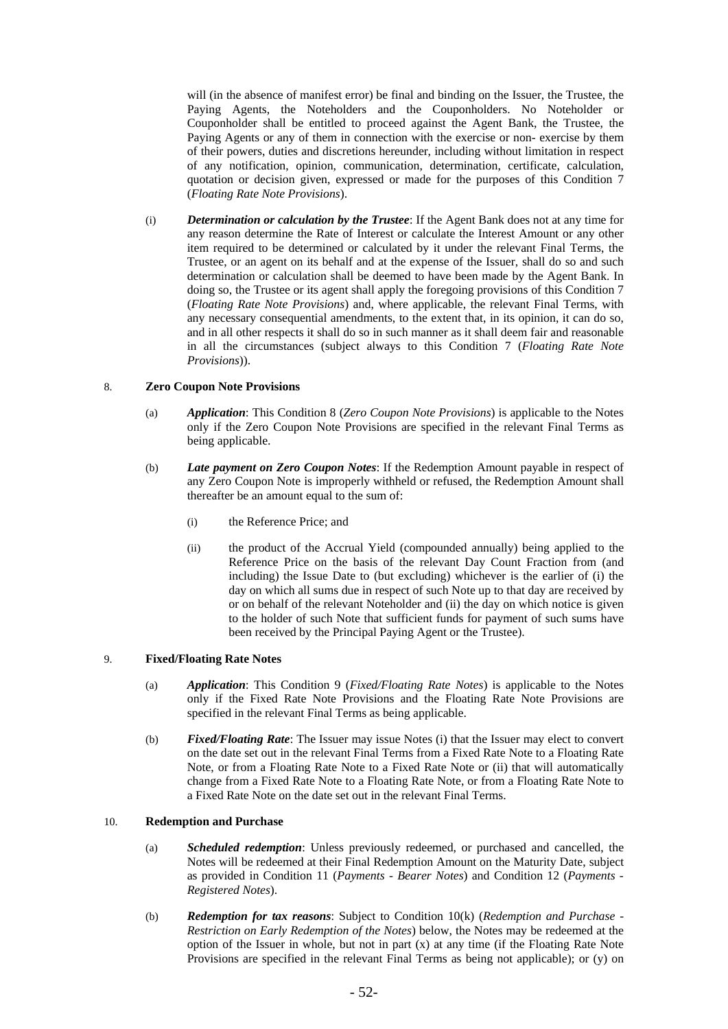will (in the absence of manifest error) be final and binding on the Issuer, the Trustee, the Paying Agents, the Noteholders and the Couponholders. No Noteholder or Couponholder shall be entitled to proceed against the Agent Bank, the Trustee, the Paying Agents or any of them in connection with the exercise or non- exercise by them of their powers, duties and discretions hereunder, including without limitation in respect of any notification, opinion, communication, determination, certificate, calculation, quotation or decision given, expressed or made for the purposes of this Condition 7 (*Floating Rate Note Provisions*).

(i) ***Determination or calculation by the Trustee***: If the Agent Bank does not at any time for any reason determine the Rate of Interest or calculate the Interest Amount or any other item required to be determined or calculated by it under the relevant Final Terms, the Trustee, or an agent on its behalf and at the expense of the Issuer, shall do so and such determination or calculation shall be deemed to have been made by the Agent Bank. In doing so, the Trustee or its agent shall apply the foregoing provisions of this Condition 7 (*Floating Rate Note Provisions*) and, where applicable, the relevant Final Terms, with any necessary consequential amendments, to the extent that, in its opinion, it can do so, and in all other respects it shall do so in such manner as it shall deem fair and reasonable in all the circumstances (subject always to this Condition 7 (*Floating Rate Note Provisions*)).

## 8. Zero Coupon Note Provisions

(a) ***Application***: This Condition 8 (*Zero Coupon Note Provisions*) is applicable to the Notes only if the Zero Coupon Note Provisions are specified in the relevant Final Terms as being applicable.

(b) ***Late payment on Zero Coupon Notes***: If the Redemption Amount payable in respect of any Zero Coupon Note is improperly withheld or refused, the Redemption Amount shall thereafter be an amount equal to the sum of:

(i) the Reference Price; and

(ii) the product of the Accrual Yield (compounded annually) being applied to the Reference Price on the basis of the relevant Day Count Fraction from (and including) the Issue Date to (but excluding) whichever is the earlier of (i) the day on which all sums due in respect of such Note up to that day are received by or on behalf of the relevant Noteholder and (ii) the day on which notice is given to the holder of such Note that sufficient funds for payment of such sums have been received by the Principal Paying Agent or the Trustee).

## 9. Fixed/Floating Rate Notes

(a) ***Application***: This Condition 9 (*Fixed/Floating Rate Notes*) is applicable to the Notes only if the Fixed Rate Note Provisions and the Floating Rate Note Provisions are specified in the relevant Final Terms as being applicable.

(b) ***Fixed/Floating Rate***: The Issuer may issue Notes (i) that the Issuer may elect to convert on the date set out in the relevant Final Terms from a Fixed Rate Note to a Floating Rate Note, or from a Floating Rate Note to a Fixed Rate Note or (ii) that will automatically change from a Fixed Rate Note to a Floating Rate Note, or from a Floating Rate Note to a Fixed Rate Note on the date set out in the relevant Final Terms.

## 10. Redemption and Purchase

(a) ***Scheduled redemption***: Unless previously redeemed, or purchased and cancelled, the Notes will be redeemed at their Final Redemption Amount on the Maturity Date, subject as provided in Condition 11 (*Payments - Bearer Notes*) and Condition 12 (*Payments - Registered Notes*).

(b) ***Redemption for tax reasons***: Subject to Condition 10(k) (*Redemption and Purchase - Restriction on Early Redemption of the Notes*) below, the Notes may be redeemed at the option of the Issuer in whole, but not in part (x) at any time (if the Floating Rate Note Provisions are specified in the relevant Final Terms as being not applicable); or (y) on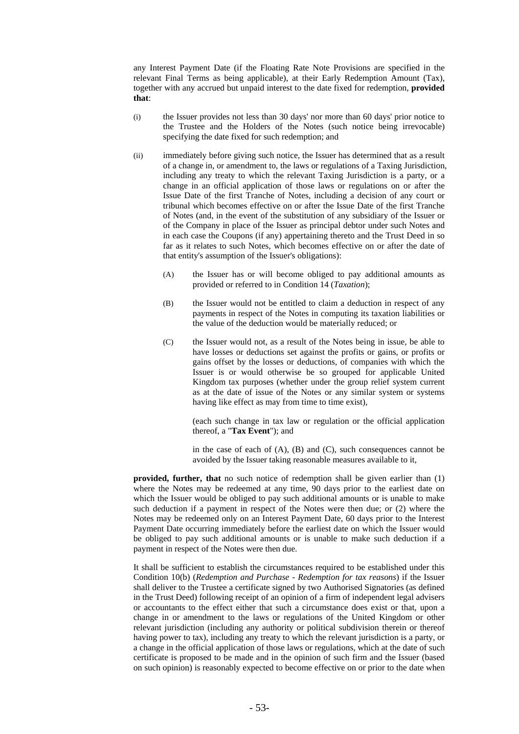any Interest Payment Date (if the Floating Rate Note Provisions are specified in the relevant Final Terms as being applicable), at their Early Redemption Amount (Tax), together with any accrued but unpaid interest to the date fixed for redemption, **provided that**:

(i) the Issuer provides not less than 30 days' nor more than 60 days' prior notice to the Trustee and the Holders of the Notes (such notice being irrevocable) specifying the date fixed for such redemption; and

(ii) immediately before giving such notice, the Issuer has determined that as a result of a change in, or amendment to, the laws or regulations of a Taxing Jurisdiction, including any treaty to which the relevant Taxing Jurisdiction is a party, or a change in an official application of those laws or regulations on or after the Issue Date of the first Tranche of Notes, including a decision of any court or tribunal which becomes effective on or after the Issue Date of the first Tranche of Notes (and, in the event of the substitution of any subsidiary of the Issuer or of the Company in place of the Issuer as principal debtor under such Notes and in each case the Coupons (if any) appertaining thereto and the Trust Deed in so far as it relates to such Notes, which becomes effective on or after the date of that entity's assumption of the Issuer's obligations):

(A) the Issuer has or will become obliged to pay additional amounts as provided or referred to in Condition 14 (*Taxation*);

(B) the Issuer would not be entitled to claim a deduction in respect of any payments in respect of the Notes in computing its taxation liabilities or the value of the deduction would be materially reduced; or

(C) the Issuer would not, as a result of the Notes being in issue, be able to have losses or deductions set against the profits or gains, or profits or gains offset by the losses or deductions, of companies with which the Issuer is or would otherwise be so grouped for applicable United Kingdom tax purposes (whether under the group relief system current as at the date of issue of the Notes or any similar system or systems having like effect as may from time to time exist),

(each such change in tax law or regulation or the official application thereof, a "**Tax Event**"); and

in the case of each of (A), (B) and (C), such consequences cannot be avoided by the Issuer taking reasonable measures available to it,

**provided, further, that** no such notice of redemption shall be given earlier than (1) where the Notes may be redeemed at any time, 90 days prior to the earliest date on which the Issuer would be obliged to pay such additional amounts or is unable to make such deduction if a payment in respect of the Notes were then due; or (2) where the Notes may be redeemed only on an Interest Payment Date, 60 days prior to the Interest Payment Date occurring immediately before the earliest date on which the Issuer would be obliged to pay such additional amounts or is unable to make such deduction if a payment in respect of the Notes were then due.

It shall be sufficient to establish the circumstances required to be established under this Condition 10(b) (*Redemption and Purchase - Redemption for tax reasons*) if the Issuer shall deliver to the Trustee a certificate signed by two Authorised Signatories (as defined in the Trust Deed) following receipt of an opinion of a firm of independent legal advisers or accountants to the effect either that such a circumstance does exist or that, upon a change in or amendment to the laws or regulations of the United Kingdom or other relevant jurisdiction (including any authority or political subdivision therein or thereof having power to tax), including any treaty to which the relevant jurisdiction is a party, or a change in the official application of those laws or regulations, which at the date of such certificate is proposed to be made and in the opinion of such firm and the Issuer (based on such opinion) is reasonably expected to become effective on or prior to the date when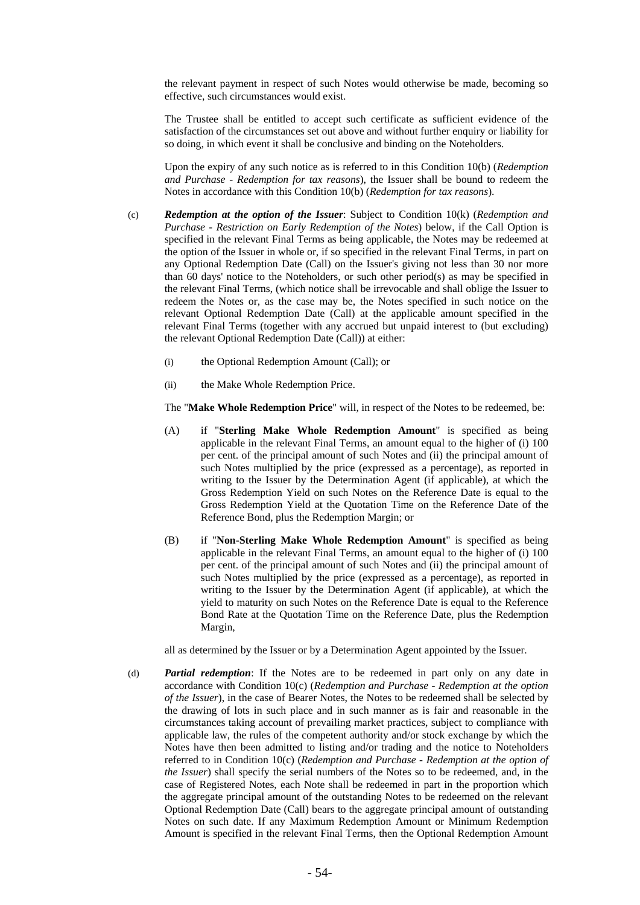the relevant payment in respect of such Notes would otherwise be made, becoming so effective, such circumstances would exist.

The Trustee shall be entitled to accept such certificate as sufficient evidence of the satisfaction of the circumstances set out above and without further enquiry or liability for so doing, in which event it shall be conclusive and binding on the Noteholders.

Upon the expiry of any such notice as is referred to in this Condition 10(b) (*Redemption and Purchase - Redemption for tax reasons*), the Issuer shall be bound to redeem the Notes in accordance with this Condition 10(b) (*Redemption for tax reasons*).

(c) ***Redemption at the option of the Issuer***: Subject to Condition 10(k) (*Redemption and Purchase - Restriction on Early Redemption of the Notes*) below, if the Call Option is specified in the relevant Final Terms as being applicable, the Notes may be redeemed at the option of the Issuer in whole or, if so specified in the relevant Final Terms, in part on any Optional Redemption Date (Call) on the Issuer's giving not less than 30 nor more than 60 days' notice to the Noteholders, or such other period(s) as may be specified in the relevant Final Terms, (which notice shall be irrevocable and shall oblige the Issuer to redeem the Notes or, as the case may be, the Notes specified in such notice on the relevant Optional Redemption Date (Call) at the applicable amount specified in the relevant Final Terms (together with any accrued but unpaid interest to (but excluding) the relevant Optional Redemption Date (Call)) at either:

(i) the Optional Redemption Amount (Call); or

(ii) the Make Whole Redemption Price.

The "**Make Whole Redemption Price**" will, in respect of the Notes to be redeemed, be:

(A) if "**Sterling Make Whole Redemption Amount**" is specified as being applicable in the relevant Final Terms, an amount equal to the higher of (i) 100 per cent. of the principal amount of such Notes and (ii) the principal amount of such Notes multiplied by the price (expressed as a percentage), as reported in writing to the Issuer by the Determination Agent (if applicable), at which the Gross Redemption Yield on such Notes on the Reference Date is equal to the Gross Redemption Yield at the Quotation Time on the Reference Date of the Reference Bond, plus the Redemption Margin; or

(B) if "**Non-Sterling Make Whole Redemption Amount**" is specified as being applicable in the relevant Final Terms, an amount equal to the higher of (i) 100 per cent. of the principal amount of such Notes and (ii) the principal amount of such Notes multiplied by the price (expressed as a percentage), as reported in writing to the Issuer by the Determination Agent (if applicable), at which the yield to maturity on such Notes on the Reference Date is equal to the Reference Bond Rate at the Quotation Time on the Reference Date, plus the Redemption Margin,

all as determined by the Issuer or by a Determination Agent appointed by the Issuer.

(d) ***Partial redemption***: If the Notes are to be redeemed in part only on any date in accordance with Condition 10(c) (*Redemption and Purchase - Redemption at the option of the Issuer*), in the case of Bearer Notes, the Notes to be redeemed shall be selected by the drawing of lots in such place and in such manner as is fair and reasonable in the circumstances taking account of prevailing market practices, subject to compliance with applicable law, the rules of the competent authority and/or stock exchange by which the Notes have then been admitted to listing and/or trading and the notice to Noteholders referred to in Condition 10(c) (*Redemption and Purchase - Redemption at the option of the Issuer*) shall specify the serial numbers of the Notes so to be redeemed, and, in the case of Registered Notes, each Note shall be redeemed in part in the proportion which the aggregate principal amount of the outstanding Notes to be redeemed on the relevant Optional Redemption Date (Call) bears to the aggregate principal amount of outstanding Notes on such date. If any Maximum Redemption Amount or Minimum Redemption Amount is specified in the relevant Final Terms, then the Optional Redemption Amount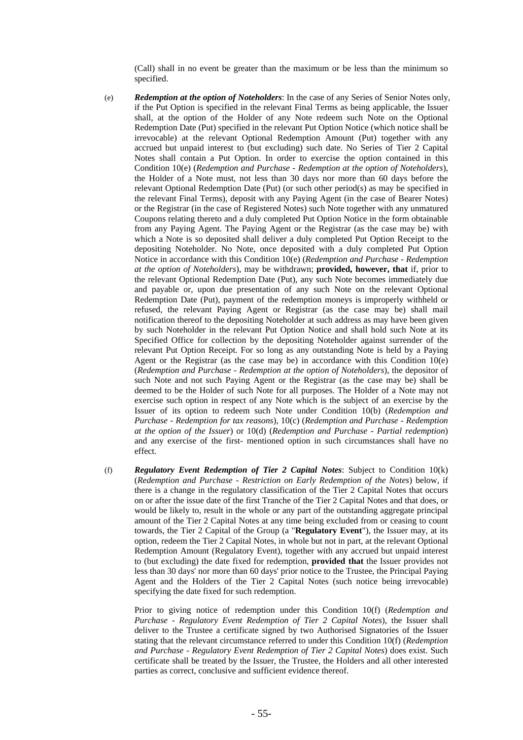(Call) shall in no event be greater than the maximum or be less than the minimum so specified.

(e) ***Redemption at the option of Noteholders***: In the case of any Series of Senior Notes only, if the Put Option is specified in the relevant Final Terms as being applicable, the Issuer shall, at the option of the Holder of any Note redeem such Note on the Optional Redemption Date (Put) specified in the relevant Put Option Notice (which notice shall be irrevocable) at the relevant Optional Redemption Amount (Put) together with any accrued but unpaid interest to (but excluding) such date. No Series of Tier 2 Capital Notes shall contain a Put Option. In order to exercise the option contained in this Condition 10(e) (*Redemption and Purchase - Redemption at the option of Noteholders*), the Holder of a Note must, not less than 30 days nor more than 60 days before the relevant Optional Redemption Date (Put) (or such other period(s) as may be specified in the relevant Final Terms), deposit with any Paying Agent (in the case of Bearer Notes) or the Registrar (in the case of Registered Notes) such Note together with any unmatured Coupons relating thereto and a duly completed Put Option Notice in the form obtainable from any Paying Agent. The Paying Agent or the Registrar (as the case may be) with which a Note is so deposited shall deliver a duly completed Put Option Receipt to the depositing Noteholder. No Note, once deposited with a duly completed Put Option Notice in accordance with this Condition 10(e) (*Redemption and Purchase - Redemption at the option of Noteholders*), may be withdrawn; **provided, however, that** if, prior to the relevant Optional Redemption Date (Put), any such Note becomes immediately due and payable or, upon due presentation of any such Note on the relevant Optional Redemption Date (Put), payment of the redemption moneys is improperly withheld or refused, the relevant Paying Agent or Registrar (as the case may be) shall mail notification thereof to the depositing Noteholder at such address as may have been given by such Noteholder in the relevant Put Option Notice and shall hold such Note at its Specified Office for collection by the depositing Noteholder against surrender of the relevant Put Option Receipt. For so long as any outstanding Note is held by a Paying Agent or the Registrar (as the case may be) in accordance with this Condition 10(e) (*Redemption and Purchase - Redemption at the option of Noteholders*), the depositor of such Note and not such Paying Agent or the Registrar (as the case may be) shall be deemed to be the Holder of such Note for all purposes. The Holder of a Note may not exercise such option in respect of any Note which is the subject of an exercise by the Issuer of its option to redeem such Note under Condition 10(b) (*Redemption and Purchase - Redemption for tax reasons*), 10(c) (*Redemption and Purchase - Redemption at the option of the Issuer*) or 10(d) (*Redemption and Purchase - Partial redemption*) and any exercise of the first- mentioned option in such circumstances shall have no effect.

(f) ***Regulatory Event Redemption of Tier 2 Capital Notes***: Subject to Condition 10(k) (*Redemption and Purchase - Restriction on Early Redemption of the Notes*) below, if there is a change in the regulatory classification of the Tier 2 Capital Notes that occurs on or after the issue date of the first Tranche of the Tier 2 Capital Notes and that does, or would be likely to, result in the whole or any part of the outstanding aggregate principal amount of the Tier 2 Capital Notes at any time being excluded from or ceasing to count towards, the Tier 2 Capital of the Group (a "**Regulatory Event**"), the Issuer may, at its option, redeem the Tier 2 Capital Notes, in whole but not in part, at the relevant Optional Redemption Amount (Regulatory Event), together with any accrued but unpaid interest to (but excluding) the date fixed for redemption, **provided that** the Issuer provides not less than 30 days' nor more than 60 days' prior notice to the Trustee, the Principal Paying Agent and the Holders of the Tier 2 Capital Notes (such notice being irrevocable) specifying the date fixed for such redemption.

Prior to giving notice of redemption under this Condition 10(f) (*Redemption and Purchase - Regulatory Event Redemption of Tier 2 Capital Notes*), the Issuer shall deliver to the Trustee a certificate signed by two Authorised Signatories of the Issuer stating that the relevant circumstance referred to under this Condition 10(f) (*Redemption and Purchase - Regulatory Event Redemption of Tier 2 Capital Notes*) does exist. Such certificate shall be treated by the Issuer, the Trustee, the Holders and all other interested parties as correct, conclusive and sufficient evidence thereof.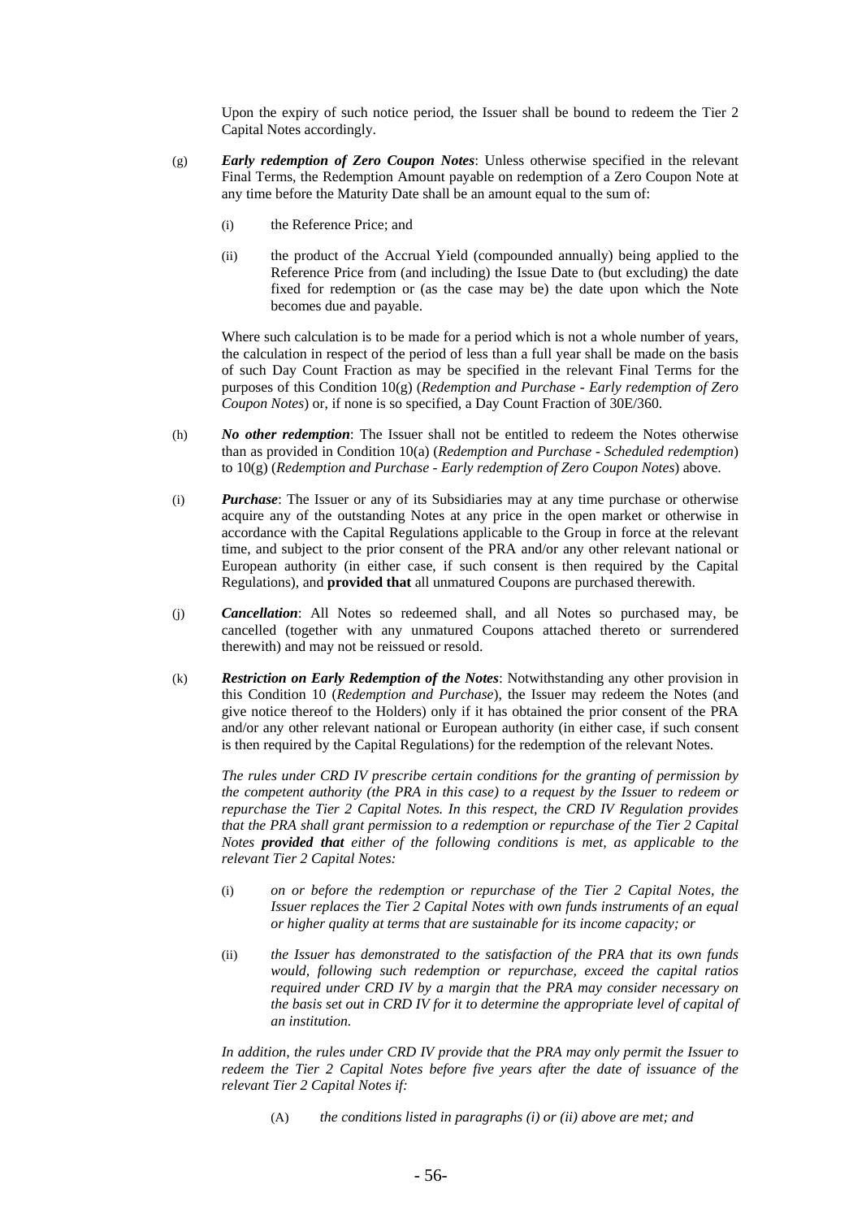Upon the expiry of such notice period, the Issuer shall be bound to redeem the Tier 2 Capital Notes accordingly.

(g) ***Early redemption of Zero Coupon Notes***: Unless otherwise specified in the relevant Final Terms, the Redemption Amount payable on redemption of a Zero Coupon Note at any time before the Maturity Date shall be an amount equal to the sum of:

(i) the Reference Price; and

(ii) the product of the Accrual Yield (compounded annually) being applied to the Reference Price from (and including) the Issue Date to (but excluding) the date fixed for redemption or (as the case may be) the date upon which the Note becomes due and payable.

Where such calculation is to be made for a period which is not a whole number of years, the calculation in respect of the period of less than a full year shall be made on the basis of such Day Count Fraction as may be specified in the relevant Final Terms for the purposes of this Condition 10(g) (*Redemption and Purchase - Early redemption of Zero Coupon Notes*) or, if none is so specified, a Day Count Fraction of 30E/360.

(h) ***No other redemption***: The Issuer shall not be entitled to redeem the Notes otherwise than as provided in Condition 10(a) (*Redemption and Purchase - Scheduled redemption*) to 10(g) (*Redemption and Purchase - Early redemption of Zero Coupon Notes*) above.

(i) ***Purchase***: The Issuer or any of its Subsidiaries may at any time purchase or otherwise acquire any of the outstanding Notes at any price in the open market or otherwise in accordance with the Capital Regulations applicable to the Group in force at the relevant time, and subject to the prior consent of the PRA and/or any other relevant national or European authority (in either case, if such consent is then required by the Capital Regulations), and **provided that** all unmatured Coupons are purchased therewith.

(j) ***Cancellation***: All Notes so redeemed shall, and all Notes so purchased may, be cancelled (together with any unmatured Coupons attached thereto or surrendered therewith) and may not be reissued or resold.

(k) ***Restriction on Early Redemption of the Notes***: Notwithstanding any other provision in this Condition 10 (*Redemption and Purchase*), the Issuer may redeem the Notes (and give notice thereof to the Holders) only if it has obtained the prior consent of the PRA and/or any other relevant national or European authority (in either case, if such consent is then required by the Capital Regulations) for the redemption of the relevant Notes.

*The rules under CRD IV prescribe certain conditions for the granting of permission by the competent authority (the PRA in this case) to a request by the Issuer to redeem or repurchase the Tier 2 Capital Notes. In this respect, the CRD IV Regulation provides that the PRA shall grant permission to a redemption or repurchase of the Tier 2 Capital Notes* ***provided that*** *either of the following conditions is met, as applicable to the relevant Tier 2 Capital Notes:*

(i) *on or before the redemption or repurchase of the Tier 2 Capital Notes, the Issuer replaces the Tier 2 Capital Notes with own funds instruments of an equal or higher quality at terms that are sustainable for its income capacity; or*

(ii) *the Issuer has demonstrated to the satisfaction of the PRA that its own funds would, following such redemption or repurchase, exceed the capital ratios required under CRD IV by a margin that the PRA may consider necessary on the basis set out in CRD IV for it to determine the appropriate level of capital of an institution.*

*In addition, the rules under CRD IV provide that the PRA may only permit the Issuer to redeem the Tier 2 Capital Notes before five years after the date of issuance of the relevant Tier 2 Capital Notes if:*

(A) *the conditions listed in paragraphs (i) or (ii) above are met; and*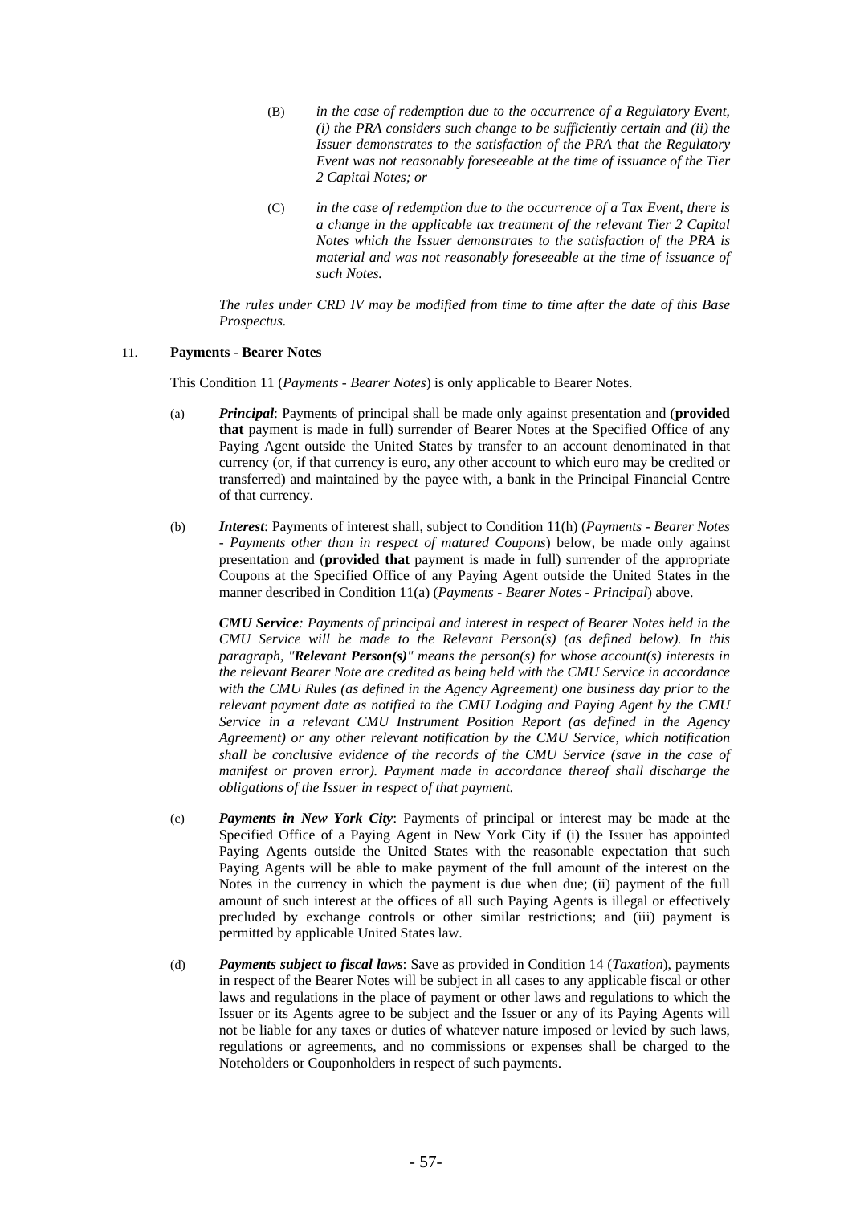(B) *in the case of redemption due to the occurrence of a Regulatory Event, (i) the PRA considers such change to be sufficiently certain and (ii) the Issuer demonstrates to the satisfaction of the PRA that the Regulatory Event was not reasonably foreseeable at the time of issuance of the Tier 2 Capital Notes; or*

(C) *in the case of redemption due to the occurrence of a Tax Event, there is a change in the applicable tax treatment of the relevant Tier 2 Capital Notes which the Issuer demonstrates to the satisfaction of the PRA is material and was not reasonably foreseeable at the time of issuance of such Notes.*

*The rules under CRD IV may be modified from time to time after the date of this Base Prospectus.*

11. **Payments - Bearer Notes**

This Condition 11 (*Payments - Bearer Notes*) is only applicable to Bearer Notes.

(a) ***Principal***: Payments of principal shall be made only against presentation and (**provided that** payment is made in full) surrender of Bearer Notes at the Specified Office of any Paying Agent outside the United States by transfer to an account denominated in that currency (or, if that currency is euro, any other account to which euro may be credited or transferred) and maintained by the payee with, a bank in the Principal Financial Centre of that currency.

(b) ***Interest***: Payments of interest shall, subject to Condition 11(h) (*Payments - Bearer Notes - Payments other than in respect of matured Coupons*) below, be made only against presentation and (**provided that** payment is made in full) surrender of the appropriate Coupons at the Specified Office of any Paying Agent outside the United States in the manner described in Condition 11(a) (*Payments - Bearer Notes - Principal*) above.

***CMU Service****: Payments of principal and interest in respect of Bearer Notes held in the CMU Service will be made to the Relevant Person(s) (as defined below). In this paragraph, "**Relevant Person(s)**" means the person(s) for whose account(s) interests in the relevant Bearer Note are credited as being held with the CMU Service in accordance with the CMU Rules (as defined in the Agency Agreement) one business day prior to the relevant payment date as notified to the CMU Lodging and Paying Agent by the CMU Service in a relevant CMU Instrument Position Report (as defined in the Agency Agreement) or any other relevant notification by the CMU Service, which notification shall be conclusive evidence of the records of the CMU Service (save in the case of manifest or proven error). Payment made in accordance thereof shall discharge the obligations of the Issuer in respect of that payment.*

(c) ***Payments in New York City***: Payments of principal or interest may be made at the Specified Office of a Paying Agent in New York City if (i) the Issuer has appointed Paying Agents outside the United States with the reasonable expectation that such Paying Agents will be able to make payment of the full amount of the interest on the Notes in the currency in which the payment is due when due; (ii) payment of the full amount of such interest at the offices of all such Paying Agents is illegal or effectively precluded by exchange controls or other similar restrictions; and (iii) payment is permitted by applicable United States law.

(d) ***Payments subject to fiscal laws***: Save as provided in Condition 14 (*Taxation*), payments in respect of the Bearer Notes will be subject in all cases to any applicable fiscal or other laws and regulations in the place of payment or other laws and regulations to which the Issuer or its Agents agree to be subject and the Issuer or any of its Paying Agents will not be liable for any taxes or duties of whatever nature imposed or levied by such laws, regulations or agreements, and no commissions or expenses shall be charged to the Noteholders or Couponholders in respect of such payments.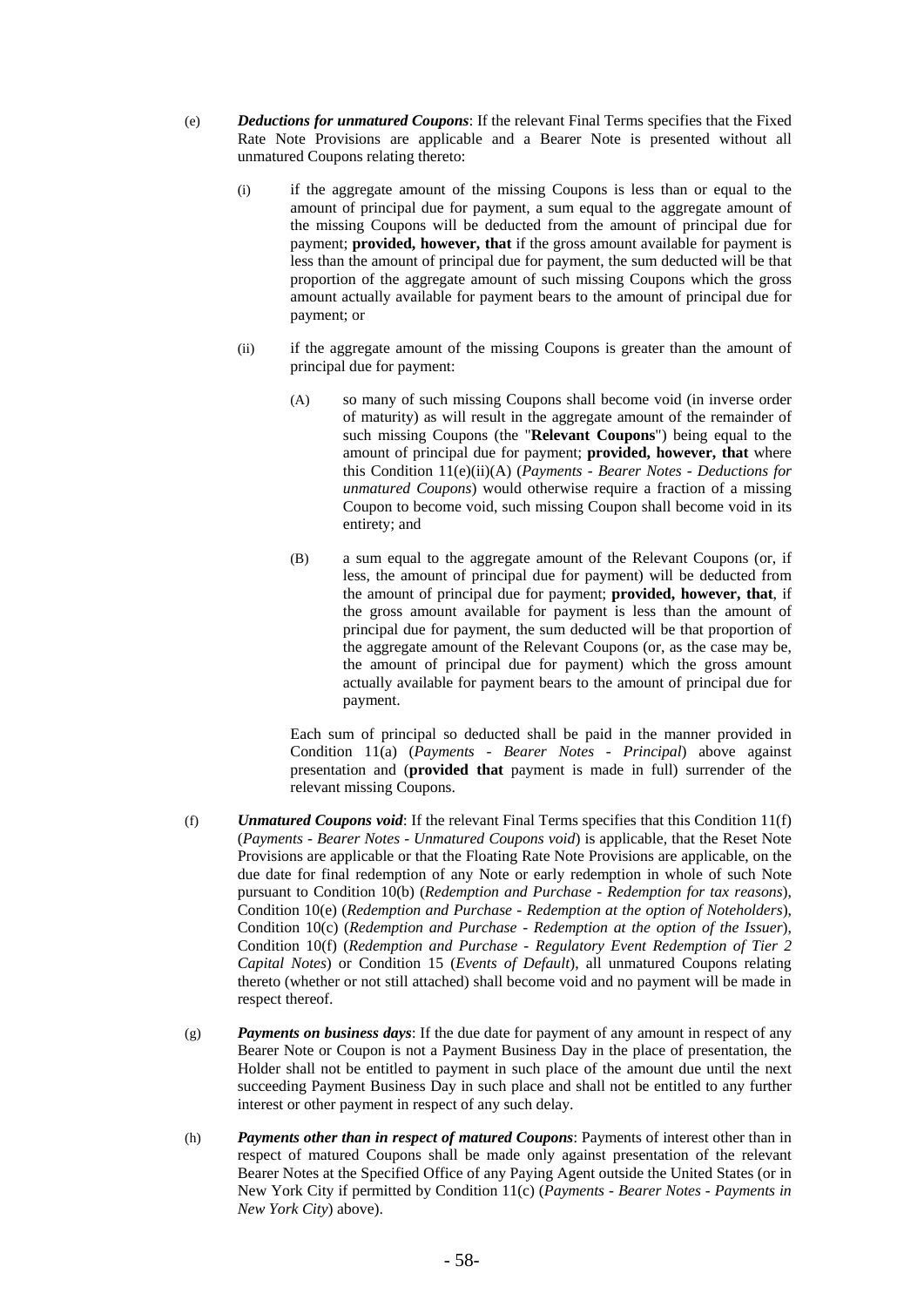(e) ***Deductions for unmatured Coupons***: If the relevant Final Terms specifies that the Fixed Rate Note Provisions are applicable and a Bearer Note is presented without all unmatured Coupons relating thereto:

(i) if the aggregate amount of the missing Coupons is less than or equal to the amount of principal due for payment, a sum equal to the aggregate amount of the missing Coupons will be deducted from the amount of principal due for payment; **provided, however, that** if the gross amount available for payment is less than the amount of principal due for payment, the sum deducted will be that proportion of the aggregate amount of such missing Coupons which the gross amount actually available for payment bears to the amount of principal due for payment; or

(ii) if the aggregate amount of the missing Coupons is greater than the amount of principal due for payment:

(A) so many of such missing Coupons shall become void (in inverse order of maturity) as will result in the aggregate amount of the remainder of such missing Coupons (the "**Relevant Coupons**") being equal to the amount of principal due for payment; **provided, however, that** where this Condition 11(e)(ii)(A) (*Payments - Bearer Notes - Deductions for unmatured Coupons*) would otherwise require a fraction of a missing Coupon to become void, such missing Coupon shall become void in its entirety; and

(B) a sum equal to the aggregate amount of the Relevant Coupons (or, if less, the amount of principal due for payment) will be deducted from the amount of principal due for payment; **provided, however, that**, if the gross amount available for payment is less than the amount of principal due for payment, the sum deducted will be that proportion of the aggregate amount of the Relevant Coupons (or, as the case may be, the amount of principal due for payment) which the gross amount actually available for payment bears to the amount of principal due for payment.

Each sum of principal so deducted shall be paid in the manner provided in Condition 11(a) (*Payments - Bearer Notes - Principal*) above against presentation and (**provided that** payment is made in full) surrender of the relevant missing Coupons.

(f) ***Unmatured Coupons void***: If the relevant Final Terms specifies that this Condition 11(f) (*Payments - Bearer Notes - Unmatured Coupons void*) is applicable, that the Reset Note Provisions are applicable or that the Floating Rate Note Provisions are applicable, on the due date for final redemption of any Note or early redemption in whole of such Note pursuant to Condition 10(b) (*Redemption and Purchase - Redemption for tax reasons*), Condition 10(e) (*Redemption and Purchase - Redemption at the option of Noteholders*), Condition 10(c) (*Redemption and Purchase - Redemption at the option of the Issuer*), Condition 10(f) (*Redemption and Purchase - Regulatory Event Redemption of Tier 2 Capital Notes*) or Condition 15 (*Events of Default*), all unmatured Coupons relating thereto (whether or not still attached) shall become void and no payment will be made in respect thereof.

(g) ***Payments on business days***: If the due date for payment of any amount in respect of any Bearer Note or Coupon is not a Payment Business Day in the place of presentation, the Holder shall not be entitled to payment in such place of the amount due until the next succeeding Payment Business Day in such place and shall not be entitled to any further interest or other payment in respect of any such delay.

(h) ***Payments other than in respect of matured Coupons***: Payments of interest other than in respect of matured Coupons shall be made only against presentation of the relevant Bearer Notes at the Specified Office of any Paying Agent outside the United States (or in New York City if permitted by Condition 11(c) (*Payments - Bearer Notes - Payments in New York City*) above).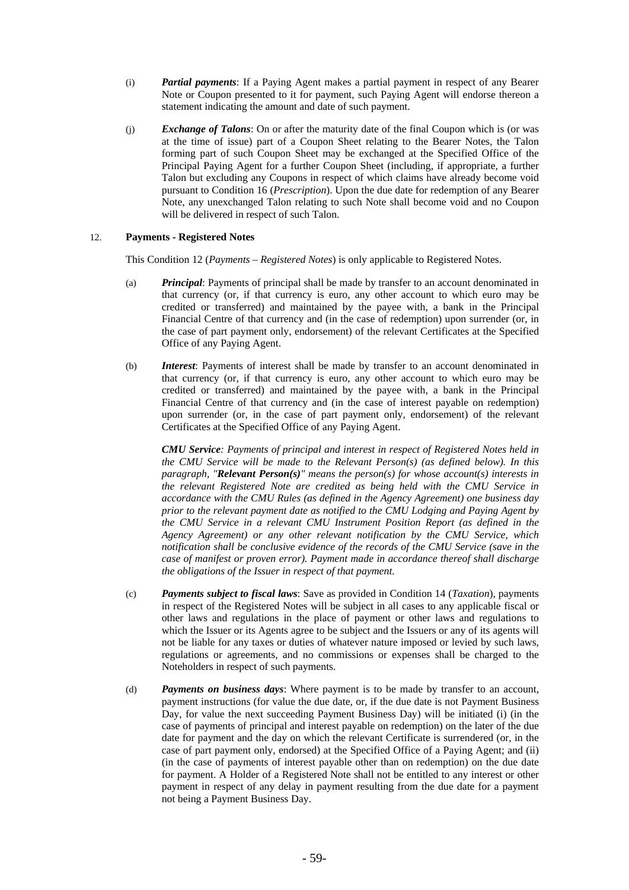(i) ***Partial payments***: If a Paying Agent makes a partial payment in respect of any Bearer Note or Coupon presented to it for payment, such Paying Agent will endorse thereon a statement indicating the amount and date of such payment.

(j) ***Exchange of Talons***: On or after the maturity date of the final Coupon which is (or was at the time of issue) part of a Coupon Sheet relating to the Bearer Notes, the Talon forming part of such Coupon Sheet may be exchanged at the Specified Office of the Principal Paying Agent for a further Coupon Sheet (including, if appropriate, a further Talon but excluding any Coupons in respect of which claims have already become void pursuant to Condition 16 (*Prescription*). Upon the due date for redemption of any Bearer Note, any unexchanged Talon relating to such Note shall become void and no Coupon will be delivered in respect of such Talon.

## 12. Payments - Registered Notes

This Condition 12 (*Payments – Registered Notes*) is only applicable to Registered Notes.

(a) ***Principal***: Payments of principal shall be made by transfer to an account denominated in that currency (or, if that currency is euro, any other account to which euro may be credited or transferred) and maintained by the payee with, a bank in the Principal Financial Centre of that currency and (in the case of redemption) upon surrender (or, in the case of part payment only, endorsement) of the relevant Certificates at the Specified Office of any Paying Agent.

(b) ***Interest***: Payments of interest shall be made by transfer to an account denominated in that currency (or, if that currency is euro, any other account to which euro may be credited or transferred) and maintained by the payee with, a bank in the Principal Financial Centre of that currency and (in the case of interest payable on redemption) upon surrender (or, in the case of part payment only, endorsement) of the relevant Certificates at the Specified Office of any Paying Agent.

***CMU Service**: Payments of principal and interest in respect of Registered Notes held in the CMU Service will be made to the Relevant Person(s) (as defined below). In this paragraph, "**Relevant Person(s)**" means the person(s) for whose account(s) interests in the relevant Registered Note are credited as being held with the CMU Service in accordance with the CMU Rules (as defined in the Agency Agreement) one business day prior to the relevant payment date as notified to the CMU Lodging and Paying Agent by the CMU Service in a relevant CMU Instrument Position Report (as defined in the Agency Agreement) or any other relevant notification by the CMU Service, which notification shall be conclusive evidence of the records of the CMU Service (save in the case of manifest or proven error). Payment made in accordance thereof shall discharge the obligations of the Issuer in respect of that payment.*

(c) ***Payments subject to fiscal laws***: Save as provided in Condition 14 (*Taxation*), payments in respect of the Registered Notes will be subject in all cases to any applicable fiscal or other laws and regulations in the place of payment or other laws and regulations to which the Issuer or its Agents agree to be subject and the Issuers or any of its agents will not be liable for any taxes or duties of whatever nature imposed or levied by such laws, regulations or agreements, and no commissions or expenses shall be charged to the Noteholders in respect of such payments.

(d) ***Payments on business days***: Where payment is to be made by transfer to an account, payment instructions (for value the due date, or, if the due date is not Payment Business Day, for value the next succeeding Payment Business Day) will be initiated (i) (in the case of payments of principal and interest payable on redemption) on the later of the due date for payment and the day on which the relevant Certificate is surrendered (or, in the case of part payment only, endorsed) at the Specified Office of a Paying Agent; and (ii) (in the case of payments of interest payable other than on redemption) on the due date for payment. A Holder of a Registered Note shall not be entitled to any interest or other payment in respect of any delay in payment resulting from the due date for a payment not being a Payment Business Day.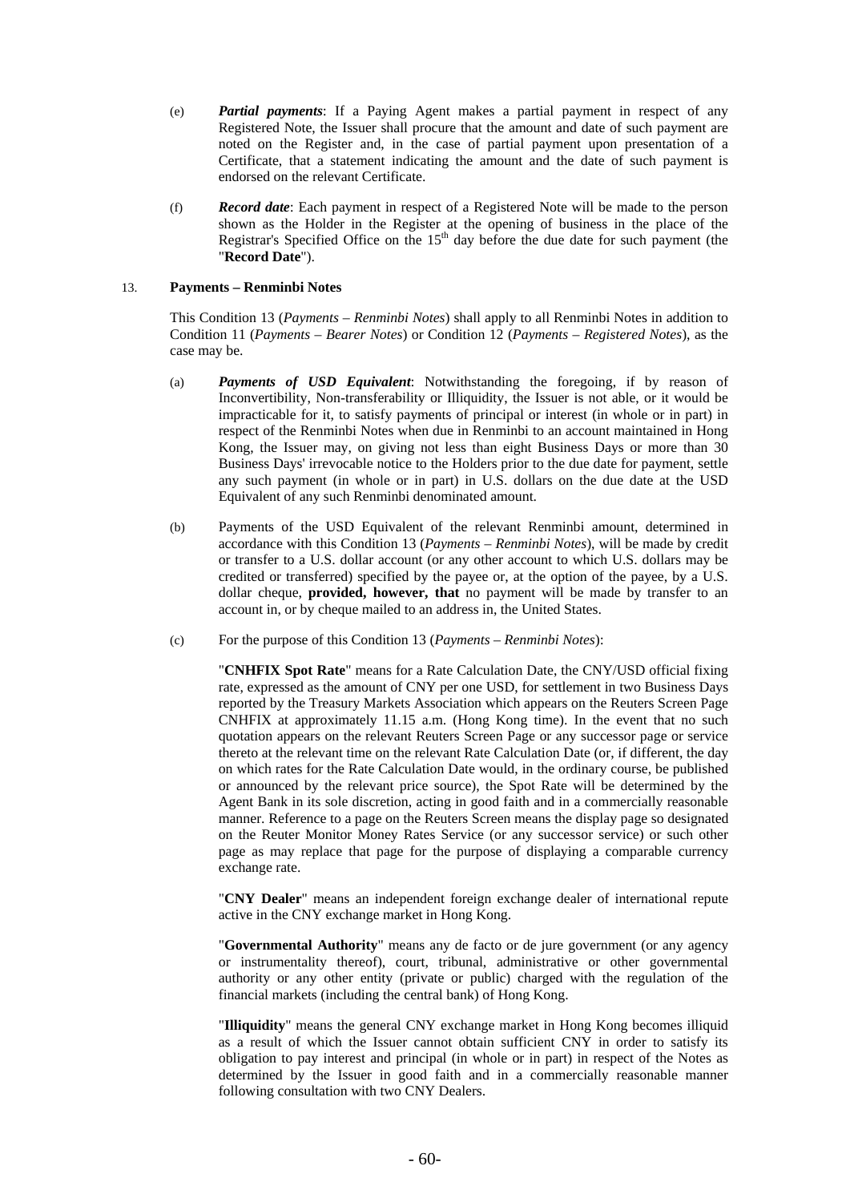(e) ***Partial payments***: If a Paying Agent makes a partial payment in respect of any Registered Note, the Issuer shall procure that the amount and date of such payment are noted on the Register and, in the case of partial payment upon presentation of a Certificate, that a statement indicating the amount and the date of such payment is endorsed on the relevant Certificate.

(f) ***Record date***: Each payment in respect of a Registered Note will be made to the person shown as the Holder in the Register at the opening of business in the place of the Registrar's Specified Office on the 15th day before the due date for such payment (the "**Record Date**").

13. **Payments – Renminbi Notes**

This Condition 13 (*Payments – Renminbi Notes*) shall apply to all Renminbi Notes in addition to Condition 11 (*Payments – Bearer Notes*) or Condition 12 (*Payments – Registered Notes*), as the case may be.

(a) ***Payments of USD Equivalent***: Notwithstanding the foregoing, if by reason of Inconvertibility, Non-transferability or Illiquidity, the Issuer is not able, or it would be impracticable for it, to satisfy payments of principal or interest (in whole or in part) in respect of the Renminbi Notes when due in Renminbi to an account maintained in Hong Kong, the Issuer may, on giving not less than eight Business Days or more than 30 Business Days' irrevocable notice to the Holders prior to the due date for payment, settle any such payment (in whole or in part) in U.S. dollars on the due date at the USD Equivalent of any such Renminbi denominated amount.

(b) Payments of the USD Equivalent of the relevant Renminbi amount, determined in accordance with this Condition 13 (*Payments – Renminbi Notes*), will be made by credit or transfer to a U.S. dollar account (or any other account to which U.S. dollars may be credited or transferred) specified by the payee or, at the option of the payee, by a U.S. dollar cheque, **provided, however, that** no payment will be made by transfer to an account in, or by cheque mailed to an address in, the United States.

(c) For the purpose of this Condition 13 (*Payments – Renminbi Notes*):

"**CNHFIX Spot Rate**" means for a Rate Calculation Date, the CNY/USD official fixing rate, expressed as the amount of CNY per one USD, for settlement in two Business Days reported by the Treasury Markets Association which appears on the Reuters Screen Page CNHFIX at approximately 11.15 a.m. (Hong Kong time). In the event that no such quotation appears on the relevant Reuters Screen Page or any successor page or service thereto at the relevant time on the relevant Rate Calculation Date (or, if different, the day on which rates for the Rate Calculation Date would, in the ordinary course, be published or announced by the relevant price source), the Spot Rate will be determined by the Agent Bank in its sole discretion, acting in good faith and in a commercially reasonable manner. Reference to a page on the Reuters Screen means the display page so designated on the Reuter Monitor Money Rates Service (or any successor service) or such other page as may replace that page for the purpose of displaying a comparable currency exchange rate.

"**CNY Dealer**" means an independent foreign exchange dealer of international repute active in the CNY exchange market in Hong Kong.

"**Governmental Authority**" means any de facto or de jure government (or any agency or instrumentality thereof), court, tribunal, administrative or other governmental authority or any other entity (private or public) charged with the regulation of the financial markets (including the central bank) of Hong Kong.

"**Illiquidity**" means the general CNY exchange market in Hong Kong becomes illiquid as a result of which the Issuer cannot obtain sufficient CNY in order to satisfy its obligation to pay interest and principal (in whole or in part) in respect of the Notes as determined by the Issuer in good faith and in a commercially reasonable manner following consultation with two CNY Dealers.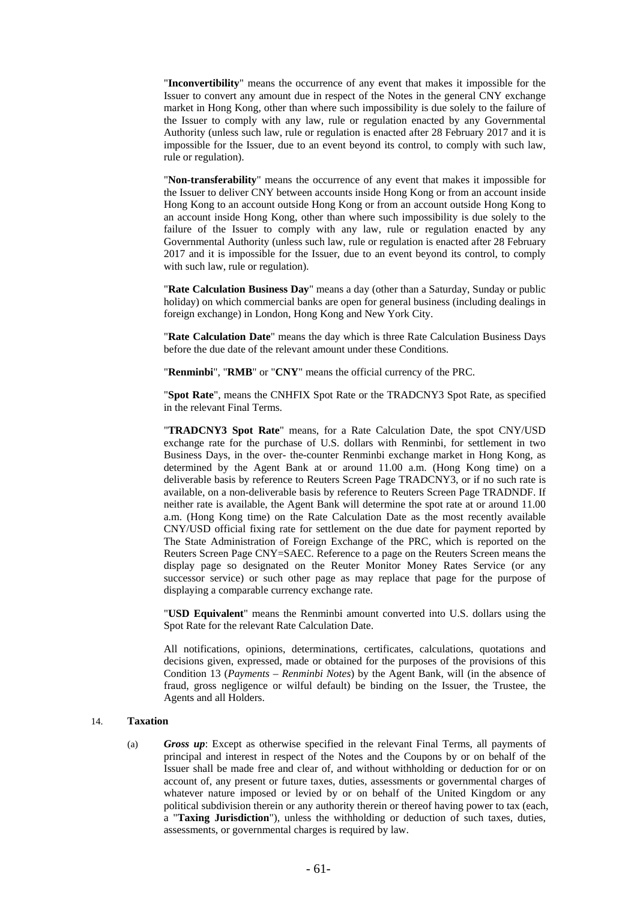"**Inconvertibility**" means the occurrence of any event that makes it impossible for the Issuer to convert any amount due in respect of the Notes in the general CNY exchange market in Hong Kong, other than where such impossibility is due solely to the failure of the Issuer to comply with any law, rule or regulation enacted by any Governmental Authority (unless such law, rule or regulation is enacted after 28 February 2017 and it is impossible for the Issuer, due to an event beyond its control, to comply with such law, rule or regulation).

"**Non-transferability**" means the occurrence of any event that makes it impossible for the Issuer to deliver CNY between accounts inside Hong Kong or from an account inside Hong Kong to an account outside Hong Kong or from an account outside Hong Kong to an account inside Hong Kong, other than where such impossibility is due solely to the failure of the Issuer to comply with any law, rule or regulation enacted by any Governmental Authority (unless such law, rule or regulation is enacted after 28 February 2017 and it is impossible for the Issuer, due to an event beyond its control, to comply with such law, rule or regulation).

"**Rate Calculation Business Day**" means a day (other than a Saturday, Sunday or public holiday) on which commercial banks are open for general business (including dealings in foreign exchange) in London, Hong Kong and New York City.

"**Rate Calculation Date**" means the day which is three Rate Calculation Business Days before the due date of the relevant amount under these Conditions.

"**Renminbi**", "**RMB**" or "**CNY**" means the official currency of the PRC.

"**Spot Rate**", means the CNHFIX Spot Rate or the TRADCNY3 Spot Rate, as specified in the relevant Final Terms.

"**TRADCNY3 Spot Rate**" means, for a Rate Calculation Date, the spot CNY/USD exchange rate for the purchase of U.S. dollars with Renminbi, for settlement in two Business Days, in the over- the-counter Renminbi exchange market in Hong Kong, as determined by the Agent Bank at or around 11.00 a.m. (Hong Kong time) on a deliverable basis by reference to Reuters Screen Page TRADCNY3, or if no such rate is available, on a non-deliverable basis by reference to Reuters Screen Page TRADNDF. If neither rate is available, the Agent Bank will determine the spot rate at or around 11.00 a.m. (Hong Kong time) on the Rate Calculation Date as the most recently available CNY/USD official fixing rate for settlement on the due date for payment reported by The State Administration of Foreign Exchange of the PRC, which is reported on the Reuters Screen Page CNY=SAEC. Reference to a page on the Reuters Screen means the display page so designated on the Reuter Monitor Money Rates Service (or any successor service) or such other page as may replace that page for the purpose of displaying a comparable currency exchange rate.

"**USD Equivalent**" means the Renminbi amount converted into U.S. dollars using the Spot Rate for the relevant Rate Calculation Date.

All notifications, opinions, determinations, certificates, calculations, quotations and decisions given, expressed, made or obtained for the purposes of the provisions of this Condition 13 (*Payments – Renminbi Notes*) by the Agent Bank, will (in the absence of fraud, gross negligence or wilful default) be binding on the Issuer, the Trustee, the Agents and all Holders.

14. **Taxation**

(a) ***Gross up***: Except as otherwise specified in the relevant Final Terms, all payments of principal and interest in respect of the Notes and the Coupons by or on behalf of the Issuer shall be made free and clear of, and without withholding or deduction for or on account of, any present or future taxes, duties, assessments or governmental charges of whatever nature imposed or levied by or on behalf of the United Kingdom or any political subdivision therein or any authority therein or thereof having power to tax (each, a "**Taxing Jurisdiction**"), unless the withholding or deduction of such taxes, duties, assessments, or governmental charges is required by law.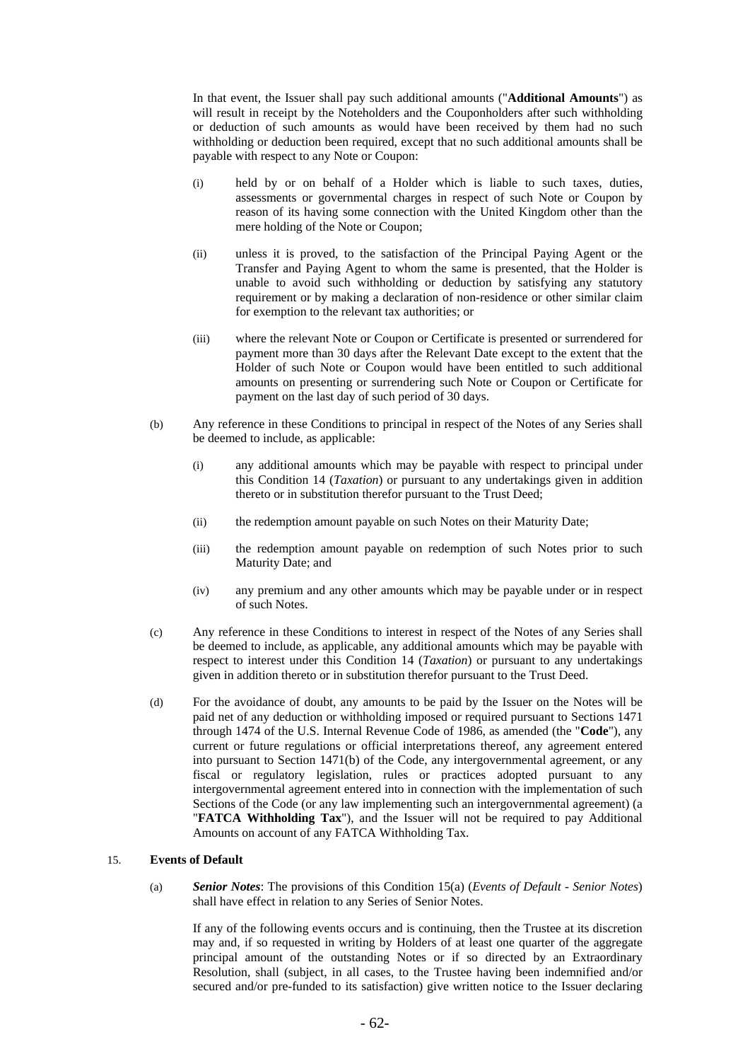In that event, the Issuer shall pay such additional amounts ("**Additional Amounts**") as will result in receipt by the Noteholders and the Couponholders after such withholding or deduction of such amounts as would have been received by them had no such withholding or deduction been required, except that no such additional amounts shall be payable with respect to any Note or Coupon:

(i) held by or on behalf of a Holder which is liable to such taxes, duties, assessments or governmental charges in respect of such Note or Coupon by reason of its having some connection with the United Kingdom other than the mere holding of the Note or Coupon;

(ii) unless it is proved, to the satisfaction of the Principal Paying Agent or the Transfer and Paying Agent to whom the same is presented, that the Holder is unable to avoid such withholding or deduction by satisfying any statutory requirement or by making a declaration of non-residence or other similar claim for exemption to the relevant tax authorities; or

(iii) where the relevant Note or Coupon or Certificate is presented or surrendered for payment more than 30 days after the Relevant Date except to the extent that the Holder of such Note or Coupon would have been entitled to such additional amounts on presenting or surrendering such Note or Coupon or Certificate for payment on the last day of such period of 30 days.

(b) Any reference in these Conditions to principal in respect of the Notes of any Series shall be deemed to include, as applicable:

(i) any additional amounts which may be payable with respect to principal under this Condition 14 (*Taxation*) or pursuant to any undertakings given in addition thereto or in substitution therefor pursuant to the Trust Deed;

(ii) the redemption amount payable on such Notes on their Maturity Date;

(iii) the redemption amount payable on redemption of such Notes prior to such Maturity Date; and

(iv) any premium and any other amounts which may be payable under or in respect of such Notes.

(c) Any reference in these Conditions to interest in respect of the Notes of any Series shall be deemed to include, as applicable, any additional amounts which may be payable with respect to interest under this Condition 14 (*Taxation*) or pursuant to any undertakings given in addition thereto or in substitution therefor pursuant to the Trust Deed.

(d) For the avoidance of doubt, any amounts to be paid by the Issuer on the Notes will be paid net of any deduction or withholding imposed or required pursuant to Sections 1471 through 1474 of the U.S. Internal Revenue Code of 1986, as amended (the "**Code**"), any current or future regulations or official interpretations thereof, any agreement entered into pursuant to Section 1471(b) of the Code, any intergovernmental agreement, or any fiscal or regulatory legislation, rules or practices adopted pursuant to any intergovernmental agreement entered into in connection with the implementation of such Sections of the Code (or any law implementing such an intergovernmental agreement) (a "**FATCA Withholding Tax**"), and the Issuer will not be required to pay Additional Amounts on account of any FATCA Withholding Tax.

## 15. Events of Default

(a) ***Senior Notes***: The provisions of this Condition 15(a) (*Events of Default - Senior Notes*) shall have effect in relation to any Series of Senior Notes.

If any of the following events occurs and is continuing, then the Trustee at its discretion may and, if so requested in writing by Holders of at least one quarter of the aggregate principal amount of the outstanding Notes or if so directed by an Extraordinary Resolution, shall (subject, in all cases, to the Trustee having been indemnified and/or secured and/or pre-funded to its satisfaction) give written notice to the Issuer declaring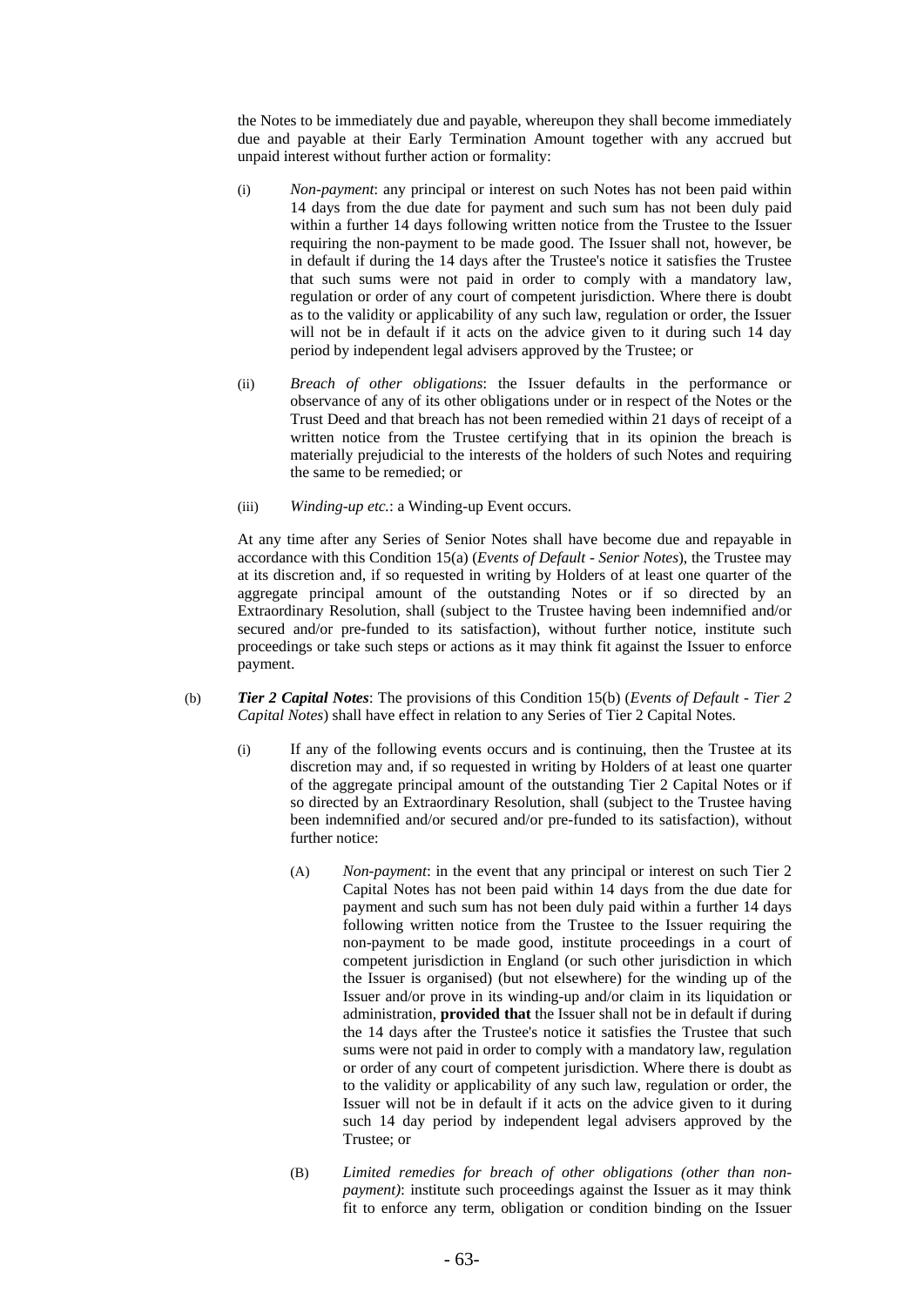the Notes to be immediately due and payable, whereupon they shall become immediately due and payable at their Early Termination Amount together with any accrued but unpaid interest without further action or formality:

(i) *Non-payment*: any principal or interest on such Notes has not been paid within 14 days from the due date for payment and such sum has not been duly paid within a further 14 days following written notice from the Trustee to the Issuer requiring the non-payment to be made good. The Issuer shall not, however, be in default if during the 14 days after the Trustee's notice it satisfies the Trustee that such sums were not paid in order to comply with a mandatory law, regulation or order of any court of competent jurisdiction. Where there is doubt as to the validity or applicability of any such law, regulation or order, the Issuer will not be in default if it acts on the advice given to it during such 14 day period by independent legal advisers approved by the Trustee; or

(ii) *Breach of other obligations*: the Issuer defaults in the performance or observance of any of its other obligations under or in respect of the Notes or the Trust Deed and that breach has not been remedied within 21 days of receipt of a written notice from the Trustee certifying that in its opinion the breach is materially prejudicial to the interests of the holders of such Notes and requiring the same to be remedied; or

(iii) *Winding-up etc.*: a Winding-up Event occurs.

At any time after any Series of Senior Notes shall have become due and repayable in accordance with this Condition 15(a) (*Events of Default - Senior Notes*), the Trustee may at its discretion and, if so requested in writing by Holders of at least one quarter of the aggregate principal amount of the outstanding Notes or if so directed by an Extraordinary Resolution, shall (subject to the Trustee having been indemnified and/or secured and/or pre-funded to its satisfaction), without further notice, institute such proceedings or take such steps or actions as it may think fit against the Issuer to enforce payment.

(b) ***Tier 2 Capital Notes***: The provisions of this Condition 15(b) (*Events of Default - Tier 2 Capital Notes*) shall have effect in relation to any Series of Tier 2 Capital Notes.

(i) If any of the following events occurs and is continuing, then the Trustee at its discretion may and, if so requested in writing by Holders of at least one quarter of the aggregate principal amount of the outstanding Tier 2 Capital Notes or if so directed by an Extraordinary Resolution, shall (subject to the Trustee having been indemnified and/or secured and/or pre-funded to its satisfaction), without further notice:

(A) *Non-payment*: in the event that any principal or interest on such Tier 2 Capital Notes has not been paid within 14 days from the due date for payment and such sum has not been duly paid within a further 14 days following written notice from the Trustee to the Issuer requiring the non-payment to be made good, institute proceedings in a court of competent jurisdiction in England (or such other jurisdiction in which the Issuer is organised) (but not elsewhere) for the winding up of the Issuer and/or prove in its winding-up and/or claim in its liquidation or administration, **provided that** the Issuer shall not be in default if during the 14 days after the Trustee's notice it satisfies the Trustee that such sums were not paid in order to comply with a mandatory law, regulation or order of any court of competent jurisdiction. Where there is doubt as to the validity or applicability of any such law, regulation or order, the Issuer will not be in default if it acts on the advice given to it during such 14 day period by independent legal advisers approved by the Trustee; or

(B) *Limited remedies for breach of other obligations (other than non-payment)*: institute such proceedings against the Issuer as it may think fit to enforce any term, obligation or condition binding on the Issuer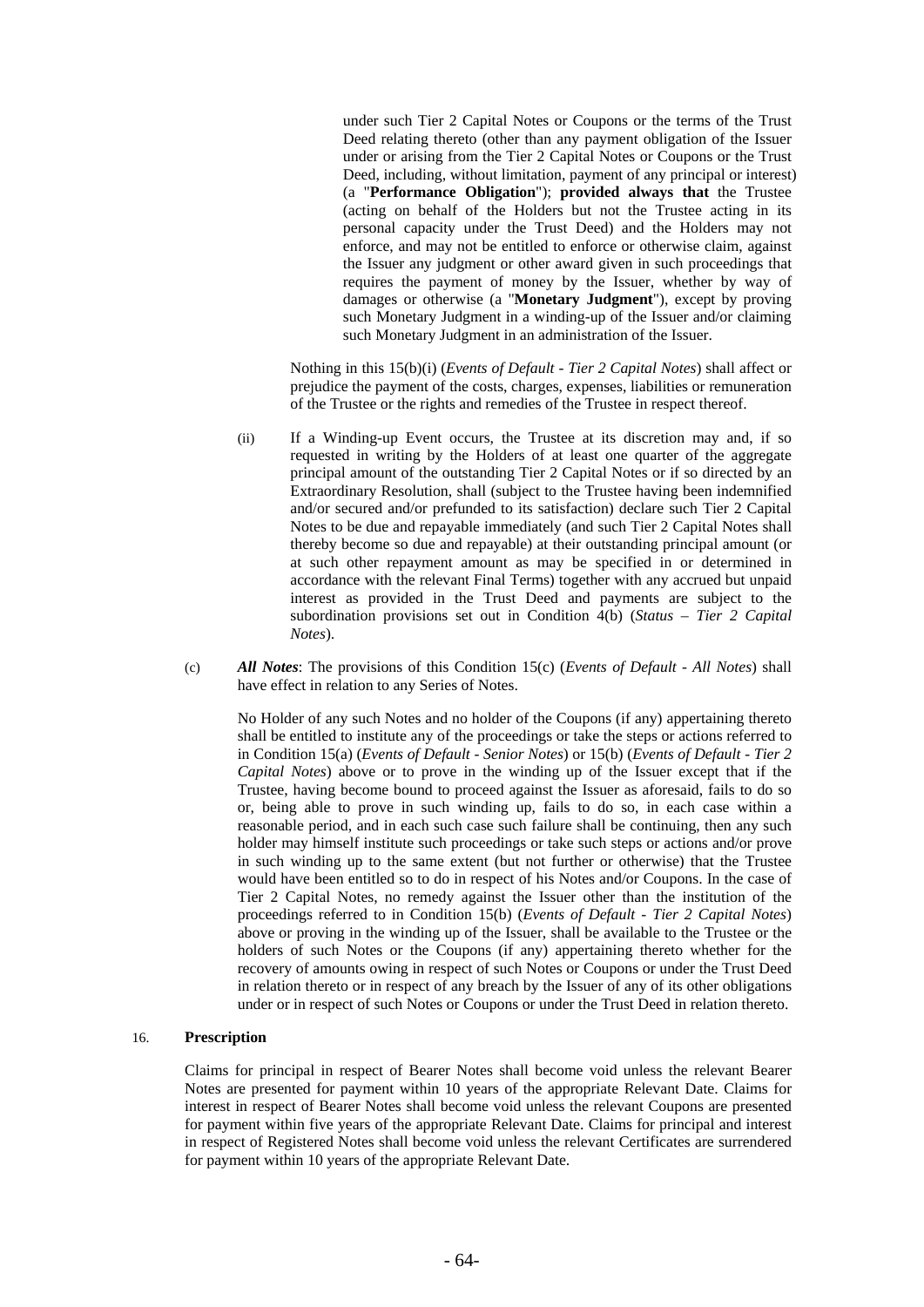under such Tier 2 Capital Notes or Coupons or the terms of the Trust Deed relating thereto (other than any payment obligation of the Issuer under or arising from the Tier 2 Capital Notes or Coupons or the Trust Deed, including, without limitation, payment of any principal or interest) (a "**Performance Obligation**"); **provided always that** the Trustee (acting on behalf of the Holders but not the Trustee acting in its personal capacity under the Trust Deed) and the Holders may not enforce, and may not be entitled to enforce or otherwise claim, against the Issuer any judgment or other award given in such proceedings that requires the payment of money by the Issuer, whether by way of damages or otherwise (a "**Monetary Judgment**"), except by proving such Monetary Judgment in a winding-up of the Issuer and/or claiming such Monetary Judgment in an administration of the Issuer.

Nothing in this 15(b)(i) (*Events of Default - Tier 2 Capital Notes*) shall affect or prejudice the payment of the costs, charges, expenses, liabilities or remuneration of the Trustee or the rights and remedies of the Trustee in respect thereof.

(ii) If a Winding-up Event occurs, the Trustee at its discretion may and, if so requested in writing by the Holders of at least one quarter of the aggregate principal amount of the outstanding Tier 2 Capital Notes or if so directed by an Extraordinary Resolution, shall (subject to the Trustee having been indemnified and/or secured and/or prefunded to its satisfaction) declare such Tier 2 Capital Notes to be due and repayable immediately (and such Tier 2 Capital Notes shall thereby become so due and repayable) at their outstanding principal amount (or at such other repayment amount as may be specified in or determined in accordance with the relevant Final Terms) together with any accrued but unpaid interest as provided in the Trust Deed and payments are subject to the subordination provisions set out in Condition 4(b) (*Status – Tier 2 Capital Notes*).

(c) ***All Notes***: The provisions of this Condition 15(c) (*Events of Default - All Notes*) shall have effect in relation to any Series of Notes.

No Holder of any such Notes and no holder of the Coupons (if any) appertaining thereto shall be entitled to institute any of the proceedings or take the steps or actions referred to in Condition 15(a) (*Events of Default - Senior Notes*) or 15(b) (*Events of Default - Tier 2 Capital Notes*) above or to prove in the winding up of the Issuer except that if the Trustee, having become bound to proceed against the Issuer as aforesaid, fails to do so or, being able to prove in such winding up, fails to do so, in each case within a reasonable period, and in each such case such failure shall be continuing, then any such holder may himself institute such proceedings or take such steps or actions and/or prove in such winding up to the same extent (but not further or otherwise) that the Trustee would have been entitled so to do in respect of his Notes and/or Coupons. In the case of Tier 2 Capital Notes, no remedy against the Issuer other than the institution of the proceedings referred to in Condition 15(b) (*Events of Default - Tier 2 Capital Notes*) above or proving in the winding up of the Issuer, shall be available to the Trustee or the holders of such Notes or the Coupons (if any) appertaining thereto whether for the recovery of amounts owing in respect of such Notes or Coupons or under the Trust Deed in relation thereto or in respect of any breach by the Issuer of any of its other obligations under or in respect of such Notes or Coupons or under the Trust Deed in relation thereto.

## 16. Prescription

Claims for principal in respect of Bearer Notes shall become void unless the relevant Bearer Notes are presented for payment within 10 years of the appropriate Relevant Date. Claims for interest in respect of Bearer Notes shall become void unless the relevant Coupons are presented for payment within five years of the appropriate Relevant Date. Claims for principal and interest in respect of Registered Notes shall become void unless the relevant Certificates are surrendered for payment within 10 years of the appropriate Relevant Date.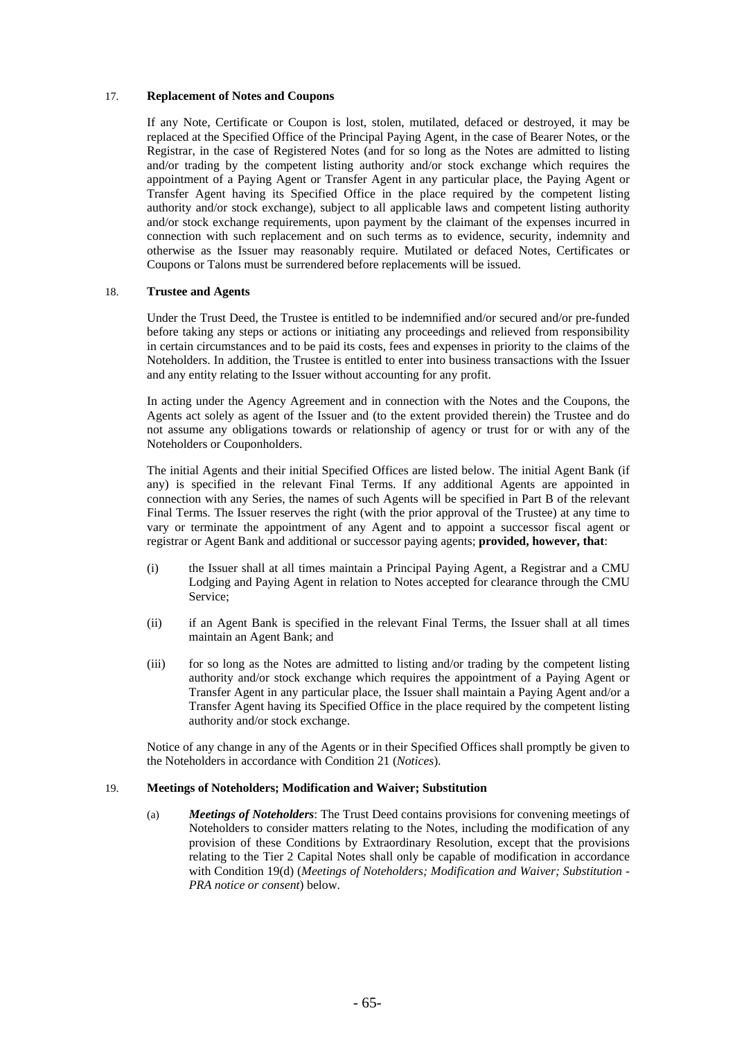## 17. **Replacement of Notes and Coupons**

If any Note, Certificate or Coupon is lost, stolen, mutilated, defaced or destroyed, it may be replaced at the Specified Office of the Principal Paying Agent, in the case of Bearer Notes, or the Registrar, in the case of Registered Notes (and for so long as the Notes are admitted to listing and/or trading by the competent listing authority and/or stock exchange which requires the appointment of a Paying Agent or Transfer Agent in any particular place, the Paying Agent or Transfer Agent having its Specified Office in the place required by the competent listing authority and/or stock exchange), subject to all applicable laws and competent listing authority and/or stock exchange requirements, upon payment by the claimant of the expenses incurred in connection with such replacement and on such terms as to evidence, security, indemnity and otherwise as the Issuer may reasonably require. Mutilated or defaced Notes, Certificates or Coupons or Talons must be surrendered before replacements will be issued.

## 18. **Trustee and Agents**

Under the Trust Deed, the Trustee is entitled to be indemnified and/or secured and/or pre-funded before taking any steps or actions or initiating any proceedings and relieved from responsibility in certain circumstances and to be paid its costs, fees and expenses in priority to the claims of the Noteholders. In addition, the Trustee is entitled to enter into business transactions with the Issuer and any entity relating to the Issuer without accounting for any profit.

In acting under the Agency Agreement and in connection with the Notes and the Coupons, the Agents act solely as agent of the Issuer and (to the extent provided therein) the Trustee and do not assume any obligations towards or relationship of agency or trust for or with any of the Noteholders or Couponholders.

The initial Agents and their initial Specified Offices are listed below. The initial Agent Bank (if any) is specified in the relevant Final Terms. If any additional Agents are appointed in connection with any Series, the names of such Agents will be specified in Part B of the relevant Final Terms. The Issuer reserves the right (with the prior approval of the Trustee) at any time to vary or terminate the appointment of any Agent and to appoint a successor fiscal agent or registrar or Agent Bank and additional or successor paying agents; **provided, however, that**:

(i) the Issuer shall at all times maintain a Principal Paying Agent, a Registrar and a CMU Lodging and Paying Agent in relation to Notes accepted for clearance through the CMU Service;

(ii) if an Agent Bank is specified in the relevant Final Terms, the Issuer shall at all times maintain an Agent Bank; and

(iii) for so long as the Notes are admitted to listing and/or trading by the competent listing authority and/or stock exchange which requires the appointment of a Paying Agent or Transfer Agent in any particular place, the Issuer shall maintain a Paying Agent and/or a Transfer Agent having its Specified Office in the place required by the competent listing authority and/or stock exchange.

Notice of any change in any of the Agents or in their Specified Offices shall promptly be given to the Noteholders in accordance with Condition 21 (*Notices*).

## 19. **Meetings of Noteholders; Modification and Waiver; Substitution**

(a) ***Meetings of Noteholders***: The Trust Deed contains provisions for convening meetings of Noteholders to consider matters relating to the Notes, including the modification of any provision of these Conditions by Extraordinary Resolution, except that the provisions relating to the Tier 2 Capital Notes shall only be capable of modification in accordance with Condition 19(d) (*Meetings of Noteholders; Modification and Waiver; Substitution - PRA notice or consent*) below.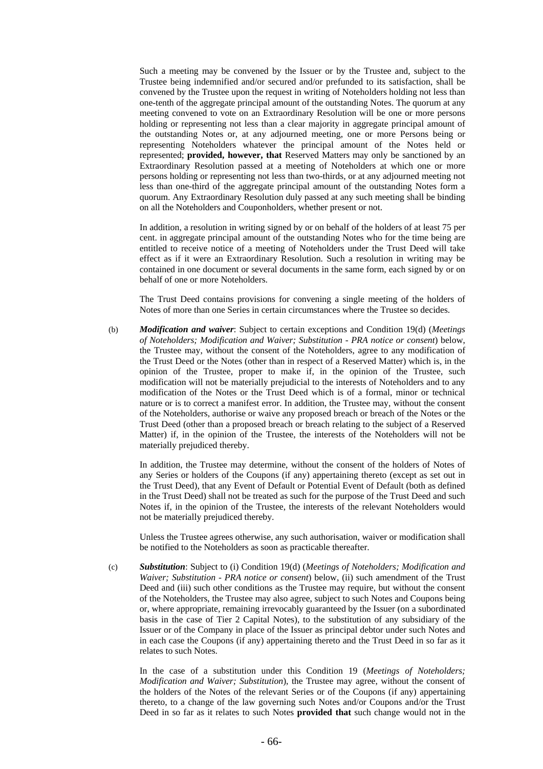Such a meeting may be convened by the Issuer or by the Trustee and, subject to the Trustee being indemnified and/or secured and/or prefunded to its satisfaction, shall be convened by the Trustee upon the request in writing of Noteholders holding not less than one-tenth of the aggregate principal amount of the outstanding Notes. The quorum at any meeting convened to vote on an Extraordinary Resolution will be one or more persons holding or representing not less than a clear majority in aggregate principal amount of the outstanding Notes or, at any adjourned meeting, one or more Persons being or representing Noteholders whatever the principal amount of the Notes held or represented; **provided, however, that** Reserved Matters may only be sanctioned by an Extraordinary Resolution passed at a meeting of Noteholders at which one or more persons holding or representing not less than two-thirds, or at any adjourned meeting not less than one-third of the aggregate principal amount of the outstanding Notes form a quorum. Any Extraordinary Resolution duly passed at any such meeting shall be binding on all the Noteholders and Couponholders, whether present or not.

In addition, a resolution in writing signed by or on behalf of the holders of at least 75 per cent. in aggregate principal amount of the outstanding Notes who for the time being are entitled to receive notice of a meeting of Noteholders under the Trust Deed will take effect as if it were an Extraordinary Resolution. Such a resolution in writing may be contained in one document or several documents in the same form, each signed by or on behalf of one or more Noteholders.

The Trust Deed contains provisions for convening a single meeting of the holders of Notes of more than one Series in certain circumstances where the Trustee so decides.

(b) ***Modification and waiver***: Subject to certain exceptions and Condition 19(d) (*Meetings of Noteholders; Modification and Waiver; Substitution - PRA notice or consent*) below, the Trustee may, without the consent of the Noteholders, agree to any modification of the Trust Deed or the Notes (other than in respect of a Reserved Matter) which is, in the opinion of the Trustee, proper to make if, in the opinion of the Trustee, such modification will not be materially prejudicial to the interests of Noteholders and to any modification of the Notes or the Trust Deed which is of a formal, minor or technical nature or is to correct a manifest error. In addition, the Trustee may, without the consent of the Noteholders, authorise or waive any proposed breach or breach of the Notes or the Trust Deed (other than a proposed breach or breach relating to the subject of a Reserved Matter) if, in the opinion of the Trustee, the interests of the Noteholders will not be materially prejudiced thereby.

In addition, the Trustee may determine, without the consent of the holders of Notes of any Series or holders of the Coupons (if any) appertaining thereto (except as set out in the Trust Deed), that any Event of Default or Potential Event of Default (both as defined in the Trust Deed) shall not be treated as such for the purpose of the Trust Deed and such Notes if, in the opinion of the Trustee, the interests of the relevant Noteholders would not be materially prejudiced thereby.

Unless the Trustee agrees otherwise, any such authorisation, waiver or modification shall be notified to the Noteholders as soon as practicable thereafter.

(c) ***Substitution***: Subject to (i) Condition 19(d) (*Meetings of Noteholders; Modification and Waiver; Substitution - PRA notice or consent*) below, (ii) such amendment of the Trust Deed and (iii) such other conditions as the Trustee may require, but without the consent of the Noteholders, the Trustee may also agree, subject to such Notes and Coupons being or, where appropriate, remaining irrevocably guaranteed by the Issuer (on a subordinated basis in the case of Tier 2 Capital Notes), to the substitution of any subsidiary of the Issuer or of the Company in place of the Issuer as principal debtor under such Notes and in each case the Coupons (if any) appertaining thereto and the Trust Deed in so far as it relates to such Notes.

In the case of a substitution under this Condition 19 (*Meetings of Noteholders; Modification and Waiver; Substitution*), the Trustee may agree, without the consent of the holders of the Notes of the relevant Series or of the Coupons (if any) appertaining thereto, to a change of the law governing such Notes and/or Coupons and/or the Trust Deed in so far as it relates to such Notes **provided that** such change would not in the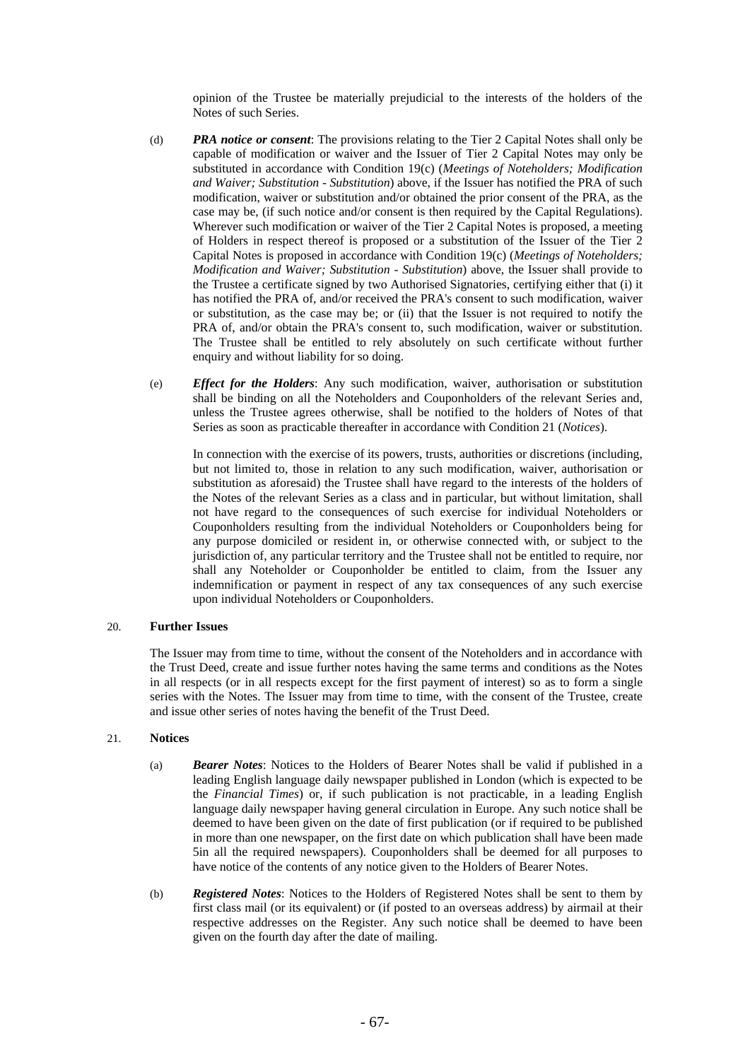opinion of the Trustee be materially prejudicial to the interests of the holders of the Notes of such Series.

(d) ***PRA notice or consent***: The provisions relating to the Tier 2 Capital Notes shall only be capable of modification or waiver and the Issuer of Tier 2 Capital Notes may only be substituted in accordance with Condition 19(c) (*Meetings of Noteholders; Modification and Waiver; Substitution - Substitution*) above, if the Issuer has notified the PRA of such modification, waiver or substitution and/or obtained the prior consent of the PRA, as the case may be, (if such notice and/or consent is then required by the Capital Regulations). Wherever such modification or waiver of the Tier 2 Capital Notes is proposed, a meeting of Holders in respect thereof is proposed or a substitution of the Issuer of the Tier 2 Capital Notes is proposed in accordance with Condition 19(c) (*Meetings of Noteholders; Modification and Waiver; Substitution - Substitution*) above, the Issuer shall provide to the Trustee a certificate signed by two Authorised Signatories, certifying either that (i) it has notified the PRA of, and/or received the PRA's consent to such modification, waiver or substitution, as the case may be; or (ii) that the Issuer is not required to notify the PRA of, and/or obtain the PRA's consent to, such modification, waiver or substitution. The Trustee shall be entitled to rely absolutely on such certificate without further enquiry and without liability for so doing.

(e) ***Effect for the Holders***: Any such modification, waiver, authorisation or substitution shall be binding on all the Noteholders and Couponholders of the relevant Series and, unless the Trustee agrees otherwise, shall be notified to the holders of Notes of that Series as soon as practicable thereafter in accordance with Condition 21 (*Notices*).

In connection with the exercise of its powers, trusts, authorities or discretions (including, but not limited to, those in relation to any such modification, waiver, authorisation or substitution as aforesaid) the Trustee shall have regard to the interests of the holders of the Notes of the relevant Series as a class and in particular, but without limitation, shall not have regard to the consequences of such exercise for individual Noteholders or Couponholders resulting from the individual Noteholders or Couponholders being for any purpose domiciled or resident in, or otherwise connected with, or subject to the jurisdiction of, any particular territory and the Trustee shall not be entitled to require, nor shall any Noteholder or Couponholder be entitled to claim, from the Issuer any indemnification or payment in respect of any tax consequences of any such exercise upon individual Noteholders or Couponholders.

## 20. Further Issues

The Issuer may from time to time, without the consent of the Noteholders and in accordance with the Trust Deed, create and issue further notes having the same terms and conditions as the Notes in all respects (or in all respects except for the first payment of interest) so as to form a single series with the Notes. The Issuer may from time to time, with the consent of the Trustee, create and issue other series of notes having the benefit of the Trust Deed.

## 21. Notices

(a) ***Bearer Notes***: Notices to the Holders of Bearer Notes shall be valid if published in a leading English language daily newspaper published in London (which is expected to be the *Financial Times*) or, if such publication is not practicable, in a leading English language daily newspaper having general circulation in Europe. Any such notice shall be deemed to have been given on the date of first publication (or if required to be published in more than one newspaper, on the first date on which publication shall have been made 5in all the required newspapers). Couponholders shall be deemed for all purposes to have notice of the contents of any notice given to the Holders of Bearer Notes.

(b) ***Registered Notes***: Notices to the Holders of Registered Notes shall be sent to them by first class mail (or its equivalent) or (if posted to an overseas address) by airmail at their respective addresses on the Register. Any such notice shall be deemed to have been given on the fourth day after the date of mailing.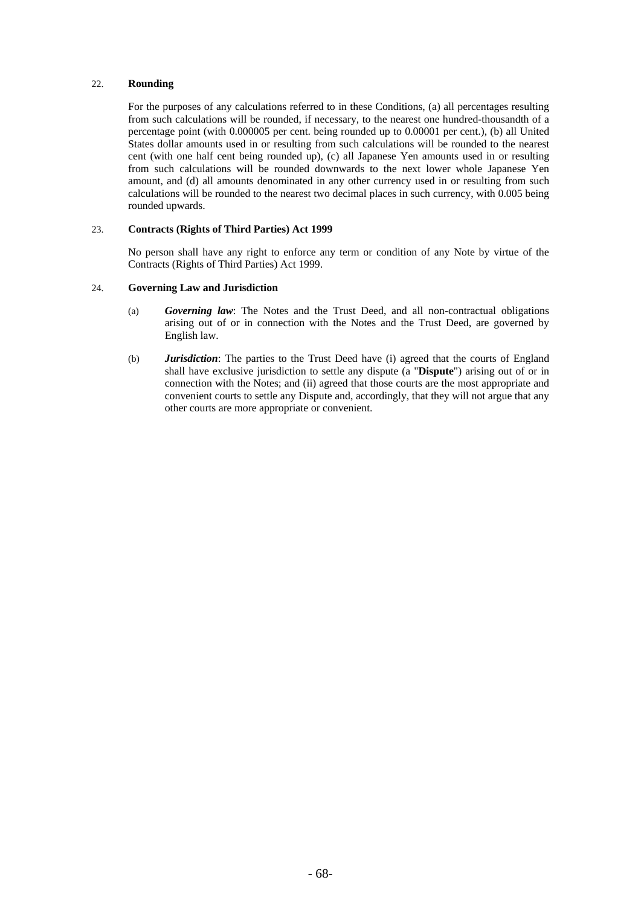## 22. **Rounding**

For the purposes of any calculations referred to in these Conditions, (a) all percentages resulting from such calculations will be rounded, if necessary, to the nearest one hundred-thousandth of a percentage point (with 0.000005 per cent. being rounded up to 0.00001 per cent.), (b) all United States dollar amounts used in or resulting from such calculations will be rounded to the nearest cent (with one half cent being rounded up), (c) all Japanese Yen amounts used in or resulting from such calculations will be rounded downwards to the next lower whole Japanese Yen amount, and (d) all amounts denominated in any other currency used in or resulting from such calculations will be rounded to the nearest two decimal places in such currency, with 0.005 being rounded upwards.

## 23. **Contracts (Rights of Third Parties) Act 1999**

No person shall have any right to enforce any term or condition of any Note by virtue of the Contracts (Rights of Third Parties) Act 1999.

## 24. **Governing Law and Jurisdiction**

(a) ***Governing law***: The Notes and the Trust Deed, and all non-contractual obligations arising out of or in connection with the Notes and the Trust Deed, are governed by English law.

(b) ***Jurisdiction***: The parties to the Trust Deed have (i) agreed that the courts of England shall have exclusive jurisdiction to settle any dispute (a "**Dispute**") arising out of or in connection with the Notes; and (ii) agreed that those courts are the most appropriate and convenient courts to settle any Dispute and, accordingly, that they will not argue that any other courts are more appropriate or convenient.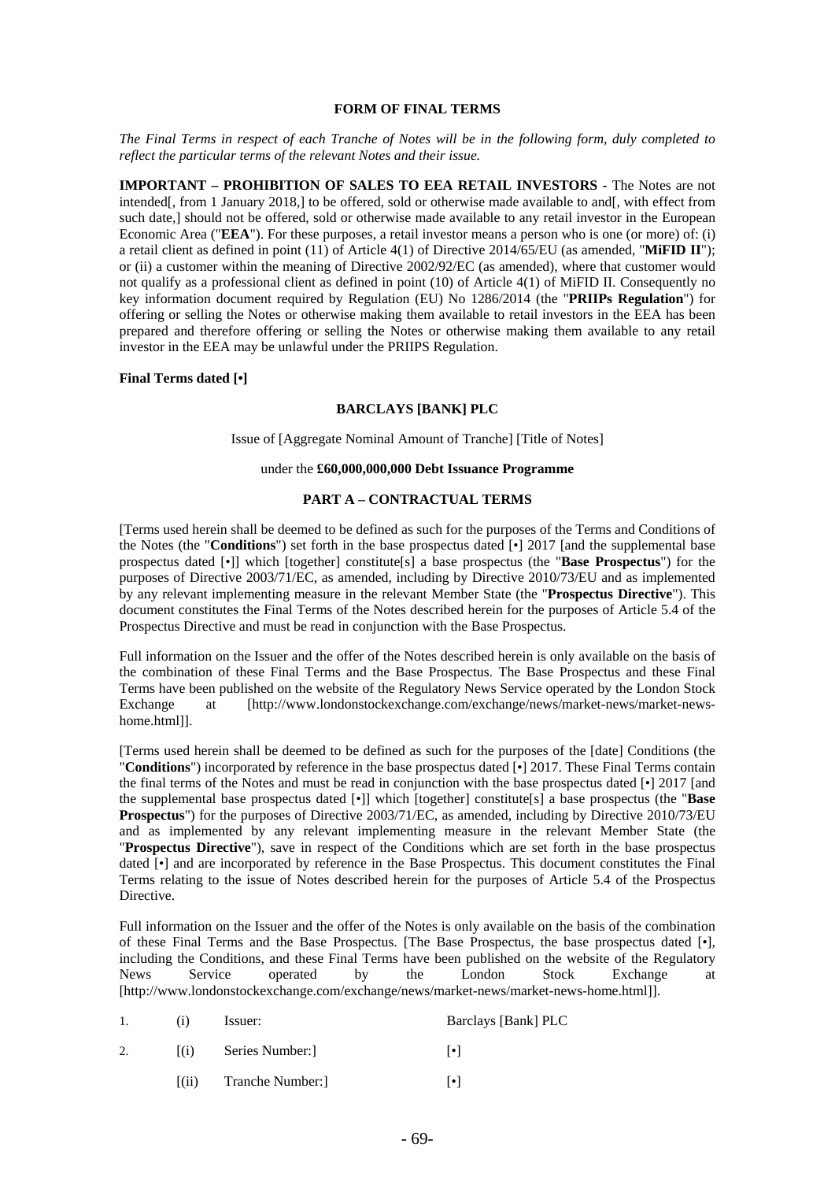**FORM OF FINAL TERMS**

*The Final Terms in respect of each Tranche of Notes will be in the following form, duly completed to reflect the particular terms of the relevant Notes and their issue.*

**IMPORTANT – PROHIBITION OF SALES TO EEA RETAIL INVESTORS -** The Notes are not intended[, from 1 January 2018,] to be offered, sold or otherwise made available to and[, with effect from such date,] should not be offered, sold or otherwise made available to any retail investor in the European Economic Area ("**EEA**"). For these purposes, a retail investor means a person who is one (or more) of: (i) a retail client as defined in point (11) of Article 4(1) of Directive 2014/65/EU (as amended, "**MiFID II**"); or (ii) a customer within the meaning of Directive 2002/92/EC (as amended), where that customer would not qualify as a professional client as defined in point (10) of Article 4(1) of MiFID II. Consequently no key information document required by Regulation (EU) No 1286/2014 (the "**PRIIPs Regulation**") for offering or selling the Notes or otherwise making them available to retail investors in the EEA has been prepared and therefore offering or selling the Notes or otherwise making them available to any retail investor in the EEA may be unlawful under the PRIIPS Regulation.

**Final Terms dated [•]**

**BARCLAYS [BANK] PLC**

Issue of [Aggregate Nominal Amount of Tranche] [Title of Notes]

under the **£60,000,000,000 Debt Issuance Programme**

**PART A – CONTRACTUAL TERMS**

[Terms used herein shall be deemed to be defined as such for the purposes of the Terms and Conditions of the Notes (the "**Conditions**") set forth in the base prospectus dated [•] 2017 [and the supplemental base prospectus dated [•]] which [together] constitute[s] a base prospectus (the "**Base Prospectus**") for the purposes of Directive 2003/71/EC, as amended, including by Directive 2010/73/EU and as implemented by any relevant implementing measure in the relevant Member State (the "**Prospectus Directive**"). This document constitutes the Final Terms of the Notes described herein for the purposes of Article 5.4 of the Prospectus Directive and must be read in conjunction with the Base Prospectus.

Full information on the Issuer and the offer of the Notes described herein is only available on the basis of the combination of these Final Terms and the Base Prospectus. The Base Prospectus and these Final Terms have been published on the website of the Regulatory News Service operated by the London Stock Exchange at [http://www.londonstockexchange.com/exchange/news/market-news/market-news-home.html]].

[Terms used herein shall be deemed to be defined as such for the purposes of the [date] Conditions (the "**Conditions**") incorporated by reference in the base prospectus dated [•] 2017. These Final Terms contain the final terms of the Notes and must be read in conjunction with the base prospectus dated [•] 2017 [and the supplemental base prospectus dated [•]] which [together] constitute[s] a base prospectus (the "**Base Prospectus**") for the purposes of Directive 2003/71/EC, as amended, including by Directive 2010/73/EU and as implemented by any relevant implementing measure in the relevant Member State (the "**Prospectus Directive**"), save in respect of the Conditions which are set forth in the base prospectus dated [•] and are incorporated by reference in the Base Prospectus. This document constitutes the Final Terms relating to the issue of Notes described herein for the purposes of Article 5.4 of the Prospectus Directive.

Full information on the Issuer and the offer of the Notes is only available on the basis of the combination of these Final Terms and the Base Prospectus. [The Base Prospectus, the base prospectus dated [•], including the Conditions, and these Final Terms have been published on the website of the Regulatory News Service operated by the London Stock Exchange at [http://www.londonstockexchange.com/exchange/news/market-news/market-news-home.html]].

| | | | |
|---|---|---|---|
| 1. | (i) | Issuer: | Barclays [Bank] PLC |
| 2. | [(i) | Series Number:] | [•] |
| | [(ii) | Tranche Number:] | [•] |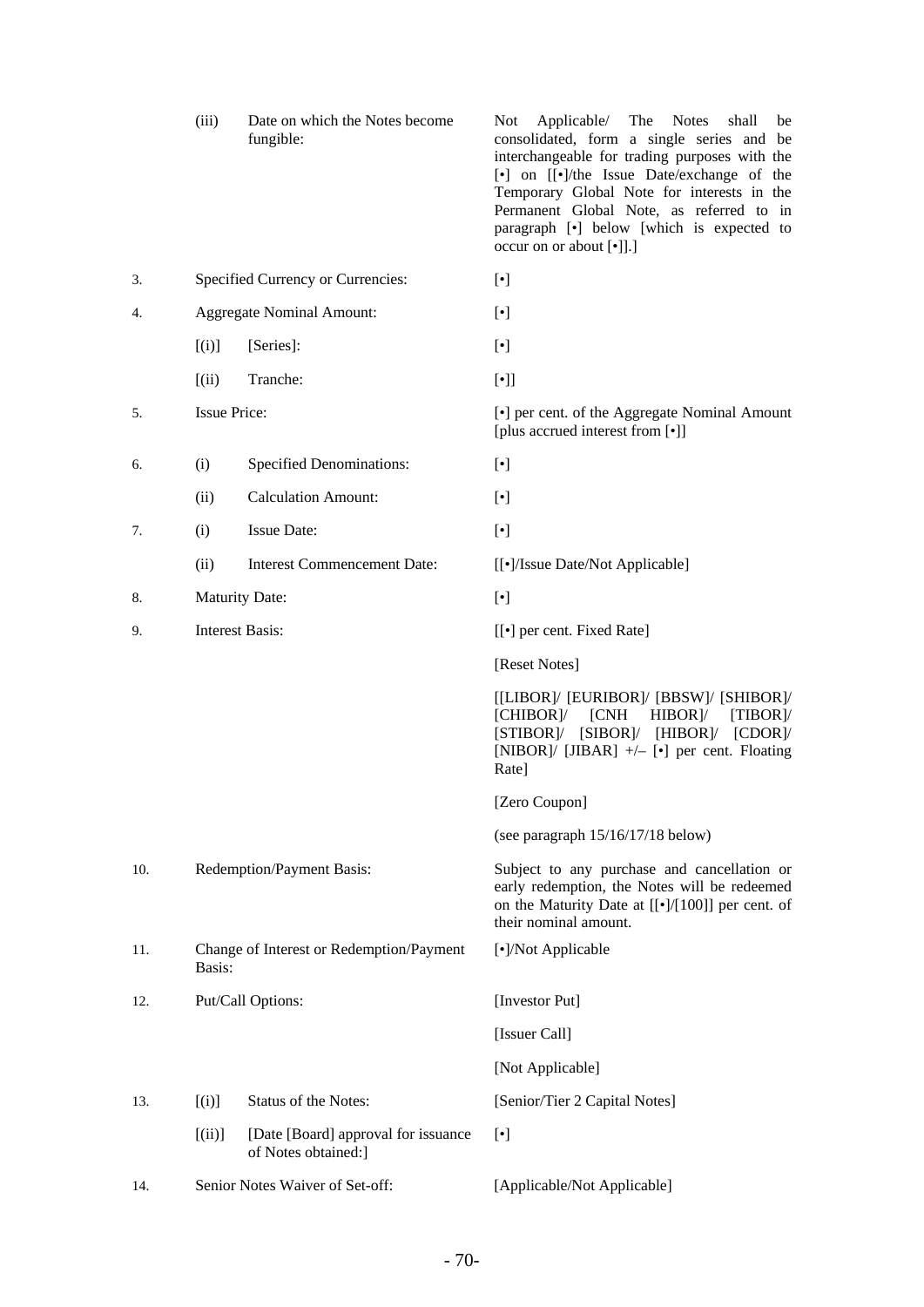| | | | |
|---|---|---|---|
| | (iii) | Date on which the Notes become fungible: | Not Applicable/ The Notes shall be consolidated, form a single series and be interchangeable for trading purposes with the [•] on [[•]/the Issue Date/exchange of the Temporary Global Note for interests in the Permanent Global Note, as referred to in paragraph [•] below [which is expected to occur on or about [•]].] |
| 3. | Specified Currency or Currencies: | | [•] |
| 4. | Aggregate Nominal Amount: | | [•] |
| | [(i)] | [Series]: | [•] |
| | [(ii) | Tranche: | [•]] |
| 5. | Issue Price: | | [•] per cent. of the Aggregate Nominal Amount [plus accrued interest from [•]] |
| 6. | (i) | Specified Denominations: | [•] |
| | (ii) | Calculation Amount: | [•] |
| 7. | (i) | Issue Date: | [•] |
| | (ii) | Interest Commencement Date: | [[•]/Issue Date/Not Applicable] |
| 8. | Maturity Date: | | [•] |
| 9. | Interest Basis: | | [[•] per cent. Fixed Rate]<br><br>[Reset Notes]<br><br>[[LIBOR]/ [EURIBOR]/ [BBSW]/ [SHIBOR]/ [CHIBOR]/ [CNH HIBOR]/ [TIBOR]/ [STIBOR]/ [SIBOR]/ [HIBOR]/ [CDOR]/ [NIBOR]/ [JIBAR] +/– [•] per cent. Floating Rate]<br><br>[Zero Coupon]<br><br>(see paragraph 15/16/17/18 below) |
| 10. | Redemption/Payment Basis: | | Subject to any purchase and cancellation or early redemption, the Notes will be redeemed on the Maturity Date at [[•]/[100]] per cent. of their nominal amount. |
| 11. | Change of Interest or Redemption/Payment Basis: | | [•]/Not Applicable |
| 12. | Put/Call Options: | | [Investor Put]<br><br>[Issuer Call]<br><br>[Not Applicable] |
| 13. | [(i)] | Status of the Notes: | [Senior/Tier 2 Capital Notes] |
| | [(ii)] | [Date [Board] approval for issuance of Notes obtained:] | [•] |
| 14. | Senior Notes Waiver of Set-off: | | [Applicable/Not Applicable] |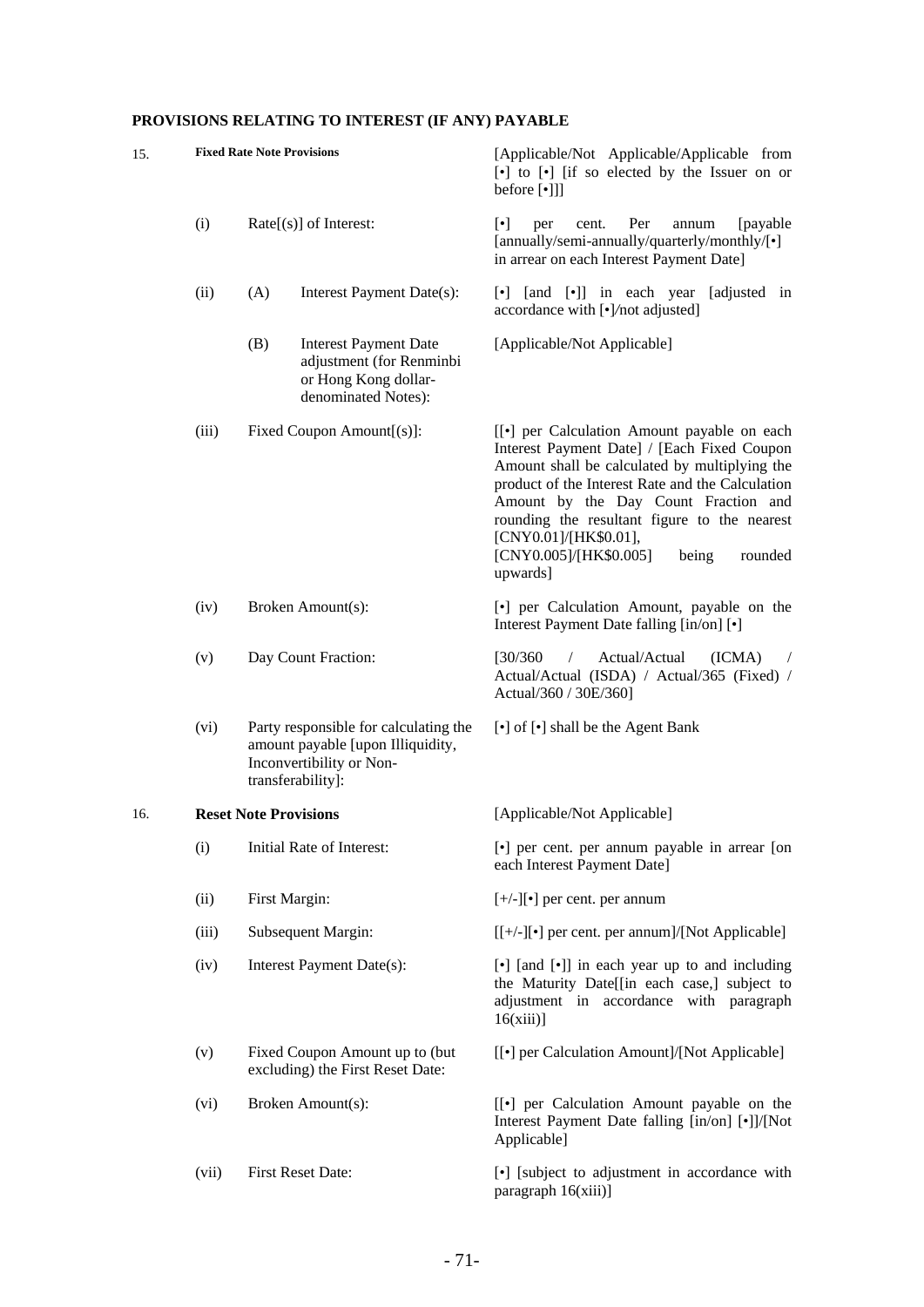**PROVISIONS RELATING TO INTEREST (IF ANY) PAYABLE**

| | | | |
|---|---|---|---|
| 15. | **Fixed Rate Note Provisions** | | [Applicable/Not Applicable/Applicable from [•] to [•] [if so elected by the Issuer on or before [•]]] |
| | (i) | Rate[(s)] of Interest: | [•] per cent. Per annum [payable [annually/semi-annually/quarterly/monthly/[•] in arrear on each Interest Payment Date] |
| | (ii) | (A) Interest Payment Date(s): | [•] [and [•]] in each year [adjusted in accordance with [•]/not adjusted] |
| | | (B) Interest Payment Date adjustment (for Renminbi or Hong Kong dollar-denominated Notes): | [Applicable/Not Applicable] |
| | (iii) | Fixed Coupon Amount[(s)]: | [[•] per Calculation Amount payable on each Interest Payment Date] / [Each Fixed Coupon Amount shall be calculated by multiplying the product of the Interest Rate and the Calculation Amount by the Day Count Fraction and rounding the resultant figure to the nearest [CNY0.01]/[HK$0.01], [CNY0.005]/[HK$0.005] being rounded upwards] |
| | (iv) | Broken Amount(s): | [•] per Calculation Amount, payable on the Interest Payment Date falling [in/on] [•] |
| | (v) | Day Count Fraction: | [30/360 / Actual/Actual (ICMA) / Actual/Actual (ISDA) / Actual/365 (Fixed) / Actual/360 / 30E/360] |
| | (vi) | Party responsible for calculating the amount payable [upon Illiquidity, Inconvertibility or Non-transferability]: | [•] of [•] shall be the Agent Bank |
| 16. | **Reset Note Provisions** | | [Applicable/Not Applicable] |
| | (i) | Initial Rate of Interest: | [•] per cent. per annum payable in arrear [on each Interest Payment Date] |
| | (ii) | First Margin: | [+/-][•] per cent. per annum |
| | (iii) | Subsequent Margin: | [[+/-][•] per cent. per annum]/[Not Applicable] |
| | (iv) | Interest Payment Date(s): | [•] [and [•]] in each year up to and including the Maturity Date[[in each case,] subject to adjustment in accordance with paragraph 16(xiii)] |
| | (v) | Fixed Coupon Amount up to (but excluding) the First Reset Date: | [[•] per Calculation Amount]/[Not Applicable] |
| | (vi) | Broken Amount(s): | [[•] per Calculation Amount payable on the Interest Payment Date falling [in/on] [•]]/[Not Applicable] |
| | (vii) | First Reset Date: | [•] [subject to adjustment in accordance with paragraph 16(xiii)] |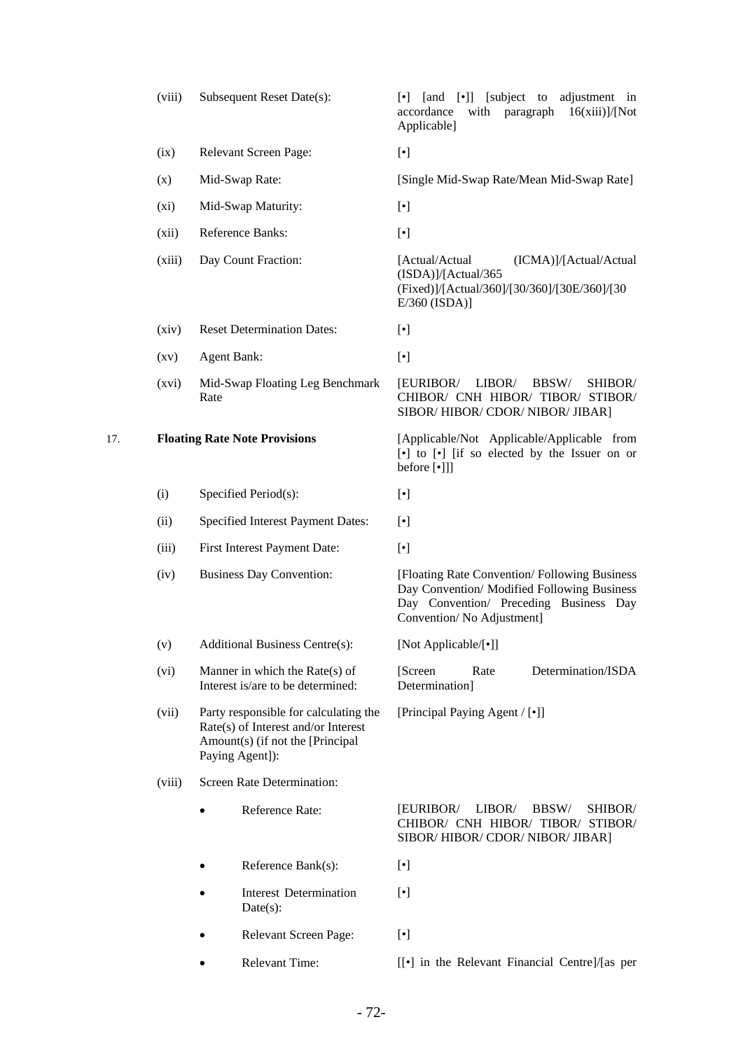| | | |
|---|---|---|
| (viii) | Subsequent Reset Date(s): | [•] [and [•]] [subject to adjustment in accordance with paragraph 16(xiii)]/[Not Applicable] |
| (ix) | Relevant Screen Page: | [•] |
| (x) | Mid-Swap Rate: | [Single Mid-Swap Rate/Mean Mid-Swap Rate] |
| (xi) | Mid-Swap Maturity: | [•] |
| (xii) | Reference Banks: | [•] |
| (xiii) | Day Count Fraction: | [Actual/Actual (ICMA)]/[Actual/Actual (ISDA)]/[Actual/365 (Fixed)]/[Actual/360]/[30/360]/[30E/360]/[30 E/360 (ISDA)] |
| (xiv) | Reset Determination Dates: | [•] |
| (xv) | Agent Bank: | [•] |
| (xvi) | Mid-Swap Floating Leg Benchmark Rate | [EURIBOR/ LIBOR/ BBSW/ SHIBOR/ CHIBOR/ CNH HIBOR/ TIBOR/ STIBOR/ SIBOR/ HIBOR/ CDOR/ NIBOR/ JIBAR] |

17. **Floating Rate Note Provisions** — [Applicable/Not Applicable/Applicable from [•] to [•] [if so elected by the Issuer on or before [•]]]

| | | |
|---|---|---|
| (i) | Specified Period(s): | [•] |
| (ii) | Specified Interest Payment Dates: | [•] |
| (iii) | First Interest Payment Date: | [•] |
| (iv) | Business Day Convention: | [Floating Rate Convention/ Following Business Day Convention/ Modified Following Business Day Convention/ Preceding Business Day Convention/ No Adjustment] |
| (v) | Additional Business Centre(s): | [Not Applicable/[•]] |
| (vi) | Manner in which the Rate(s) of Interest is/are to be determined: | [Screen Rate Determination/ISDA Determination] |
| (vii) | Party responsible for calculating the Rate(s) of Interest and/or Interest Amount(s) (if not the [Principal Paying Agent]): | [Principal Paying Agent / [•]] |
| (viii) | Screen Rate Determination: | |
| | • Reference Rate: | [EURIBOR/ LIBOR/ BBSW/ SHIBOR/ CHIBOR/ CNH HIBOR/ TIBOR/ STIBOR/ SIBOR/ HIBOR/ CDOR/ NIBOR/ JIBAR] |
| | • Reference Bank(s): | [•] |
| | • Interest Determination Date(s): | [•] |
| | • Relevant Screen Page: | [•] |
| | • Relevant Time: | [[•] in the Relevant Financial Centre]/[as per |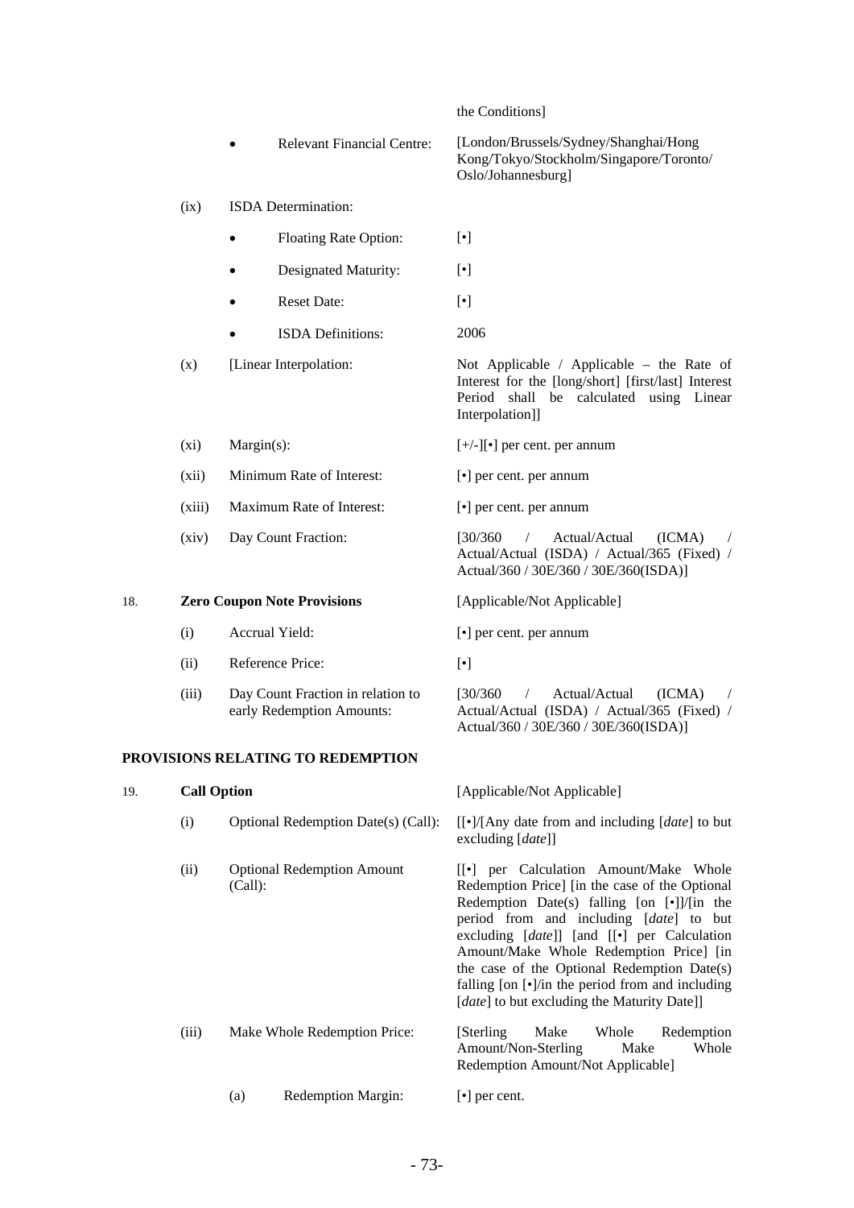| | | | |
|---|---|---|---|
| | | | the Conditions] |
| | | • Relevant Financial Centre: | [London/Brussels/Sydney/Shanghai/Hong Kong/Tokyo/Stockholm/Singapore/Toronto/Oslo/Johannesburg] |
| | (ix) | ISDA Determination: | |
| | | • Floating Rate Option: | [•] |
| | | • Designated Maturity: | [•] |
| | | • Reset Date: | [•] |
| | | • ISDA Definitions: | 2006 |
| | (x) | [Linear Interpolation: | Not Applicable / Applicable – the Rate of Interest for the [long/short] [first/last] Interest Period shall be calculated using Linear Interpolation]] |
| | (xi) | Margin(s): | [+/-][•] per cent. per annum |
| | (xii) | Minimum Rate of Interest: | [•] per cent. per annum |
| | (xiii) | Maximum Rate of Interest: | [•] per cent. per annum |
| | (xiv) | Day Count Fraction: | [30/360 / Actual/Actual (ICMA) / Actual/Actual (ISDA) / Actual/365 (Fixed) / Actual/360 / 30E/360 / 30E/360(ISDA)] |
| 18. | **Zero Coupon Note Provisions** | | [Applicable/Not Applicable] |
| | (i) | Accrual Yield: | [•] per cent. per annum |
| | (ii) | Reference Price: | [•] |
| | (iii) | Day Count Fraction in relation to early Redemption Amounts: | [30/360 / Actual/Actual (ICMA) / Actual/Actual (ISDA) / Actual/365 (Fixed) / Actual/360 / 30E/360 / 30E/360(ISDA)] |

**PROVISIONS RELATING TO REDEMPTION**

| | | | |
|---|---|---|---|
| 19. | **Call Option** | | [Applicable/Not Applicable] |
| | (i) | Optional Redemption Date(s) (Call): | [[•]/[Any date from and including [*date*] to but excluding [*date*]] |
| | (ii) | Optional Redemption Amount (Call): | [[•] per Calculation Amount/Make Whole Redemption Price] [in the case of the Optional Redemption Date(s) falling [on [•]]/[in the period from and including [*date*] to but excluding [*date*]] [and [[•] per Calculation Amount/Make Whole Redemption Price] [in the case of the Optional Redemption Date(s) falling [on [•]/in the period from and including [*date*] to but excluding the Maturity Date]] |
| | (iii) | Make Whole Redemption Price: | [Sterling Make Whole Redemption Amount/Non-Sterling Make Whole Redemption Amount/Not Applicable] |
| | | (a) Redemption Margin: | [•] per cent. |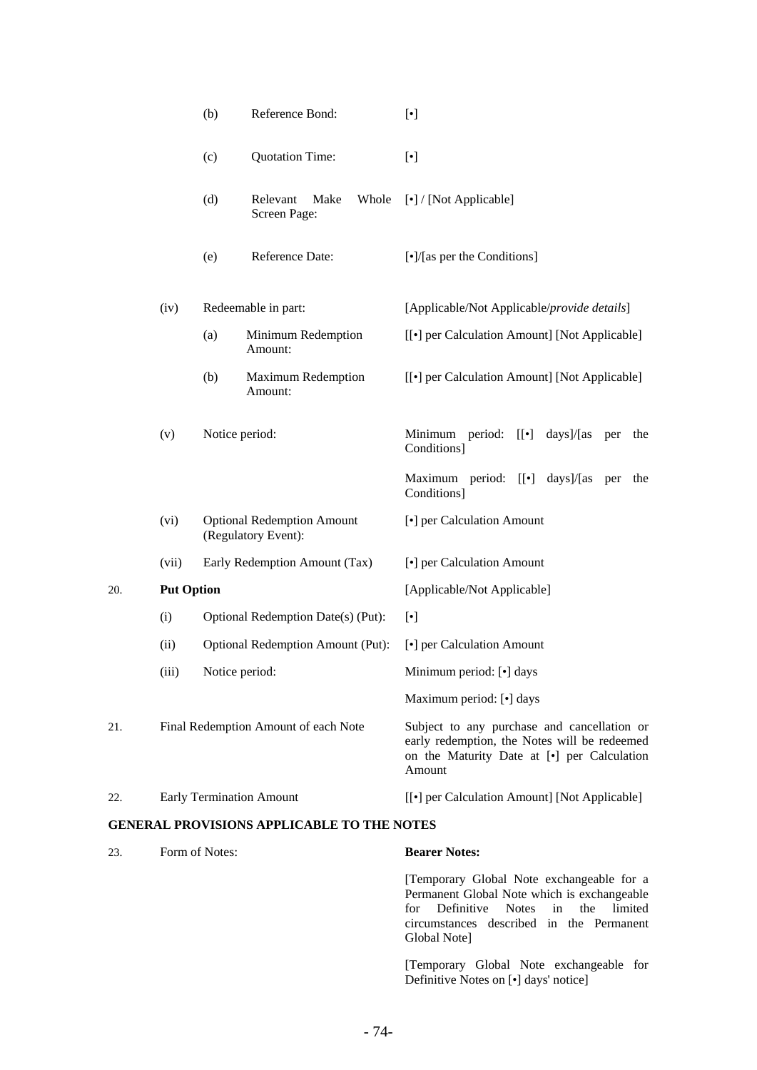| | | | |
|---|---|---|---|
| | (b) | Reference Bond: | [•] |
| | (c) | Quotation Time: | [•] |
| | (d) | Relevant Make Whole Screen Page: | [•] / [Not Applicable] |
| | (e) | Reference Date: | [•]/[as per the Conditions] |
| | (iv) | Redeemable in part: | [Applicable/Not Applicable/*provide details*] |
| | (a) | Minimum Redemption Amount: | [[•] per Calculation Amount] [Not Applicable] |
| | (b) | Maximum Redemption Amount: | [[•] per Calculation Amount] [Not Applicable] |
| | (v) | Notice period: | Minimum period: [[•] days]/[as per the Conditions]<br><br>Maximum period: [[•] days]/[as per the Conditions] |
| | (vi) | Optional Redemption Amount (Regulatory Event): | [•] per Calculation Amount |
| | (vii) | Early Redemption Amount (Tax) | [•] per Calculation Amount |
| 20. | **Put Option** | | [Applicable/Not Applicable] |
| | (i) | Optional Redemption Date(s) (Put): | [•] |
| | (ii) | Optional Redemption Amount (Put): | [•] per Calculation Amount |
| | (iii) | Notice period: | Minimum period: [•] days<br><br>Maximum period: [•] days |
| 21. | Final Redemption Amount of each Note | | Subject to any purchase and cancellation or early redemption, the Notes will be redeemed on the Maturity Date at [•] per Calculation Amount |
| 22. | Early Termination Amount | | [[•] per Calculation Amount] [Not Applicable] |

**GENERAL PROVISIONS APPLICABLE TO THE NOTES**

| | | |
|---|---|---|
| 23. | Form of Notes: | **Bearer Notes:**<br><br>[Temporary Global Note exchangeable for a Permanent Global Note which is exchangeable for Definitive Notes in the limited circumstances described in the Permanent Global Note]<br><br>[Temporary Global Note exchangeable for Definitive Notes on [•] days' notice] |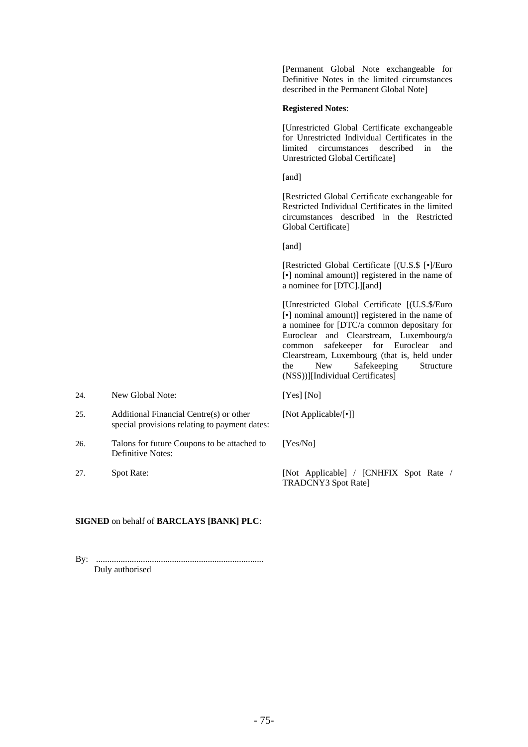| | | |
|---|---|---|
| | | [Permanent Global Note exchangeable for Definitive Notes in the limited circumstances described in the Permanent Global Note]<br><br>**Registered Notes**:<br><br>[Unrestricted Global Certificate exchangeable for Unrestricted Individual Certificates in the limited circumstances described in the Unrestricted Global Certificate]<br><br>[and]<br><br>[Restricted Global Certificate exchangeable for Restricted Individual Certificates in the limited circumstances described in the Restricted Global Certificate]<br><br>[and]<br><br>[Restricted Global Certificate [(U.S.$ [•]/Euro [•] nominal amount)] registered in the name of a nominee for [DTC].][and]<br><br>[Unrestricted Global Certificate [(U.S.$/Euro [•] nominal amount)] registered in the name of a nominee for [DTC/a common depositary for Euroclear and Clearstream, Luxembourg/a common safekeeper for Euroclear and Clearstream, Luxembourg (that is, held under the New Safekeeping Structure (NSS))][Individual Certificates] |
| 24. | New Global Note: | [Yes] [No] |
| 25. | Additional Financial Centre(s) or other special provisions relating to payment dates: | [Not Applicable/[•]] |
| 26. | Talons for future Coupons to be attached to Definitive Notes: | [Yes/No] |
| 27. | Spot Rate: | [Not Applicable] / [CNHFIX Spot Rate / TRADCNY3 Spot Rate] |

**SIGNED** on behalf of **BARCLAYS [BANK] PLC**:

By: ..........................................................................
Duly authorised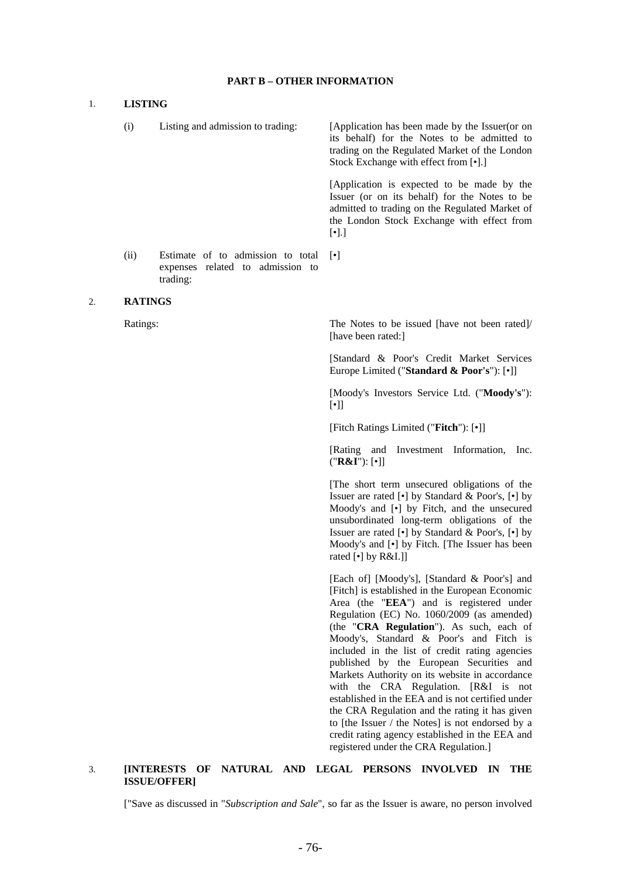## PART B – OTHER INFORMATION

### 1. LISTING

| | | |
|---|---|---|
| (i) | Listing and admission to trading: | [Application has been made by the Issuer(or on its behalf) for the Notes to be admitted to trading on the Regulated Market of the London Stock Exchange with effect from [•].]<br><br>[Application is expected to be made by the Issuer (or on its behalf) for the Notes to be admitted to trading on the Regulated Market of the London Stock Exchange with effect from [•].] |
| (ii) | Estimate of to admission to total expenses related to admission to trading: | [•] |

### 2. RATINGS

Ratings:

The Notes to be issued [have not been rated]/ [have been rated:]

[Standard & Poor's Credit Market Services Europe Limited ("**Standard & Poor's**"): [•]]

[Moody's Investors Service Ltd. ("**Moody's**"): [•]]

[Fitch Ratings Limited ("**Fitch**"): [•]]

[Rating and Investment Information, Inc. ("**R&I**"): [•]]

[The short term unsecured obligations of the Issuer are rated [•] by Standard & Poor's, [•] by Moody's and [•] by Fitch, and the unsecured unsubordinated long-term obligations of the Issuer are rated [•] by Standard & Poor's, [•] by Moody's and [•] by Fitch. [The Issuer has been rated [•] by R&I.]]

[Each of] [Moody's], [Standard & Poor's] and [Fitch] is established in the European Economic Area (the "**EEA**") and is registered under Regulation (EC) No. 1060/2009 (as amended) (the "**CRA Regulation**"). As such, each of Moody's, Standard & Poor's and Fitch is included in the list of credit rating agencies published by the European Securities and Markets Authority on its website in accordance with the CRA Regulation. [R&I is not established in the EEA and is not certified under the CRA Regulation and the rating it has given to [the Issuer / the Notes] is not endorsed by a credit rating agency established in the EEA and registered under the CRA Regulation.]

### 3. [INTERESTS OF NATURAL AND LEGAL PERSONS INVOLVED IN THE ISSUE/OFFER]

["Save as discussed in "*Subscription and Sale*", so far as the Issuer is aware, no person involved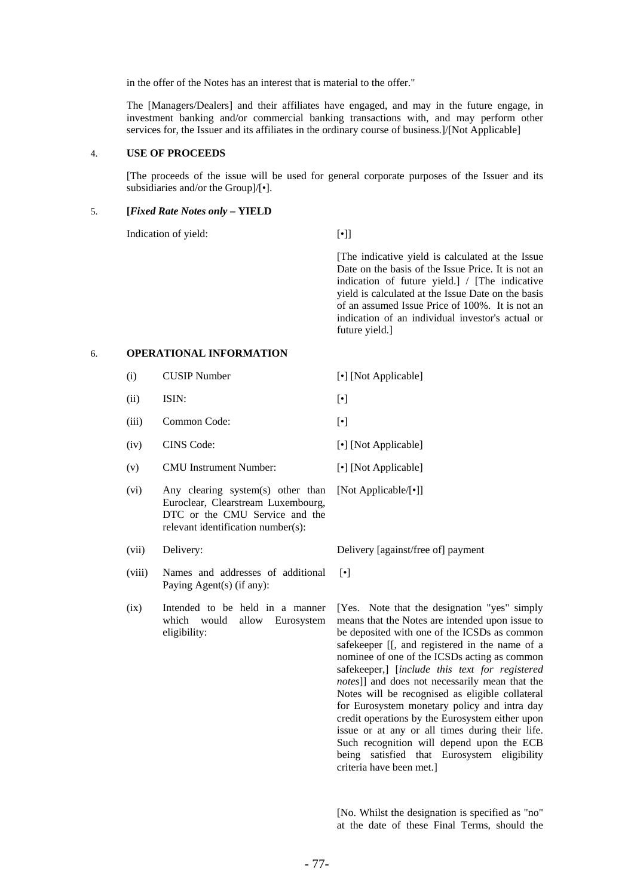in the offer of the Notes has an interest that is material to the offer."

The [Managers/Dealers] and their affiliates have engaged, and may in the future engage, in investment banking and/or commercial banking transactions with, and may perform other services for, the Issuer and its affiliates in the ordinary course of business.]/[Not Applicable]

4. **USE OF PROCEEDS**

[The proceeds of the issue will be used for general corporate purposes of the Issuer and its subsidiaries and/or the Group]/[•].

5. **[*Fixed Rate Notes only* – YIELD**

| | |
|---|---|
| Indication of yield: | [•]] |
| | [The indicative yield is calculated at the Issue Date on the basis of the Issue Price. It is not an indication of future yield.] / [The indicative yield is calculated at the Issue Date on the basis of an assumed Issue Price of 100%. It is not an indication of an individual investor's actual or future yield.] |

6. **OPERATIONAL INFORMATION**

| | | |
|---|---|---|
| (i) | CUSIP Number | [•] [Not Applicable] |
| (ii) | ISIN: | [•] |
| (iii) | Common Code: | [•] |
| (iv) | CINS Code: | [•] [Not Applicable] |
| (v) | CMU Instrument Number: | [•] [Not Applicable] |
| (vi) | Any clearing system(s) other than Euroclear, Clearstream Luxembourg, DTC or the CMU Service and the relevant identification number(s): | [Not Applicable/[•]] |
| (vii) | Delivery: | Delivery [against/free of] payment |
| (viii) | Names and addresses of additional Paying Agent(s) (if any): | [•] |
| (ix) | Intended to be held in a manner which would allow Eurosystem eligibility: | [Yes. Note that the designation "yes" simply means that the Notes are intended upon issue to be deposited with one of the ICSDs as common safekeeper [[, and registered in the name of a nominee of one of the ICSDs acting as common safekeeper,] [*include this text for registered notes*]] and does not necessarily mean that the Notes will be recognised as eligible collateral for Eurosystem monetary policy and intra day credit operations by the Eurosystem either upon issue or at any or all times during their life. Such recognition will depend upon the ECB being satisfied that Eurosystem eligibility criteria have been met.] |
| | | [No. Whilst the designation is specified as "no" at the date of these Final Terms, should the |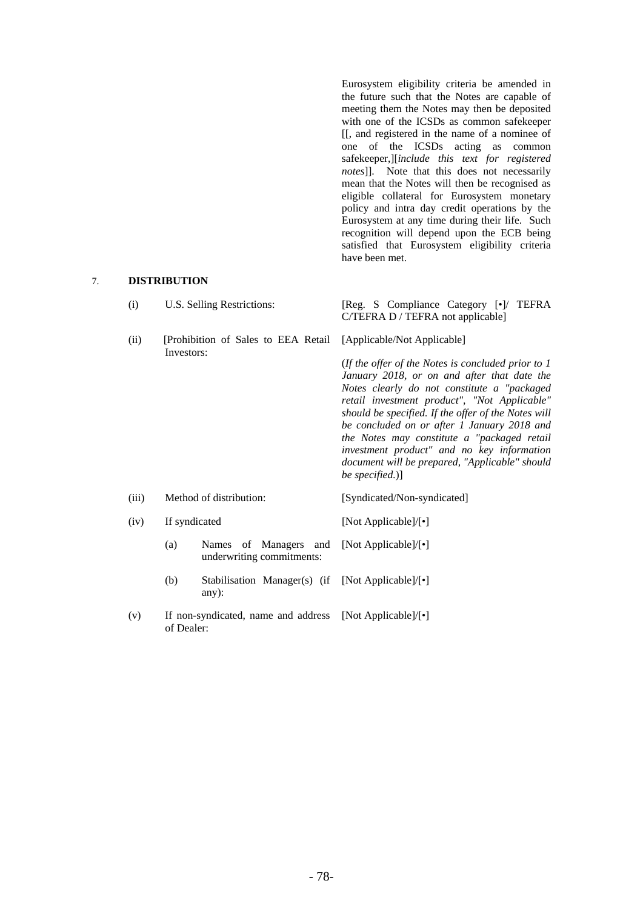Eurosystem eligibility criteria be amended in the future such that the Notes are capable of meeting them the Notes may then be deposited with one of the ICSDs as common safekeeper [[, and registered in the name of a nominee of one of the ICSDs acting as common safekeeper,][*include this text for registered notes*]]. Note that this does not necessarily mean that the Notes will then be recognised as eligible collateral for Eurosystem monetary policy and intra day credit operations by the Eurosystem at any time during their life. Such recognition will depend upon the ECB being satisfied that Eurosystem eligibility criteria have been met.

7. **DISTRIBUTION**

| | | |
|---|---|---|
| (i) | U.S. Selling Restrictions: | [Reg. S Compliance Category [•]/ TEFRA C/TEFRA D / TEFRA not applicable] |
| (ii) | [Prohibition of Sales to EEA Retail Investors: | [Applicable/Not Applicable]<br><br>(*If the offer of the Notes is concluded prior to 1 January 2018, or on and after that date the Notes clearly do not constitute a "packaged retail investment product", "Not Applicable" should be specified. If the offer of the Notes will be concluded on or after 1 January 2018 and the Notes may constitute a "packaged retail investment product" and no key information document will be prepared, "Applicable" should be specified.*)] |
| (iii) | Method of distribution: | [Syndicated/Non-syndicated] |
| (iv) | If syndicated | [Not Applicable]/[•] |
| | (a) Names of Managers and underwriting commitments: | [Not Applicable]/[•] |
| | (b) Stabilisation Manager(s) (if any): | [Not Applicable]/[•] |
| (v) | If non-syndicated, name and address of Dealer: | [Not Applicable]/[•] |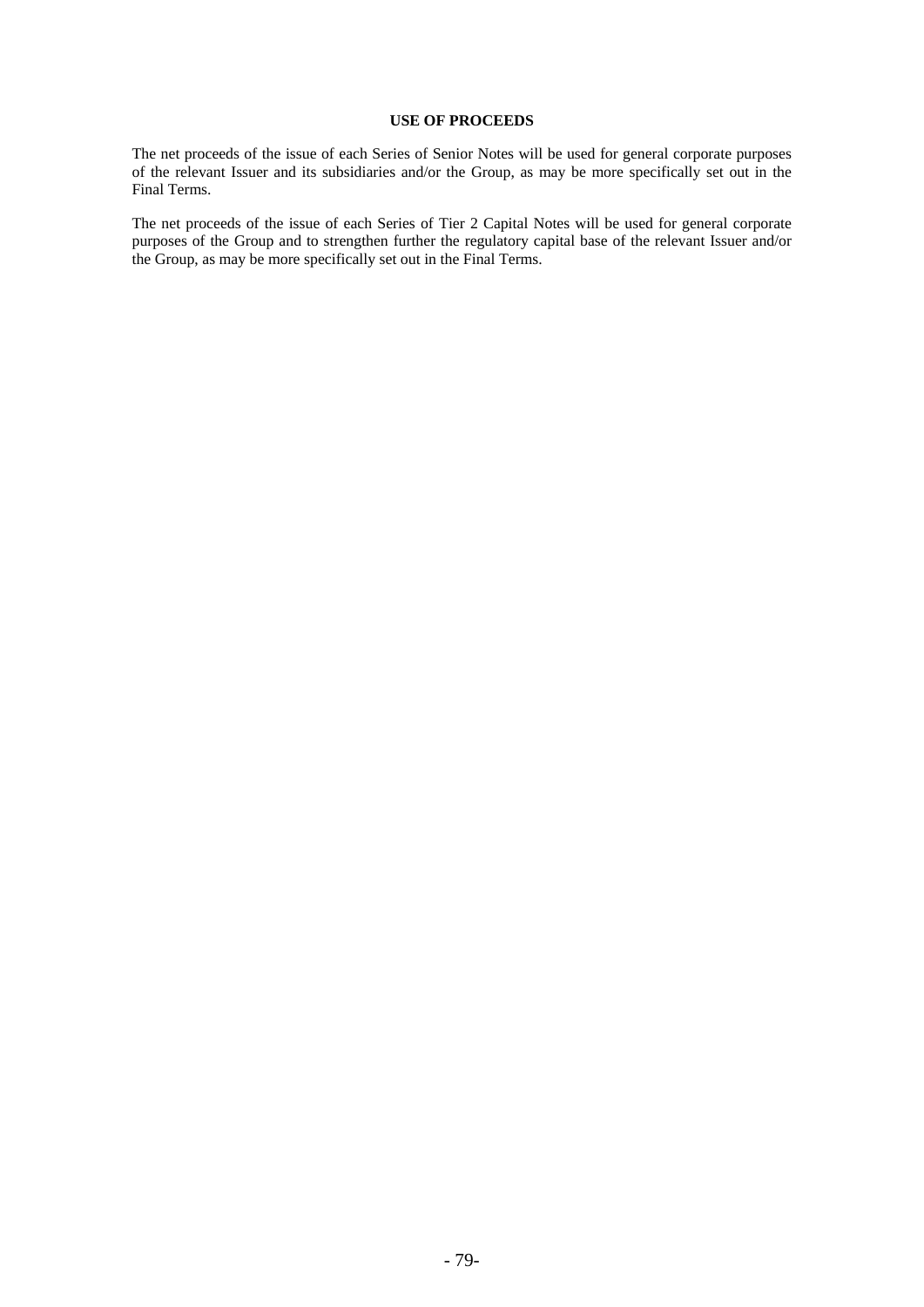## USE OF PROCEEDS

The net proceeds of the issue of each Series of Senior Notes will be used for general corporate purposes of the relevant Issuer and its subsidiaries and/or the Group, as may be more specifically set out in the Final Terms.

The net proceeds of the issue of each Series of Tier 2 Capital Notes will be used for general corporate purposes of the Group and to strengthen further the regulatory capital base of the relevant Issuer and/or the Group, as may be more specifically set out in the Final Terms.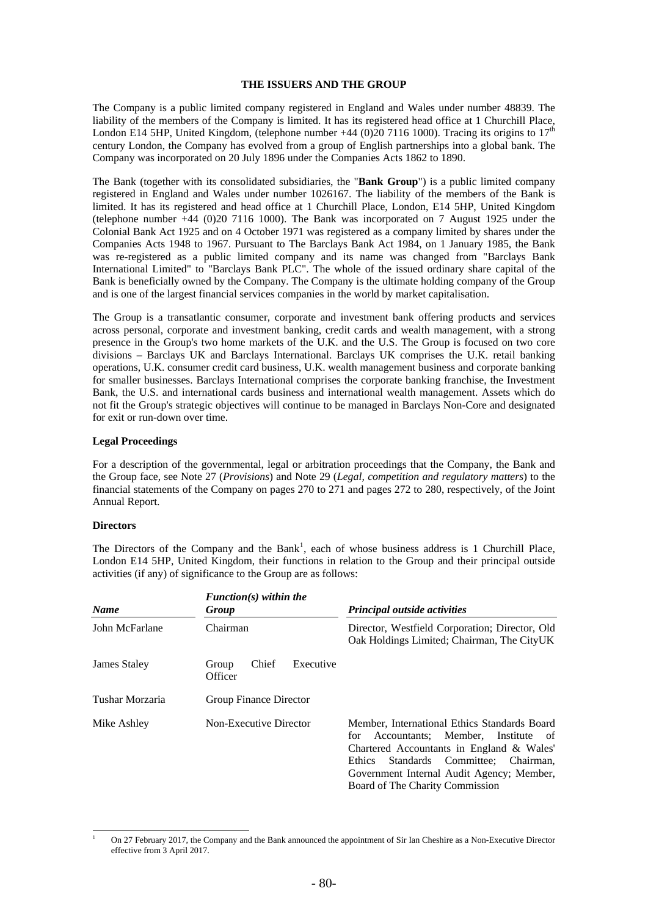## THE ISSUERS AND THE GROUP

The Company is a public limited company registered in England and Wales under number 48839. The liability of the members of the Company is limited. It has its registered head office at 1 Churchill Place, London E14 5HP, United Kingdom, (telephone number +44 (0)20 7116 1000). Tracing its origins to 17th century London, the Company has evolved from a group of English partnerships into a global bank. The Company was incorporated on 20 July 1896 under the Companies Acts 1862 to 1890.

The Bank (together with its consolidated subsidiaries, the "**Bank Group**") is a public limited company registered in England and Wales under number 1026167. The liability of the members of the Bank is limited. It has its registered and head office at 1 Churchill Place, London, E14 5HP, United Kingdom (telephone number +44 (0)20 7116 1000). The Bank was incorporated on 7 August 1925 under the Colonial Bank Act 1925 and on 4 October 1971 was registered as a company limited by shares under the Companies Acts 1948 to 1967. Pursuant to The Barclays Bank Act 1984, on 1 January 1985, the Bank was re-registered as a public limited company and its name was changed from "Barclays Bank International Limited" to "Barclays Bank PLC". The whole of the issued ordinary share capital of the Bank is beneficially owned by the Company. The Company is the ultimate holding company of the Group and is one of the largest financial services companies in the world by market capitalisation.

The Group is a transatlantic consumer, corporate and investment bank offering products and services across personal, corporate and investment banking, credit cards and wealth management, with a strong presence in the Group's two home markets of the U.K. and the U.S. The Group is focused on two core divisions – Barclays UK and Barclays International. Barclays UK comprises the U.K. retail banking operations, U.K. consumer credit card business, U.K. wealth management business and corporate banking for smaller businesses. Barclays International comprises the corporate banking franchise, the Investment Bank, the U.S. and international cards business and international wealth management. Assets which do not fit the Group's strategic objectives will continue to be managed in Barclays Non-Core and designated for exit or run-down over time.

### Legal Proceedings

For a description of the governmental, legal or arbitration proceedings that the Company, the Bank and the Group face, see Note 27 (*Provisions*) and Note 29 (*Legal, competition and regulatory matters*) to the financial statements of the Company on pages 270 to 271 and pages 272 to 280, respectively, of the Joint Annual Report.

### Directors

The Directors of the Company and the Bank[1], each of whose business address is 1 Churchill Place, London E14 5HP, United Kingdom, their functions in relation to the Group and their principal outside activities (if any) of significance to the Group are as follows:

| ***Name*** | ***Function(s) within the Group*** | ***Principal outside activities*** |
|---|---|---|
| John McFarlane | Chairman | Director, Westfield Corporation; Director, Old Oak Holdings Limited; Chairman, The CityUK |
| James Staley | Group Chief Executive Officer | |
| Tushar Morzaria | Group Finance Director | |
| Mike Ashley | Non-Executive Director | Member, International Ethics Standards Board for Accountants; Member, Institute of Chartered Accountants in England & Wales' Ethics Standards Committee; Chairman, Government Internal Audit Agency; Member, Board of The Charity Commission |

[1] On 27 February 2017, the Company and the Bank announced the appointment of Sir Ian Cheshire as a Non-Executive Director effective from 3 April 2017.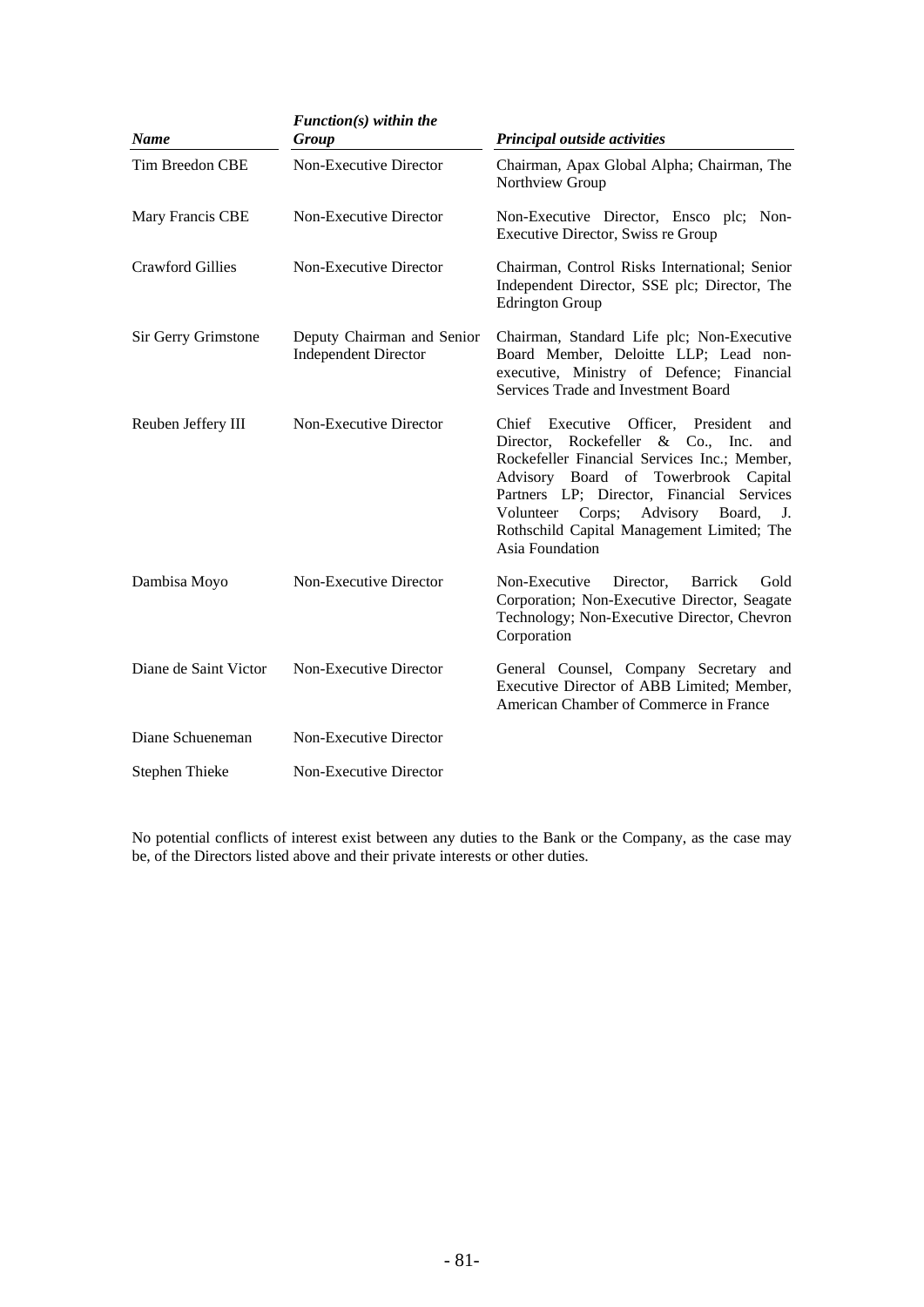| *Name* | *Function(s) within the Group* | *Principal outside activities* |
|---|---|---|
| Tim Breedon CBE | Non-Executive Director | Chairman, Apax Global Alpha; Chairman, The Northview Group |
| Mary Francis CBE | Non-Executive Director | Non-Executive Director, Ensco plc; Non-Executive Director, Swiss re Group |
| Crawford Gillies | Non-Executive Director | Chairman, Control Risks International; Senior Independent Director, SSE plc; Director, The Edrington Group |
| Sir Gerry Grimstone | Deputy Chairman and Senior Independent Director | Chairman, Standard Life plc; Non-Executive Board Member, Deloitte LLP; Lead non-executive, Ministry of Defence; Financial Services Trade and Investment Board |
| Reuben Jeffery III | Non-Executive Director | Chief Executive Officer, President and Director, Rockefeller & Co., Inc. and Rockefeller Financial Services Inc.; Member, Advisory Board of Towerbrook Capital Partners LP; Director, Financial Services Volunteer Corps; Advisory Board, J. Rothschild Capital Management Limited; The Asia Foundation |
| Dambisa Moyo | Non-Executive Director | Non-Executive Director, Barrick Gold Corporation; Non-Executive Director, Seagate Technology; Non-Executive Director, Chevron Corporation |
| Diane de Saint Victor | Non-Executive Director | General Counsel, Company Secretary and Executive Director of ABB Limited; Member, American Chamber of Commerce in France |
| Diane Schueneman | Non-Executive Director | |
| Stephen Thieke | Non-Executive Director | |

No potential conflicts of interest exist between any duties to the Bank or the Company, as the case may be, of the Directors listed above and their private interests or other duties.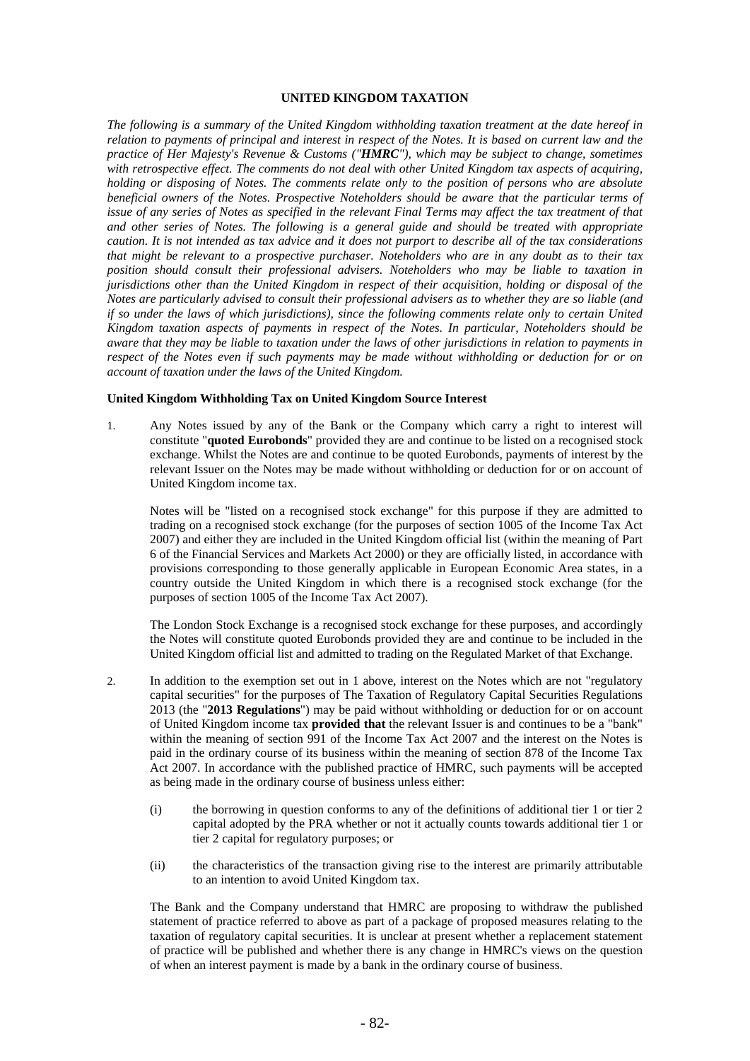## UNITED KINGDOM TAXATION

*The following is a summary of the United Kingdom withholding taxation treatment at the date hereof in relation to payments of principal and interest in respect of the Notes. It is based on current law and the practice of Her Majesty's Revenue & Customs ("**HMRC**"), which may be subject to change, sometimes with retrospective effect. The comments do not deal with other United Kingdom tax aspects of acquiring, holding or disposing of Notes. The comments relate only to the position of persons who are absolute beneficial owners of the Notes. Prospective Noteholders should be aware that the particular terms of issue of any series of Notes as specified in the relevant Final Terms may affect the tax treatment of that and other series of Notes. The following is a general guide and should be treated with appropriate caution. It is not intended as tax advice and it does not purport to describe all of the tax considerations that might be relevant to a prospective purchaser. Noteholders who are in any doubt as to their tax position should consult their professional advisers. Noteholders who may be liable to taxation in jurisdictions other than the United Kingdom in respect of their acquisition, holding or disposal of the Notes are particularly advised to consult their professional advisers as to whether they are so liable (and if so under the laws of which jurisdictions), since the following comments relate only to certain United Kingdom taxation aspects of payments in respect of the Notes. In particular, Noteholders should be aware that they may be liable to taxation under the laws of other jurisdictions in relation to payments in respect of the Notes even if such payments may be made without withholding or deduction for or on account of taxation under the laws of the United Kingdom.*

### United Kingdom Withholding Tax on United Kingdom Source Interest

1. Any Notes issued by any of the Bank or the Company which carry a right to interest will constitute "**quoted Eurobonds**" provided they are and continue to be listed on a recognised stock exchange. Whilst the Notes are and continue to be quoted Eurobonds, payments of interest by the relevant Issuer on the Notes may be made without withholding or deduction for or on account of United Kingdom income tax.

   Notes will be "listed on a recognised stock exchange" for this purpose if they are admitted to trading on a recognised stock exchange (for the purposes of section 1005 of the Income Tax Act 2007) and either they are included in the United Kingdom official list (within the meaning of Part 6 of the Financial Services and Markets Act 2000) or they are officially listed, in accordance with provisions corresponding to those generally applicable in European Economic Area states, in a country outside the United Kingdom in which there is a recognised stock exchange (for the purposes of section 1005 of the Income Tax Act 2007).

   The London Stock Exchange is a recognised stock exchange for these purposes, and accordingly the Notes will constitute quoted Eurobonds provided they are and continue to be included in the United Kingdom official list and admitted to trading on the Regulated Market of that Exchange.

2. In addition to the exemption set out in 1 above, interest on the Notes which are not "regulatory capital securities" for the purposes of The Taxation of Regulatory Capital Securities Regulations 2013 (the "**2013 Regulations**") may be paid without withholding or deduction for or on account of United Kingdom income tax **provided that** the relevant Issuer is and continues to be a "bank" within the meaning of section 991 of the Income Tax Act 2007 and the interest on the Notes is paid in the ordinary course of its business within the meaning of section 878 of the Income Tax Act 2007. In accordance with the published practice of HMRC, such payments will be accepted as being made in the ordinary course of business unless either:

   (i) the borrowing in question conforms to any of the definitions of additional tier 1 or tier 2 capital adopted by the PRA whether or not it actually counts towards additional tier 1 or tier 2 capital for regulatory purposes; or

   (ii) the characteristics of the transaction giving rise to the interest are primarily attributable to an intention to avoid United Kingdom tax.

   The Bank and the Company understand that HMRC are proposing to withdraw the published statement of practice referred to above as part of a package of proposed measures relating to the taxation of regulatory capital securities. It is unclear at present whether a replacement statement of practice will be published and whether there is any change in HMRC's views on the question of when an interest payment is made by a bank in the ordinary course of business.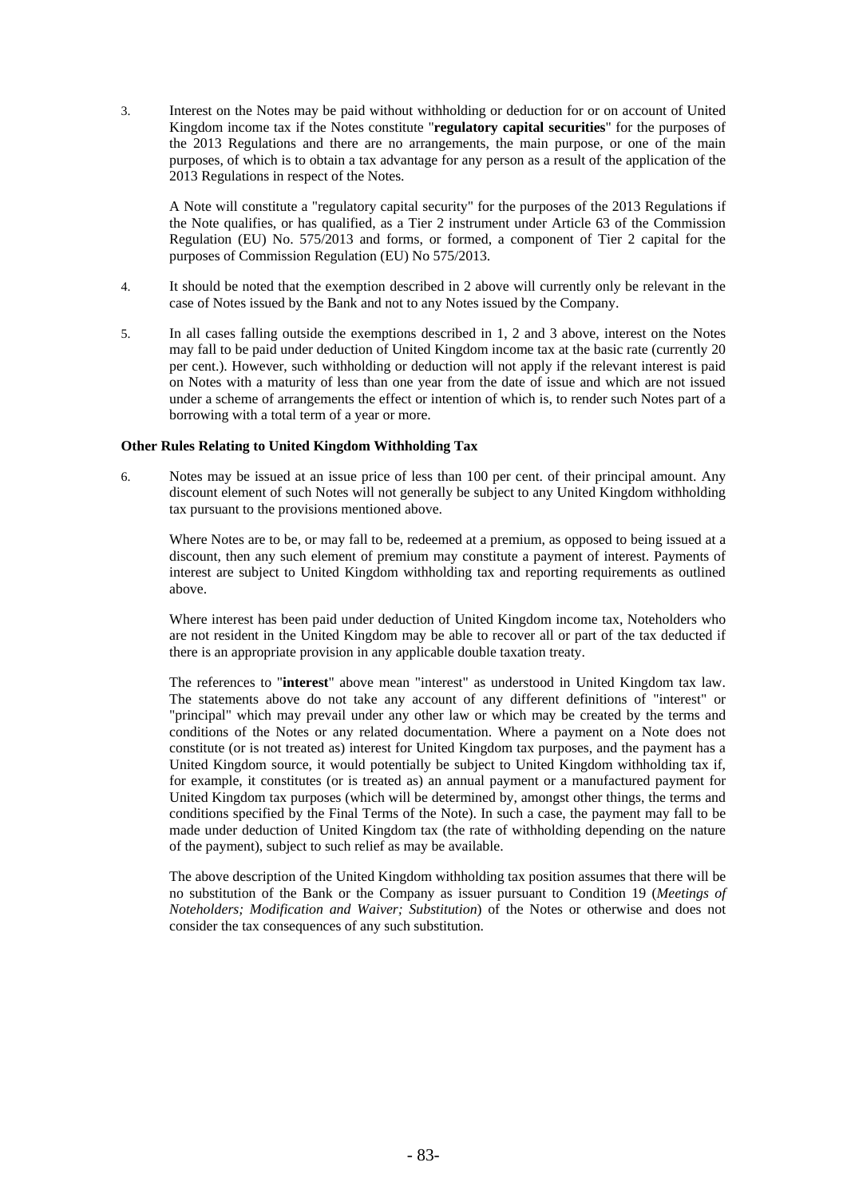3. Interest on the Notes may be paid without withholding or deduction for or on account of United Kingdom income tax if the Notes constitute "**regulatory capital securities**" for the purposes of the 2013 Regulations and there are no arrangements, the main purpose, or one of the main purposes, of which is to obtain a tax advantage for any person as a result of the application of the 2013 Regulations in respect of the Notes.

   A Note will constitute a "regulatory capital security" for the purposes of the 2013 Regulations if the Note qualifies, or has qualified, as a Tier 2 instrument under Article 63 of the Commission Regulation (EU) No. 575/2013 and forms, or formed, a component of Tier 2 capital for the purposes of Commission Regulation (EU) No 575/2013.

4. It should be noted that the exemption described in 2 above will currently only be relevant in the case of Notes issued by the Bank and not to any Notes issued by the Company.

5. In all cases falling outside the exemptions described in 1, 2 and 3 above, interest on the Notes may fall to be paid under deduction of United Kingdom income tax at the basic rate (currently 20 per cent.). However, such withholding or deduction will not apply if the relevant interest is paid on Notes with a maturity of less than one year from the date of issue and which are not issued under a scheme of arrangements the effect or intention of which is, to render such Notes part of a borrowing with a total term of a year or more.

**Other Rules Relating to United Kingdom Withholding Tax**

6. Notes may be issued at an issue price of less than 100 per cent. of their principal amount. Any discount element of such Notes will not generally be subject to any United Kingdom withholding tax pursuant to the provisions mentioned above.

   Where Notes are to be, or may fall to be, redeemed at a premium, as opposed to being issued at a discount, then any such element of premium may constitute a payment of interest. Payments of interest are subject to United Kingdom withholding tax and reporting requirements as outlined above.

   Where interest has been paid under deduction of United Kingdom income tax, Noteholders who are not resident in the United Kingdom may be able to recover all or part of the tax deducted if there is an appropriate provision in any applicable double taxation treaty.

   The references to "**interest**" above mean "interest" as understood in United Kingdom tax law. The statements above do not take any account of any different definitions of "interest" or "principal" which may prevail under any other law or which may be created by the terms and conditions of the Notes or any related documentation. Where a payment on a Note does not constitute (or is not treated as) interest for United Kingdom tax purposes, and the payment has a United Kingdom source, it would potentially be subject to United Kingdom withholding tax if, for example, it constitutes (or is treated as) an annual payment or a manufactured payment for United Kingdom tax purposes (which will be determined by, amongst other things, the terms and conditions specified by the Final Terms of the Note). In such a case, the payment may fall to be made under deduction of United Kingdom tax (the rate of withholding depending on the nature of the payment), subject to such relief as may be available.

   The above description of the United Kingdom withholding tax position assumes that there will be no substitution of the Bank or the Company as issuer pursuant to Condition 19 (*Meetings of Noteholders; Modification and Waiver; Substitution*) of the Notes or otherwise and does not consider the tax consequences of any such substitution.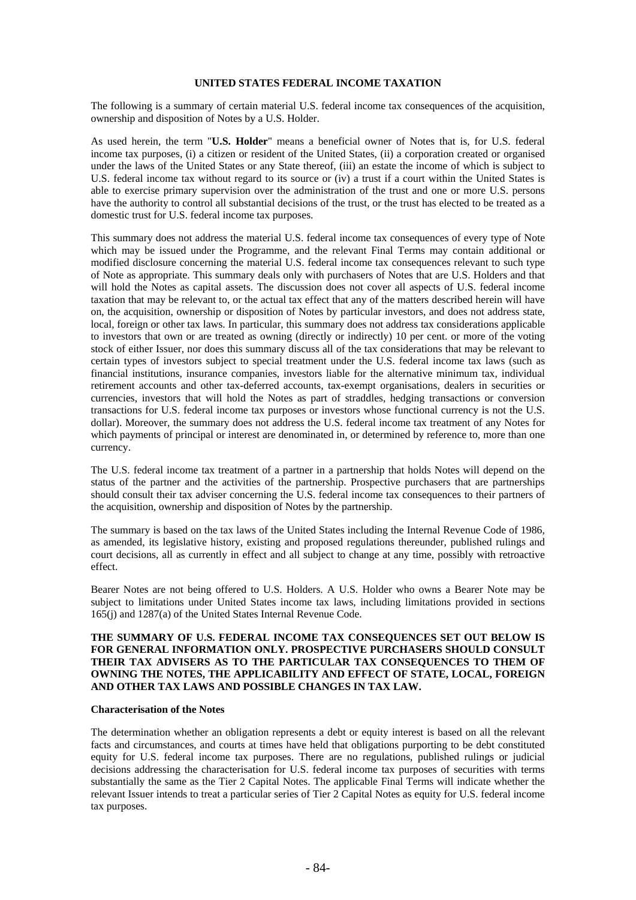## UNITED STATES FEDERAL INCOME TAXATION

The following is a summary of certain material U.S. federal income tax consequences of the acquisition, ownership and disposition of Notes by a U.S. Holder.

As used herein, the term "**U.S. Holder**" means a beneficial owner of Notes that is, for U.S. federal income tax purposes, (i) a citizen or resident of the United States, (ii) a corporation created or organised under the laws of the United States or any State thereof, (iii) an estate the income of which is subject to U.S. federal income tax without regard to its source or (iv) a trust if a court within the United States is able to exercise primary supervision over the administration of the trust and one or more U.S. persons have the authority to control all substantial decisions of the trust, or the trust has elected to be treated as a domestic trust for U.S. federal income tax purposes.

This summary does not address the material U.S. federal income tax consequences of every type of Note which may be issued under the Programme, and the relevant Final Terms may contain additional or modified disclosure concerning the material U.S. federal income tax consequences relevant to such type of Note as appropriate. This summary deals only with purchasers of Notes that are U.S. Holders and that will hold the Notes as capital assets. The discussion does not cover all aspects of U.S. federal income taxation that may be relevant to, or the actual tax effect that any of the matters described herein will have on, the acquisition, ownership or disposition of Notes by particular investors, and does not address state, local, foreign or other tax laws. In particular, this summary does not address tax considerations applicable to investors that own or are treated as owning (directly or indirectly) 10 per cent. or more of the voting stock of either Issuer, nor does this summary discuss all of the tax considerations that may be relevant to certain types of investors subject to special treatment under the U.S. federal income tax laws (such as financial institutions, insurance companies, investors liable for the alternative minimum tax, individual retirement accounts and other tax-deferred accounts, tax-exempt organisations, dealers in securities or currencies, investors that will hold the Notes as part of straddles, hedging transactions or conversion transactions for U.S. federal income tax purposes or investors whose functional currency is not the U.S. dollar). Moreover, the summary does not address the U.S. federal income tax treatment of any Notes for which payments of principal or interest are denominated in, or determined by reference to, more than one currency.

The U.S. federal income tax treatment of a partner in a partnership that holds Notes will depend on the status of the partner and the activities of the partnership. Prospective purchasers that are partnerships should consult their tax adviser concerning the U.S. federal income tax consequences to their partners of the acquisition, ownership and disposition of Notes by the partnership.

The summary is based on the tax laws of the United States including the Internal Revenue Code of 1986, as amended, its legislative history, existing and proposed regulations thereunder, published rulings and court decisions, all as currently in effect and all subject to change at any time, possibly with retroactive effect.

Bearer Notes are not being offered to U.S. Holders. A U.S. Holder who owns a Bearer Note may be subject to limitations under United States income tax laws, including limitations provided in sections 165(j) and 1287(a) of the United States Internal Revenue Code.

**THE SUMMARY OF U.S. FEDERAL INCOME TAX CONSEQUENCES SET OUT BELOW IS FOR GENERAL INFORMATION ONLY. PROSPECTIVE PURCHASERS SHOULD CONSULT THEIR TAX ADVISERS AS TO THE PARTICULAR TAX CONSEQUENCES TO THEM OF OWNING THE NOTES, THE APPLICABILITY AND EFFECT OF STATE, LOCAL, FOREIGN AND OTHER TAX LAWS AND POSSIBLE CHANGES IN TAX LAW.**

### Characterisation of the Notes

The determination whether an obligation represents a debt or equity interest is based on all the relevant facts and circumstances, and courts at times have held that obligations purporting to be debt constituted equity for U.S. federal income tax purposes. There are no regulations, published rulings or judicial decisions addressing the characterisation for U.S. federal income tax purposes of securities with terms substantially the same as the Tier 2 Capital Notes. The applicable Final Terms will indicate whether the relevant Issuer intends to treat a particular series of Tier 2 Capital Notes as equity for U.S. federal income tax purposes.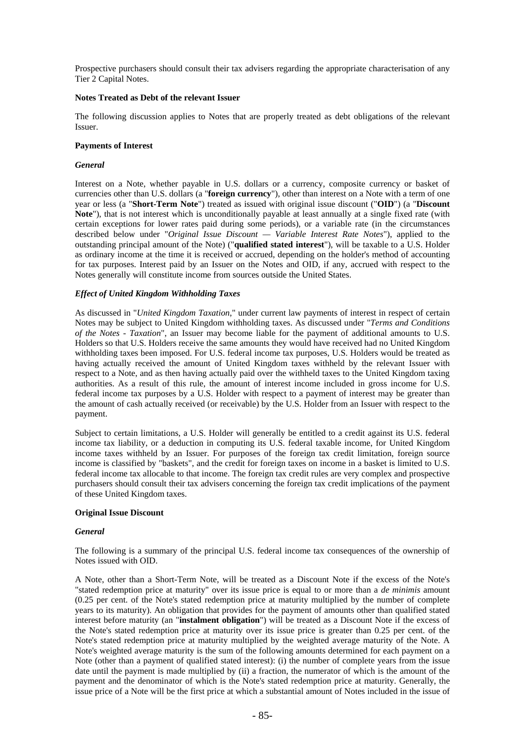Prospective purchasers should consult their tax advisers regarding the appropriate characterisation of any Tier 2 Capital Notes.

**Notes Treated as Debt of the relevant Issuer**

The following discussion applies to Notes that are properly treated as debt obligations of the relevant Issuer.

**Payments of Interest**

***General***

Interest on a Note, whether payable in U.S. dollars or a currency, composite currency or basket of currencies other than U.S. dollars (a "**foreign currency**"), other than interest on a Note with a term of one year or less (a "**Short-Term Note**") treated as issued with original issue discount ("**OID**") (a "**Discount Note**"), that is not interest which is unconditionally payable at least annually at a single fixed rate (with certain exceptions for lower rates paid during some periods), or a variable rate (in the circumstances described below under "*Original Issue Discount — Variable Interest Rate Notes*"), applied to the outstanding principal amount of the Note) ("**qualified stated interest**"), will be taxable to a U.S. Holder as ordinary income at the time it is received or accrued, depending on the holder's method of accounting for tax purposes. Interest paid by an Issuer on the Notes and OID, if any, accrued with respect to the Notes generally will constitute income from sources outside the United States.

***Effect of United Kingdom Withholding Taxes***

As discussed in "*United Kingdom Taxation*," under current law payments of interest in respect of certain Notes may be subject to United Kingdom withholding taxes. As discussed under "*Terms and Conditions of the Notes - Taxation*", an Issuer may become liable for the payment of additional amounts to U.S. Holders so that U.S. Holders receive the same amounts they would have received had no United Kingdom withholding taxes been imposed. For U.S. federal income tax purposes, U.S. Holders would be treated as having actually received the amount of United Kingdom taxes withheld by the relevant Issuer with respect to a Note, and as then having actually paid over the withheld taxes to the United Kingdom taxing authorities. As a result of this rule, the amount of interest income included in gross income for U.S. federal income tax purposes by a U.S. Holder with respect to a payment of interest may be greater than the amount of cash actually received (or receivable) by the U.S. Holder from an Issuer with respect to the payment.

Subject to certain limitations, a U.S. Holder will generally be entitled to a credit against its U.S. federal income tax liability, or a deduction in computing its U.S. federal taxable income, for United Kingdom income taxes withheld by an Issuer. For purposes of the foreign tax credit limitation, foreign source income is classified by "baskets", and the credit for foreign taxes on income in a basket is limited to U.S. federal income tax allocable to that income. The foreign tax credit rules are very complex and prospective purchasers should consult their tax advisers concerning the foreign tax credit implications of the payment of these United Kingdom taxes.

**Original Issue Discount**

***General***

The following is a summary of the principal U.S. federal income tax consequences of the ownership of Notes issued with OID.

A Note, other than a Short-Term Note, will be treated as a Discount Note if the excess of the Note's "stated redemption price at maturity" over its issue price is equal to or more than a *de minimis* amount (0.25 per cent. of the Note's stated redemption price at maturity multiplied by the number of complete years to its maturity). An obligation that provides for the payment of amounts other than qualified stated interest before maturity (an "**instalment obligation**") will be treated as a Discount Note if the excess of the Note's stated redemption price at maturity over its issue price is greater than 0.25 per cent. of the Note's stated redemption price at maturity multiplied by the weighted average maturity of the Note. A Note's weighted average maturity is the sum of the following amounts determined for each payment on a Note (other than a payment of qualified stated interest): (i) the number of complete years from the issue date until the payment is made multiplied by (ii) a fraction, the numerator of which is the amount of the payment and the denominator of which is the Note's stated redemption price at maturity. Generally, the issue price of a Note will be the first price at which a substantial amount of Notes included in the issue of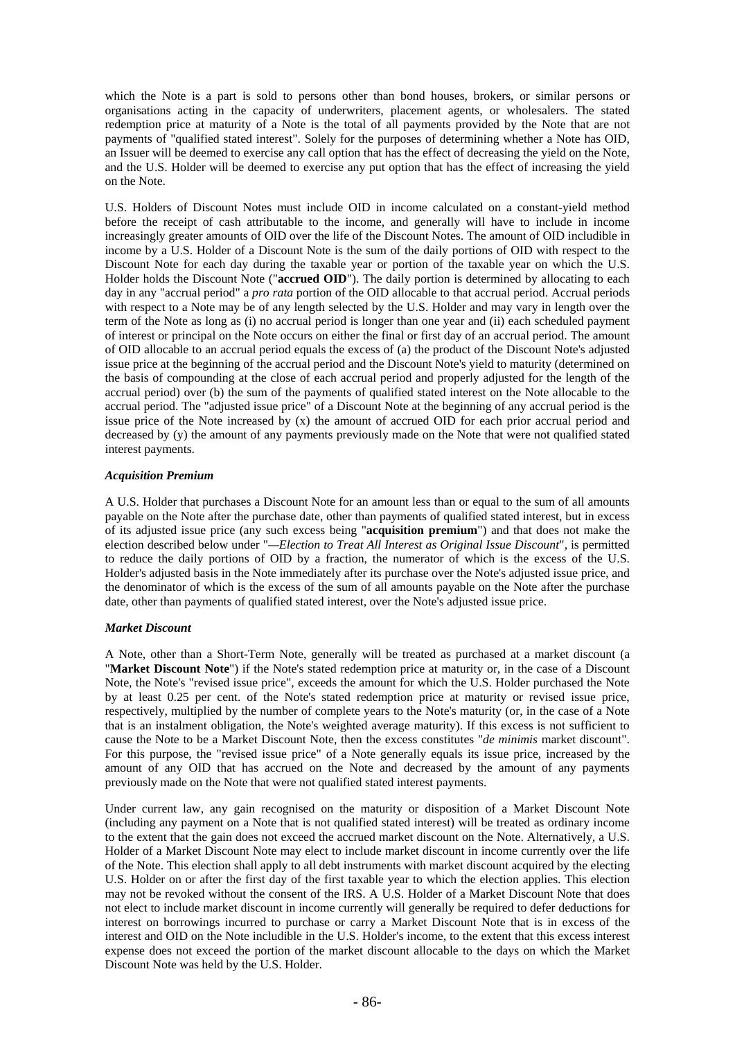which the Note is a part is sold to persons other than bond houses, brokers, or similar persons or organisations acting in the capacity of underwriters, placement agents, or wholesalers. The stated redemption price at maturity of a Note is the total of all payments provided by the Note that are not payments of "qualified stated interest". Solely for the purposes of determining whether a Note has OID, an Issuer will be deemed to exercise any call option that has the effect of decreasing the yield on the Note, and the U.S. Holder will be deemed to exercise any put option that has the effect of increasing the yield on the Note.

U.S. Holders of Discount Notes must include OID in income calculated on a constant-yield method before the receipt of cash attributable to the income, and generally will have to include in income increasingly greater amounts of OID over the life of the Discount Notes. The amount of OID includible in income by a U.S. Holder of a Discount Note is the sum of the daily portions of OID with respect to the Discount Note for each day during the taxable year or portion of the taxable year on which the U.S. Holder holds the Discount Note ("**accrued OID**"). The daily portion is determined by allocating to each day in any "accrual period" a *pro rata* portion of the OID allocable to that accrual period. Accrual periods with respect to a Note may be of any length selected by the U.S. Holder and may vary in length over the term of the Note as long as (i) no accrual period is longer than one year and (ii) each scheduled payment of interest or principal on the Note occurs on either the final or first day of an accrual period. The amount of OID allocable to an accrual period equals the excess of (a) the product of the Discount Note's adjusted issue price at the beginning of the accrual period and the Discount Note's yield to maturity (determined on the basis of compounding at the close of each accrual period and properly adjusted for the length of the accrual period) over (b) the sum of the payments of qualified stated interest on the Note allocable to the accrual period. The "adjusted issue price" of a Discount Note at the beginning of any accrual period is the issue price of the Note increased by (x) the amount of accrued OID for each prior accrual period and decreased by (y) the amount of any payments previously made on the Note that were not qualified stated interest payments.

### *Acquisition Premium*

A U.S. Holder that purchases a Discount Note for an amount less than or equal to the sum of all amounts payable on the Note after the purchase date, other than payments of qualified stated interest, but in excess of its adjusted issue price (any such excess being "**acquisition premium**") and that does not make the election described below under "*—Election to Treat All Interest as Original Issue Discount*", is permitted to reduce the daily portions of OID by a fraction, the numerator of which is the excess of the U.S. Holder's adjusted basis in the Note immediately after its purchase over the Note's adjusted issue price, and the denominator of which is the excess of the sum of all amounts payable on the Note after the purchase date, other than payments of qualified stated interest, over the Note's adjusted issue price.

### *Market Discount*

A Note, other than a Short-Term Note, generally will be treated as purchased at a market discount (a "**Market Discount Note**") if the Note's stated redemption price at maturity or, in the case of a Discount Note, the Note's "revised issue price", exceeds the amount for which the U.S. Holder purchased the Note by at least 0.25 per cent. of the Note's stated redemption price at maturity or revised issue price, respectively, multiplied by the number of complete years to the Note's maturity (or, in the case of a Note that is an instalment obligation, the Note's weighted average maturity). If this excess is not sufficient to cause the Note to be a Market Discount Note, then the excess constitutes "*de minimis* market discount". For this purpose, the "revised issue price" of a Note generally equals its issue price, increased by the amount of any OID that has accrued on the Note and decreased by the amount of any payments previously made on the Note that were not qualified stated interest payments.

Under current law, any gain recognised on the maturity or disposition of a Market Discount Note (including any payment on a Note that is not qualified stated interest) will be treated as ordinary income to the extent that the gain does not exceed the accrued market discount on the Note. Alternatively, a U.S. Holder of a Market Discount Note may elect to include market discount in income currently over the life of the Note. This election shall apply to all debt instruments with market discount acquired by the electing U.S. Holder on or after the first day of the first taxable year to which the election applies. This election may not be revoked without the consent of the IRS. A U.S. Holder of a Market Discount Note that does not elect to include market discount in income currently will generally be required to defer deductions for interest on borrowings incurred to purchase or carry a Market Discount Note that is in excess of the interest and OID on the Note includible in the U.S. Holder's income, to the extent that this excess interest expense does not exceed the portion of the market discount allocable to the days on which the Market Discount Note was held by the U.S. Holder.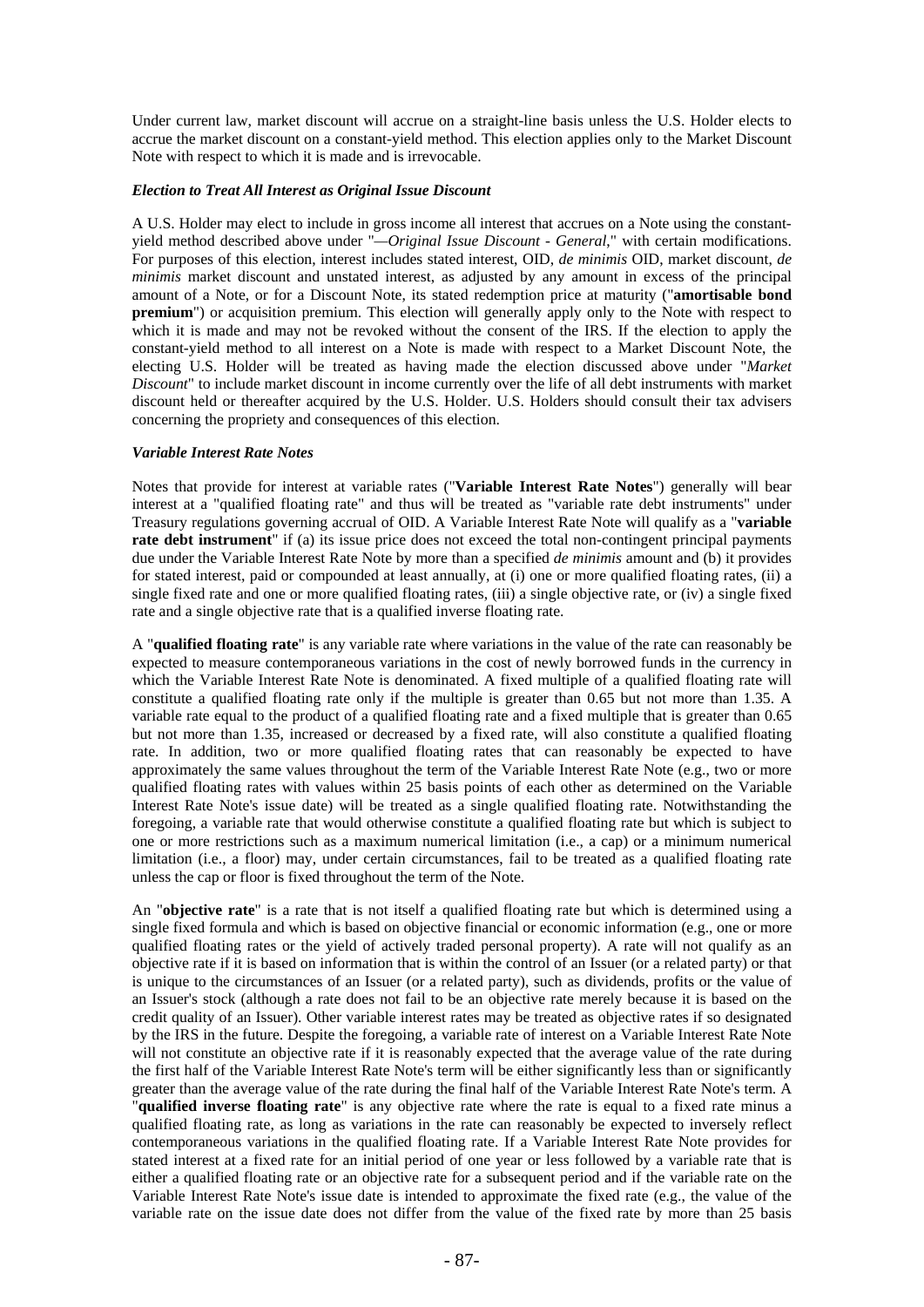Under current law, market discount will accrue on a straight-line basis unless the U.S. Holder elects to accrue the market discount on a constant-yield method. This election applies only to the Market Discount Note with respect to which it is made and is irrevocable.

### *Election to Treat All Interest as Original Issue Discount*

A U.S. Holder may elect to include in gross income all interest that accrues on a Note using the constant-yield method described above under "*—Original Issue Discount - General*," with certain modifications. For purposes of this election, interest includes stated interest, OID, *de minimis* OID, market discount, *de minimis* market discount and unstated interest, as adjusted by any amount in excess of the principal amount of a Note, or for a Discount Note, its stated redemption price at maturity ("**amortisable bond premium**") or acquisition premium. This election will generally apply only to the Note with respect to which it is made and may not be revoked without the consent of the IRS. If the election to apply the constant-yield method to all interest on a Note is made with respect to a Market Discount Note, the electing U.S. Holder will be treated as having made the election discussed above under "*Market Discount*" to include market discount in income currently over the life of all debt instruments with market discount held or thereafter acquired by the U.S. Holder. U.S. Holders should consult their tax advisers concerning the propriety and consequences of this election.

### *Variable Interest Rate Notes*

Notes that provide for interest at variable rates ("**Variable Interest Rate Notes**") generally will bear interest at a "qualified floating rate" and thus will be treated as "variable rate debt instruments" under Treasury regulations governing accrual of OID. A Variable Interest Rate Note will qualify as a "**variable rate debt instrument**" if (a) its issue price does not exceed the total non-contingent principal payments due under the Variable Interest Rate Note by more than a specified *de minimis* amount and (b) it provides for stated interest, paid or compounded at least annually, at (i) one or more qualified floating rates, (ii) a single fixed rate and one or more qualified floating rates, (iii) a single objective rate, or (iv) a single fixed rate and a single objective rate that is a qualified inverse floating rate.

A "**qualified floating rate**" is any variable rate where variations in the value of the rate can reasonably be expected to measure contemporaneous variations in the cost of newly borrowed funds in the currency in which the Variable Interest Rate Note is denominated. A fixed multiple of a qualified floating rate will constitute a qualified floating rate only if the multiple is greater than 0.65 but not more than 1.35. A variable rate equal to the product of a qualified floating rate and a fixed multiple that is greater than 0.65 but not more than 1.35, increased or decreased by a fixed rate, will also constitute a qualified floating rate. In addition, two or more qualified floating rates that can reasonably be expected to have approximately the same values throughout the term of the Variable Interest Rate Note (e.g., two or more qualified floating rates with values within 25 basis points of each other as determined on the Variable Interest Rate Note's issue date) will be treated as a single qualified floating rate. Notwithstanding the foregoing, a variable rate that would otherwise constitute a qualified floating rate but which is subject to one or more restrictions such as a maximum numerical limitation (i.e., a cap) or a minimum numerical limitation (i.e., a floor) may, under certain circumstances, fail to be treated as a qualified floating rate unless the cap or floor is fixed throughout the term of the Note.

An "**objective rate**" is a rate that is not itself a qualified floating rate but which is determined using a single fixed formula and which is based on objective financial or economic information (e.g., one or more qualified floating rates or the yield of actively traded personal property). A rate will not qualify as an objective rate if it is based on information that is within the control of an Issuer (or a related party) or that is unique to the circumstances of an Issuer (or a related party), such as dividends, profits or the value of an Issuer's stock (although a rate does not fail to be an objective rate merely because it is based on the credit quality of an Issuer). Other variable interest rates may be treated as objective rates if so designated by the IRS in the future. Despite the foregoing, a variable rate of interest on a Variable Interest Rate Note will not constitute an objective rate if it is reasonably expected that the average value of the rate during the first half of the Variable Interest Rate Note's term will be either significantly less than or significantly greater than the average value of the rate during the final half of the Variable Interest Rate Note's term. A "**qualified inverse floating rate**" is any objective rate where the rate is equal to a fixed rate minus a qualified floating rate, as long as variations in the rate can reasonably be expected to inversely reflect contemporaneous variations in the qualified floating rate. If a Variable Interest Rate Note provides for stated interest at a fixed rate for an initial period of one year or less followed by a variable rate that is either a qualified floating rate or an objective rate for a subsequent period and if the variable rate on the Variable Interest Rate Note's issue date is intended to approximate the fixed rate (e.g., the value of the variable rate on the issue date does not differ from the value of the fixed rate by more than 25 basis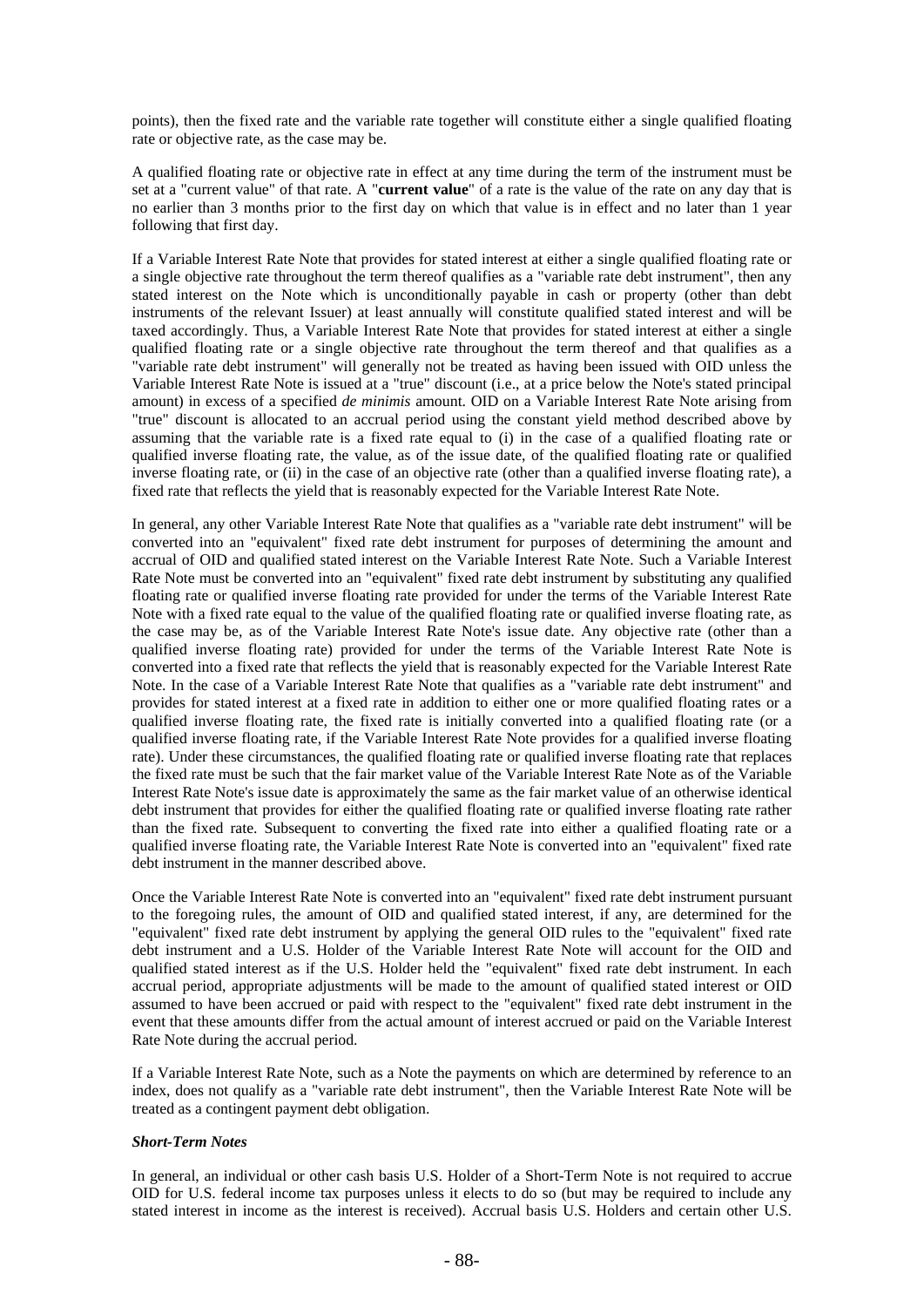points), then the fixed rate and the variable rate together will constitute either a single qualified floating rate or objective rate, as the case may be.

A qualified floating rate or objective rate in effect at any time during the term of the instrument must be set at a "current value" of that rate. A "**current value**" of a rate is the value of the rate on any day that is no earlier than 3 months prior to the first day on which that value is in effect and no later than 1 year following that first day.

If a Variable Interest Rate Note that provides for stated interest at either a single qualified floating rate or a single objective rate throughout the term thereof qualifies as a "variable rate debt instrument", then any stated interest on the Note which is unconditionally payable in cash or property (other than debt instruments of the relevant Issuer) at least annually will constitute qualified stated interest and will be taxed accordingly. Thus, a Variable Interest Rate Note that provides for stated interest at either a single qualified floating rate or a single objective rate throughout the term thereof and that qualifies as a "variable rate debt instrument" will generally not be treated as having been issued with OID unless the Variable Interest Rate Note is issued at a "true" discount (i.e., at a price below the Note's stated principal amount) in excess of a specified *de minimis* amount. OID on a Variable Interest Rate Note arising from "true" discount is allocated to an accrual period using the constant yield method described above by assuming that the variable rate is a fixed rate equal to (i) in the case of a qualified floating rate or qualified inverse floating rate, the value, as of the issue date, of the qualified floating rate or qualified inverse floating rate, or (ii) in the case of an objective rate (other than a qualified inverse floating rate), a fixed rate that reflects the yield that is reasonably expected for the Variable Interest Rate Note.

In general, any other Variable Interest Rate Note that qualifies as a "variable rate debt instrument" will be converted into an "equivalent" fixed rate debt instrument for purposes of determining the amount and accrual of OID and qualified stated interest on the Variable Interest Rate Note. Such a Variable Interest Rate Note must be converted into an "equivalent" fixed rate debt instrument by substituting any qualified floating rate or qualified inverse floating rate provided for under the terms of the Variable Interest Rate Note with a fixed rate equal to the value of the qualified floating rate or qualified inverse floating rate, as the case may be, as of the Variable Interest Rate Note's issue date. Any objective rate (other than a qualified inverse floating rate) provided for under the terms of the Variable Interest Rate Note is converted into a fixed rate that reflects the yield that is reasonably expected for the Variable Interest Rate Note. In the case of a Variable Interest Rate Note that qualifies as a "variable rate debt instrument" and provides for stated interest at a fixed rate in addition to either one or more qualified floating rates or a qualified inverse floating rate, the fixed rate is initially converted into a qualified floating rate (or a qualified inverse floating rate, if the Variable Interest Rate Note provides for a qualified inverse floating rate). Under these circumstances, the qualified floating rate or qualified inverse floating rate that replaces the fixed rate must be such that the fair market value of the Variable Interest Rate Note as of the Variable Interest Rate Note's issue date is approximately the same as the fair market value of an otherwise identical debt instrument that provides for either the qualified floating rate or qualified inverse floating rate rather than the fixed rate. Subsequent to converting the fixed rate into either a qualified floating rate or a qualified inverse floating rate, the Variable Interest Rate Note is converted into an "equivalent" fixed rate debt instrument in the manner described above.

Once the Variable Interest Rate Note is converted into an "equivalent" fixed rate debt instrument pursuant to the foregoing rules, the amount of OID and qualified stated interest, if any, are determined for the "equivalent" fixed rate debt instrument by applying the general OID rules to the "equivalent" fixed rate debt instrument and a U.S. Holder of the Variable Interest Rate Note will account for the OID and qualified stated interest as if the U.S. Holder held the "equivalent" fixed rate debt instrument. In each accrual period, appropriate adjustments will be made to the amount of qualified stated interest or OID assumed to have been accrued or paid with respect to the "equivalent" fixed rate debt instrument in the event that these amounts differ from the actual amount of interest accrued or paid on the Variable Interest Rate Note during the accrual period.

If a Variable Interest Rate Note, such as a Note the payments on which are determined by reference to an index, does not qualify as a "variable rate debt instrument", then the Variable Interest Rate Note will be treated as a contingent payment debt obligation.

***Short-Term Notes***

In general, an individual or other cash basis U.S. Holder of a Short-Term Note is not required to accrue OID for U.S. federal income tax purposes unless it elects to do so (but may be required to include any stated interest in income as the interest is received). Accrual basis U.S. Holders and certain other U.S.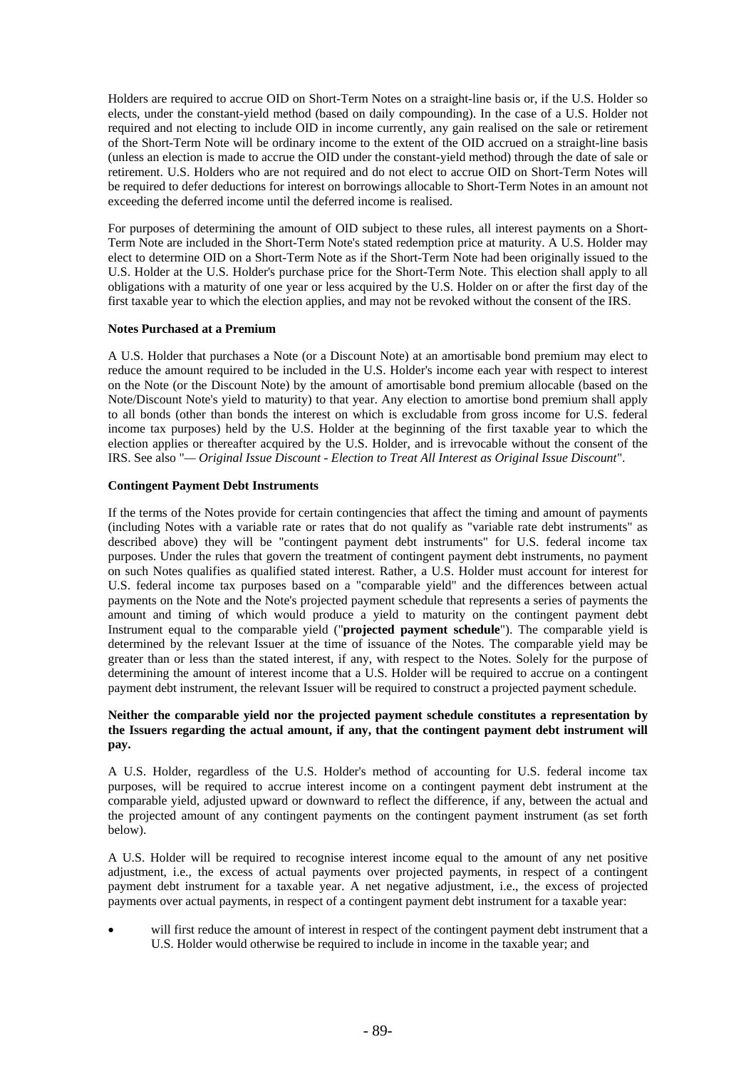Holders are required to accrue OID on Short-Term Notes on a straight-line basis or, if the U.S. Holder so elects, under the constant-yield method (based on daily compounding). In the case of a U.S. Holder not required and not electing to include OID in income currently, any gain realised on the sale or retirement of the Short-Term Note will be ordinary income to the extent of the OID accrued on a straight-line basis (unless an election is made to accrue the OID under the constant-yield method) through the date of sale or retirement. U.S. Holders who are not required and do not elect to accrue OID on Short-Term Notes will be required to defer deductions for interest on borrowings allocable to Short-Term Notes in an amount not exceeding the deferred income until the deferred income is realised.

For purposes of determining the amount of OID subject to these rules, all interest payments on a Short-Term Note are included in the Short-Term Note's stated redemption price at maturity. A U.S. Holder may elect to determine OID on a Short-Term Note as if the Short-Term Note had been originally issued to the U.S. Holder at the U.S. Holder's purchase price for the Short-Term Note. This election shall apply to all obligations with a maturity of one year or less acquired by the U.S. Holder on or after the first day of the first taxable year to which the election applies, and may not be revoked without the consent of the IRS.

**Notes Purchased at a Premium**

A U.S. Holder that purchases a Note (or a Discount Note) at an amortisable bond premium may elect to reduce the amount required to be included in the U.S. Holder's income each year with respect to interest on the Note (or the Discount Note) by the amount of amortisable bond premium allocable (based on the Note/Discount Note's yield to maturity) to that year. Any election to amortise bond premium shall apply to all bonds (other than bonds the interest on which is excludable from gross income for U.S. federal income tax purposes) held by the U.S. Holder at the beginning of the first taxable year to which the election applies or thereafter acquired by the U.S. Holder, and is irrevocable without the consent of the IRS. See also "*— Original Issue Discount - Election to Treat All Interest as Original Issue Discount*".

**Contingent Payment Debt Instruments**

If the terms of the Notes provide for certain contingencies that affect the timing and amount of payments (including Notes with a variable rate or rates that do not qualify as "variable rate debt instruments" as described above) they will be "contingent payment debt instruments" for U.S. federal income tax purposes. Under the rules that govern the treatment of contingent payment debt instruments, no payment on such Notes qualifies as qualified stated interest. Rather, a U.S. Holder must account for interest for U.S. federal income tax purposes based on a "comparable yield" and the differences between actual payments on the Note and the Note's projected payment schedule that represents a series of payments the amount and timing of which would produce a yield to maturity on the contingent payment debt Instrument equal to the comparable yield ("**projected payment schedule**"). The comparable yield is determined by the relevant Issuer at the time of issuance of the Notes. The comparable yield may be greater than or less than the stated interest, if any, with respect to the Notes. Solely for the purpose of determining the amount of interest income that a U.S. Holder will be required to accrue on a contingent payment debt instrument, the relevant Issuer will be required to construct a projected payment schedule.

**Neither the comparable yield nor the projected payment schedule constitutes a representation by the Issuers regarding the actual amount, if any, that the contingent payment debt instrument will pay.**

A U.S. Holder, regardless of the U.S. Holder's method of accounting for U.S. federal income tax purposes, will be required to accrue interest income on a contingent payment debt instrument at the comparable yield, adjusted upward or downward to reflect the difference, if any, between the actual and the projected amount of any contingent payments on the contingent payment instrument (as set forth below).

A U.S. Holder will be required to recognise interest income equal to the amount of any net positive adjustment, i.e., the excess of actual payments over projected payments, in respect of a contingent payment debt instrument for a taxable year. A net negative adjustment, i.e., the excess of projected payments over actual payments, in respect of a contingent payment debt instrument for a taxable year:

- will first reduce the amount of interest in respect of the contingent payment debt instrument that a U.S. Holder would otherwise be required to include in income in the taxable year; and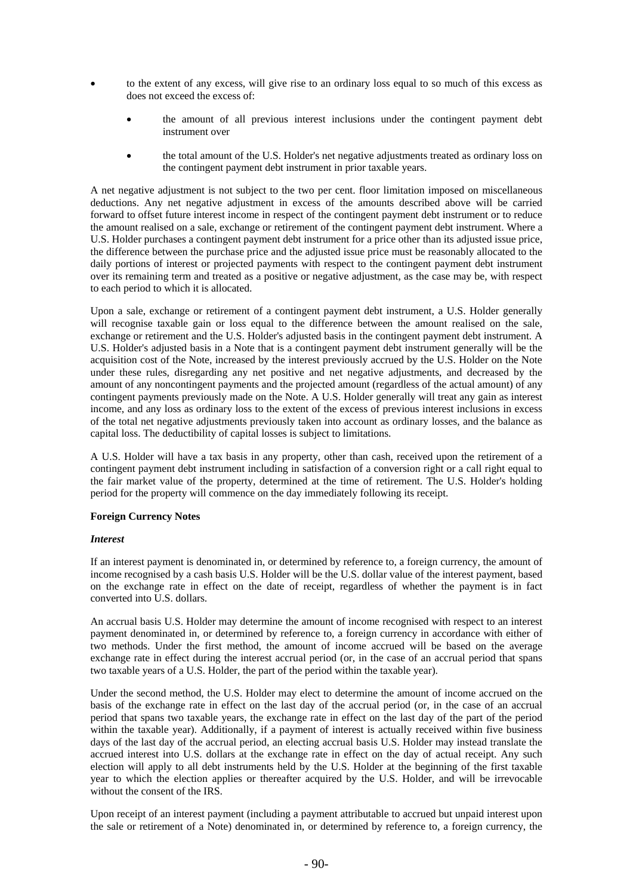- to the extent of any excess, will give rise to an ordinary loss equal to so much of this excess as does not exceed the excess of:
    - the amount of all previous interest inclusions under the contingent payment debt instrument over
    - the total amount of the U.S. Holder's net negative adjustments treated as ordinary loss on the contingent payment debt instrument in prior taxable years.

A net negative adjustment is not subject to the two per cent. floor limitation imposed on miscellaneous deductions. Any net negative adjustment in excess of the amounts described above will be carried forward to offset future interest income in respect of the contingent payment debt instrument or to reduce the amount realised on a sale, exchange or retirement of the contingent payment debt instrument. Where a U.S. Holder purchases a contingent payment debt instrument for a price other than its adjusted issue price, the difference between the purchase price and the adjusted issue price must be reasonably allocated to the daily portions of interest or projected payments with respect to the contingent payment debt instrument over its remaining term and treated as a positive or negative adjustment, as the case may be, with respect to each period to which it is allocated.

Upon a sale, exchange or retirement of a contingent payment debt instrument, a U.S. Holder generally will recognise taxable gain or loss equal to the difference between the amount realised on the sale, exchange or retirement and the U.S. Holder's adjusted basis in the contingent payment debt instrument. A U.S. Holder's adjusted basis in a Note that is a contingent payment debt instrument generally will be the acquisition cost of the Note, increased by the interest previously accrued by the U.S. Holder on the Note under these rules, disregarding any net positive and net negative adjustments, and decreased by the amount of any noncontingent payments and the projected amount (regardless of the actual amount) of any contingent payments previously made on the Note. A U.S. Holder generally will treat any gain as interest income, and any loss as ordinary loss to the extent of the excess of previous interest inclusions in excess of the total net negative adjustments previously taken into account as ordinary losses, and the balance as capital loss. The deductibility of capital losses is subject to limitations.

A U.S. Holder will have a tax basis in any property, other than cash, received upon the retirement of a contingent payment debt instrument including in satisfaction of a conversion right or a call right equal to the fair market value of the property, determined at the time of retirement. The U.S. Holder's holding period for the property will commence on the day immediately following its receipt.

**Foreign Currency Notes**

***Interest***

If an interest payment is denominated in, or determined by reference to, a foreign currency, the amount of income recognised by a cash basis U.S. Holder will be the U.S. dollar value of the interest payment, based on the exchange rate in effect on the date of receipt, regardless of whether the payment is in fact converted into U.S. dollars.

An accrual basis U.S. Holder may determine the amount of income recognised with respect to an interest payment denominated in, or determined by reference to, a foreign currency in accordance with either of two methods. Under the first method, the amount of income accrued will be based on the average exchange rate in effect during the interest accrual period (or, in the case of an accrual period that spans two taxable years of a U.S. Holder, the part of the period within the taxable year).

Under the second method, the U.S. Holder may elect to determine the amount of income accrued on the basis of the exchange rate in effect on the last day of the accrual period (or, in the case of an accrual period that spans two taxable years, the exchange rate in effect on the last day of the part of the period within the taxable year). Additionally, if a payment of interest is actually received within five business days of the last day of the accrual period, an electing accrual basis U.S. Holder may instead translate the accrued interest into U.S. dollars at the exchange rate in effect on the day of actual receipt. Any such election will apply to all debt instruments held by the U.S. Holder at the beginning of the first taxable year to which the election applies or thereafter acquired by the U.S. Holder, and will be irrevocable without the consent of the IRS.

Upon receipt of an interest payment (including a payment attributable to accrued but unpaid interest upon the sale or retirement of a Note) denominated in, or determined by reference to, a foreign currency, the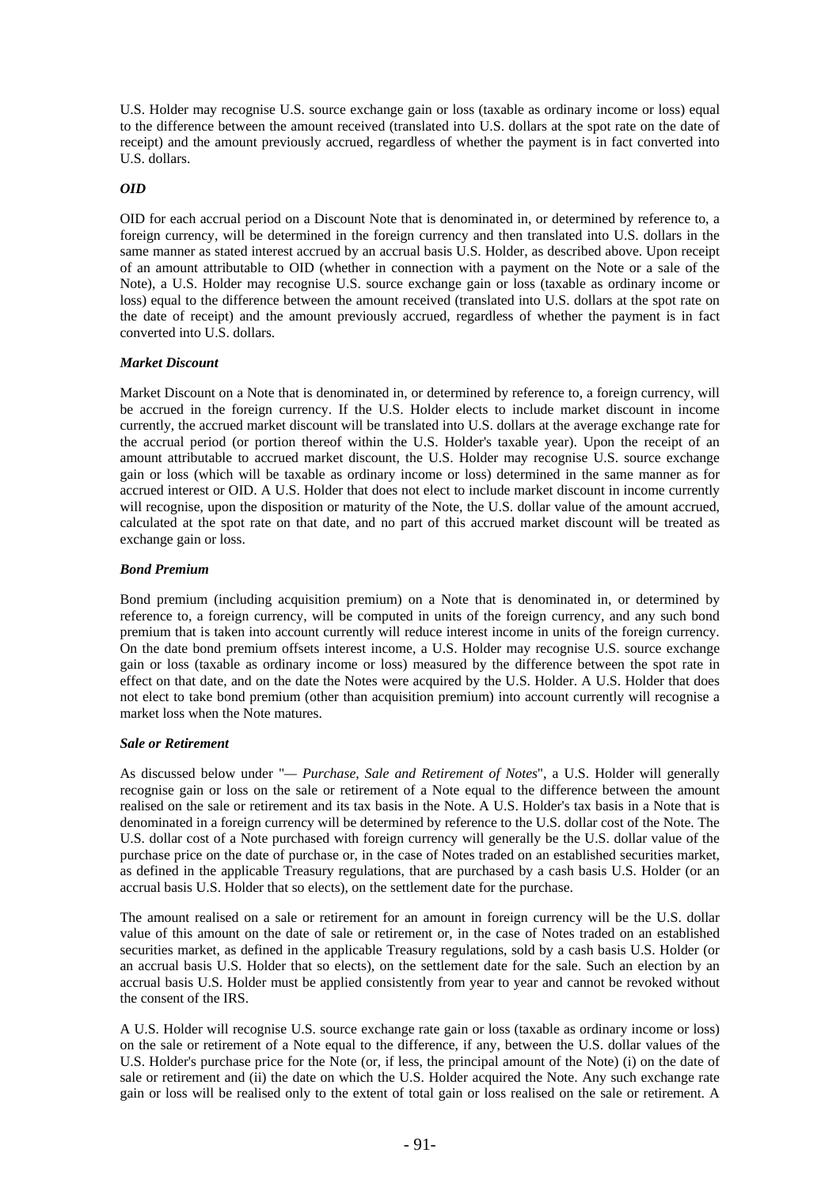U.S. Holder may recognise U.S. source exchange gain or loss (taxable as ordinary income or loss) equal to the difference between the amount received (translated into U.S. dollars at the spot rate on the date of receipt) and the amount previously accrued, regardless of whether the payment is in fact converted into U.S. dollars.

### *OID*

OID for each accrual period on a Discount Note that is denominated in, or determined by reference to, a foreign currency, will be determined in the foreign currency and then translated into U.S. dollars in the same manner as stated interest accrued by an accrual basis U.S. Holder, as described above. Upon receipt of an amount attributable to OID (whether in connection with a payment on the Note or a sale of the Note), a U.S. Holder may recognise U.S. source exchange gain or loss (taxable as ordinary income or loss) equal to the difference between the amount received (translated into U.S. dollars at the spot rate on the date of receipt) and the amount previously accrued, regardless of whether the payment is in fact converted into U.S. dollars.

### *Market Discount*

Market Discount on a Note that is denominated in, or determined by reference to, a foreign currency, will be accrued in the foreign currency. If the U.S. Holder elects to include market discount in income currently, the accrued market discount will be translated into U.S. dollars at the average exchange rate for the accrual period (or portion thereof within the U.S. Holder's taxable year). Upon the receipt of an amount attributable to accrued market discount, the U.S. Holder may recognise U.S. source exchange gain or loss (which will be taxable as ordinary income or loss) determined in the same manner as for accrued interest or OID. A U.S. Holder that does not elect to include market discount in income currently will recognise, upon the disposition or maturity of the Note, the U.S. dollar value of the amount accrued, calculated at the spot rate on that date, and no part of this accrued market discount will be treated as exchange gain or loss.

### *Bond Premium*

Bond premium (including acquisition premium) on a Note that is denominated in, or determined by reference to, a foreign currency, will be computed in units of the foreign currency, and any such bond premium that is taken into account currently will reduce interest income in units of the foreign currency. On the date bond premium offsets interest income, a U.S. Holder may recognise U.S. source exchange gain or loss (taxable as ordinary income or loss) measured by the difference between the spot rate in effect on that date, and on the date the Notes were acquired by the U.S. Holder. A U.S. Holder that does not elect to take bond premium (other than acquisition premium) into account currently will recognise a market loss when the Note matures.

### *Sale or Retirement*

As discussed below under "— *Purchase, Sale and Retirement of Notes*", a U.S. Holder will generally recognise gain or loss on the sale or retirement of a Note equal to the difference between the amount realised on the sale or retirement and its tax basis in the Note. A U.S. Holder's tax basis in a Note that is denominated in a foreign currency will be determined by reference to the U.S. dollar cost of the Note. The U.S. dollar cost of a Note purchased with foreign currency will generally be the U.S. dollar value of the purchase price on the date of purchase or, in the case of Notes traded on an established securities market, as defined in the applicable Treasury regulations, that are purchased by a cash basis U.S. Holder (or an accrual basis U.S. Holder that so elects), on the settlement date for the purchase.

The amount realised on a sale or retirement for an amount in foreign currency will be the U.S. dollar value of this amount on the date of sale or retirement or, in the case of Notes traded on an established securities market, as defined in the applicable Treasury regulations, sold by a cash basis U.S. Holder (or an accrual basis U.S. Holder that so elects), on the settlement date for the sale. Such an election by an accrual basis U.S. Holder must be applied consistently from year to year and cannot be revoked without the consent of the IRS.

A U.S. Holder will recognise U.S. source exchange rate gain or loss (taxable as ordinary income or loss) on the sale or retirement of a Note equal to the difference, if any, between the U.S. dollar values of the U.S. Holder's purchase price for the Note (or, if less, the principal amount of the Note) (i) on the date of sale or retirement and (ii) the date on which the U.S. Holder acquired the Note. Any such exchange rate gain or loss will be realised only to the extent of total gain or loss realised on the sale or retirement. A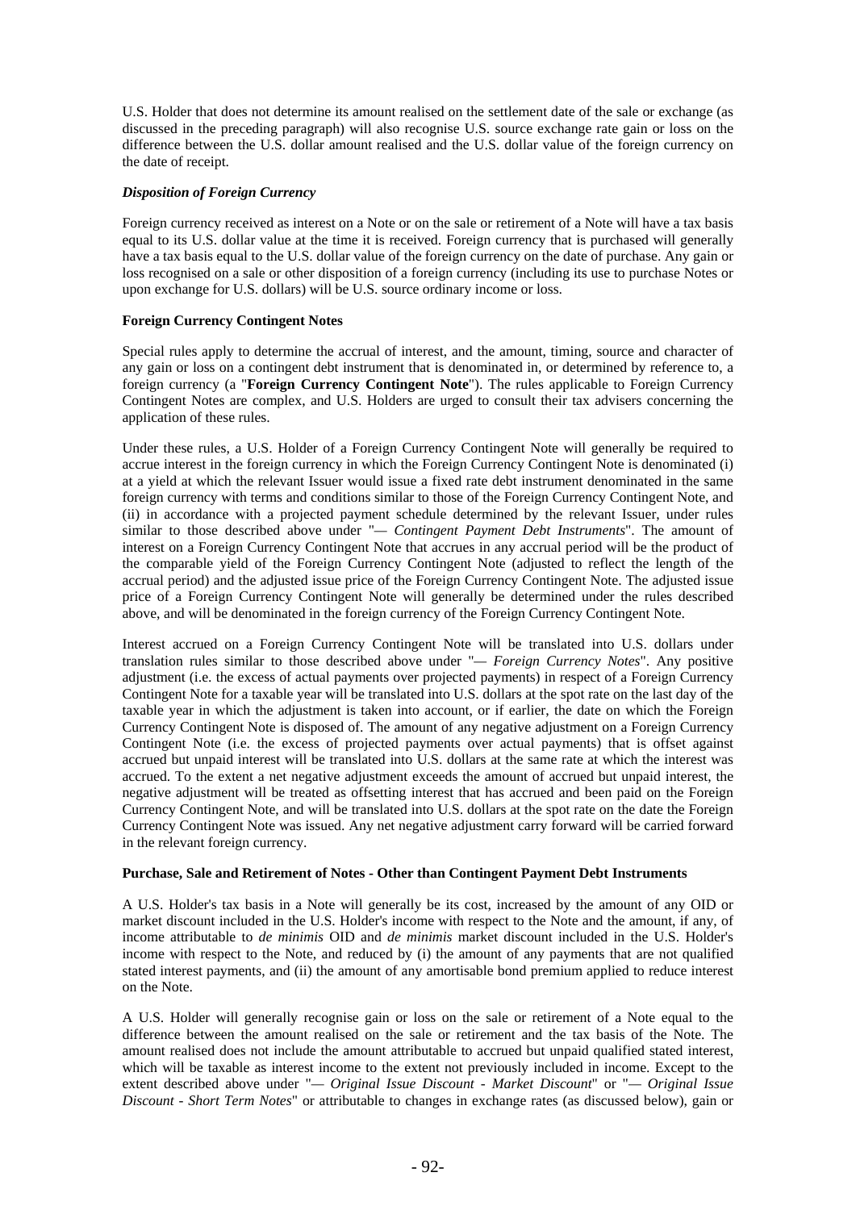U.S. Holder that does not determine its amount realised on the settlement date of the sale or exchange (as discussed in the preceding paragraph) will also recognise U.S. source exchange rate gain or loss on the difference between the U.S. dollar amount realised and the U.S. dollar value of the foreign currency on the date of receipt.

### *Disposition of Foreign Currency*

Foreign currency received as interest on a Note or on the sale or retirement of a Note will have a tax basis equal to its U.S. dollar value at the time it is received. Foreign currency that is purchased will generally have a tax basis equal to the U.S. dollar value of the foreign currency on the date of purchase. Any gain or loss recognised on a sale or other disposition of a foreign currency (including its use to purchase Notes or upon exchange for U.S. dollars) will be U.S. source ordinary income or loss.

### Foreign Currency Contingent Notes

Special rules apply to determine the accrual of interest, and the amount, timing, source and character of any gain or loss on a contingent debt instrument that is denominated in, or determined by reference to, a foreign currency (a "**Foreign Currency Contingent Note**"). The rules applicable to Foreign Currency Contingent Notes are complex, and U.S. Holders are urged to consult their tax advisers concerning the application of these rules.

Under these rules, a U.S. Holder of a Foreign Currency Contingent Note will generally be required to accrue interest in the foreign currency in which the Foreign Currency Contingent Note is denominated (i) at a yield at which the relevant Issuer would issue a fixed rate debt instrument denominated in the same foreign currency with terms and conditions similar to those of the Foreign Currency Contingent Note, and (ii) in accordance with a projected payment schedule determined by the relevant Issuer, under rules similar to those described above under "— *Contingent Payment Debt Instruments*". The amount of interest on a Foreign Currency Contingent Note that accrues in any accrual period will be the product of the comparable yield of the Foreign Currency Contingent Note (adjusted to reflect the length of the accrual period) and the adjusted issue price of the Foreign Currency Contingent Note. The adjusted issue price of a Foreign Currency Contingent Note will generally be determined under the rules described above, and will be denominated in the foreign currency of the Foreign Currency Contingent Note.

Interest accrued on a Foreign Currency Contingent Note will be translated into U.S. dollars under translation rules similar to those described above under "— *Foreign Currency Notes*". Any positive adjustment (i.e. the excess of actual payments over projected payments) in respect of a Foreign Currency Contingent Note for a taxable year will be translated into U.S. dollars at the spot rate on the last day of the taxable year in which the adjustment is taken into account, or if earlier, the date on which the Foreign Currency Contingent Note is disposed of. The amount of any negative adjustment on a Foreign Currency Contingent Note (i.e. the excess of projected payments over actual payments) that is offset against accrued but unpaid interest will be translated into U.S. dollars at the same rate at which the interest was accrued. To the extent a net negative adjustment exceeds the amount of accrued but unpaid interest, the negative adjustment will be treated as offsetting interest that has accrued and been paid on the Foreign Currency Contingent Note, and will be translated into U.S. dollars at the spot rate on the date the Foreign Currency Contingent Note was issued. Any net negative adjustment carry forward will be carried forward in the relevant foreign currency.

### Purchase, Sale and Retirement of Notes - Other than Contingent Payment Debt Instruments

A U.S. Holder's tax basis in a Note will generally be its cost, increased by the amount of any OID or market discount included in the U.S. Holder's income with respect to the Note and the amount, if any, of income attributable to *de minimis* OID and *de minimis* market discount included in the U.S. Holder's income with respect to the Note, and reduced by (i) the amount of any payments that are not qualified stated interest payments, and (ii) the amount of any amortisable bond premium applied to reduce interest on the Note.

A U.S. Holder will generally recognise gain or loss on the sale or retirement of a Note equal to the difference between the amount realised on the sale or retirement and the tax basis of the Note. The amount realised does not include the amount attributable to accrued but unpaid qualified stated interest, which will be taxable as interest income to the extent not previously included in income. Except to the extent described above under "— *Original Issue Discount - Market Discount*" or "— *Original Issue Discount - Short Term Notes*" or attributable to changes in exchange rates (as discussed below), gain or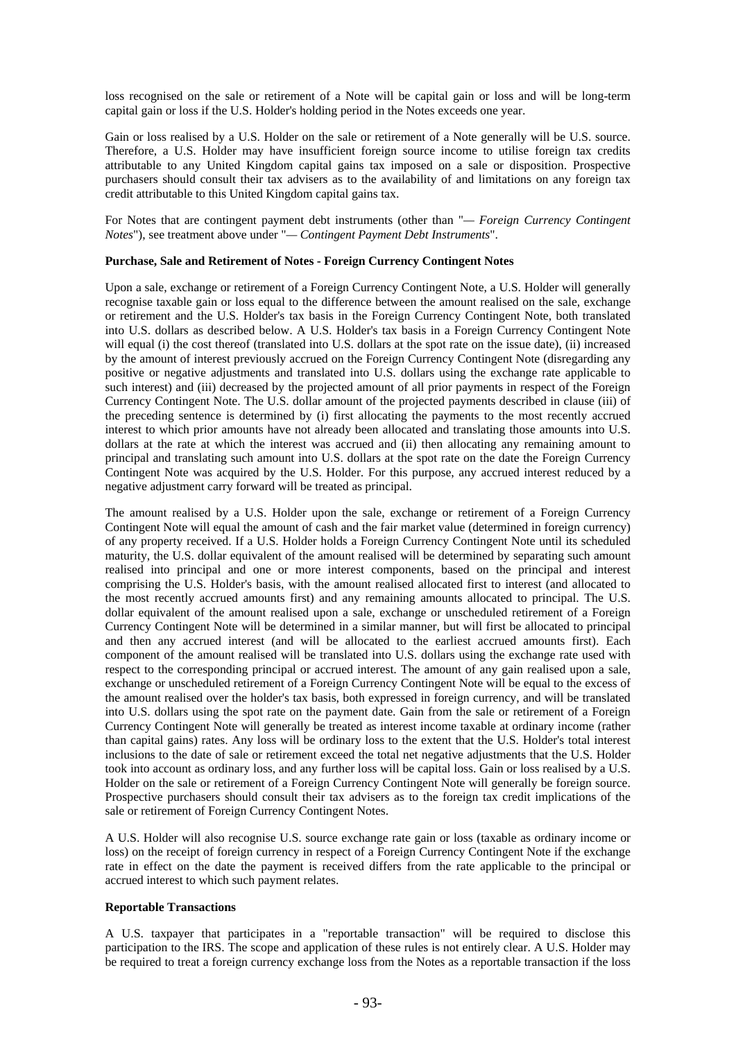loss recognised on the sale or retirement of a Note will be capital gain or loss and will be long-term capital gain or loss if the U.S. Holder's holding period in the Notes exceeds one year.

Gain or loss realised by a U.S. Holder on the sale or retirement of a Note generally will be U.S. source. Therefore, a U.S. Holder may have insufficient foreign source income to utilise foreign tax credits attributable to any United Kingdom capital gains tax imposed on a sale or disposition. Prospective purchasers should consult their tax advisers as to the availability of and limitations on any foreign tax credit attributable to this United Kingdom capital gains tax.

For Notes that are contingent payment debt instruments (other than "*— Foreign Currency Contingent Notes*"), see treatment above under "*— Contingent Payment Debt Instruments*".

**Purchase, Sale and Retirement of Notes - Foreign Currency Contingent Notes**

Upon a sale, exchange or retirement of a Foreign Currency Contingent Note, a U.S. Holder will generally recognise taxable gain or loss equal to the difference between the amount realised on the sale, exchange or retirement and the U.S. Holder's tax basis in the Foreign Currency Contingent Note, both translated into U.S. dollars as described below. A U.S. Holder's tax basis in a Foreign Currency Contingent Note will equal (i) the cost thereof (translated into U.S. dollars at the spot rate on the issue date), (ii) increased by the amount of interest previously accrued on the Foreign Currency Contingent Note (disregarding any positive or negative adjustments and translated into U.S. dollars using the exchange rate applicable to such interest) and (iii) decreased by the projected amount of all prior payments in respect of the Foreign Currency Contingent Note. The U.S. dollar amount of the projected payments described in clause (iii) of the preceding sentence is determined by (i) first allocating the payments to the most recently accrued interest to which prior amounts have not already been allocated and translating those amounts into U.S. dollars at the rate at which the interest was accrued and (ii) then allocating any remaining amount to principal and translating such amount into U.S. dollars at the spot rate on the date the Foreign Currency Contingent Note was acquired by the U.S. Holder. For this purpose, any accrued interest reduced by a negative adjustment carry forward will be treated as principal.

The amount realised by a U.S. Holder upon the sale, exchange or retirement of a Foreign Currency Contingent Note will equal the amount of cash and the fair market value (determined in foreign currency) of any property received. If a U.S. Holder holds a Foreign Currency Contingent Note until its scheduled maturity, the U.S. dollar equivalent of the amount realised will be determined by separating such amount realised into principal and one or more interest components, based on the principal and interest comprising the U.S. Holder's basis, with the amount realised allocated first to interest (and allocated to the most recently accrued amounts first) and any remaining amounts allocated to principal. The U.S. dollar equivalent of the amount realised upon a sale, exchange or unscheduled retirement of a Foreign Currency Contingent Note will be determined in a similar manner, but will first be allocated to principal and then any accrued interest (and will be allocated to the earliest accrued amounts first). Each component of the amount realised will be translated into U.S. dollars using the exchange rate used with respect to the corresponding principal or accrued interest. The amount of any gain realised upon a sale, exchange or unscheduled retirement of a Foreign Currency Contingent Note will be equal to the excess of the amount realised over the holder's tax basis, both expressed in foreign currency, and will be translated into U.S. dollars using the spot rate on the payment date. Gain from the sale or retirement of a Foreign Currency Contingent Note will generally be treated as interest income taxable at ordinary income (rather than capital gains) rates. Any loss will be ordinary loss to the extent that the U.S. Holder's total interest inclusions to the date of sale or retirement exceed the total net negative adjustments that the U.S. Holder took into account as ordinary loss, and any further loss will be capital loss. Gain or loss realised by a U.S. Holder on the sale or retirement of a Foreign Currency Contingent Note will generally be foreign source. Prospective purchasers should consult their tax advisers as to the foreign tax credit implications of the sale or retirement of Foreign Currency Contingent Notes.

A U.S. Holder will also recognise U.S. source exchange rate gain or loss (taxable as ordinary income or loss) on the receipt of foreign currency in respect of a Foreign Currency Contingent Note if the exchange rate in effect on the date the payment is received differs from the rate applicable to the principal or accrued interest to which such payment relates.

**Reportable Transactions**

A U.S. taxpayer that participates in a "reportable transaction" will be required to disclose this participation to the IRS. The scope and application of these rules is not entirely clear. A U.S. Holder may be required to treat a foreign currency exchange loss from the Notes as a reportable transaction if the loss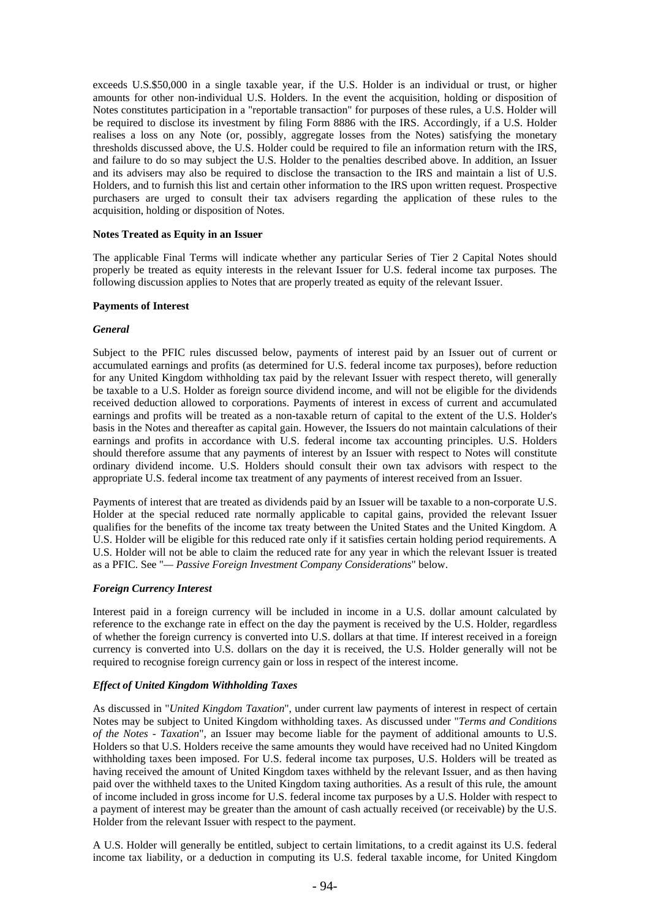exceeds U.S.$50,000 in a single taxable year, if the U.S. Holder is an individual or trust, or higher amounts for other non-individual U.S. Holders. In the event the acquisition, holding or disposition of Notes constitutes participation in a "reportable transaction" for purposes of these rules, a U.S. Holder will be required to disclose its investment by filing Form 8886 with the IRS. Accordingly, if a U.S. Holder realises a loss on any Note (or, possibly, aggregate losses from the Notes) satisfying the monetary thresholds discussed above, the U.S. Holder could be required to file an information return with the IRS, and failure to do so may subject the U.S. Holder to the penalties described above. In addition, an Issuer and its advisers may also be required to disclose the transaction to the IRS and maintain a list of U.S. Holders, and to furnish this list and certain other information to the IRS upon written request. Prospective purchasers are urged to consult their tax advisers regarding the application of these rules to the acquisition, holding or disposition of Notes.

**Notes Treated as Equity in an Issuer**

The applicable Final Terms will indicate whether any particular Series of Tier 2 Capital Notes should properly be treated as equity interests in the relevant Issuer for U.S. federal income tax purposes. The following discussion applies to Notes that are properly treated as equity of the relevant Issuer.

**Payments of Interest**

***General***

Subject to the PFIC rules discussed below, payments of interest paid by an Issuer out of current or accumulated earnings and profits (as determined for U.S. federal income tax purposes), before reduction for any United Kingdom withholding tax paid by the relevant Issuer with respect thereto, will generally be taxable to a U.S. Holder as foreign source dividend income, and will not be eligible for the dividends received deduction allowed to corporations. Payments of interest in excess of current and accumulated earnings and profits will be treated as a non-taxable return of capital to the extent of the U.S. Holder's basis in the Notes and thereafter as capital gain. However, the Issuers do not maintain calculations of their earnings and profits in accordance with U.S. federal income tax accounting principles. U.S. Holders should therefore assume that any payments of interest by an Issuer with respect to Notes will constitute ordinary dividend income. U.S. Holders should consult their own tax advisors with respect to the appropriate U.S. federal income tax treatment of any payments of interest received from an Issuer.

Payments of interest that are treated as dividends paid by an Issuer will be taxable to a non-corporate U.S. Holder at the special reduced rate normally applicable to capital gains, provided the relevant Issuer qualifies for the benefits of the income tax treaty between the United States and the United Kingdom. A U.S. Holder will be eligible for this reduced rate only if it satisfies certain holding period requirements. A U.S. Holder will not be able to claim the reduced rate for any year in which the relevant Issuer is treated as a PFIC. See "*— Passive Foreign Investment Company Considerations*" below.

***Foreign Currency Interest***

Interest paid in a foreign currency will be included in income in a U.S. dollar amount calculated by reference to the exchange rate in effect on the day the payment is received by the U.S. Holder, regardless of whether the foreign currency is converted into U.S. dollars at that time. If interest received in a foreign currency is converted into U.S. dollars on the day it is received, the U.S. Holder generally will not be required to recognise foreign currency gain or loss in respect of the interest income.

***Effect of United Kingdom Withholding Taxes***

As discussed in "*United Kingdom Taxation*", under current law payments of interest in respect of certain Notes may be subject to United Kingdom withholding taxes. As discussed under "*Terms and Conditions of the Notes - Taxation*", an Issuer may become liable for the payment of additional amounts to U.S. Holders so that U.S. Holders receive the same amounts they would have received had no United Kingdom withholding taxes been imposed. For U.S. federal income tax purposes, U.S. Holders will be treated as having received the amount of United Kingdom taxes withheld by the relevant Issuer, and as then having paid over the withheld taxes to the United Kingdom taxing authorities. As a result of this rule, the amount of income included in gross income for U.S. federal income tax purposes by a U.S. Holder with respect to a payment of interest may be greater than the amount of cash actually received (or receivable) by the U.S. Holder from the relevant Issuer with respect to the payment.

A U.S. Holder will generally be entitled, subject to certain limitations, to a credit against its U.S. federal income tax liability, or a deduction in computing its U.S. federal taxable income, for United Kingdom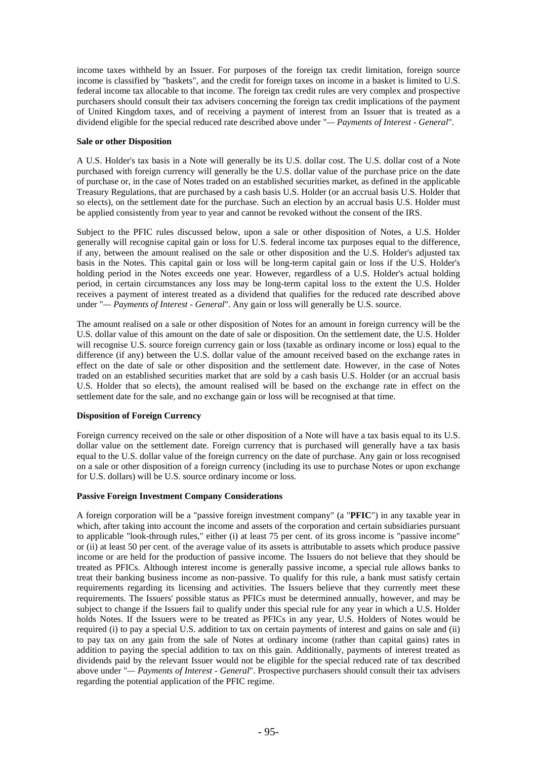income taxes withheld by an Issuer. For purposes of the foreign tax credit limitation, foreign source income is classified by "baskets", and the credit for foreign taxes on income in a basket is limited to U.S. federal income tax allocable to that income. The foreign tax credit rules are very complex and prospective purchasers should consult their tax advisers concerning the foreign tax credit implications of the payment of United Kingdom taxes, and of receiving a payment of interest from an Issuer that is treated as a dividend eligible for the special reduced rate described above under "*— Payments of Interest - General*".

**Sale or other Disposition**

A U.S. Holder's tax basis in a Note will generally be its U.S. dollar cost. The U.S. dollar cost of a Note purchased with foreign currency will generally be the U.S. dollar value of the purchase price on the date of purchase or, in the case of Notes traded on an established securities market, as defined in the applicable Treasury Regulations, that are purchased by a cash basis U.S. Holder (or an accrual basis U.S. Holder that so elects), on the settlement date for the purchase. Such an election by an accrual basis U.S. Holder must be applied consistently from year to year and cannot be revoked without the consent of the IRS.

Subject to the PFIC rules discussed below, upon a sale or other disposition of Notes, a U.S. Holder generally will recognise capital gain or loss for U.S. federal income tax purposes equal to the difference, if any, between the amount realised on the sale or other disposition and the U.S. Holder's adjusted tax basis in the Notes. This capital gain or loss will be long-term capital gain or loss if the U.S. Holder's holding period in the Notes exceeds one year. However, regardless of a U.S. Holder's actual holding period, in certain circumstances any loss may be long-term capital loss to the extent the U.S. Holder receives a payment of interest treated as a dividend that qualifies for the reduced rate described above under "*— Payments of Interest - General*". Any gain or loss will generally be U.S. source.

The amount realised on a sale or other disposition of Notes for an amount in foreign currency will be the U.S. dollar value of this amount on the date of sale or disposition. On the settlement date, the U.S. Holder will recognise U.S. source foreign currency gain or loss (taxable as ordinary income or loss) equal to the difference (if any) between the U.S. dollar value of the amount received based on the exchange rates in effect on the date of sale or other disposition and the settlement date. However, in the case of Notes traded on an established securities market that are sold by a cash basis U.S. Holder (or an accrual basis U.S. Holder that so elects), the amount realised will be based on the exchange rate in effect on the settlement date for the sale, and no exchange gain or loss will be recognised at that time.

**Disposition of Foreign Currency**

Foreign currency received on the sale or other disposition of a Note will have a tax basis equal to its U.S. dollar value on the settlement date. Foreign currency that is purchased will generally have a tax basis equal to the U.S. dollar value of the foreign currency on the date of purchase. Any gain or loss recognised on a sale or other disposition of a foreign currency (including its use to purchase Notes or upon exchange for U.S. dollars) will be U.S. source ordinary income or loss.

**Passive Foreign Investment Company Considerations**

A foreign corporation will be a "passive foreign investment company" (a "**PFIC**") in any taxable year in which, after taking into account the income and assets of the corporation and certain subsidiaries pursuant to applicable "look-through rules," either (i) at least 75 per cent. of its gross income is "passive income" or (ii) at least 50 per cent. of the average value of its assets is attributable to assets which produce passive income or are held for the production of passive income. The Issuers do not believe that they should be treated as PFICs. Although interest income is generally passive income, a special rule allows banks to treat their banking business income as non-passive. To qualify for this rule, a bank must satisfy certain requirements regarding its licensing and activities. The Issuers believe that they currently meet these requirements. The Issuers' possible status as PFICs must be determined annually, however, and may be subject to change if the Issuers fail to qualify under this special rule for any year in which a U.S. Holder holds Notes. If the Issuers were to be treated as PFICs in any year, U.S. Holders of Notes would be required (i) to pay a special U.S. addition to tax on certain payments of interest and gains on sale and (ii) to pay tax on any gain from the sale of Notes at ordinary income (rather than capital gains) rates in addition to paying the special addition to tax on this gain. Additionally, payments of interest treated as dividends paid by the relevant Issuer would not be eligible for the special reduced rate of tax described above under "*— Payments of Interest - General*". Prospective purchasers should consult their tax advisers regarding the potential application of the PFIC regime.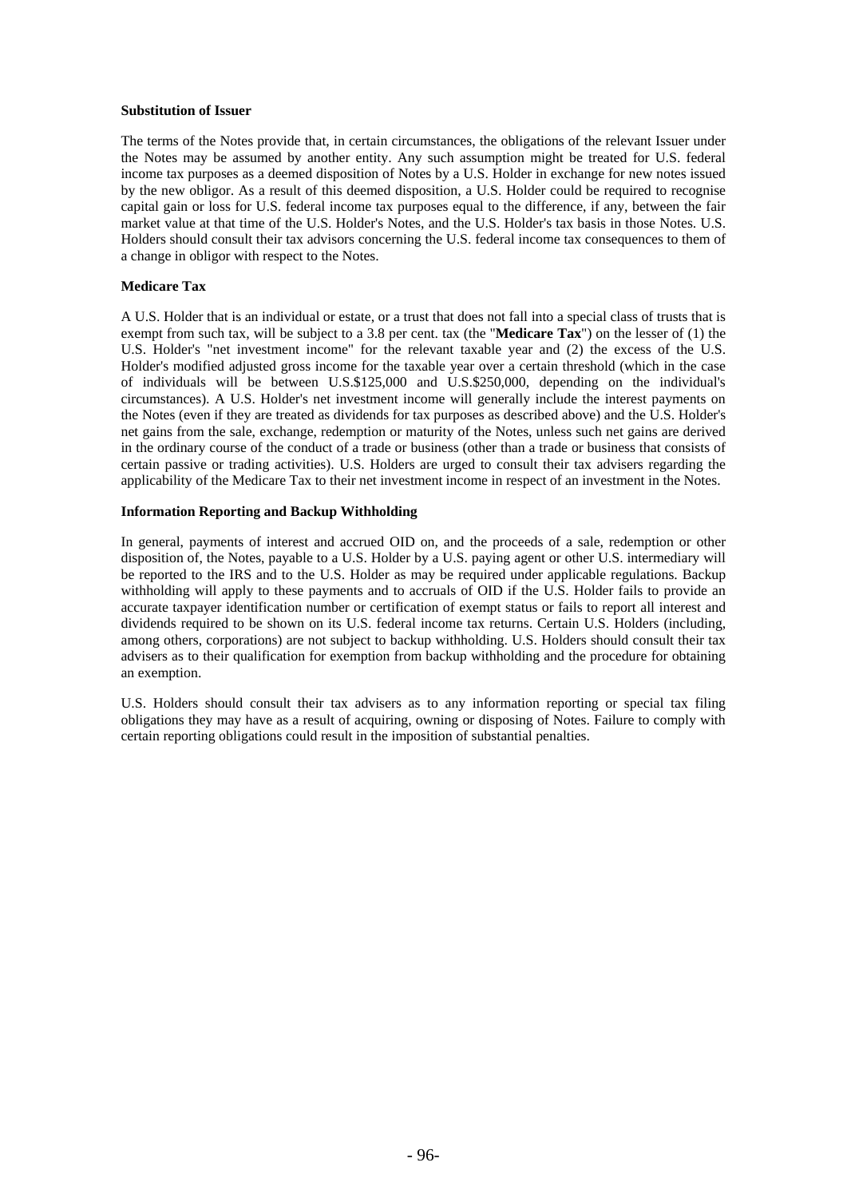**Substitution of Issuer**

The terms of the Notes provide that, in certain circumstances, the obligations of the relevant Issuer under the Notes may be assumed by another entity. Any such assumption might be treated for U.S. federal income tax purposes as a deemed disposition of Notes by a U.S. Holder in exchange for new notes issued by the new obligor. As a result of this deemed disposition, a U.S. Holder could be required to recognise capital gain or loss for U.S. federal income tax purposes equal to the difference, if any, between the fair market value at that time of the U.S. Holder's Notes, and the U.S. Holder's tax basis in those Notes. U.S. Holders should consult their tax advisors concerning the U.S. federal income tax consequences to them of a change in obligor with respect to the Notes.

**Medicare Tax**

A U.S. Holder that is an individual or estate, or a trust that does not fall into a special class of trusts that is exempt from such tax, will be subject to a 3.8 per cent. tax (the "**Medicare Tax**") on the lesser of (1) the U.S. Holder's "net investment income" for the relevant taxable year and (2) the excess of the U.S. Holder's modified adjusted gross income for the taxable year over a certain threshold (which in the case of individuals will be between U.S.$125,000 and U.S.$250,000, depending on the individual's circumstances). A U.S. Holder's net investment income will generally include the interest payments on the Notes (even if they are treated as dividends for tax purposes as described above) and the U.S. Holder's net gains from the sale, exchange, redemption or maturity of the Notes, unless such net gains are derived in the ordinary course of the conduct of a trade or business (other than a trade or business that consists of certain passive or trading activities). U.S. Holders are urged to consult their tax advisers regarding the applicability of the Medicare Tax to their net investment income in respect of an investment in the Notes.

**Information Reporting and Backup Withholding**

In general, payments of interest and accrued OID on, and the proceeds of a sale, redemption or other disposition of, the Notes, payable to a U.S. Holder by a U.S. paying agent or other U.S. intermediary will be reported to the IRS and to the U.S. Holder as may be required under applicable regulations. Backup withholding will apply to these payments and to accruals of OID if the U.S. Holder fails to provide an accurate taxpayer identification number or certification of exempt status or fails to report all interest and dividends required to be shown on its U.S. federal income tax returns. Certain U.S. Holders (including, among others, corporations) are not subject to backup withholding. U.S. Holders should consult their tax advisers as to their qualification for exemption from backup withholding and the procedure for obtaining an exemption.

U.S. Holders should consult their tax advisers as to any information reporting or special tax filing obligations they may have as a result of acquiring, owning or disposing of Notes. Failure to comply with certain reporting obligations could result in the imposition of substantial penalties.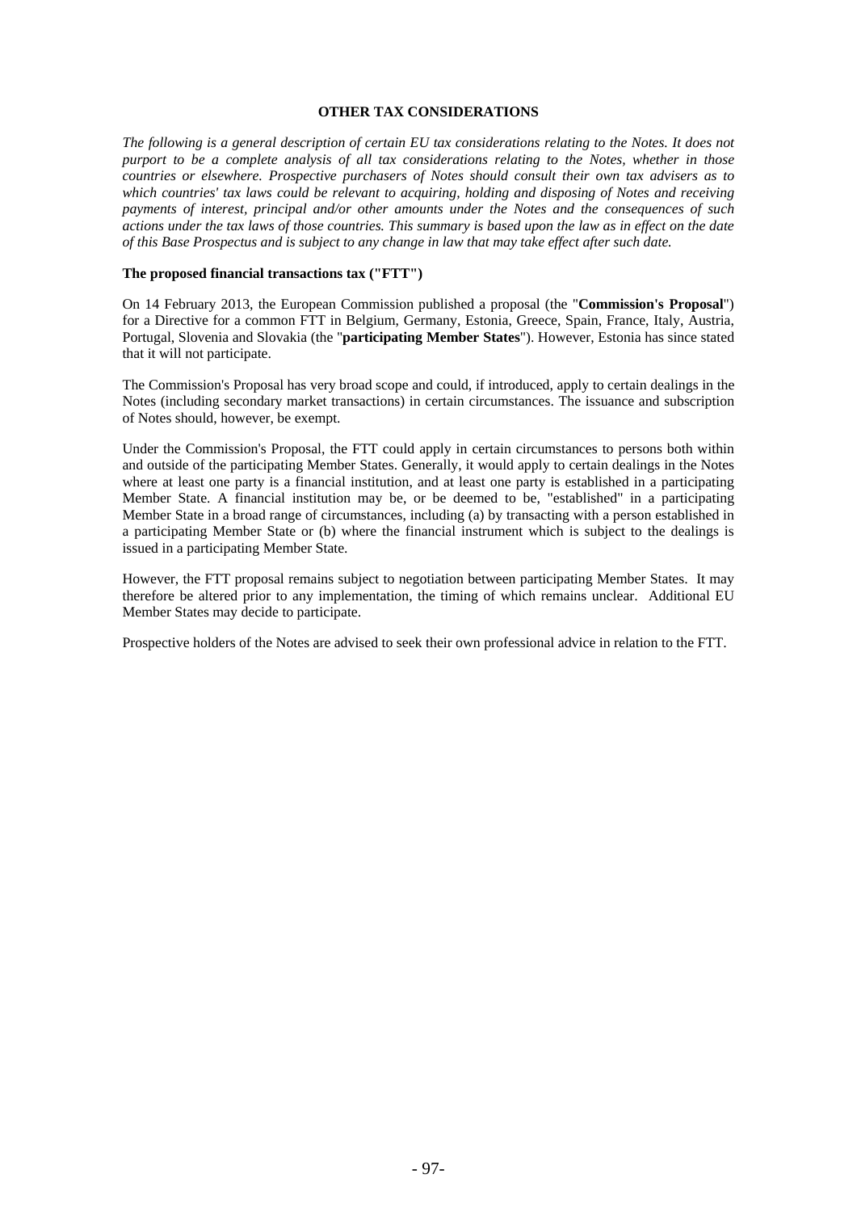## OTHER TAX CONSIDERATIONS

*The following is a general description of certain EU tax considerations relating to the Notes. It does not purport to be a complete analysis of all tax considerations relating to the Notes, whether in those countries or elsewhere. Prospective purchasers of Notes should consult their own tax advisers as to which countries' tax laws could be relevant to acquiring, holding and disposing of Notes and receiving payments of interest, principal and/or other amounts under the Notes and the consequences of such actions under the tax laws of those countries. This summary is based upon the law as in effect on the date of this Base Prospectus and is subject to any change in law that may take effect after such date.*

### The proposed financial transactions tax ("FTT")

On 14 February 2013, the European Commission published a proposal (the "**Commission's Proposal**") for a Directive for a common FTT in Belgium, Germany, Estonia, Greece, Spain, France, Italy, Austria, Portugal, Slovenia and Slovakia (the "**participating Member States**"). However, Estonia has since stated that it will not participate.

The Commission's Proposal has very broad scope and could, if introduced, apply to certain dealings in the Notes (including secondary market transactions) in certain circumstances. The issuance and subscription of Notes should, however, be exempt.

Under the Commission's Proposal, the FTT could apply in certain circumstances to persons both within and outside of the participating Member States. Generally, it would apply to certain dealings in the Notes where at least one party is a financial institution, and at least one party is established in a participating Member State. A financial institution may be, or be deemed to be, "established" in a participating Member State in a broad range of circumstances, including (a) by transacting with a person established in a participating Member State or (b) where the financial instrument which is subject to the dealings is issued in a participating Member State.

However, the FTT proposal remains subject to negotiation between participating Member States. It may therefore be altered prior to any implementation, the timing of which remains unclear. Additional EU Member States may decide to participate.

Prospective holders of the Notes are advised to seek their own professional advice in relation to the FTT.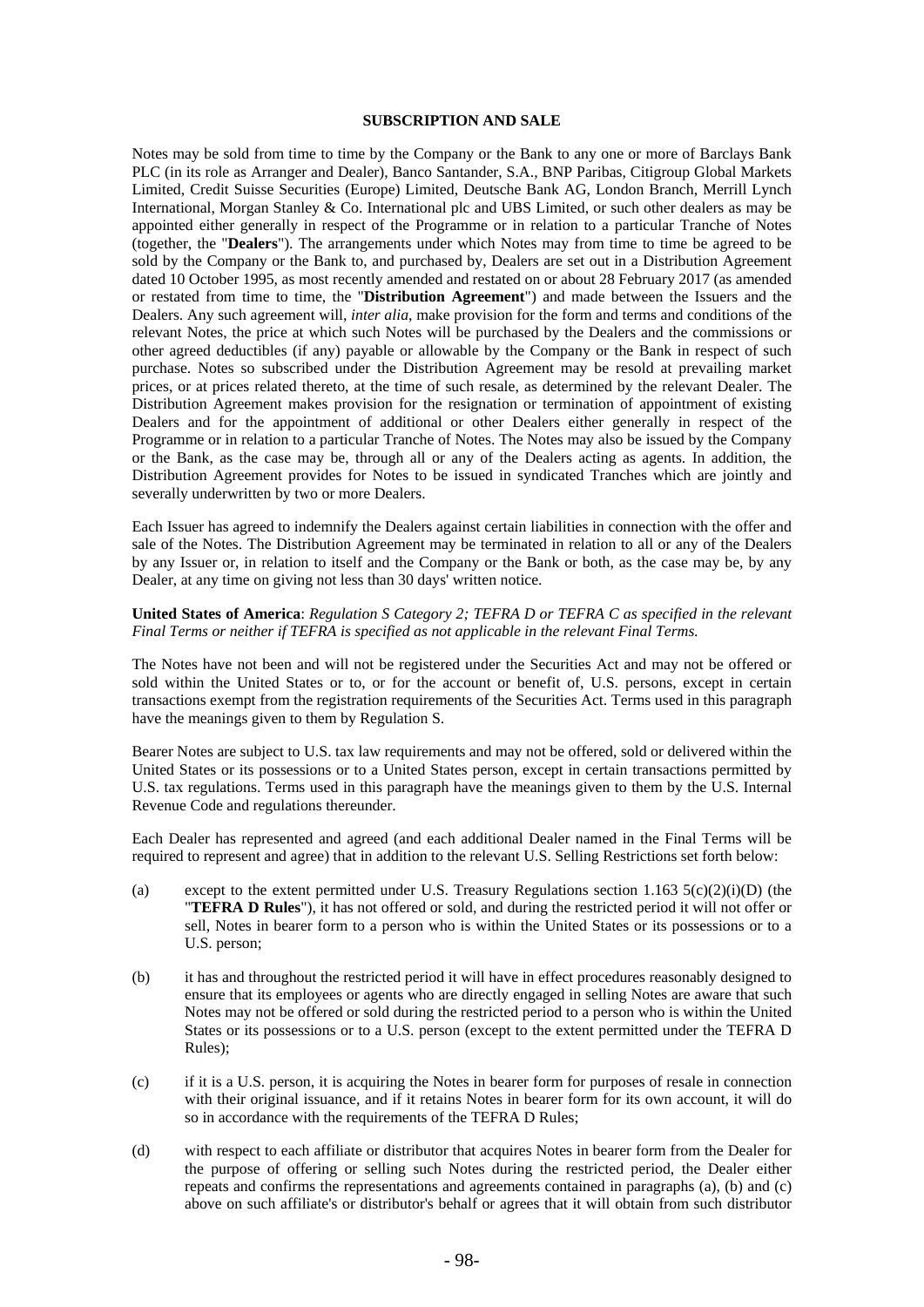## SUBSCRIPTION AND SALE

Notes may be sold from time to time by the Company or the Bank to any one or more of Barclays Bank PLC (in its role as Arranger and Dealer), Banco Santander, S.A., BNP Paribas, Citigroup Global Markets Limited, Credit Suisse Securities (Europe) Limited, Deutsche Bank AG, London Branch, Merrill Lynch International, Morgan Stanley & Co. International plc and UBS Limited, or such other dealers as may be appointed either generally in respect of the Programme or in relation to a particular Tranche of Notes (together, the "**Dealers**"). The arrangements under which Notes may from time to time be agreed to be sold by the Company or the Bank to, and purchased by, Dealers are set out in a Distribution Agreement dated 10 October 1995, as most recently amended and restated on or about 28 February 2017 (as amended or restated from time to time, the "**Distribution Agreement**") and made between the Issuers and the Dealers. Any such agreement will, *inter alia*, make provision for the form and terms and conditions of the relevant Notes, the price at which such Notes will be purchased by the Dealers and the commissions or other agreed deductibles (if any) payable or allowable by the Company or the Bank in respect of such purchase. Notes so subscribed under the Distribution Agreement may be resold at prevailing market prices, or at prices related thereto, at the time of such resale, as determined by the relevant Dealer. The Distribution Agreement makes provision for the resignation or termination of appointment of existing Dealers and for the appointment of additional or other Dealers either generally in respect of the Programme or in relation to a particular Tranche of Notes. The Notes may also be issued by the Company or the Bank, as the case may be, through all or any of the Dealers acting as agents. In addition, the Distribution Agreement provides for Notes to be issued in syndicated Tranches which are jointly and severally underwritten by two or more Dealers.

Each Issuer has agreed to indemnify the Dealers against certain liabilities in connection with the offer and sale of the Notes. The Distribution Agreement may be terminated in relation to all or any of the Dealers by any Issuer or, in relation to itself and the Company or the Bank or both, as the case may be, by any Dealer, at any time on giving not less than 30 days' written notice.

**United States of America**: *Regulation S Category 2; TEFRA D or TEFRA C as specified in the relevant Final Terms or neither if TEFRA is specified as not applicable in the relevant Final Terms.*

The Notes have not been and will not be registered under the Securities Act and may not be offered or sold within the United States or to, or for the account or benefit of, U.S. persons, except in certain transactions exempt from the registration requirements of the Securities Act. Terms used in this paragraph have the meanings given to them by Regulation S.

Bearer Notes are subject to U.S. tax law requirements and may not be offered, sold or delivered within the United States or its possessions or to a United States person, except in certain transactions permitted by U.S. tax regulations. Terms used in this paragraph have the meanings given to them by the U.S. Internal Revenue Code and regulations thereunder.

Each Dealer has represented and agreed (and each additional Dealer named in the Final Terms will be required to represent and agree) that in addition to the relevant U.S. Selling Restrictions set forth below:

(a) except to the extent permitted under U.S. Treasury Regulations section 1.163 5(c)(2)(i)(D) (the "**TEFRA D Rules**"), it has not offered or sold, and during the restricted period it will not offer or sell, Notes in bearer form to a person who is within the United States or its possessions or to a U.S. person;

(b) it has and throughout the restricted period it will have in effect procedures reasonably designed to ensure that its employees or agents who are directly engaged in selling Notes are aware that such Notes may not be offered or sold during the restricted period to a person who is within the United States or its possessions or to a U.S. person (except to the extent permitted under the TEFRA D Rules);

(c) if it is a U.S. person, it is acquiring the Notes in bearer form for purposes of resale in connection with their original issuance, and if it retains Notes in bearer form for its own account, it will do so in accordance with the requirements of the TEFRA D Rules;

(d) with respect to each affiliate or distributor that acquires Notes in bearer form from the Dealer for the purpose of offering or selling such Notes during the restricted period, the Dealer either repeats and confirms the representations and agreements contained in paragraphs (a), (b) and (c) above on such affiliate's or distributor's behalf or agrees that it will obtain from such distributor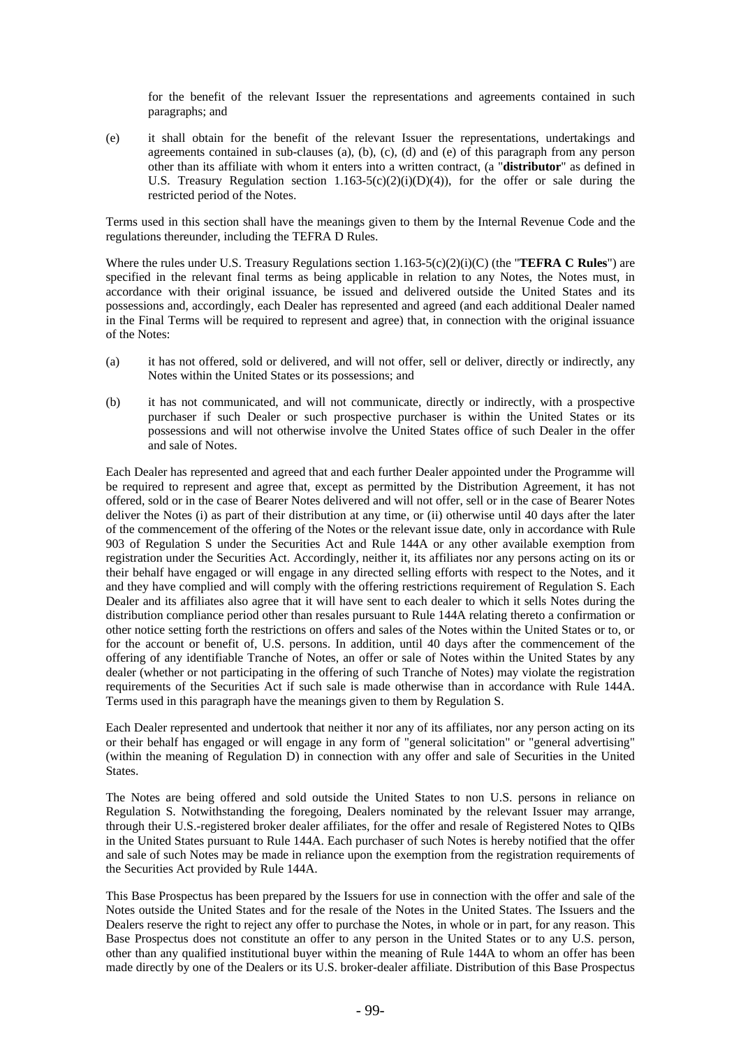for the benefit of the relevant Issuer the representations and agreements contained in such paragraphs; and

(e) it shall obtain for the benefit of the relevant Issuer the representations, undertakings and agreements contained in sub-clauses (a), (b), (c), (d) and (e) of this paragraph from any person other than its affiliate with whom it enters into a written contract, (a "**distributor**" as defined in U.S. Treasury Regulation section 1.163-5(c)(2)(i)(D)(4)), for the offer or sale during the restricted period of the Notes.

Terms used in this section shall have the meanings given to them by the Internal Revenue Code and the regulations thereunder, including the TEFRA D Rules.

Where the rules under U.S. Treasury Regulations section 1.163-5(c)(2)(i)(C) (the "**TEFRA C Rules**") are specified in the relevant final terms as being applicable in relation to any Notes, the Notes must, in accordance with their original issuance, be issued and delivered outside the United States and its possessions and, accordingly, each Dealer has represented and agreed (and each additional Dealer named in the Final Terms will be required to represent and agree) that, in connection with the original issuance of the Notes:

(a) it has not offered, sold or delivered, and will not offer, sell or deliver, directly or indirectly, any Notes within the United States or its possessions; and

(b) it has not communicated, and will not communicate, directly or indirectly, with a prospective purchaser if such Dealer or such prospective purchaser is within the United States or its possessions and will not otherwise involve the United States office of such Dealer in the offer and sale of Notes.

Each Dealer has represented and agreed that and each further Dealer appointed under the Programme will be required to represent and agree that, except as permitted by the Distribution Agreement, it has not offered, sold or in the case of Bearer Notes delivered and will not offer, sell or in the case of Bearer Notes deliver the Notes (i) as part of their distribution at any time, or (ii) otherwise until 40 days after the later of the commencement of the offering of the Notes or the relevant issue date, only in accordance with Rule 903 of Regulation S under the Securities Act and Rule 144A or any other available exemption from registration under the Securities Act. Accordingly, neither it, its affiliates nor any persons acting on its or their behalf have engaged or will engage in any directed selling efforts with respect to the Notes, and it and they have complied and will comply with the offering restrictions requirement of Regulation S. Each Dealer and its affiliates also agree that it will have sent to each dealer to which it sells Notes during the distribution compliance period other than resales pursuant to Rule 144A relating thereto a confirmation or other notice setting forth the restrictions on offers and sales of the Notes within the United States or to, or for the account or benefit of, U.S. persons. In addition, until 40 days after the commencement of the offering of any identifiable Tranche of Notes, an offer or sale of Notes within the United States by any dealer (whether or not participating in the offering of such Tranche of Notes) may violate the registration requirements of the Securities Act if such sale is made otherwise than in accordance with Rule 144A. Terms used in this paragraph have the meanings given to them by Regulation S.

Each Dealer represented and undertook that neither it nor any of its affiliates, nor any person acting on its or their behalf has engaged or will engage in any form of "general solicitation" or "general advertising" (within the meaning of Regulation D) in connection with any offer and sale of Securities in the United States.

The Notes are being offered and sold outside the United States to non U.S. persons in reliance on Regulation S. Notwithstanding the foregoing, Dealers nominated by the relevant Issuer may arrange, through their U.S.-registered broker dealer affiliates, for the offer and resale of Registered Notes to QIBs in the United States pursuant to Rule 144A. Each purchaser of such Notes is hereby notified that the offer and sale of such Notes may be made in reliance upon the exemption from the registration requirements of the Securities Act provided by Rule 144A.

This Base Prospectus has been prepared by the Issuers for use in connection with the offer and sale of the Notes outside the United States and for the resale of the Notes in the United States. The Issuers and the Dealers reserve the right to reject any offer to purchase the Notes, in whole or in part, for any reason. This Base Prospectus does not constitute an offer to any person in the United States or to any U.S. person, other than any qualified institutional buyer within the meaning of Rule 144A to whom an offer has been made directly by one of the Dealers or its U.S. broker-dealer affiliate. Distribution of this Base Prospectus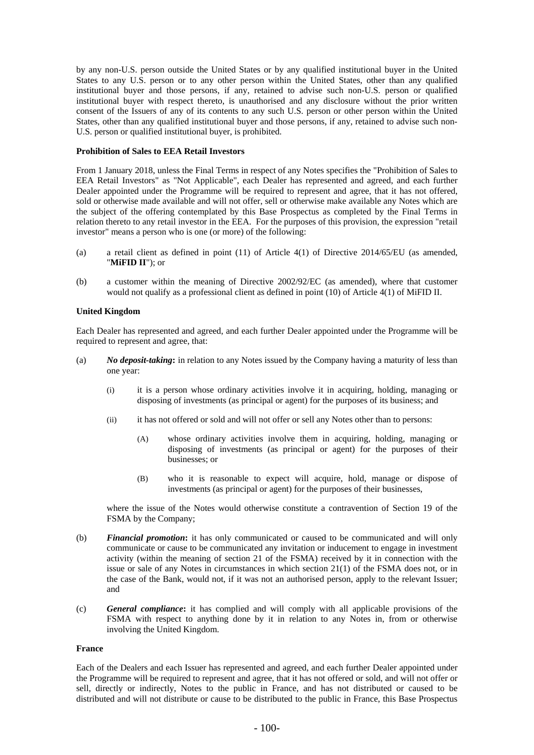by any non-U.S. person outside the United States or by any qualified institutional buyer in the United States to any U.S. person or to any other person within the United States, other than any qualified institutional buyer and those persons, if any, retained to advise such non-U.S. person or qualified institutional buyer with respect thereto, is unauthorised and any disclosure without the prior written consent of the Issuers of any of its contents to any such U.S. person or other person within the United States, other than any qualified institutional buyer and those persons, if any, retained to advise such non-U.S. person or qualified institutional buyer, is prohibited.

**Prohibition of Sales to EEA Retail Investors**

From 1 January 2018, unless the Final Terms in respect of any Notes specifies the "Prohibition of Sales to EEA Retail Investors" as "Not Applicable", each Dealer has represented and agreed, and each further Dealer appointed under the Programme will be required to represent and agree, that it has not offered, sold or otherwise made available and will not offer, sell or otherwise make available any Notes which are the subject of the offering contemplated by this Base Prospectus as completed by the Final Terms in relation thereto to any retail investor in the EEA. For the purposes of this provision, the expression "retail investor" means a person who is one (or more) of the following:

(a) a retail client as defined in point (11) of Article 4(1) of Directive 2014/65/EU (as amended, "**MiFID II**"); or

(b) a customer within the meaning of Directive 2002/92/EC (as amended), where that customer would not qualify as a professional client as defined in point (10) of Article 4(1) of MiFID II.

**United Kingdom**

Each Dealer has represented and agreed, and each further Dealer appointed under the Programme will be required to represent and agree, that:

(a) ***No deposit-taking*:** in relation to any Notes issued by the Company having a maturity of less than one year:

    (i) it is a person whose ordinary activities involve it in acquiring, holding, managing or disposing of investments (as principal or agent) for the purposes of its business; and

    (ii) it has not offered or sold and will not offer or sell any Notes other than to persons:

        (A) whose ordinary activities involve them in acquiring, holding, managing or disposing of investments (as principal or agent) for the purposes of their businesses; or

        (B) who it is reasonable to expect will acquire, hold, manage or dispose of investments (as principal or agent) for the purposes of their businesses,

    where the issue of the Notes would otherwise constitute a contravention of Section 19 of the FSMA by the Company;

(b) ***Financial promotion*:** it has only communicated or caused to be communicated and will only communicate or cause to be communicated any invitation or inducement to engage in investment activity (within the meaning of section 21 of the FSMA) received by it in connection with the issue or sale of any Notes in circumstances in which section 21(1) of the FSMA does not, or in the case of the Bank, would not, if it was not an authorised person, apply to the relevant Issuer; and

(c) ***General compliance*:** it has complied and will comply with all applicable provisions of the FSMA with respect to anything done by it in relation to any Notes in, from or otherwise involving the United Kingdom.

**France**

Each of the Dealers and each Issuer has represented and agreed, and each further Dealer appointed under the Programme will be required to represent and agree, that it has not offered or sold, and will not offer or sell, directly or indirectly, Notes to the public in France, and has not distributed or caused to be distributed and will not distribute or cause to be distributed to the public in France, this Base Prospectus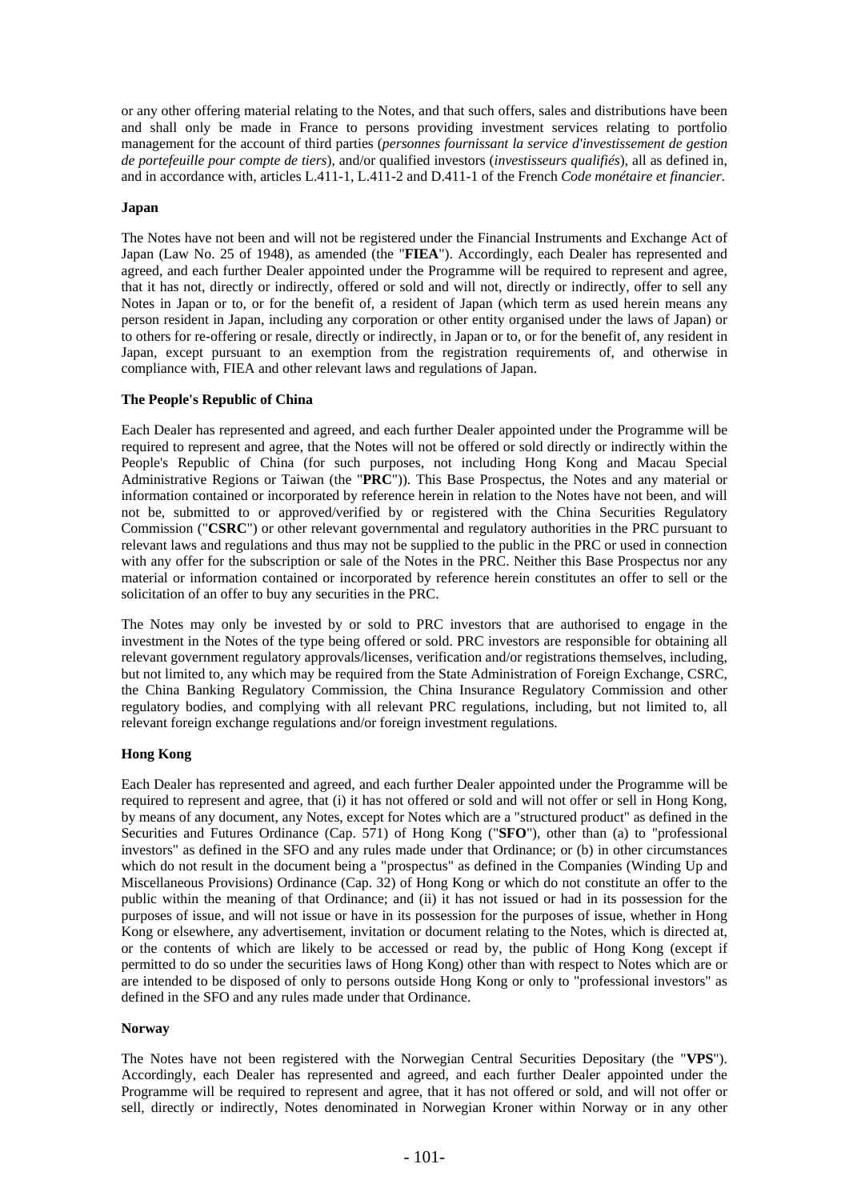or any other offering material relating to the Notes, and that such offers, sales and distributions have been and shall only be made in France to persons providing investment services relating to portfolio management for the account of third parties (*personnes fournissant la service d'investissement de gestion de portefeuille pour compte de tiers*), and/or qualified investors (*investisseurs qualifiés*), all as defined in, and in accordance with, articles L.411-1, L.411-2 and D.411-1 of the French *Code monétaire et financier*.

**Japan**

The Notes have not been and will not be registered under the Financial Instruments and Exchange Act of Japan (Law No. 25 of 1948), as amended (the "**FIEA**"). Accordingly, each Dealer has represented and agreed, and each further Dealer appointed under the Programme will be required to represent and agree, that it has not, directly or indirectly, offered or sold and will not, directly or indirectly, offer to sell any Notes in Japan or to, or for the benefit of, a resident of Japan (which term as used herein means any person resident in Japan, including any corporation or other entity organised under the laws of Japan) or to others for re-offering or resale, directly or indirectly, in Japan or to, or for the benefit of, any resident in Japan, except pursuant to an exemption from the registration requirements of, and otherwise in compliance with, FIEA and other relevant laws and regulations of Japan.

**The People's Republic of China**

Each Dealer has represented and agreed, and each further Dealer appointed under the Programme will be required to represent and agree, that the Notes will not be offered or sold directly or indirectly within the People's Republic of China (for such purposes, not including Hong Kong and Macau Special Administrative Regions or Taiwan (the "**PRC**")). This Base Prospectus, the Notes and any material or information contained or incorporated by reference herein in relation to the Notes have not been, and will not be, submitted to or approved/verified by or registered with the China Securities Regulatory Commission ("**CSRC**") or other relevant governmental and regulatory authorities in the PRC pursuant to relevant laws and regulations and thus may not be supplied to the public in the PRC or used in connection with any offer for the subscription or sale of the Notes in the PRC. Neither this Base Prospectus nor any material or information contained or incorporated by reference herein constitutes an offer to sell or the solicitation of an offer to buy any securities in the PRC.

The Notes may only be invested by or sold to PRC investors that are authorised to engage in the investment in the Notes of the type being offered or sold. PRC investors are responsible for obtaining all relevant government regulatory approvals/licenses, verification and/or registrations themselves, including, but not limited to, any which may be required from the State Administration of Foreign Exchange, CSRC, the China Banking Regulatory Commission, the China Insurance Regulatory Commission and other regulatory bodies, and complying with all relevant PRC regulations, including, but not limited to, all relevant foreign exchange regulations and/or foreign investment regulations.

**Hong Kong**

Each Dealer has represented and agreed, and each further Dealer appointed under the Programme will be required to represent and agree, that (i) it has not offered or sold and will not offer or sell in Hong Kong, by means of any document, any Notes, except for Notes which are a "structured product" as defined in the Securities and Futures Ordinance (Cap. 571) of Hong Kong ("**SFO**"), other than (a) to "professional investors" as defined in the SFO and any rules made under that Ordinance; or (b) in other circumstances which do not result in the document being a "prospectus" as defined in the Companies (Winding Up and Miscellaneous Provisions) Ordinance (Cap. 32) of Hong Kong or which do not constitute an offer to the public within the meaning of that Ordinance; and (ii) it has not issued or had in its possession for the purposes of issue, and will not issue or have in its possession for the purposes of issue, whether in Hong Kong or elsewhere, any advertisement, invitation or document relating to the Notes, which is directed at, or the contents of which are likely to be accessed or read by, the public of Hong Kong (except if permitted to do so under the securities laws of Hong Kong) other than with respect to Notes which are or are intended to be disposed of only to persons outside Hong Kong or only to "professional investors" as defined in the SFO and any rules made under that Ordinance.

**Norway**

The Notes have not been registered with the Norwegian Central Securities Depositary (the "**VPS**"). Accordingly, each Dealer has represented and agreed, and each further Dealer appointed under the Programme will be required to represent and agree, that it has not offered or sold, and will not offer or sell, directly or indirectly, Notes denominated in Norwegian Kroner within Norway or in any other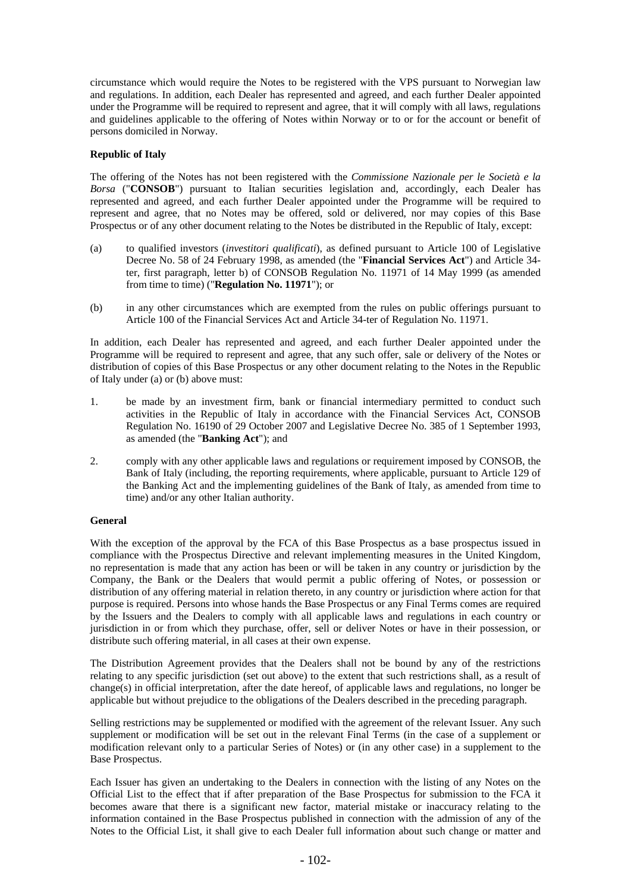circumstance which would require the Notes to be registered with the VPS pursuant to Norwegian law and regulations. In addition, each Dealer has represented and agreed, and each further Dealer appointed under the Programme will be required to represent and agree, that it will comply with all laws, regulations and guidelines applicable to the offering of Notes within Norway or to or for the account or benefit of persons domiciled in Norway.

**Republic of Italy**

The offering of the Notes has not been registered with the *Commissione Nazionale per le Società e la Borsa* ("**CONSOB**") pursuant to Italian securities legislation and, accordingly, each Dealer has represented and agreed, and each further Dealer appointed under the Programme will be required to represent and agree, that no Notes may be offered, sold or delivered, nor may copies of this Base Prospectus or of any other document relating to the Notes be distributed in the Republic of Italy, except:

(a) to qualified investors (*investitori qualificati*), as defined pursuant to Article 100 of Legislative Decree No. 58 of 24 February 1998, as amended (the "**Financial Services Act**") and Article 34-ter, first paragraph, letter b) of CONSOB Regulation No. 11971 of 14 May 1999 (as amended from time to time) ("**Regulation No. 11971**"); or

(b) in any other circumstances which are exempted from the rules on public offerings pursuant to Article 100 of the Financial Services Act and Article 34-ter of Regulation No. 11971.

In addition, each Dealer has represented and agreed, and each further Dealer appointed under the Programme will be required to represent and agree, that any such offer, sale or delivery of the Notes or distribution of copies of this Base Prospectus or any other document relating to the Notes in the Republic of Italy under (a) or (b) above must:

1. be made by an investment firm, bank or financial intermediary permitted to conduct such activities in the Republic of Italy in accordance with the Financial Services Act, CONSOB Regulation No. 16190 of 29 October 2007 and Legislative Decree No. 385 of 1 September 1993, as amended (the "**Banking Act**"); and

2. comply with any other applicable laws and regulations or requirement imposed by CONSOB, the Bank of Italy (including, the reporting requirements, where applicable, pursuant to Article 129 of the Banking Act and the implementing guidelines of the Bank of Italy, as amended from time to time) and/or any other Italian authority.

**General**

With the exception of the approval by the FCA of this Base Prospectus as a base prospectus issued in compliance with the Prospectus Directive and relevant implementing measures in the United Kingdom, no representation is made that any action has been or will be taken in any country or jurisdiction by the Company, the Bank or the Dealers that would permit a public offering of Notes, or possession or distribution of any offering material in relation thereto, in any country or jurisdiction where action for that purpose is required. Persons into whose hands the Base Prospectus or any Final Terms comes are required by the Issuers and the Dealers to comply with all applicable laws and regulations in each country or jurisdiction in or from which they purchase, offer, sell or deliver Notes or have in their possession, or distribute such offering material, in all cases at their own expense.

The Distribution Agreement provides that the Dealers shall not be bound by any of the restrictions relating to any specific jurisdiction (set out above) to the extent that such restrictions shall, as a result of change(s) in official interpretation, after the date hereof, of applicable laws and regulations, no longer be applicable but without prejudice to the obligations of the Dealers described in the preceding paragraph.

Selling restrictions may be supplemented or modified with the agreement of the relevant Issuer. Any such supplement or modification will be set out in the relevant Final Terms (in the case of a supplement or modification relevant only to a particular Series of Notes) or (in any other case) in a supplement to the Base Prospectus.

Each Issuer has given an undertaking to the Dealers in connection with the listing of any Notes on the Official List to the effect that if after preparation of the Base Prospectus for submission to the FCA it becomes aware that there is a significant new factor, material mistake or inaccuracy relating to the information contained in the Base Prospectus published in connection with the admission of any of the Notes to the Official List, it shall give to each Dealer full information about such change or matter and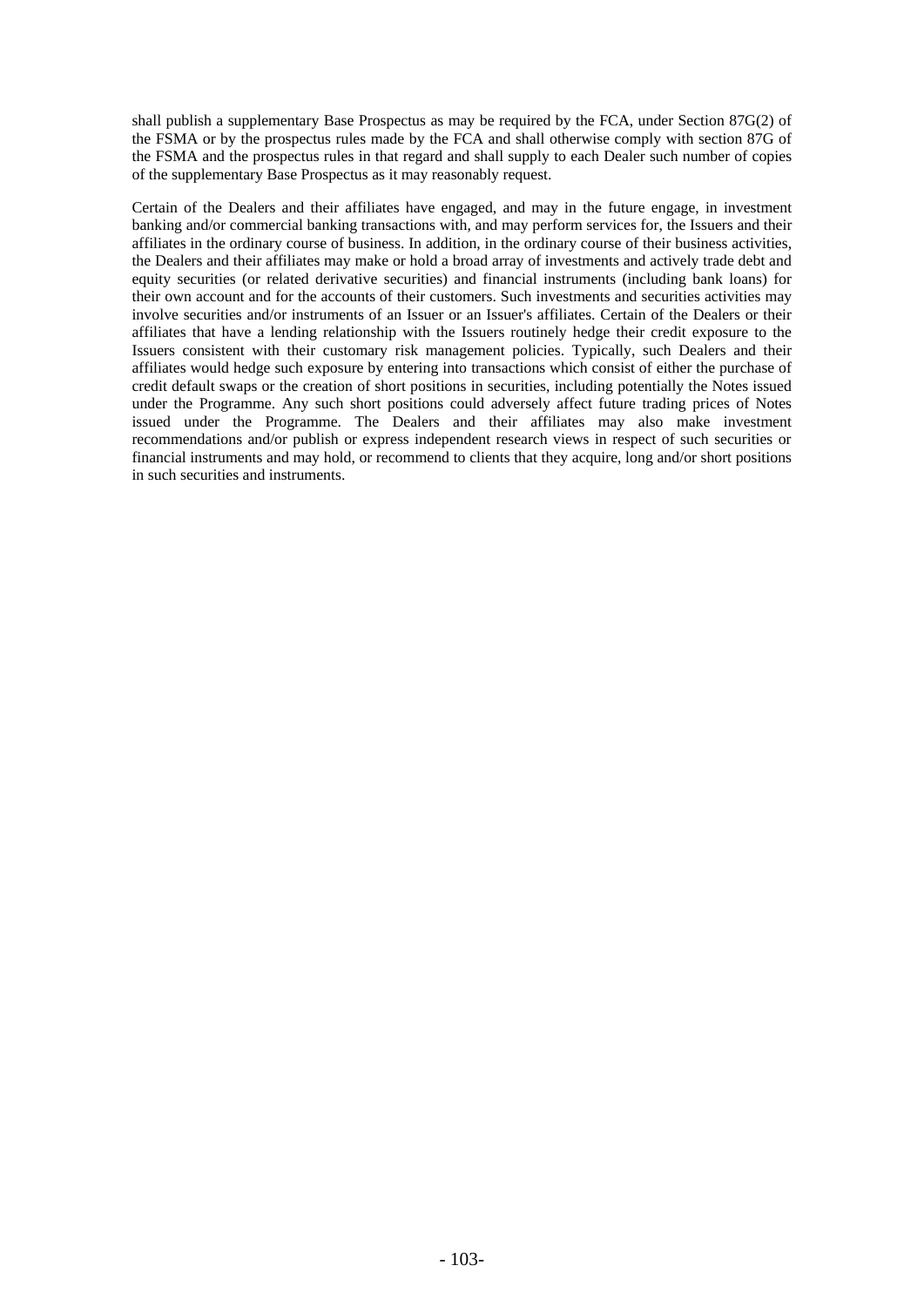shall publish a supplementary Base Prospectus as may be required by the FCA, under Section 87G(2) of the FSMA or by the prospectus rules made by the FCA and shall otherwise comply with section 87G of the FSMA and the prospectus rules in that regard and shall supply to each Dealer such number of copies of the supplementary Base Prospectus as it may reasonably request.

Certain of the Dealers and their affiliates have engaged, and may in the future engage, in investment banking and/or commercial banking transactions with, and may perform services for, the Issuers and their affiliates in the ordinary course of business. In addition, in the ordinary course of their business activities, the Dealers and their affiliates may make or hold a broad array of investments and actively trade debt and equity securities (or related derivative securities) and financial instruments (including bank loans) for their own account and for the accounts of their customers. Such investments and securities activities may involve securities and/or instruments of an Issuer or an Issuer's affiliates. Certain of the Dealers or their affiliates that have a lending relationship with the Issuers routinely hedge their credit exposure to the Issuers consistent with their customary risk management policies. Typically, such Dealers and their affiliates would hedge such exposure by entering into transactions which consist of either the purchase of credit default swaps or the creation of short positions in securities, including potentially the Notes issued under the Programme. Any such short positions could adversely affect future trading prices of Notes issued under the Programme. The Dealers and their affiliates may also make investment recommendations and/or publish or express independent research views in respect of such securities or financial instruments and may hold, or recommend to clients that they acquire, long and/or short positions in such securities and instruments.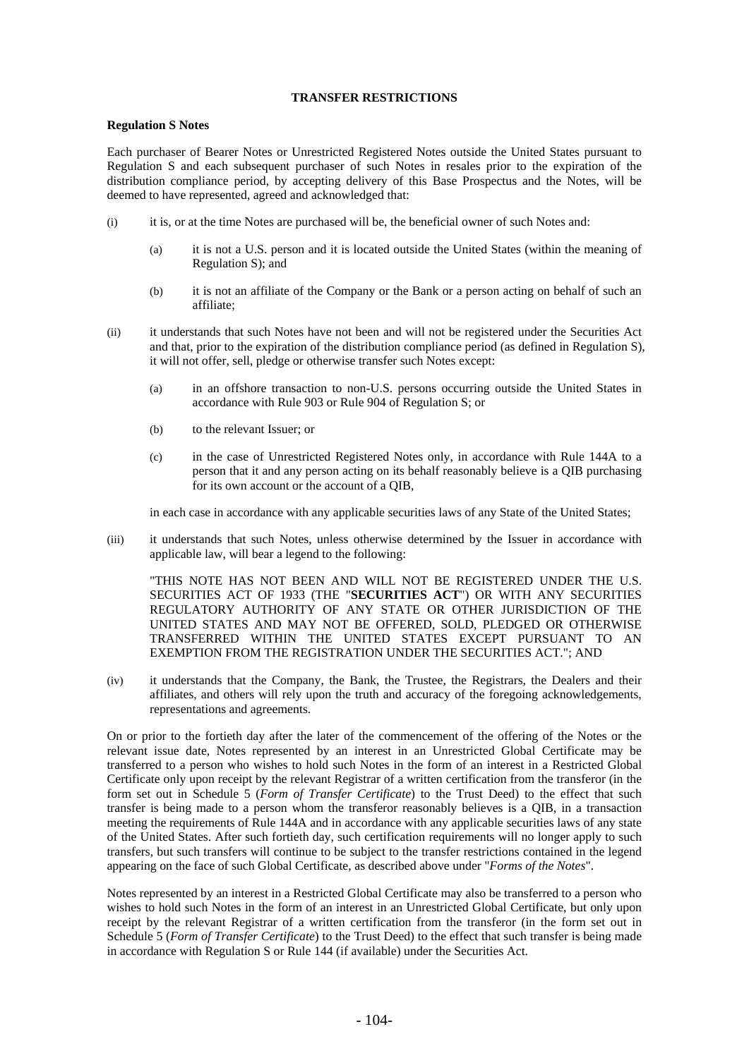## TRANSFER RESTRICTIONS

### Regulation S Notes

Each purchaser of Bearer Notes or Unrestricted Registered Notes outside the United States pursuant to Regulation S and each subsequent purchaser of such Notes in resales prior to the expiration of the distribution compliance period, by accepting delivery of this Base Prospectus and the Notes, will be deemed to have represented, agreed and acknowledged that:

(i) it is, or at the time Notes are purchased will be, the beneficial owner of such Notes and:

   (a) it is not a U.S. person and it is located outside the United States (within the meaning of Regulation S); and

   (b) it is not an affiliate of the Company or the Bank or a person acting on behalf of such an affiliate;

(ii) it understands that such Notes have not been and will not be registered under the Securities Act and that, prior to the expiration of the distribution compliance period (as defined in Regulation S), it will not offer, sell, pledge or otherwise transfer such Notes except:

   (a) in an offshore transaction to non-U.S. persons occurring outside the United States in accordance with Rule 903 or Rule 904 of Regulation S; or

   (b) to the relevant Issuer; or

   (c) in the case of Unrestricted Registered Notes only, in accordance with Rule 144A to a person that it and any person acting on its behalf reasonably believe is a QIB purchasing for its own account or the account of a QIB,

   in each case in accordance with any applicable securities laws of any State of the United States;

(iii) it understands that such Notes, unless otherwise determined by the Issuer in accordance with applicable law, will bear a legend to the following:

   "THIS NOTE HAS NOT BEEN AND WILL NOT BE REGISTERED UNDER THE U.S. SECURITIES ACT OF 1933 (THE "**SECURITIES ACT**") OR WITH ANY SECURITIES REGULATORY AUTHORITY OF ANY STATE OR OTHER JURISDICTION OF THE UNITED STATES AND MAY NOT BE OFFERED, SOLD, PLEDGED OR OTHERWISE TRANSFERRED WITHIN THE UNITED STATES EXCEPT PURSUANT TO AN EXEMPTION FROM THE REGISTRATION UNDER THE SECURITIES ACT."; AND

(iv) it understands that the Company, the Bank, the Trustee, the Registrars, the Dealers and their affiliates, and others will rely upon the truth and accuracy of the foregoing acknowledgements, representations and agreements.

On or prior to the fortieth day after the later of the commencement of the offering of the Notes or the relevant issue date, Notes represented by an interest in an Unrestricted Global Certificate may be transferred to a person who wishes to hold such Notes in the form of an interest in a Restricted Global Certificate only upon receipt by the relevant Registrar of a written certification from the transferor (in the form set out in Schedule 5 (*Form of Transfer Certificate*) to the Trust Deed) to the effect that such transfer is being made to a person whom the transferor reasonably believes is a QIB, in a transaction meeting the requirements of Rule 144A and in accordance with any applicable securities laws of any state of the United States. After such fortieth day, such certification requirements will no longer apply to such transfers, but such transfers will continue to be subject to the transfer restrictions contained in the legend appearing on the face of such Global Certificate, as described above under "*Forms of the Notes*".

Notes represented by an interest in a Restricted Global Certificate may also be transferred to a person who wishes to hold such Notes in the form of an interest in an Unrestricted Global Certificate, but only upon receipt by the relevant Registrar of a written certification from the transferor (in the form set out in Schedule 5 (*Form of Transfer Certificate*) to the Trust Deed) to the effect that such transfer is being made in accordance with Regulation S or Rule 144 (if available) under the Securities Act.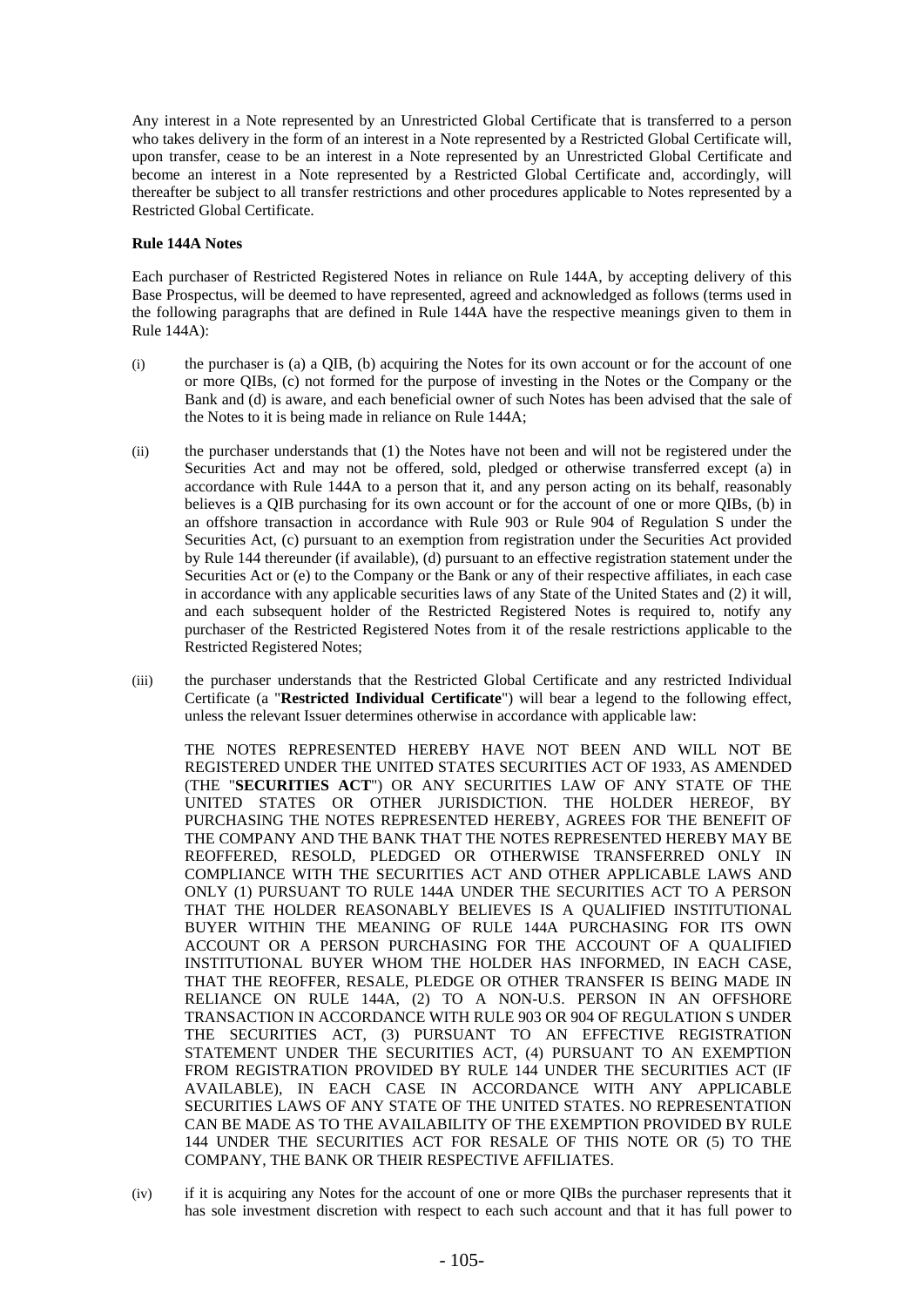Any interest in a Note represented by an Unrestricted Global Certificate that is transferred to a person who takes delivery in the form of an interest in a Note represented by a Restricted Global Certificate will, upon transfer, cease to be an interest in a Note represented by an Unrestricted Global Certificate and become an interest in a Note represented by a Restricted Global Certificate and, accordingly, will thereafter be subject to all transfer restrictions and other procedures applicable to Notes represented by a Restricted Global Certificate.

**Rule 144A Notes**

Each purchaser of Restricted Registered Notes in reliance on Rule 144A, by accepting delivery of this Base Prospectus, will be deemed to have represented, agreed and acknowledged as follows (terms used in the following paragraphs that are defined in Rule 144A have the respective meanings given to them in Rule 144A):

(i) the purchaser is (a) a QIB, (b) acquiring the Notes for its own account or for the account of one or more QIBs, (c) not formed for the purpose of investing in the Notes or the Company or the Bank and (d) is aware, and each beneficial owner of such Notes has been advised that the sale of the Notes to it is being made in reliance on Rule 144A;

(ii) the purchaser understands that (1) the Notes have not been and will not be registered under the Securities Act and may not be offered, sold, pledged or otherwise transferred except (a) in accordance with Rule 144A to a person that it, and any person acting on its behalf, reasonably believes is a QIB purchasing for its own account or for the account of one or more QIBs, (b) in an offshore transaction in accordance with Rule 903 or Rule 904 of Regulation S under the Securities Act, (c) pursuant to an exemption from registration under the Securities Act provided by Rule 144 thereunder (if available), (d) pursuant to an effective registration statement under the Securities Act or (e) to the Company or the Bank or any of their respective affiliates, in each case in accordance with any applicable securities laws of any State of the United States and (2) it will, and each subsequent holder of the Restricted Registered Notes is required to, notify any purchaser of the Restricted Registered Notes from it of the resale restrictions applicable to the Restricted Registered Notes;

(iii) the purchaser understands that the Restricted Global Certificate and any restricted Individual Certificate (a "**Restricted Individual Certificate**") will bear a legend to the following effect, unless the relevant Issuer determines otherwise in accordance with applicable law:

THE NOTES REPRESENTED HEREBY HAVE NOT BEEN AND WILL NOT BE REGISTERED UNDER THE UNITED STATES SECURITIES ACT OF 1933, AS AMENDED (THE "**SECURITIES ACT**") OR ANY SECURITIES LAW OF ANY STATE OF THE UNITED STATES OR OTHER JURISDICTION. THE HOLDER HEREOF, BY PURCHASING THE NOTES REPRESENTED HEREBY, AGREES FOR THE BENEFIT OF THE COMPANY AND THE BANK THAT THE NOTES REPRESENTED HEREBY MAY BE REOFFERED, RESOLD, PLEDGED OR OTHERWISE TRANSFERRED ONLY IN COMPLIANCE WITH THE SECURITIES ACT AND OTHER APPLICABLE LAWS AND ONLY (1) PURSUANT TO RULE 144A UNDER THE SECURITIES ACT TO A PERSON THAT THE HOLDER REASONABLY BELIEVES IS A QUALIFIED INSTITUTIONAL BUYER WITHIN THE MEANING OF RULE 144A PURCHASING FOR ITS OWN ACCOUNT OR A PERSON PURCHASING FOR THE ACCOUNT OF A QUALIFIED INSTITUTIONAL BUYER WHOM THE HOLDER HAS INFORMED, IN EACH CASE, THAT THE REOFFER, RESALE, PLEDGE OR OTHER TRANSFER IS BEING MADE IN RELIANCE ON RULE 144A, (2) TO A NON-U.S. PERSON IN AN OFFSHORE TRANSACTION IN ACCORDANCE WITH RULE 903 OR 904 OF REGULATION S UNDER THE SECURITIES ACT, (3) PURSUANT TO AN EFFECTIVE REGISTRATION STATEMENT UNDER THE SECURITIES ACT, (4) PURSUANT TO AN EXEMPTION FROM REGISTRATION PROVIDED BY RULE 144 UNDER THE SECURITIES ACT (IF AVAILABLE), IN EACH CASE IN ACCORDANCE WITH ANY APPLICABLE SECURITIES LAWS OF ANY STATE OF THE UNITED STATES. NO REPRESENTATION CAN BE MADE AS TO THE AVAILABILITY OF THE EXEMPTION PROVIDED BY RULE 144 UNDER THE SECURITIES ACT FOR RESALE OF THIS NOTE OR (5) TO THE COMPANY, THE BANK OR THEIR RESPECTIVE AFFILIATES.

(iv) if it is acquiring any Notes for the account of one or more QIBs the purchaser represents that it has sole investment discretion with respect to each such account and that it has full power to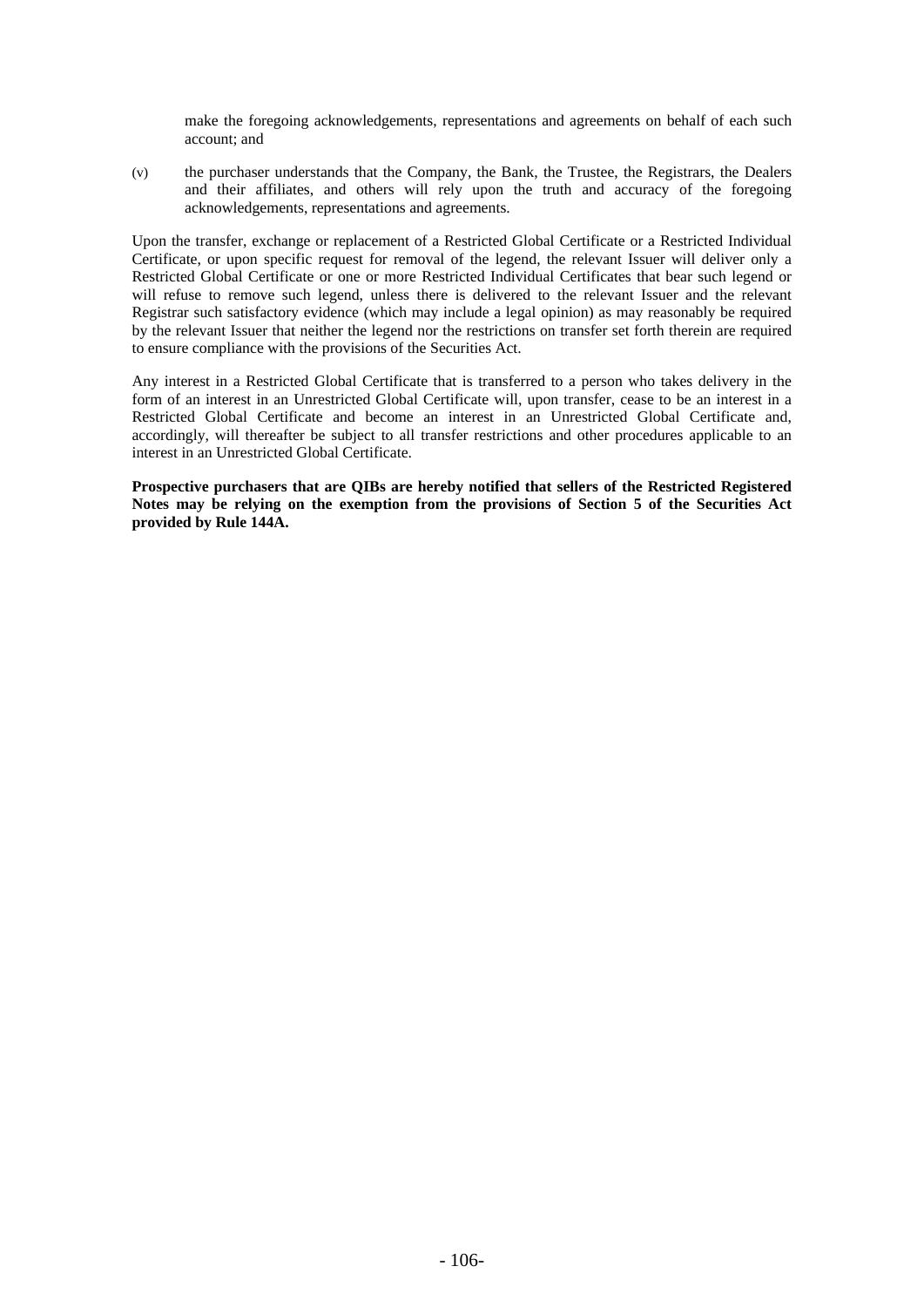make the foregoing acknowledgements, representations and agreements on behalf of each such account; and

(v) the purchaser understands that the Company, the Bank, the Trustee, the Registrars, the Dealers and their affiliates, and others will rely upon the truth and accuracy of the foregoing acknowledgements, representations and agreements.

Upon the transfer, exchange or replacement of a Restricted Global Certificate or a Restricted Individual Certificate, or upon specific request for removal of the legend, the relevant Issuer will deliver only a Restricted Global Certificate or one or more Restricted Individual Certificates that bear such legend or will refuse to remove such legend, unless there is delivered to the relevant Issuer and the relevant Registrar such satisfactory evidence (which may include a legal opinion) as may reasonably be required by the relevant Issuer that neither the legend nor the restrictions on transfer set forth therein are required to ensure compliance with the provisions of the Securities Act.

Any interest in a Restricted Global Certificate that is transferred to a person who takes delivery in the form of an interest in an Unrestricted Global Certificate will, upon transfer, cease to be an interest in a Restricted Global Certificate and become an interest in an Unrestricted Global Certificate and, accordingly, will thereafter be subject to all transfer restrictions and other procedures applicable to an interest in an Unrestricted Global Certificate.

**Prospective purchasers that are QIBs are hereby notified that sellers of the Restricted Registered Notes may be relying on the exemption from the provisions of Section 5 of the Securities Act provided by Rule 144A.**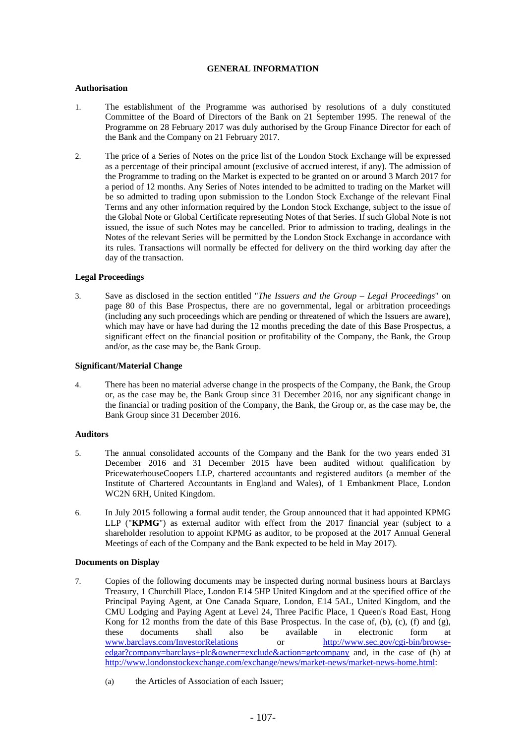## GENERAL INFORMATION

### Authorisation

1. The establishment of the Programme was authorised by resolutions of a duly constituted Committee of the Board of Directors of the Bank on 21 September 1995. The renewal of the Programme on 28 February 2017 was duly authorised by the Group Finance Director for each of the Bank and the Company on 21 February 2017.

2. The price of a Series of Notes on the price list of the London Stock Exchange will be expressed as a percentage of their principal amount (exclusive of accrued interest, if any). The admission of the Programme to trading on the Market is expected to be granted on or around 3 March 2017 for a period of 12 months. Any Series of Notes intended to be admitted to trading on the Market will be so admitted to trading upon submission to the London Stock Exchange of the relevant Final Terms and any other information required by the London Stock Exchange, subject to the issue of the Global Note or Global Certificate representing Notes of that Series. If such Global Note is not issued, the issue of such Notes may be cancelled. Prior to admission to trading, dealings in the Notes of the relevant Series will be permitted by the London Stock Exchange in accordance with its rules. Transactions will normally be effected for delivery on the third working day after the day of the transaction.

### Legal Proceedings

3. Save as disclosed in the section entitled "*The Issuers and the Group – Legal Proceedings*" on page 80 of this Base Prospectus, there are no governmental, legal or arbitration proceedings (including any such proceedings which are pending or threatened of which the Issuers are aware), which may have or have had during the 12 months preceding the date of this Base Prospectus, a significant effect on the financial position or profitability of the Company, the Bank, the Group and/or, as the case may be, the Bank Group.

### Significant/Material Change

4. There has been no material adverse change in the prospects of the Company, the Bank, the Group or, as the case may be, the Bank Group since 31 December 2016, nor any significant change in the financial or trading position of the Company, the Bank, the Group or, as the case may be, the Bank Group since 31 December 2016.

### Auditors

5. The annual consolidated accounts of the Company and the Bank for the two years ended 31 December 2016 and 31 December 2015 have been audited without qualification by PricewaterhouseCoopers LLP, chartered accountants and registered auditors (a member of the Institute of Chartered Accountants in England and Wales), of 1 Embankment Place, London WC2N 6RH, United Kingdom.

6. In July 2015 following a formal audit tender, the Group announced that it had appointed KPMG LLP ("**KPMG**") as external auditor with effect from the 2017 financial year (subject to a shareholder resolution to appoint KPMG as auditor, to be proposed at the 2017 Annual General Meetings of each of the Company and the Bank expected to be held in May 2017).

### Documents on Display

7. Copies of the following documents may be inspected during normal business hours at Barclays Treasury, 1 Churchill Place, London E14 5HP United Kingdom and at the specified office of the Principal Paying Agent, at One Canada Square, London, E14 5AL, United Kingdom, and the CMU Lodging and Paying Agent at Level 24, Three Pacific Place, 1 Queen's Road East, Hong Kong for 12 months from the date of this Base Prospectus. In the case of, (b), (c), (f) and (g), these documents shall also be available in electronic form at www.barclays.com/InvestorRelations or http://www.sec.gov/cgi-bin/browse-edgar?company=barclays+plc&owner=exclude&action=getcompany and, in the case of (h) at http://www.londonstockexchange.com/exchange/news/market-news/market-news-home.html:

   (a) the Articles of Association of each Issuer;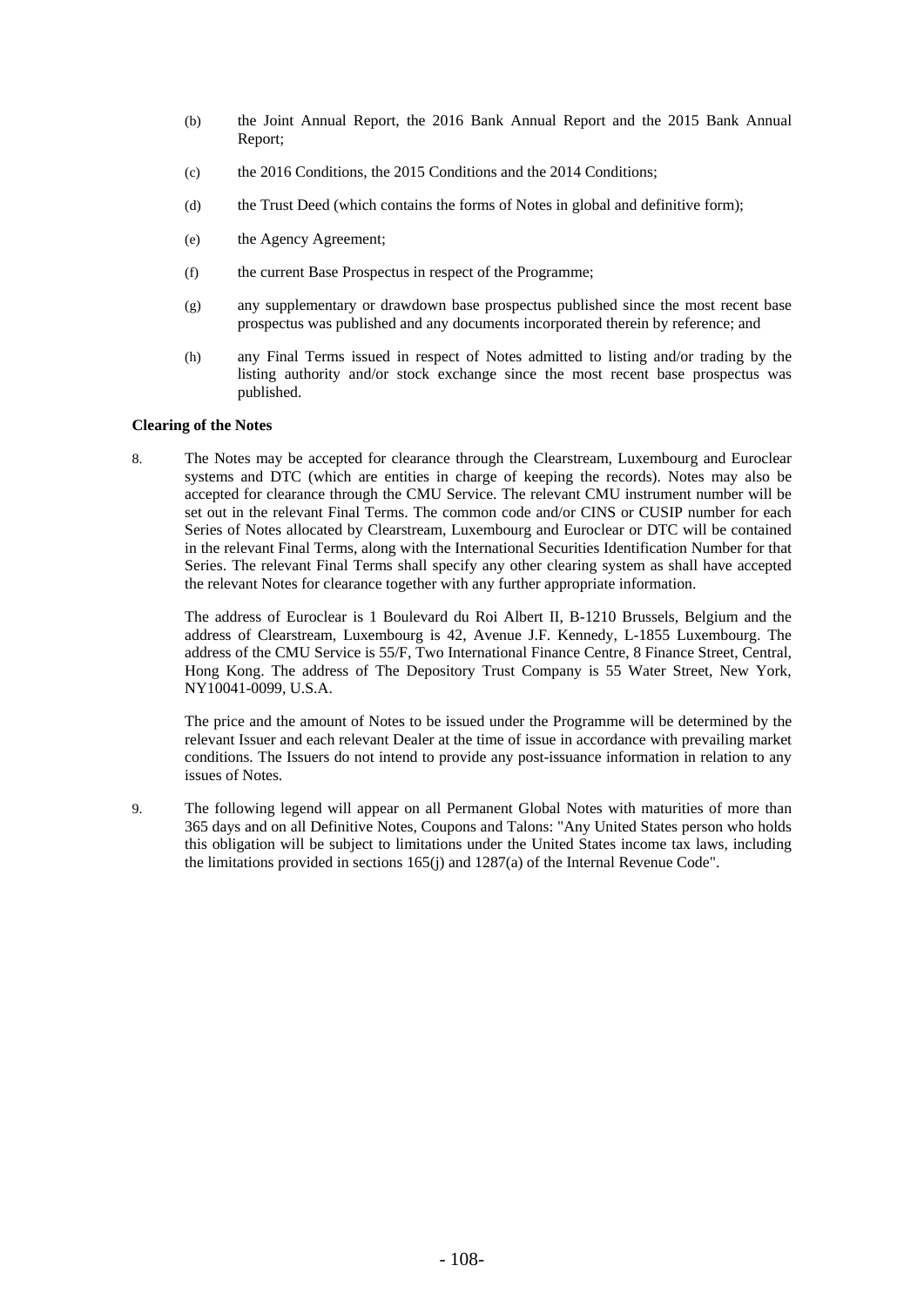(b) the Joint Annual Report, the 2016 Bank Annual Report and the 2015 Bank Annual Report;

(c) the 2016 Conditions, the 2015 Conditions and the 2014 Conditions;

(d) the Trust Deed (which contains the forms of Notes in global and definitive form);

(e) the Agency Agreement;

(f) the current Base Prospectus in respect of the Programme;

(g) any supplementary or drawdown base prospectus published since the most recent base prospectus was published and any documents incorporated therein by reference; and

(h) any Final Terms issued in respect of Notes admitted to listing and/or trading by the listing authority and/or stock exchange since the most recent base prospectus was published.

**Clearing of the Notes**

8. The Notes may be accepted for clearance through the Clearstream, Luxembourg and Euroclear systems and DTC (which are entities in charge of keeping the records). Notes may also be accepted for clearance through the CMU Service. The relevant CMU instrument number will be set out in the relevant Final Terms. The common code and/or CINS or CUSIP number for each Series of Notes allocated by Clearstream, Luxembourg and Euroclear or DTC will be contained in the relevant Final Terms, along with the International Securities Identification Number for that Series. The relevant Final Terms shall specify any other clearing system as shall have accepted the relevant Notes for clearance together with any further appropriate information.

   The address of Euroclear is 1 Boulevard du Roi Albert II, B-1210 Brussels, Belgium and the address of Clearstream, Luxembourg is 42, Avenue J.F. Kennedy, L-1855 Luxembourg. The address of the CMU Service is 55/F, Two International Finance Centre, 8 Finance Street, Central, Hong Kong. The address of The Depository Trust Company is 55 Water Street, New York, NY10041-0099, U.S.A.

   The price and the amount of Notes to be issued under the Programme will be determined by the relevant Issuer and each relevant Dealer at the time of issue in accordance with prevailing market conditions. The Issuers do not intend to provide any post-issuance information in relation to any issues of Notes.

9. The following legend will appear on all Permanent Global Notes with maturities of more than 365 days and on all Definitive Notes, Coupons and Talons: "Any United States person who holds this obligation will be subject to limitations under the United States income tax laws, including the limitations provided in sections 165(j) and 1287(a) of the Internal Revenue Code".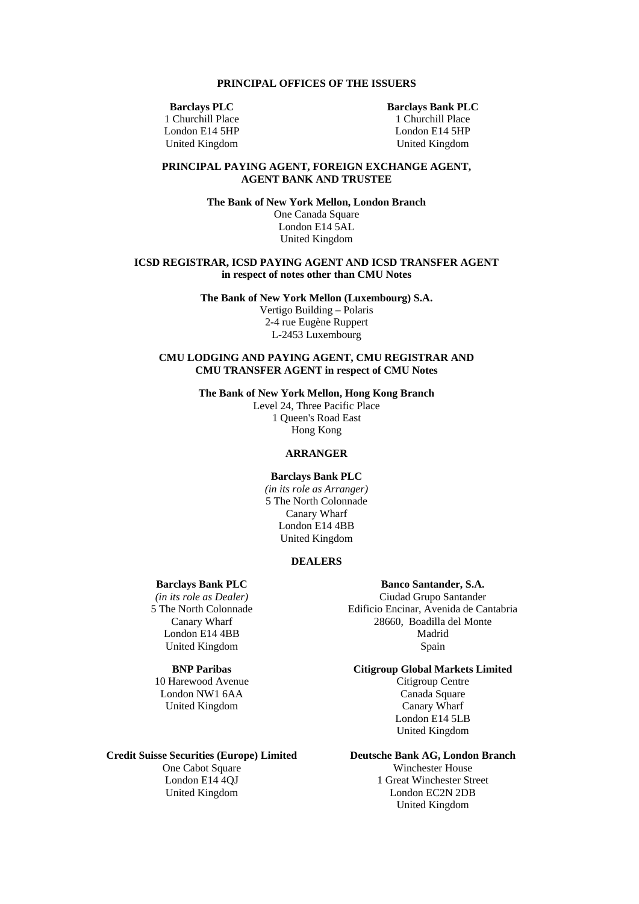## PRINCIPAL OFFICES OF THE ISSUERS

**Barclays PLC**
1 Churchill Place
London E14 5HP
United Kingdom

**Barclays Bank PLC**
1 Churchill Place
London E14 5HP
United Kingdom

## PRINCIPAL PAYING AGENT, FOREIGN EXCHANGE AGENT, AGENT BANK AND TRUSTEE

**The Bank of New York Mellon, London Branch**
One Canada Square
London E14 5AL
United Kingdom

## ICSD REGISTRAR, ICSD PAYING AGENT AND ICSD TRANSFER AGENT in respect of notes other than CMU Notes

**The Bank of New York Mellon (Luxembourg) S.A.**
Vertigo Building – Polaris
2-4 rue Eugène Ruppert
L-2453 Luxembourg

## CMU LODGING AND PAYING AGENT, CMU REGISTRAR AND CMU TRANSFER AGENT in respect of CMU Notes

**The Bank of New York Mellon, Hong Kong Branch**
Level 24, Three Pacific Place
1 Queen's Road East
Hong Kong

## ARRANGER

**Barclays Bank PLC**
*(in its role as Arranger)*
5 The North Colonnade
Canary Wharf
London E14 4BB
United Kingdom

## DEALERS

**Barclays Bank PLC**
*(in its role as Dealer)*
5 The North Colonnade
Canary Wharf
London E14 4BB
United Kingdom

**Banco Santander, S.A.**
Ciudad Grupo Santander
Edificio Encinar, Avenida de Cantabria
28660, Boadilla del Monte
Madrid
Spain

**BNP Paribas**
10 Harewood Avenue
London NW1 6AA
United Kingdom

**Citigroup Global Markets Limited**
Citigroup Centre
Canada Square
Canary Wharf
London E14 5LB
United Kingdom

**Credit Suisse Securities (Europe) Limited**
One Cabot Square
London E14 4QJ
United Kingdom

**Deutsche Bank AG, London Branch**
Winchester House
1 Great Winchester Street
London EC2N 2DB
United Kingdom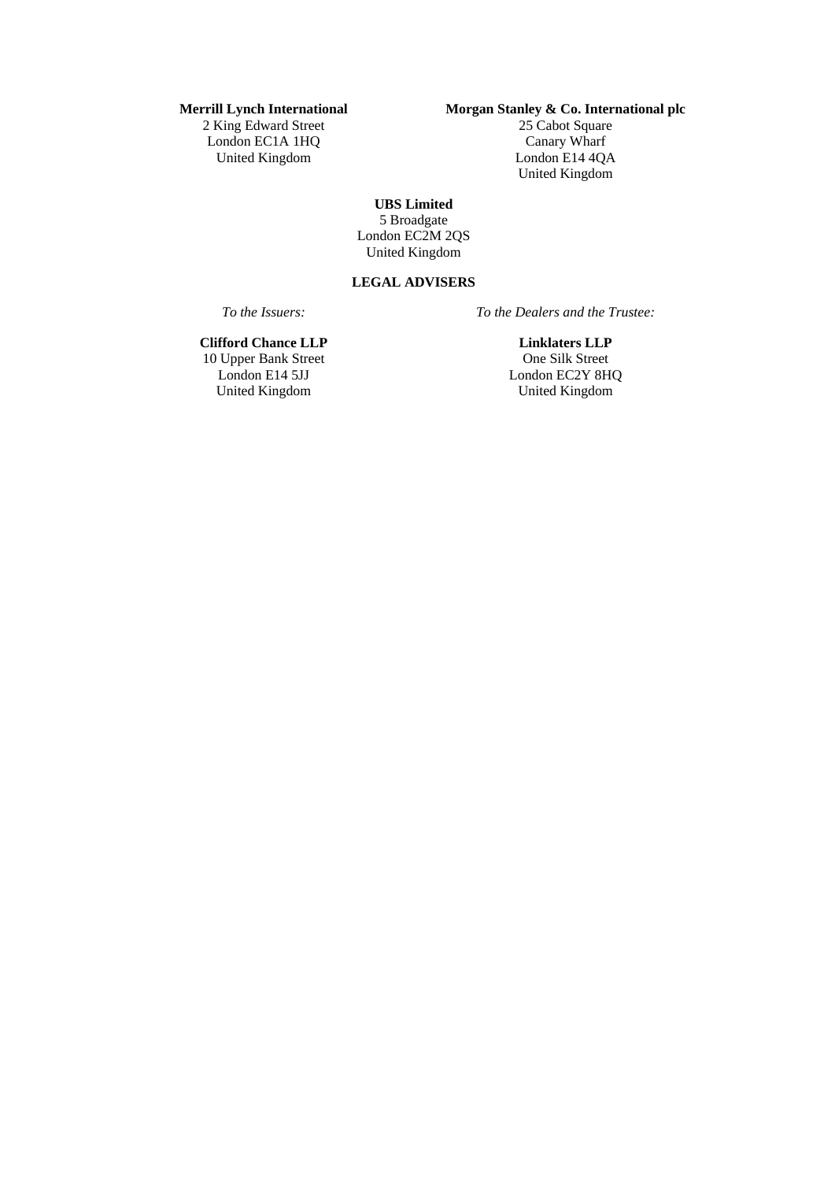**Merrill Lynch International**
2 King Edward Street
London EC1A 1HQ
United Kingdom

**Morgan Stanley & Co. International plc**
25 Cabot Square
Canary Wharf
London E14 4QA
United Kingdom

**UBS Limited**
5 Broadgate
London EC2M 2QS
United Kingdom

## LEGAL ADVISERS

*To the Issuers:*

**Clifford Chance LLP**
10 Upper Bank Street
London E14 5JJ
United Kingdom

*To the Dealers and the Trustee:*

**Linklaters LLP**
One Silk Street
London EC2Y 8HQ
United Kingdom